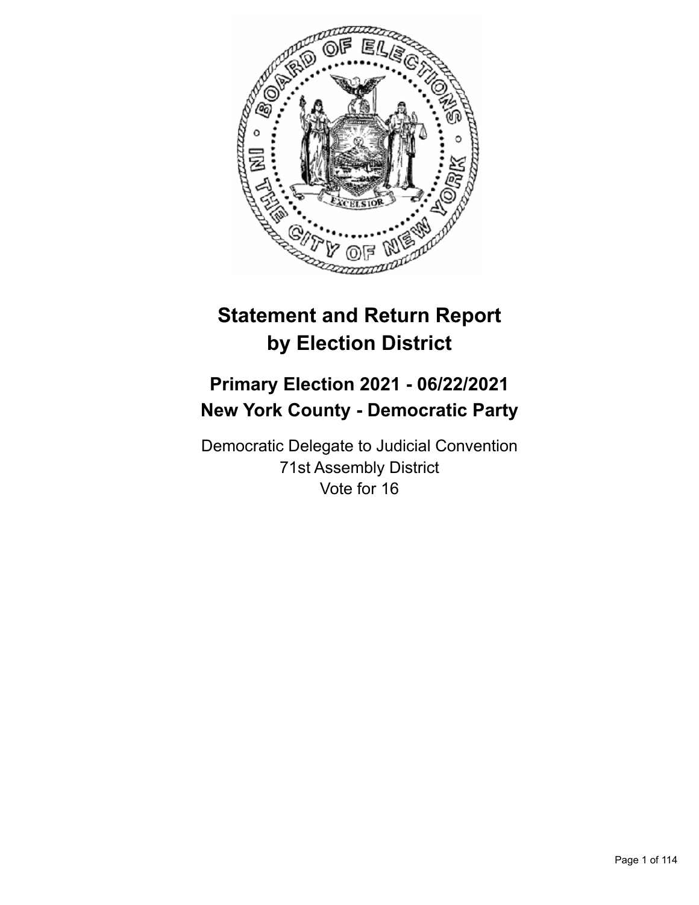# Statement and Return Report by Election District

## Primary Election 2021 - 06/22/2021
## New York County - Democratic Party

Democratic Delegate to Judicial Convention
71st Assembly District
Vote for 16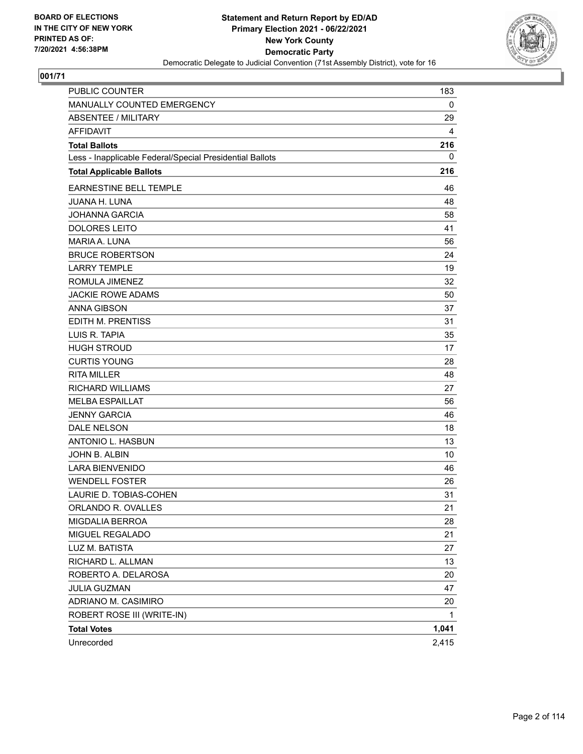BOARD OF ELECTIONS
IN THE CITY OF NEW YORK
PRINTED AS OF:
7/20/2021 4:56:38PM

**Statement and Return Report by ED/AD**
**Primary Election 2021 - 06/22/2021**
**New York County**
**Democratic Party**
Democratic Delegate to Judicial Convention (71st Assembly District), vote for 16

## 001/71

| | |
|---|---|
| PUBLIC COUNTER | 183 |
| MANUALLY COUNTED EMERGENCY | 0 |
| ABSENTEE / MILITARY | 29 |
| AFFIDAVIT | 4 |
| **Total Ballots** | **216** |
| Less - Inapplicable Federal/Special Presidential Ballots | 0 |
| **Total Applicable Ballots** | **216** |
| EARNESTINE BELL TEMPLE | 46 |
| JUANA H. LUNA | 48 |
| JOHANNA GARCIA | 58 |
| DOLORES LEITO | 41 |
| MARIA A. LUNA | 56 |
| BRUCE ROBERTSON | 24 |
| LARRY TEMPLE | 19 |
| ROMULA JIMENEZ | 32 |
| JACKIE ROWE ADAMS | 50 |
| ANNA GIBSON | 37 |
| EDITH M. PRENTISS | 31 |
| LUIS R. TAPIA | 35 |
| HUGH STROUD | 17 |
| CURTIS YOUNG | 28 |
| RITA MILLER | 48 |
| RICHARD WILLIAMS | 27 |
| MELBA ESPAILLAT | 56 |
| JENNY GARCIA | 46 |
| DALE NELSON | 18 |
| ANTONIO L. HASBUN | 13 |
| JOHN B. ALBIN | 10 |
| LARA BIENVENIDO | 46 |
| WENDELL FOSTER | 26 |
| LAURIE D. TOBIAS-COHEN | 31 |
| ORLANDO R. OVALLES | 21 |
| MIGDALIA BERROA | 28 |
| MIGUEL REGALADO | 21 |
| LUZ M. BATISTA | 27 |
| RICHARD L. ALLMAN | 13 |
| ROBERTO A. DELAROSA | 20 |
| JULIA GUZMAN | 47 |
| ADRIANO M. CASIMIRO | 20 |
| ROBERT ROSE III (WRITE-IN) | 1 |
| **Total Votes** | **1,041** |
| Unrecorded | 2,415 |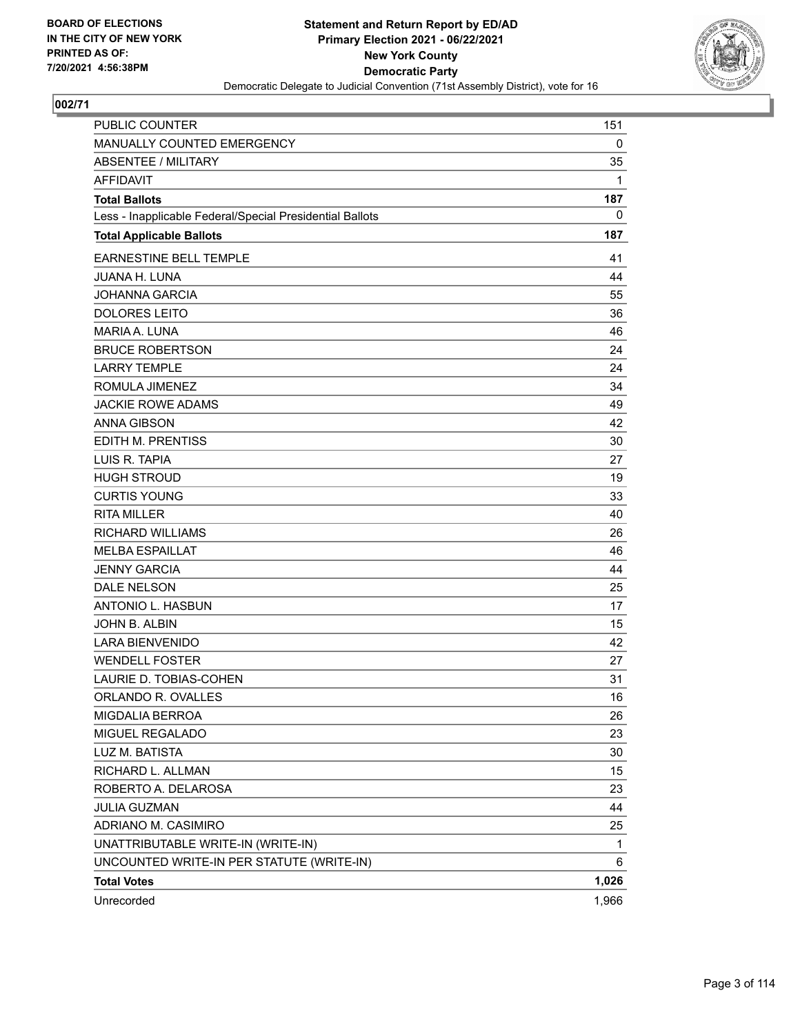BOARD OF ELECTIONS
IN THE CITY OF NEW YORK
PRINTED AS OF:
7/20/2021 4:56:38PM

**Statement and Return Report by ED/AD**
**Primary Election 2021 - 06/22/2021**
**New York County**
**Democratic Party**
Democratic Delegate to Judicial Convention (71st Assembly District), vote for 16

## 002/71

| | |
|---|---|
| PUBLIC COUNTER | 151 |
| MANUALLY COUNTED EMERGENCY | 0 |
| ABSENTEE / MILITARY | 35 |
| AFFIDAVIT | 1 |
| **Total Ballots** | **187** |
| Less - Inapplicable Federal/Special Presidential Ballots | 0 |
| **Total Applicable Ballots** | **187** |
| EARNESTINE BELL TEMPLE | 41 |
| JUANA H. LUNA | 44 |
| JOHANNA GARCIA | 55 |
| DOLORES LEITO | 36 |
| MARIA A. LUNA | 46 |
| BRUCE ROBERTSON | 24 |
| LARRY TEMPLE | 24 |
| ROMULA JIMENEZ | 34 |
| JACKIE ROWE ADAMS | 49 |
| ANNA GIBSON | 42 |
| EDITH M. PRENTISS | 30 |
| LUIS R. TAPIA | 27 |
| HUGH STROUD | 19 |
| CURTIS YOUNG | 33 |
| RITA MILLER | 40 |
| RICHARD WILLIAMS | 26 |
| MELBA ESPAILLAT | 46 |
| JENNY GARCIA | 44 |
| DALE NELSON | 25 |
| ANTONIO L. HASBUN | 17 |
| JOHN B. ALBIN | 15 |
| LARA BIENVENIDO | 42 |
| WENDELL FOSTER | 27 |
| LAURIE D. TOBIAS-COHEN | 31 |
| ORLANDO R. OVALLES | 16 |
| MIGDALIA BERROA | 26 |
| MIGUEL REGALADO | 23 |
| LUZ M. BATISTA | 30 |
| RICHARD L. ALLMAN | 15 |
| ROBERTO A. DELAROSA | 23 |
| JULIA GUZMAN | 44 |
| ADRIANO M. CASIMIRO | 25 |
| UNATTRIBUTABLE WRITE-IN (WRITE-IN) | 1 |
| UNCOUNTED WRITE-IN PER STATUTE (WRITE-IN) | 6 |
| **Total Votes** | **1,026** |
| Unrecorded | 1,966 |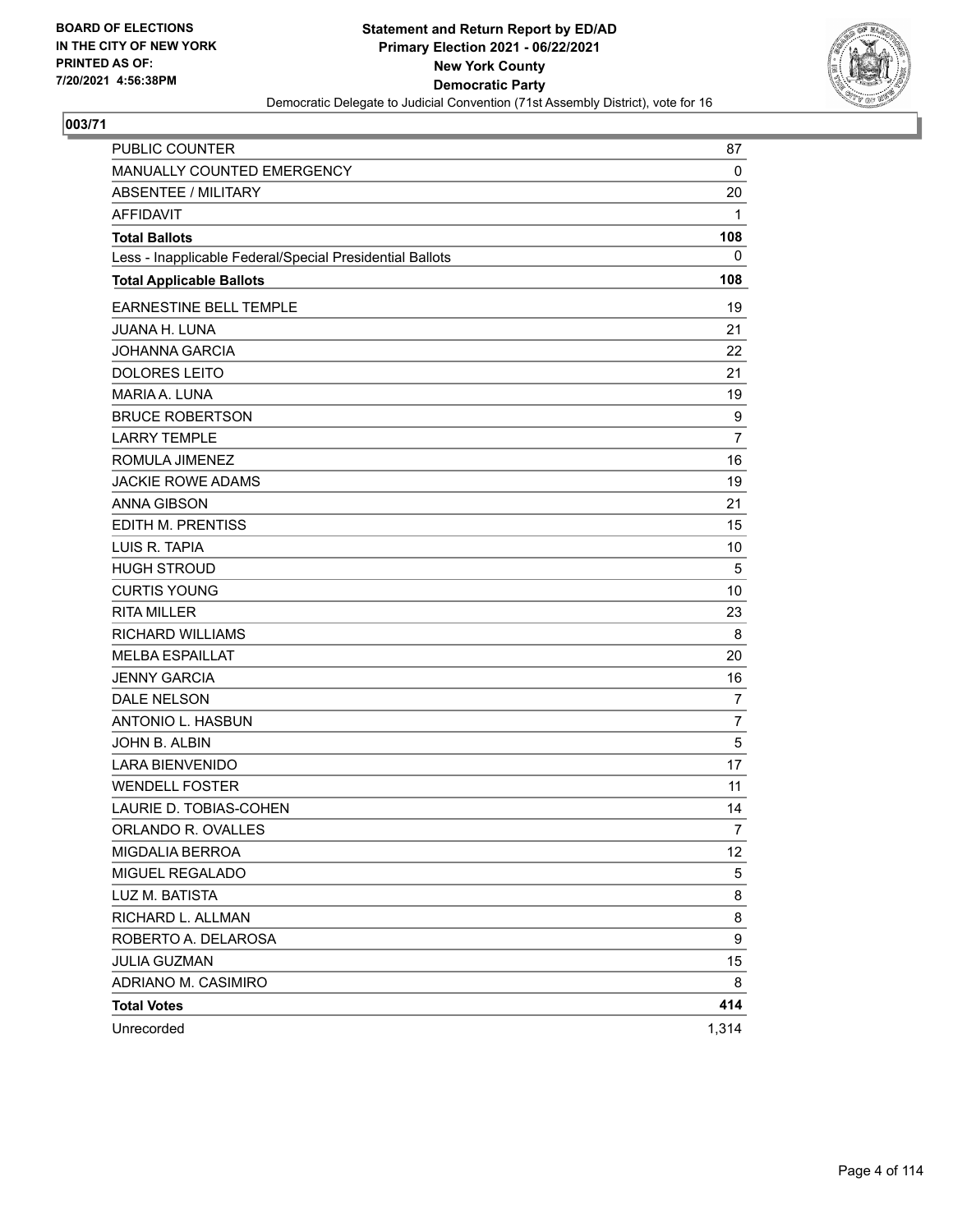BOARD OF ELECTIONS
IN THE CITY OF NEW YORK
PRINTED AS OF:
7/20/2021 4:56:38PM

**Statement and Return Report by ED/AD**
**Primary Election 2021 - 06/22/2021**
**New York County**
**Democratic Party**
Democratic Delegate to Judicial Convention (71st Assembly District), vote for 16

## 003/71

| | |
|---|---|
| PUBLIC COUNTER | 87 |
| MANUALLY COUNTED EMERGENCY | 0 |
| ABSENTEE / MILITARY | 20 |
| AFFIDAVIT | 1 |
| **Total Ballots** | **108** |
| Less - Inapplicable Federal/Special Presidential Ballots | 0 |
| **Total Applicable Ballots** | **108** |
| EARNESTINE BELL TEMPLE | 19 |
| JUANA H. LUNA | 21 |
| JOHANNA GARCIA | 22 |
| DOLORES LEITO | 21 |
| MARIA A. LUNA | 19 |
| BRUCE ROBERTSON | 9 |
| LARRY TEMPLE | 7 |
| ROMULA JIMENEZ | 16 |
| JACKIE ROWE ADAMS | 19 |
| ANNA GIBSON | 21 |
| EDITH M. PRENTISS | 15 |
| LUIS R. TAPIA | 10 |
| HUGH STROUD | 5 |
| CURTIS YOUNG | 10 |
| RITA MILLER | 23 |
| RICHARD WILLIAMS | 8 |
| MELBA ESPAILLAT | 20 |
| JENNY GARCIA | 16 |
| DALE NELSON | 7 |
| ANTONIO L. HASBUN | 7 |
| JOHN B. ALBIN | 5 |
| LARA BIENVENIDO | 17 |
| WENDELL FOSTER | 11 |
| LAURIE D. TOBIAS-COHEN | 14 |
| ORLANDO R. OVALLES | 7 |
| MIGDALIA BERROA | 12 |
| MIGUEL REGALADO | 5 |
| LUZ M. BATISTA | 8 |
| RICHARD L. ALLMAN | 8 |
| ROBERTO A. DELAROSA | 9 |
| JULIA GUZMAN | 15 |
| ADRIANO M. CASIMIRO | 8 |
| **Total Votes** | **414** |
| Unrecorded | 1,314 |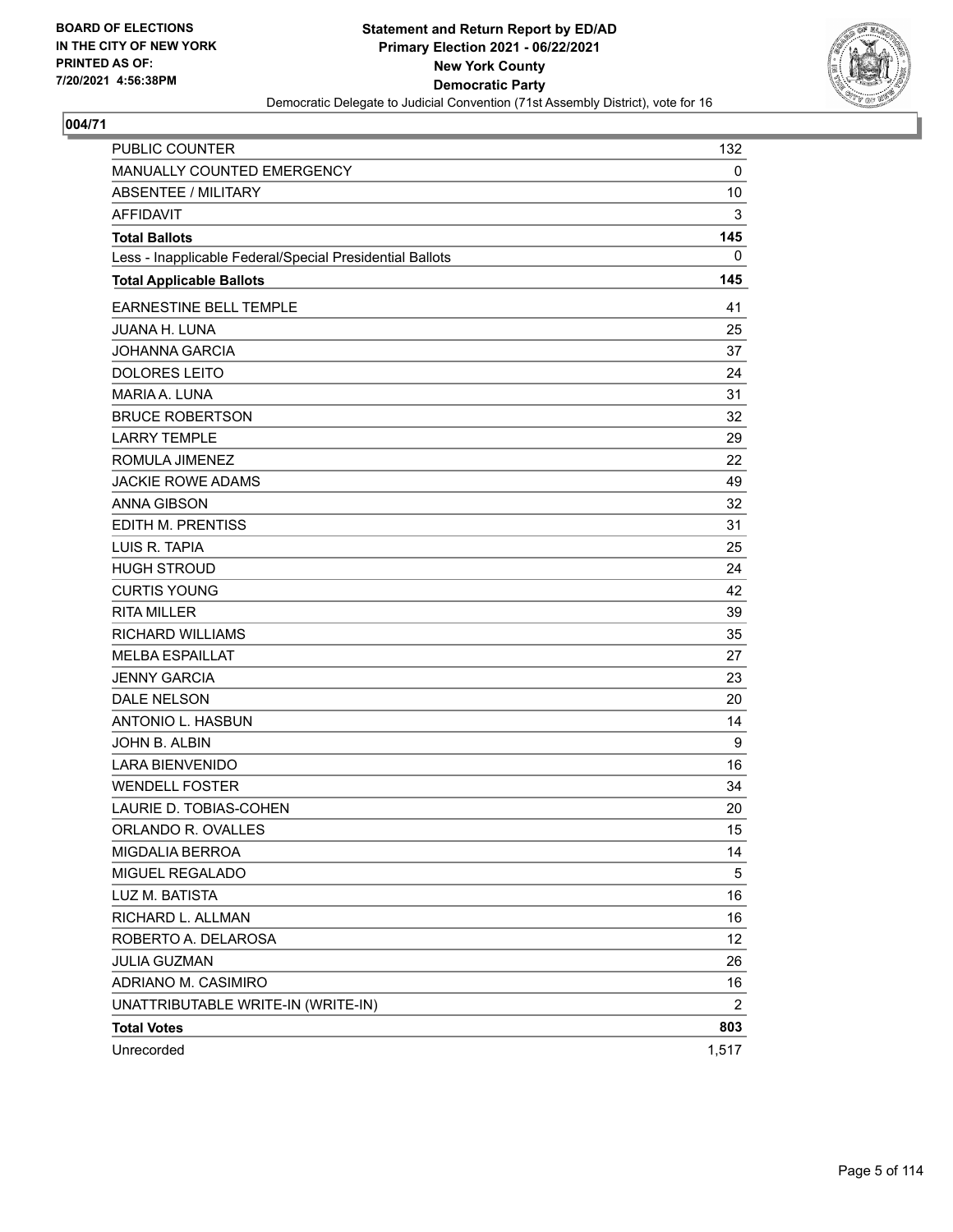BOARD OF ELECTIONS
IN THE CITY OF NEW YORK
PRINTED AS OF:
7/20/2021 4:56:38PM

**Statement and Return Report by ED/AD**
**Primary Election 2021 - 06/22/2021**
**New York County**
**Democratic Party**
Democratic Delegate to Judicial Convention (71st Assembly District), vote for 16

## 004/71

| | |
|---|---|
| PUBLIC COUNTER | 132 |
| MANUALLY COUNTED EMERGENCY | 0 |
| ABSENTEE / MILITARY | 10 |
| AFFIDAVIT | 3 |
| **Total Ballots** | **145** |
| Less - Inapplicable Federal/Special Presidential Ballots | 0 |
| **Total Applicable Ballots** | **145** |
| EARNESTINE BELL TEMPLE | 41 |
| JUANA H. LUNA | 25 |
| JOHANNA GARCIA | 37 |
| DOLORES LEITO | 24 |
| MARIA A. LUNA | 31 |
| BRUCE ROBERTSON | 32 |
| LARRY TEMPLE | 29 |
| ROMULA JIMENEZ | 22 |
| JACKIE ROWE ADAMS | 49 |
| ANNA GIBSON | 32 |
| EDITH M. PRENTISS | 31 |
| LUIS R. TAPIA | 25 |
| HUGH STROUD | 24 |
| CURTIS YOUNG | 42 |
| RITA MILLER | 39 |
| RICHARD WILLIAMS | 35 |
| MELBA ESPAILLAT | 27 |
| JENNY GARCIA | 23 |
| DALE NELSON | 20 |
| ANTONIO L. HASBUN | 14 |
| JOHN B. ALBIN | 9 |
| LARA BIENVENIDO | 16 |
| WENDELL FOSTER | 34 |
| LAURIE D. TOBIAS-COHEN | 20 |
| ORLANDO R. OVALLES | 15 |
| MIGDALIA BERROA | 14 |
| MIGUEL REGALADO | 5 |
| LUZ M. BATISTA | 16 |
| RICHARD L. ALLMAN | 16 |
| ROBERTO A. DELAROSA | 12 |
| JULIA GUZMAN | 26 |
| ADRIANO M. CASIMIRO | 16 |
| UNATTRIBUTABLE WRITE-IN (WRITE-IN) | 2 |
| **Total Votes** | **803** |
| Unrecorded | 1,517 |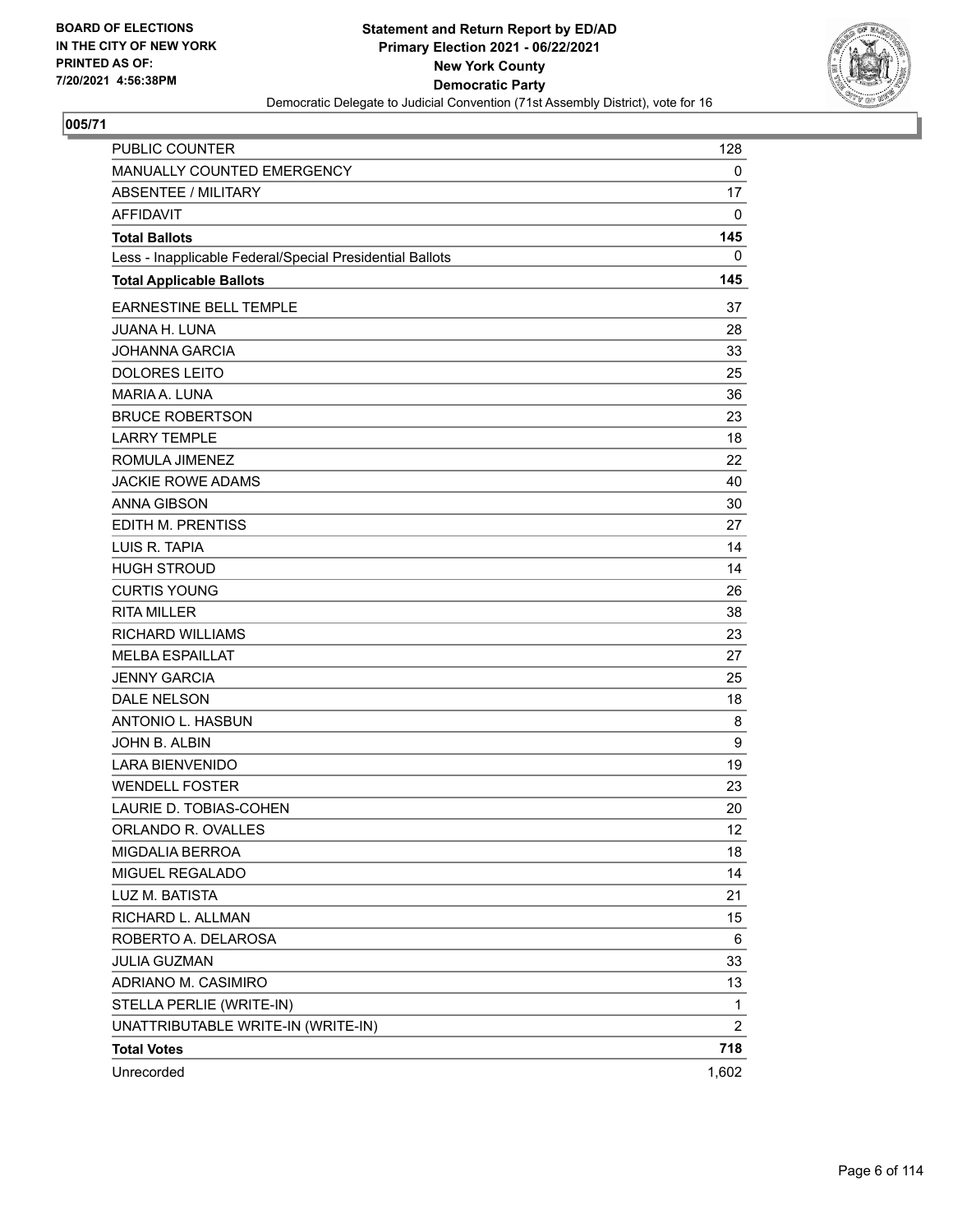BOARD OF ELECTIONS
IN THE CITY OF NEW YORK
PRINTED AS OF:
7/20/2021 4:56:38PM

**Statement and Return Report by ED/AD**
**Primary Election 2021 - 06/22/2021**
**New York County**
**Democratic Party**
Democratic Delegate to Judicial Convention (71st Assembly District), vote for 16

## 005/71

| | |
|---|---|
| PUBLIC COUNTER | 128 |
| MANUALLY COUNTED EMERGENCY | 0 |
| ABSENTEE / MILITARY | 17 |
| AFFIDAVIT | 0 |
| **Total Ballots** | **145** |
| Less - Inapplicable Federal/Special Presidential Ballots | 0 |
| **Total Applicable Ballots** | **145** |
| EARNESTINE BELL TEMPLE | 37 |
| JUANA H. LUNA | 28 |
| JOHANNA GARCIA | 33 |
| DOLORES LEITO | 25 |
| MARIA A. LUNA | 36 |
| BRUCE ROBERTSON | 23 |
| LARRY TEMPLE | 18 |
| ROMULA JIMENEZ | 22 |
| JACKIE ROWE ADAMS | 40 |
| ANNA GIBSON | 30 |
| EDITH M. PRENTISS | 27 |
| LUIS R. TAPIA | 14 |
| HUGH STROUD | 14 |
| CURTIS YOUNG | 26 |
| RITA MILLER | 38 |
| RICHARD WILLIAMS | 23 |
| MELBA ESPAILLAT | 27 |
| JENNY GARCIA | 25 |
| DALE NELSON | 18 |
| ANTONIO L. HASBUN | 8 |
| JOHN B. ALBIN | 9 |
| LARA BIENVENIDO | 19 |
| WENDELL FOSTER | 23 |
| LAURIE D. TOBIAS-COHEN | 20 |
| ORLANDO R. OVALLES | 12 |
| MIGDALIA BERROA | 18 |
| MIGUEL REGALADO | 14 |
| LUZ M. BATISTA | 21 |
| RICHARD L. ALLMAN | 15 |
| ROBERTO A. DELAROSA | 6 |
| JULIA GUZMAN | 33 |
| ADRIANO M. CASIMIRO | 13 |
| STELLA PERLIE (WRITE-IN) | 1 |
| UNATTRIBUTABLE WRITE-IN (WRITE-IN) | 2 |
| **Total Votes** | **718** |
| Unrecorded | 1,602 |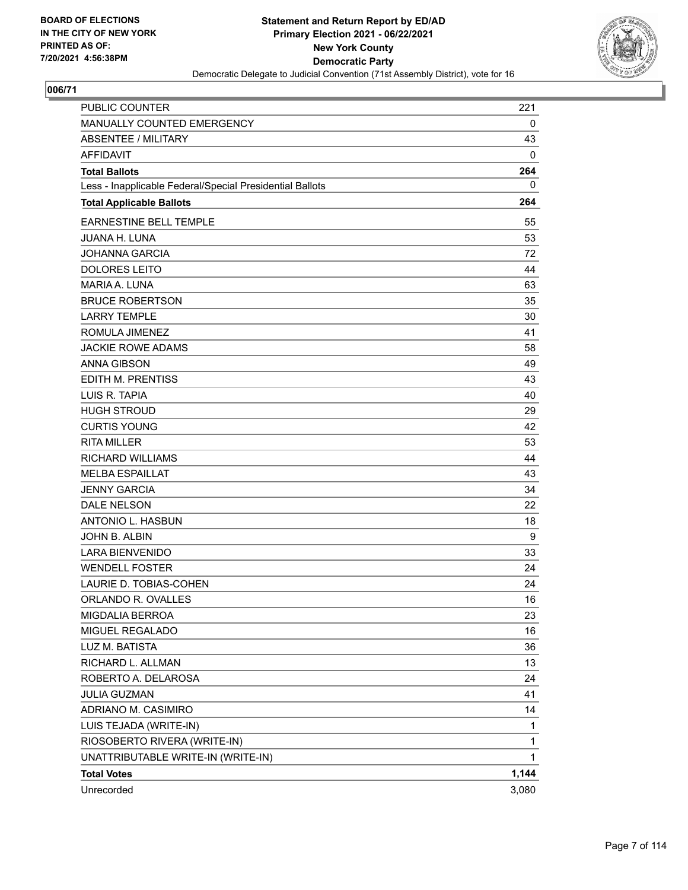**BOARD OF ELECTIONS IN THE CITY OF NEW YORK PRINTED AS OF: 7/20/2021 4:56:38PM**

**Statement and Return Report by ED/AD**
**Primary Election 2021 - 06/22/2021**
**New York County**
**Democratic Party**
Democratic Delegate to Judicial Convention (71st Assembly District), vote for 16

**006/71**

| | |
|---|---|
| PUBLIC COUNTER | 221 |
| MANUALLY COUNTED EMERGENCY | 0 |
| ABSENTEE / MILITARY | 43 |
| AFFIDAVIT | 0 |
| **Total Ballots** | **264** |
| Less - Inapplicable Federal/Special Presidential Ballots | 0 |
| **Total Applicable Ballots** | **264** |
| EARNESTINE BELL TEMPLE | 55 |
| JUANA H. LUNA | 53 |
| JOHANNA GARCIA | 72 |
| DOLORES LEITO | 44 |
| MARIA A. LUNA | 63 |
| BRUCE ROBERTSON | 35 |
| LARRY TEMPLE | 30 |
| ROMULA JIMENEZ | 41 |
| JACKIE ROWE ADAMS | 58 |
| ANNA GIBSON | 49 |
| EDITH M. PRENTISS | 43 |
| LUIS R. TAPIA | 40 |
| HUGH STROUD | 29 |
| CURTIS YOUNG | 42 |
| RITA MILLER | 53 |
| RICHARD WILLIAMS | 44 |
| MELBA ESPAILLAT | 43 |
| JENNY GARCIA | 34 |
| DALE NELSON | 22 |
| ANTONIO L. HASBUN | 18 |
| JOHN B. ALBIN | 9 |
| LARA BIENVENIDO | 33 |
| WENDELL FOSTER | 24 |
| LAURIE D. TOBIAS-COHEN | 24 |
| ORLANDO R. OVALLES | 16 |
| MIGDALIA BERROA | 23 |
| MIGUEL REGALADO | 16 |
| LUZ M. BATISTA | 36 |
| RICHARD L. ALLMAN | 13 |
| ROBERTO A. DELAROSA | 24 |
| JULIA GUZMAN | 41 |
| ADRIANO M. CASIMIRO | 14 |
| LUIS TEJADA (WRITE-IN) | 1 |
| RIOSOBERTO RIVERA (WRITE-IN) | 1 |
| UNATTRIBUTABLE WRITE-IN (WRITE-IN) | 1 |
| **Total Votes** | **1,144** |
| Unrecorded | 3,080 |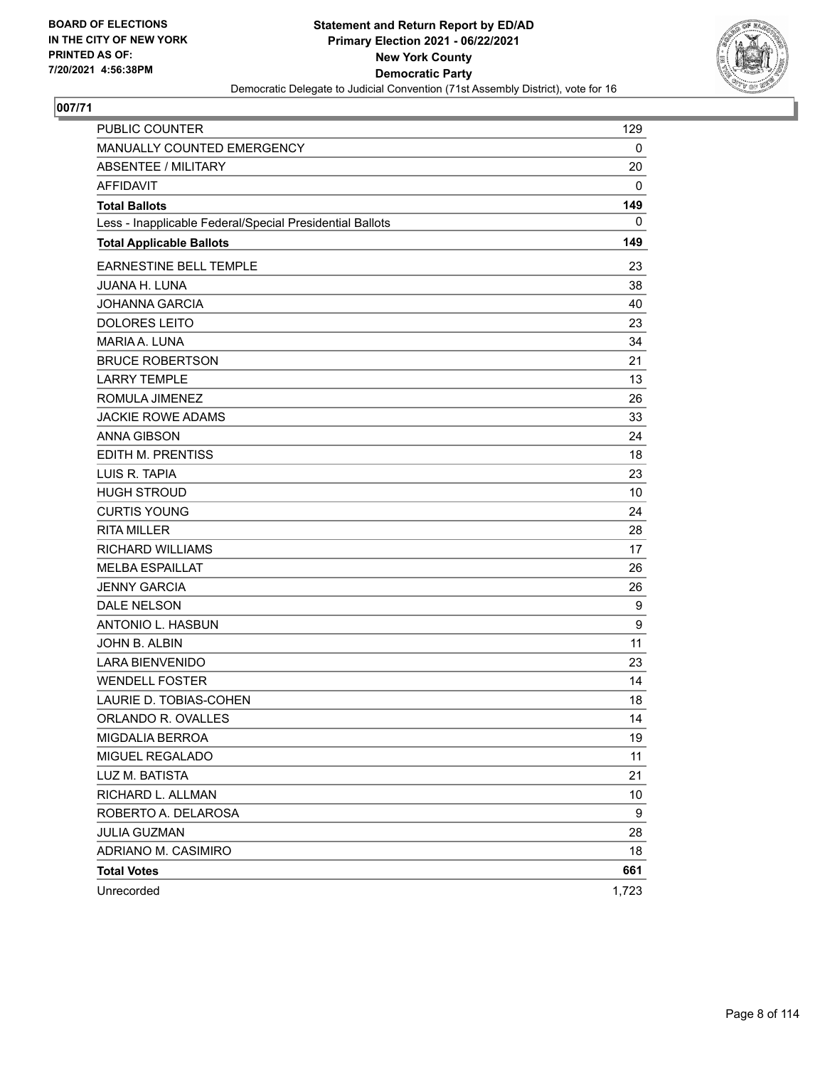**BOARD OF ELECTIONS IN THE CITY OF NEW YORK PRINTED AS OF: 7/20/2021 4:56:38PM**

**Statement and Return Report by ED/AD**
**Primary Election 2021 - 06/22/2021**
**New York County**
**Democratic Party**
Democratic Delegate to Judicial Convention (71st Assembly District), vote for 16

## 007/71

| | |
|---|---|
| PUBLIC COUNTER | 129 |
| MANUALLY COUNTED EMERGENCY | 0 |
| ABSENTEE / MILITARY | 20 |
| AFFIDAVIT | 0 |
| **Total Ballots** | **149** |
| Less - Inapplicable Federal/Special Presidential Ballots | 0 |
| **Total Applicable Ballots** | **149** |
| EARNESTINE BELL TEMPLE | 23 |
| JUANA H. LUNA | 38 |
| JOHANNA GARCIA | 40 |
| DOLORES LEITO | 23 |
| MARIA A. LUNA | 34 |
| BRUCE ROBERTSON | 21 |
| LARRY TEMPLE | 13 |
| ROMULA JIMENEZ | 26 |
| JACKIE ROWE ADAMS | 33 |
| ANNA GIBSON | 24 |
| EDITH M. PRENTISS | 18 |
| LUIS R. TAPIA | 23 |
| HUGH STROUD | 10 |
| CURTIS YOUNG | 24 |
| RITA MILLER | 28 |
| RICHARD WILLIAMS | 17 |
| MELBA ESPAILLAT | 26 |
| JENNY GARCIA | 26 |
| DALE NELSON | 9 |
| ANTONIO L. HASBUN | 9 |
| JOHN B. ALBIN | 11 |
| LARA BIENVENIDO | 23 |
| WENDELL FOSTER | 14 |
| LAURIE D. TOBIAS-COHEN | 18 |
| ORLANDO R. OVALLES | 14 |
| MIGDALIA BERROA | 19 |
| MIGUEL REGALADO | 11 |
| LUZ M. BATISTA | 21 |
| RICHARD L. ALLMAN | 10 |
| ROBERTO A. DELAROSA | 9 |
| JULIA GUZMAN | 28 |
| ADRIANO M. CASIMIRO | 18 |
| **Total Votes** | **661** |
| Unrecorded | 1,723 |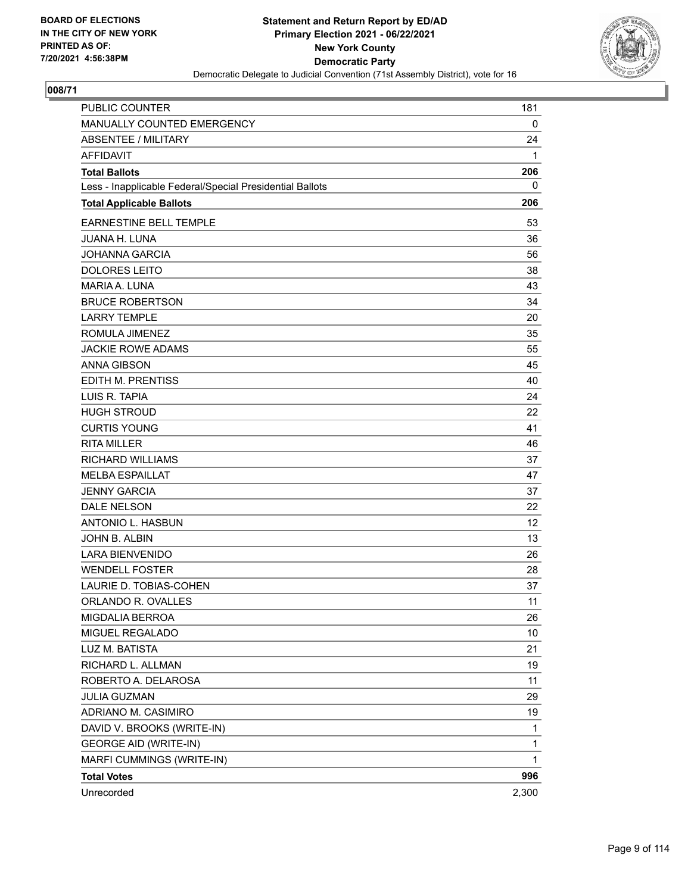BOARD OF ELECTIONS
IN THE CITY OF NEW YORK
PRINTED AS OF:
7/20/2021 4:56:38PM

**Statement and Return Report by ED/AD**
**Primary Election 2021 - 06/22/2021**
**New York County**
**Democratic Party**
Democratic Delegate to Judicial Convention (71st Assembly District), vote for 16

## 008/71

| | |
|---|---|
| PUBLIC COUNTER | 181 |
| MANUALLY COUNTED EMERGENCY | 0 |
| ABSENTEE / MILITARY | 24 |
| AFFIDAVIT | 1 |
| **Total Ballots** | **206** |
| Less - Inapplicable Federal/Special Presidential Ballots | 0 |
| **Total Applicable Ballots** | **206** |
| EARNESTINE BELL TEMPLE | 53 |
| JUANA H. LUNA | 36 |
| JOHANNA GARCIA | 56 |
| DOLORES LEITO | 38 |
| MARIA A. LUNA | 43 |
| BRUCE ROBERTSON | 34 |
| LARRY TEMPLE | 20 |
| ROMULA JIMENEZ | 35 |
| JACKIE ROWE ADAMS | 55 |
| ANNA GIBSON | 45 |
| EDITH M. PRENTISS | 40 |
| LUIS R. TAPIA | 24 |
| HUGH STROUD | 22 |
| CURTIS YOUNG | 41 |
| RITA MILLER | 46 |
| RICHARD WILLIAMS | 37 |
| MELBA ESPAILLAT | 47 |
| JENNY GARCIA | 37 |
| DALE NELSON | 22 |
| ANTONIO L. HASBUN | 12 |
| JOHN B. ALBIN | 13 |
| LARA BIENVENIDO | 26 |
| WENDELL FOSTER | 28 |
| LAURIE D. TOBIAS-COHEN | 37 |
| ORLANDO R. OVALLES | 11 |
| MIGDALIA BERROA | 26 |
| MIGUEL REGALADO | 10 |
| LUZ M. BATISTA | 21 |
| RICHARD L. ALLMAN | 19 |
| ROBERTO A. DELAROSA | 11 |
| JULIA GUZMAN | 29 |
| ADRIANO M. CASIMIRO | 19 |
| DAVID V. BROOKS (WRITE-IN) | 1 |
| GEORGE AID (WRITE-IN) | 1 |
| MARFI CUMMINGS (WRITE-IN) | 1 |
| **Total Votes** | **996** |
| Unrecorded | 2,300 |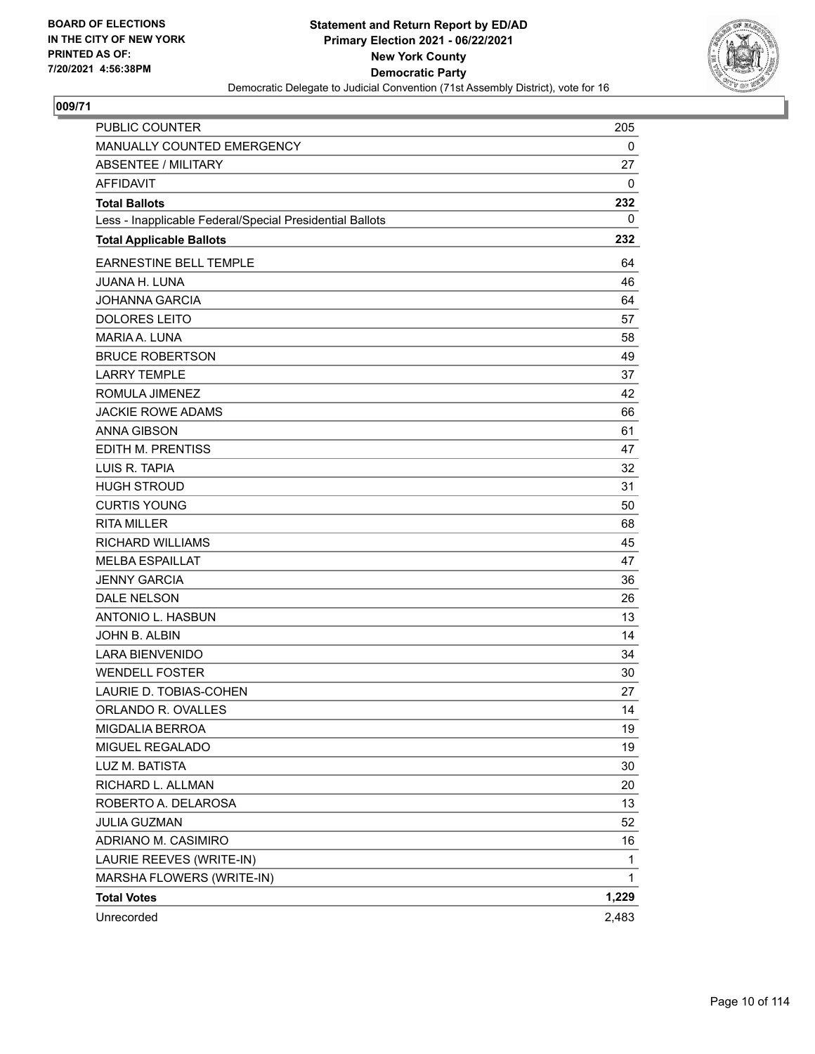BOARD OF ELECTIONS
IN THE CITY OF NEW YORK
PRINTED AS OF:
7/20/2021 4:56:38PM

**Statement and Return Report by ED/AD**
**Primary Election 2021 - 06/22/2021**
**New York County**
**Democratic Party**
Democratic Delegate to Judicial Convention (71st Assembly District), vote for 16

## 009/71

| | |
|---|---|
| PUBLIC COUNTER | 205 |
| MANUALLY COUNTED EMERGENCY | 0 |
| ABSENTEE / MILITARY | 27 |
| AFFIDAVIT | 0 |
| **Total Ballots** | **232** |
| Less - Inapplicable Federal/Special Presidential Ballots | 0 |
| **Total Applicable Ballots** | **232** |
| EARNESTINE BELL TEMPLE | 64 |
| JUANA H. LUNA | 46 |
| JOHANNA GARCIA | 64 |
| DOLORES LEITO | 57 |
| MARIA A. LUNA | 58 |
| BRUCE ROBERTSON | 49 |
| LARRY TEMPLE | 37 |
| ROMULA JIMENEZ | 42 |
| JACKIE ROWE ADAMS | 66 |
| ANNA GIBSON | 61 |
| EDITH M. PRENTISS | 47 |
| LUIS R. TAPIA | 32 |
| HUGH STROUD | 31 |
| CURTIS YOUNG | 50 |
| RITA MILLER | 68 |
| RICHARD WILLIAMS | 45 |
| MELBA ESPAILLAT | 47 |
| JENNY GARCIA | 36 |
| DALE NELSON | 26 |
| ANTONIO L. HASBUN | 13 |
| JOHN B. ALBIN | 14 |
| LARA BIENVENIDO | 34 |
| WENDELL FOSTER | 30 |
| LAURIE D. TOBIAS-COHEN | 27 |
| ORLANDO R. OVALLES | 14 |
| MIGDALIA BERROA | 19 |
| MIGUEL REGALADO | 19 |
| LUZ M. BATISTA | 30 |
| RICHARD L. ALLMAN | 20 |
| ROBERTO A. DELAROSA | 13 |
| JULIA GUZMAN | 52 |
| ADRIANO M. CASIMIRO | 16 |
| LAURIE REEVES (WRITE-IN) | 1 |
| MARSHA FLOWERS (WRITE-IN) | 1 |
| **Total Votes** | **1,229** |
| Unrecorded | 2,483 |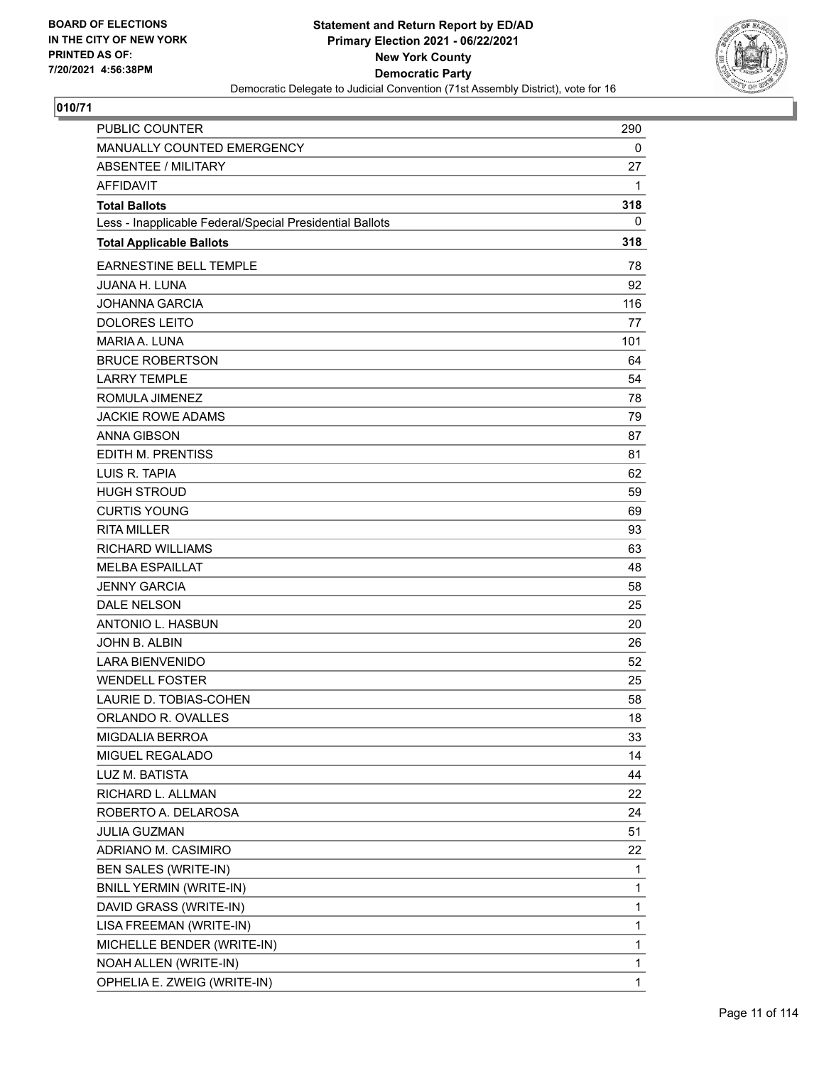**BOARD OF ELECTIONS IN THE CITY OF NEW YORK PRINTED AS OF: 7/20/2021 4:56:38PM**

**Statement and Return Report by ED/AD Primary Election 2021 - 06/22/2021 New York County Democratic Party**

Democratic Delegate to Judicial Convention (71st Assembly District), vote for 16

**010/71**

| | |
|---|---|
| PUBLIC COUNTER | 290 |
| MANUALLY COUNTED EMERGENCY | 0 |
| ABSENTEE / MILITARY | 27 |
| AFFIDAVIT | 1 |
| **Total Ballots** | **318** |
| Less - Inapplicable Federal/Special Presidential Ballots | 0 |
| **Total Applicable Ballots** | **318** |
| EARNESTINE BELL TEMPLE | 78 |
| JUANA H. LUNA | 92 |
| JOHANNA GARCIA | 116 |
| DOLORES LEITO | 77 |
| MARIA A. LUNA | 101 |
| BRUCE ROBERTSON | 64 |
| LARRY TEMPLE | 54 |
| ROMULA JIMENEZ | 78 |
| JACKIE ROWE ADAMS | 79 |
| ANNA GIBSON | 87 |
| EDITH M. PRENTISS | 81 |
| LUIS R. TAPIA | 62 |
| HUGH STROUD | 59 |
| CURTIS YOUNG | 69 |
| RITA MILLER | 93 |
| RICHARD WILLIAMS | 63 |
| MELBA ESPAILLAT | 48 |
| JENNY GARCIA | 58 |
| DALE NELSON | 25 |
| ANTONIO L. HASBUN | 20 |
| JOHN B. ALBIN | 26 |
| LARA BIENVENIDO | 52 |
| WENDELL FOSTER | 25 |
| LAURIE D. TOBIAS-COHEN | 58 |
| ORLANDO R. OVALLES | 18 |
| MIGDALIA BERROA | 33 |
| MIGUEL REGALADO | 14 |
| LUZ M. BATISTA | 44 |
| RICHARD L. ALLMAN | 22 |
| ROBERTO A. DELAROSA | 24 |
| JULIA GUZMAN | 51 |
| ADRIANO M. CASIMIRO | 22 |
| BEN SALES (WRITE-IN) | 1 |
| BNILL YERMIN (WRITE-IN) | 1 |
| DAVID GRASS (WRITE-IN) | 1 |
| LISA FREEMAN (WRITE-IN) | 1 |
| MICHELLE BENDER (WRITE-IN) | 1 |
| NOAH ALLEN (WRITE-IN) | 1 |
| OPHELIA E. ZWEIG (WRITE-IN) | 1 |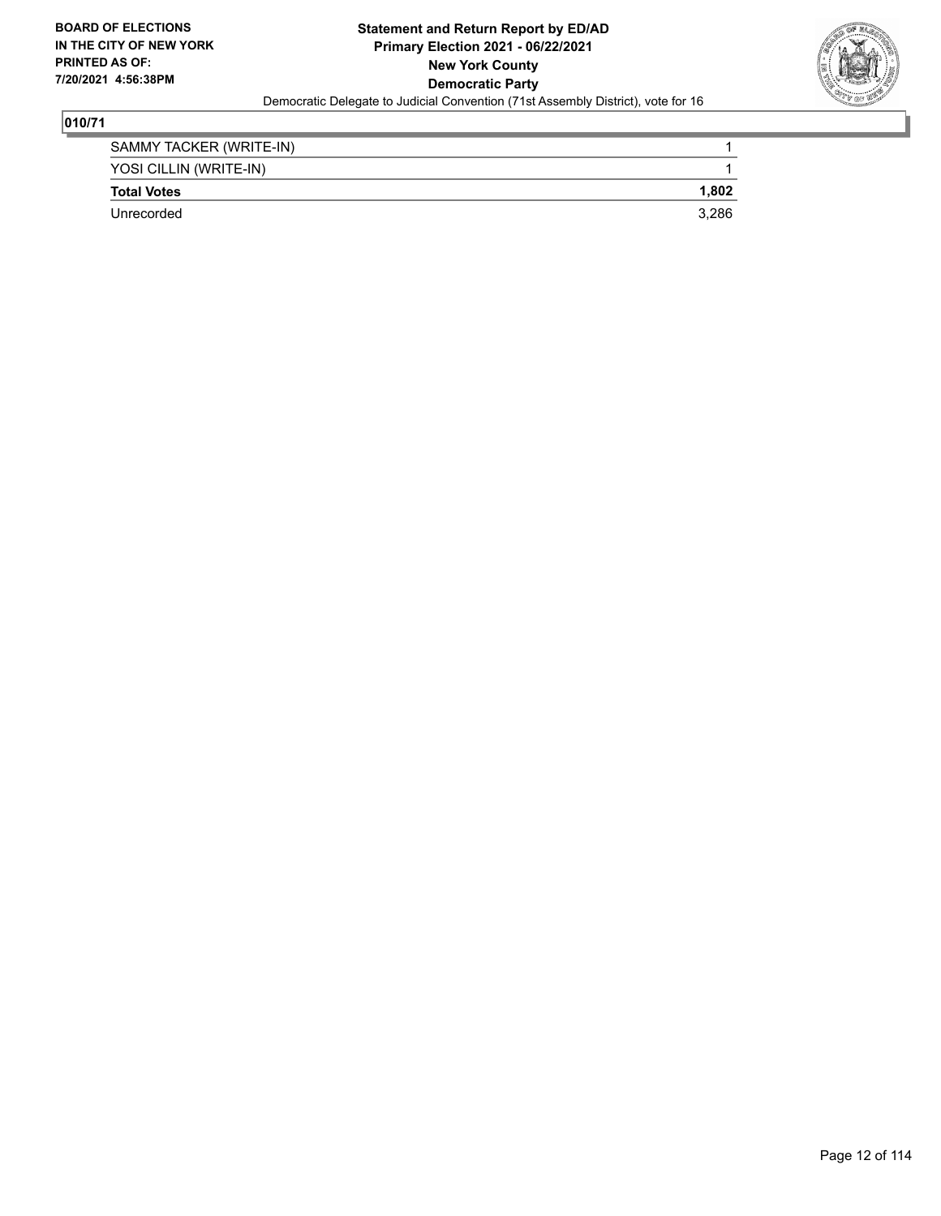**BOARD OF ELECTIONS IN THE CITY OF NEW YORK PRINTED AS OF: 7/20/2021 4:56:38PM**

**Statement and Return Report by ED/AD**
**Primary Election 2021 - 06/22/2021**
**New York County**
**Democratic Party**
Democratic Delegate to Judicial Convention (71st Assembly District), vote for 16

**010/71**

| | |
|---|---|
| SAMMY TACKER (WRITE-IN) | 1 |
| YOSI CILLIN (WRITE-IN) | 1 |
| **Total Votes** | **1,802** |
| Unrecorded | 3,286 |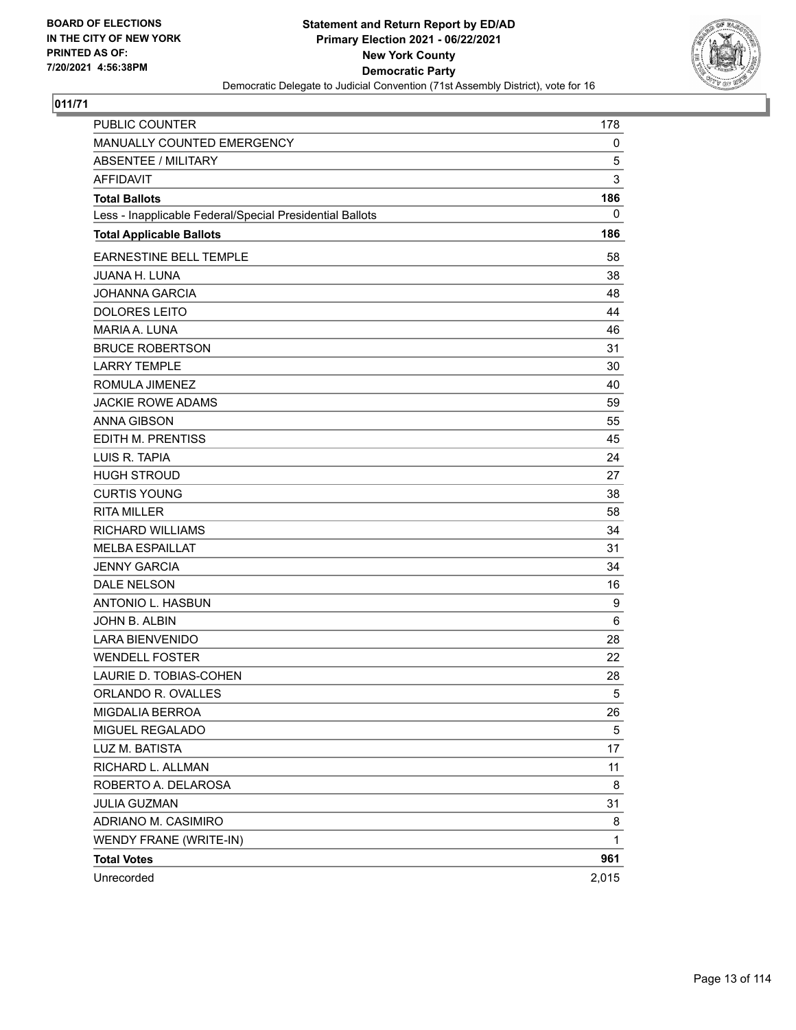BOARD OF ELECTIONS
IN THE CITY OF NEW YORK
PRINTED AS OF:
7/20/2021 4:56:38PM

**Statement and Return Report by ED/AD**
**Primary Election 2021 - 06/22/2021**
**New York County**
**Democratic Party**
Democratic Delegate to Judicial Convention (71st Assembly District), vote for 16

**011/71**

| | |
|---|---|
| PUBLIC COUNTER | 178 |
| MANUALLY COUNTED EMERGENCY | 0 |
| ABSENTEE / MILITARY | 5 |
| AFFIDAVIT | 3 |
| **Total Ballots** | **186** |
| Less - Inapplicable Federal/Special Presidential Ballots | 0 |
| **Total Applicable Ballots** | **186** |
| EARNESTINE BELL TEMPLE | 58 |
| JUANA H. LUNA | 38 |
| JOHANNA GARCIA | 48 |
| DOLORES LEITO | 44 |
| MARIA A. LUNA | 46 |
| BRUCE ROBERTSON | 31 |
| LARRY TEMPLE | 30 |
| ROMULA JIMENEZ | 40 |
| JACKIE ROWE ADAMS | 59 |
| ANNA GIBSON | 55 |
| EDITH M. PRENTISS | 45 |
| LUIS R. TAPIA | 24 |
| HUGH STROUD | 27 |
| CURTIS YOUNG | 38 |
| RITA MILLER | 58 |
| RICHARD WILLIAMS | 34 |
| MELBA ESPAILLAT | 31 |
| JENNY GARCIA | 34 |
| DALE NELSON | 16 |
| ANTONIO L. HASBUN | 9 |
| JOHN B. ALBIN | 6 |
| LARA BIENVENIDO | 28 |
| WENDELL FOSTER | 22 |
| LAURIE D. TOBIAS-COHEN | 28 |
| ORLANDO R. OVALLES | 5 |
| MIGDALIA BERROA | 26 |
| MIGUEL REGALADO | 5 |
| LUZ M. BATISTA | 17 |
| RICHARD L. ALLMAN | 11 |
| ROBERTO A. DELAROSA | 8 |
| JULIA GUZMAN | 31 |
| ADRIANO M. CASIMIRO | 8 |
| WENDY FRANE (WRITE-IN) | 1 |
| **Total Votes** | **961** |
| Unrecorded | 2,015 |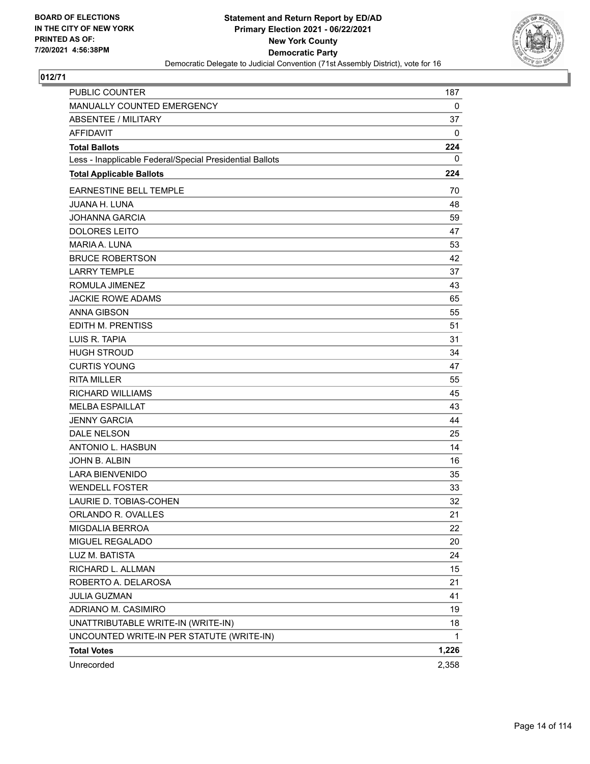BOARD OF ELECTIONS
IN THE CITY OF NEW YORK
PRINTED AS OF:
7/20/2021 4:56:38PM

**Statement and Return Report by ED/AD**
**Primary Election 2021 - 06/22/2021**
**New York County**
**Democratic Party**
Democratic Delegate to Judicial Convention (71st Assembly District), vote for 16

**012/71**

| | |
|---|---|
| PUBLIC COUNTER | 187 |
| MANUALLY COUNTED EMERGENCY | 0 |
| ABSENTEE / MILITARY | 37 |
| AFFIDAVIT | 0 |
| **Total Ballots** | **224** |
| Less - Inapplicable Federal/Special Presidential Ballots | 0 |
| **Total Applicable Ballots** | **224** |
| EARNESTINE BELL TEMPLE | 70 |
| JUANA H. LUNA | 48 |
| JOHANNA GARCIA | 59 |
| DOLORES LEITO | 47 |
| MARIA A. LUNA | 53 |
| BRUCE ROBERTSON | 42 |
| LARRY TEMPLE | 37 |
| ROMULA JIMENEZ | 43 |
| JACKIE ROWE ADAMS | 65 |
| ANNA GIBSON | 55 |
| EDITH M. PRENTISS | 51 |
| LUIS R. TAPIA | 31 |
| HUGH STROUD | 34 |
| CURTIS YOUNG | 47 |
| RITA MILLER | 55 |
| RICHARD WILLIAMS | 45 |
| MELBA ESPAILLAT | 43 |
| JENNY GARCIA | 44 |
| DALE NELSON | 25 |
| ANTONIO L. HASBUN | 14 |
| JOHN B. ALBIN | 16 |
| LARA BIENVENIDO | 35 |
| WENDELL FOSTER | 33 |
| LAURIE D. TOBIAS-COHEN | 32 |
| ORLANDO R. OVALLES | 21 |
| MIGDALIA BERROA | 22 |
| MIGUEL REGALADO | 20 |
| LUZ M. BATISTA | 24 |
| RICHARD L. ALLMAN | 15 |
| ROBERTO A. DELAROSA | 21 |
| JULIA GUZMAN | 41 |
| ADRIANO M. CASIMIRO | 19 |
| UNATTRIBUTABLE WRITE-IN (WRITE-IN) | 18 |
| UNCOUNTED WRITE-IN PER STATUTE (WRITE-IN) | 1 |
| **Total Votes** | **1,226** |
| Unrecorded | 2,358 |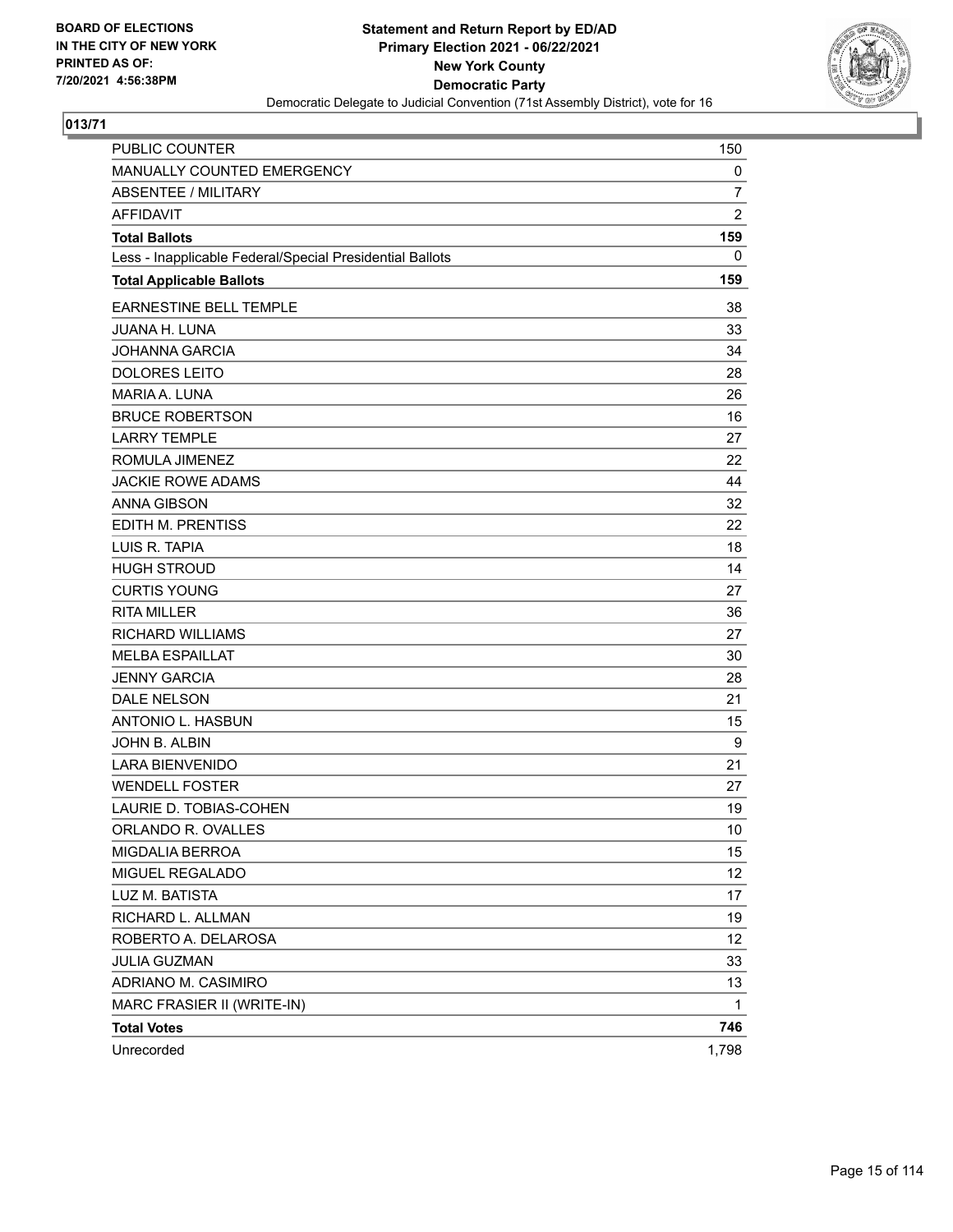BOARD OF ELECTIONS
IN THE CITY OF NEW YORK
PRINTED AS OF:
7/20/2021 4:56:38PM

**Statement and Return Report by ED/AD**
**Primary Election 2021 - 06/22/2021**
**New York County**
**Democratic Party**
Democratic Delegate to Judicial Convention (71st Assembly District), vote for 16

## 013/71

| | |
|---|---|
| PUBLIC COUNTER | 150 |
| MANUALLY COUNTED EMERGENCY | 0 |
| ABSENTEE / MILITARY | 7 |
| AFFIDAVIT | 2 |
| **Total Ballots** | **159** |
| Less - Inapplicable Federal/Special Presidential Ballots | 0 |
| **Total Applicable Ballots** | **159** |
| EARNESTINE BELL TEMPLE | 38 |
| JUANA H. LUNA | 33 |
| JOHANNA GARCIA | 34 |
| DOLORES LEITO | 28 |
| MARIA A. LUNA | 26 |
| BRUCE ROBERTSON | 16 |
| LARRY TEMPLE | 27 |
| ROMULA JIMENEZ | 22 |
| JACKIE ROWE ADAMS | 44 |
| ANNA GIBSON | 32 |
| EDITH M. PRENTISS | 22 |
| LUIS R. TAPIA | 18 |
| HUGH STROUD | 14 |
| CURTIS YOUNG | 27 |
| RITA MILLER | 36 |
| RICHARD WILLIAMS | 27 |
| MELBA ESPAILLAT | 30 |
| JENNY GARCIA | 28 |
| DALE NELSON | 21 |
| ANTONIO L. HASBUN | 15 |
| JOHN B. ALBIN | 9 |
| LARA BIENVENIDO | 21 |
| WENDELL FOSTER | 27 |
| LAURIE D. TOBIAS-COHEN | 19 |
| ORLANDO R. OVALLES | 10 |
| MIGDALIA BERROA | 15 |
| MIGUEL REGALADO | 12 |
| LUZ M. BATISTA | 17 |
| RICHARD L. ALLMAN | 19 |
| ROBERTO A. DELAROSA | 12 |
| JULIA GUZMAN | 33 |
| ADRIANO M. CASIMIRO | 13 |
| MARC FRASIER II (WRITE-IN) | 1 |
| **Total Votes** | **746** |
| Unrecorded | 1,798 |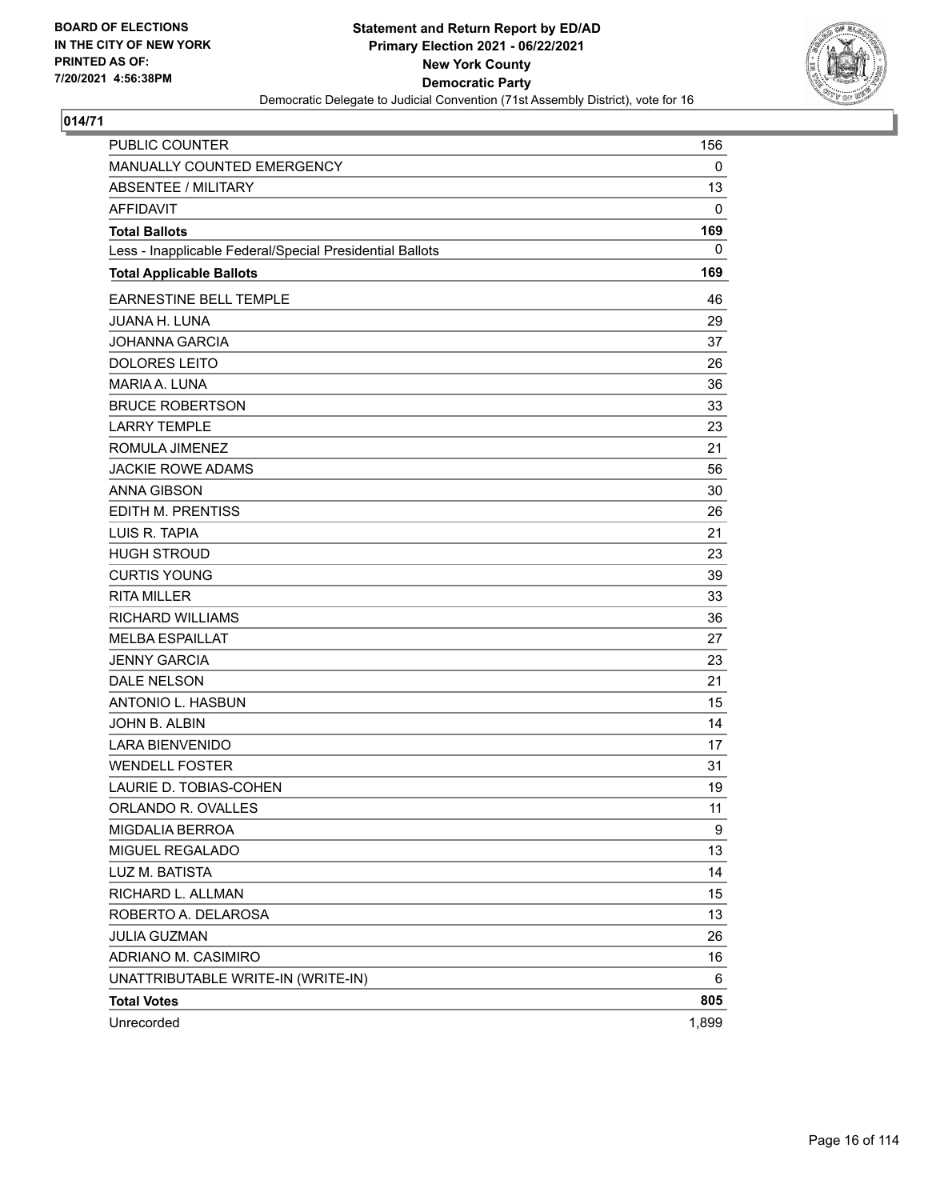**Statement and Return Report by ED/AD**
**Primary Election 2021 - 06/22/2021**
**New York County**
**Democratic Party**
Democratic Delegate to Judicial Convention (71st Assembly District), vote for 16

BOARD OF ELECTIONS
IN THE CITY OF NEW YORK
PRINTED AS OF:
7/20/2021 4:56:38PM

## 014/71

| | |
|---|---|
| PUBLIC COUNTER | 156 |
| MANUALLY COUNTED EMERGENCY | 0 |
| ABSENTEE / MILITARY | 13 |
| AFFIDAVIT | 0 |
| **Total Ballots** | **169** |
| Less - Inapplicable Federal/Special Presidential Ballots | 0 |
| **Total Applicable Ballots** | **169** |
| EARNESTINE BELL TEMPLE | 46 |
| JUANA H. LUNA | 29 |
| JOHANNA GARCIA | 37 |
| DOLORES LEITO | 26 |
| MARIA A. LUNA | 36 |
| BRUCE ROBERTSON | 33 |
| LARRY TEMPLE | 23 |
| ROMULA JIMENEZ | 21 |
| JACKIE ROWE ADAMS | 56 |
| ANNA GIBSON | 30 |
| EDITH M. PRENTISS | 26 |
| LUIS R. TAPIA | 21 |
| HUGH STROUD | 23 |
| CURTIS YOUNG | 39 |
| RITA MILLER | 33 |
| RICHARD WILLIAMS | 36 |
| MELBA ESPAILLAT | 27 |
| JENNY GARCIA | 23 |
| DALE NELSON | 21 |
| ANTONIO L. HASBUN | 15 |
| JOHN B. ALBIN | 14 |
| LARA BIENVENIDO | 17 |
| WENDELL FOSTER | 31 |
| LAURIE D. TOBIAS-COHEN | 19 |
| ORLANDO R. OVALLES | 11 |
| MIGDALIA BERROA | 9 |
| MIGUEL REGALADO | 13 |
| LUZ M. BATISTA | 14 |
| RICHARD L. ALLMAN | 15 |
| ROBERTO A. DELAROSA | 13 |
| JULIA GUZMAN | 26 |
| ADRIANO M. CASIMIRO | 16 |
| UNATTRIBUTABLE WRITE-IN (WRITE-IN) | 6 |
| **Total Votes** | **805** |
| Unrecorded | 1,899 |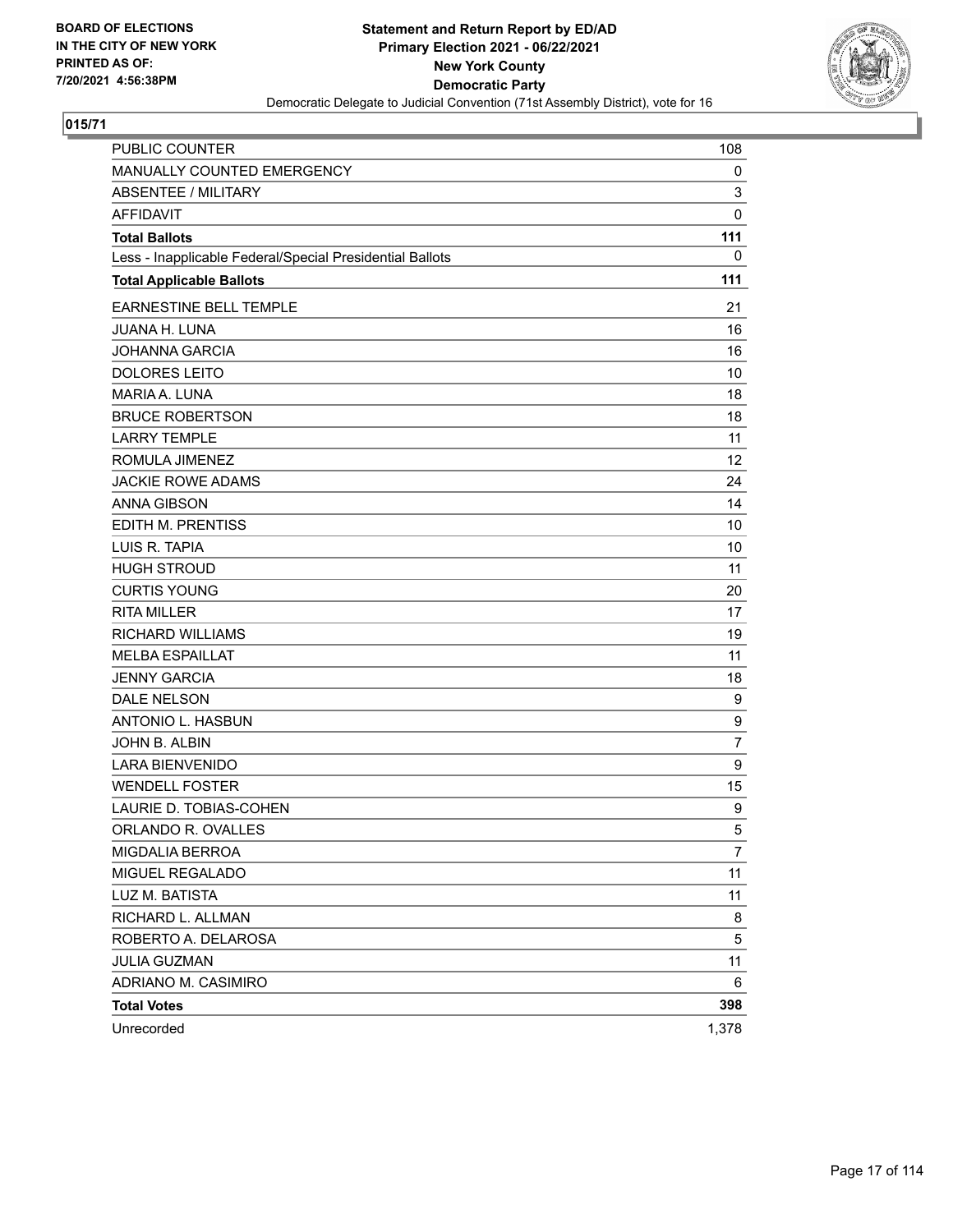BOARD OF ELECTIONS
IN THE CITY OF NEW YORK
PRINTED AS OF:
7/20/2021 4:56:38PM

**Statement and Return Report by ED/AD**
**Primary Election 2021 - 06/22/2021**
**New York County**
**Democratic Party**
Democratic Delegate to Judicial Convention (71st Assembly District), vote for 16

**015/71**

| | |
|---|---|
| PUBLIC COUNTER | 108 |
| MANUALLY COUNTED EMERGENCY | 0 |
| ABSENTEE / MILITARY | 3 |
| AFFIDAVIT | 0 |
| **Total Ballots** | **111** |
| Less - Inapplicable Federal/Special Presidential Ballots | 0 |
| **Total Applicable Ballots** | **111** |
| EARNESTINE BELL TEMPLE | 21 |
| JUANA H. LUNA | 16 |
| JOHANNA GARCIA | 16 |
| DOLORES LEITO | 10 |
| MARIA A. LUNA | 18 |
| BRUCE ROBERTSON | 18 |
| LARRY TEMPLE | 11 |
| ROMULA JIMENEZ | 12 |
| JACKIE ROWE ADAMS | 24 |
| ANNA GIBSON | 14 |
| EDITH M. PRENTISS | 10 |
| LUIS R. TAPIA | 10 |
| HUGH STROUD | 11 |
| CURTIS YOUNG | 20 |
| RITA MILLER | 17 |
| RICHARD WILLIAMS | 19 |
| MELBA ESPAILLAT | 11 |
| JENNY GARCIA | 18 |
| DALE NELSON | 9 |
| ANTONIO L. HASBUN | 9 |
| JOHN B. ALBIN | 7 |
| LARA BIENVENIDO | 9 |
| WENDELL FOSTER | 15 |
| LAURIE D. TOBIAS-COHEN | 9 |
| ORLANDO R. OVALLES | 5 |
| MIGDALIA BERROA | 7 |
| MIGUEL REGALADO | 11 |
| LUZ M. BATISTA | 11 |
| RICHARD L. ALLMAN | 8 |
| ROBERTO A. DELAROSA | 5 |
| JULIA GUZMAN | 11 |
| ADRIANO M. CASIMIRO | 6 |
| **Total Votes** | **398** |
| Unrecorded | 1,378 |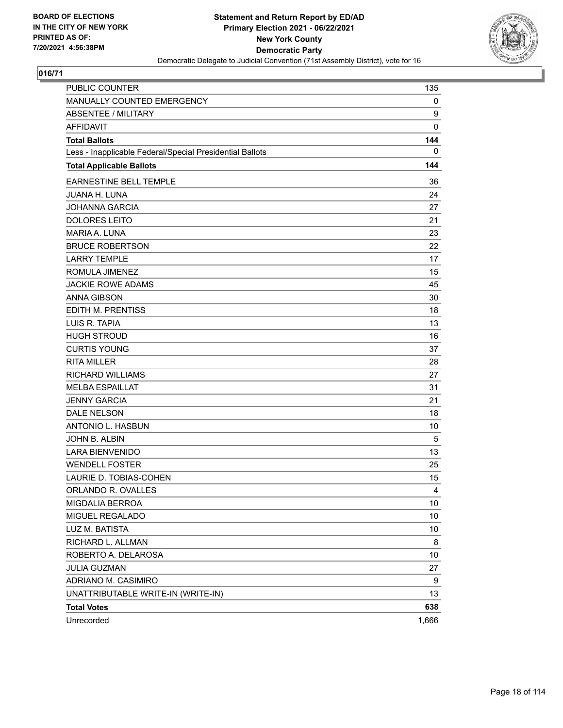BOARD OF ELECTIONS
IN THE CITY OF NEW YORK
PRINTED AS OF:
7/20/2021 4:56:38PM

**Statement and Return Report by ED/AD**
**Primary Election 2021 - 06/22/2021**
**New York County**
**Democratic Party**
Democratic Delegate to Judicial Convention (71st Assembly District), vote for 16

## 016/71

| | |
|---|---|
| PUBLIC COUNTER | 135 |
| MANUALLY COUNTED EMERGENCY | 0 |
| ABSENTEE / MILITARY | 9 |
| AFFIDAVIT | 0 |
| **Total Ballots** | **144** |
| Less - Inapplicable Federal/Special Presidential Ballots | 0 |
| **Total Applicable Ballots** | **144** |
| EARNESTINE BELL TEMPLE | 36 |
| JUANA H. LUNA | 24 |
| JOHANNA GARCIA | 27 |
| DOLORES LEITO | 21 |
| MARIA A. LUNA | 23 |
| BRUCE ROBERTSON | 22 |
| LARRY TEMPLE | 17 |
| ROMULA JIMENEZ | 15 |
| JACKIE ROWE ADAMS | 45 |
| ANNA GIBSON | 30 |
| EDITH M. PRENTISS | 18 |
| LUIS R. TAPIA | 13 |
| HUGH STROUD | 16 |
| CURTIS YOUNG | 37 |
| RITA MILLER | 28 |
| RICHARD WILLIAMS | 27 |
| MELBA ESPAILLAT | 31 |
| JENNY GARCIA | 21 |
| DALE NELSON | 18 |
| ANTONIO L. HASBUN | 10 |
| JOHN B. ALBIN | 5 |
| LARA BIENVENIDO | 13 |
| WENDELL FOSTER | 25 |
| LAURIE D. TOBIAS-COHEN | 15 |
| ORLANDO R. OVALLES | 4 |
| MIGDALIA BERROA | 10 |
| MIGUEL REGALADO | 10 |
| LUZ M. BATISTA | 10 |
| RICHARD L. ALLMAN | 8 |
| ROBERTO A. DELAROSA | 10 |
| JULIA GUZMAN | 27 |
| ADRIANO M. CASIMIRO | 9 |
| UNATTRIBUTABLE WRITE-IN (WRITE-IN) | 13 |
| **Total Votes** | **638** |
| Unrecorded | 1,666 |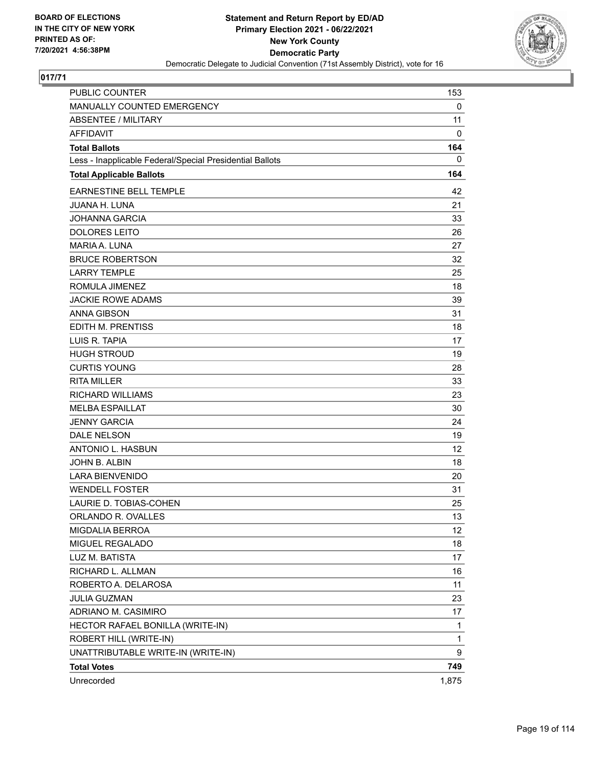BOARD OF ELECTIONS
IN THE CITY OF NEW YORK
PRINTED AS OF:
7/20/2021 4:56:38PM

**Statement and Return Report by ED/AD**
**Primary Election 2021 - 06/22/2021**
**New York County**
**Democratic Party**
Democratic Delegate to Judicial Convention (71st Assembly District), vote for 16

**017/71**

| | |
|---|---|
| PUBLIC COUNTER | 153 |
| MANUALLY COUNTED EMERGENCY | 0 |
| ABSENTEE / MILITARY | 11 |
| AFFIDAVIT | 0 |
| **Total Ballots** | **164** |
| Less - Inapplicable Federal/Special Presidential Ballots | 0 |
| **Total Applicable Ballots** | **164** |
| EARNESTINE BELL TEMPLE | 42 |
| JUANA H. LUNA | 21 |
| JOHANNA GARCIA | 33 |
| DOLORES LEITO | 26 |
| MARIA A. LUNA | 27 |
| BRUCE ROBERTSON | 32 |
| LARRY TEMPLE | 25 |
| ROMULA JIMENEZ | 18 |
| JACKIE ROWE ADAMS | 39 |
| ANNA GIBSON | 31 |
| EDITH M. PRENTISS | 18 |
| LUIS R. TAPIA | 17 |
| HUGH STROUD | 19 |
| CURTIS YOUNG | 28 |
| RITA MILLER | 33 |
| RICHARD WILLIAMS | 23 |
| MELBA ESPAILLAT | 30 |
| JENNY GARCIA | 24 |
| DALE NELSON | 19 |
| ANTONIO L. HASBUN | 12 |
| JOHN B. ALBIN | 18 |
| LARA BIENVENIDO | 20 |
| WENDELL FOSTER | 31 |
| LAURIE D. TOBIAS-COHEN | 25 |
| ORLANDO R. OVALLES | 13 |
| MIGDALIA BERROA | 12 |
| MIGUEL REGALADO | 18 |
| LUZ M. BATISTA | 17 |
| RICHARD L. ALLMAN | 16 |
| ROBERTO A. DELAROSA | 11 |
| JULIA GUZMAN | 23 |
| ADRIANO M. CASIMIRO | 17 |
| HECTOR RAFAEL BONILLA (WRITE-IN) | 1 |
| ROBERT HILL (WRITE-IN) | 1 |
| UNATTRIBUTABLE WRITE-IN (WRITE-IN) | 9 |
| **Total Votes** | **749** |
| Unrecorded | 1,875 |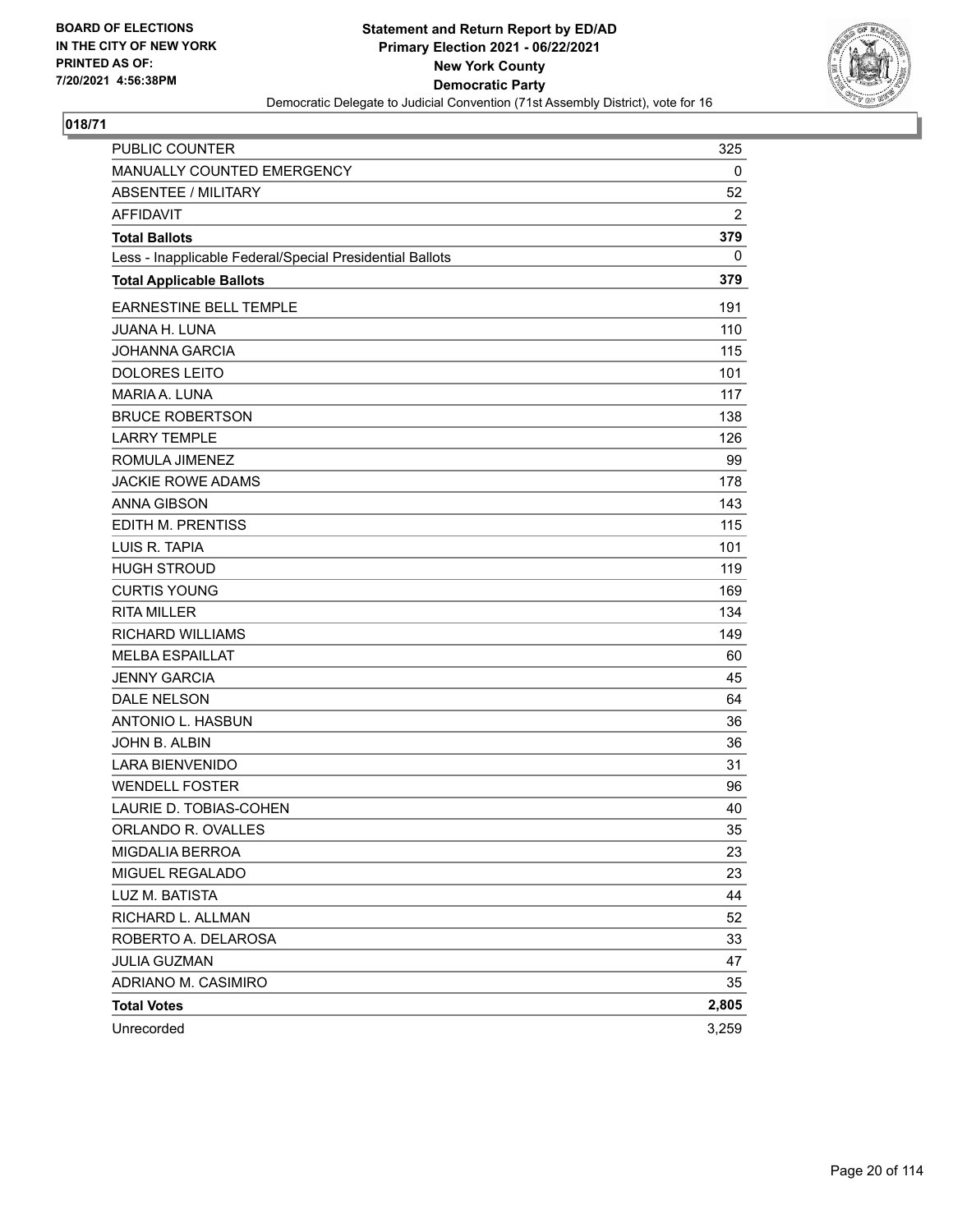BOARD OF ELECTIONS
IN THE CITY OF NEW YORK
PRINTED AS OF:
7/20/2021 4:56:38PM

**Statement and Return Report by ED/AD**
**Primary Election 2021 - 06/22/2021**
**New York County**
**Democratic Party**
Democratic Delegate to Judicial Convention (71st Assembly District), vote for 16

## 018/71

| | |
|---|---|
| PUBLIC COUNTER | 325 |
| MANUALLY COUNTED EMERGENCY | 0 |
| ABSENTEE / MILITARY | 52 |
| AFFIDAVIT | 2 |
| **Total Ballots** | **379** |
| Less - Inapplicable Federal/Special Presidential Ballots | 0 |
| **Total Applicable Ballots** | **379** |
| EARNESTINE BELL TEMPLE | 191 |
| JUANA H. LUNA | 110 |
| JOHANNA GARCIA | 115 |
| DOLORES LEITO | 101 |
| MARIA A. LUNA | 117 |
| BRUCE ROBERTSON | 138 |
| LARRY TEMPLE | 126 |
| ROMULA JIMENEZ | 99 |
| JACKIE ROWE ADAMS | 178 |
| ANNA GIBSON | 143 |
| EDITH M. PRENTISS | 115 |
| LUIS R. TAPIA | 101 |
| HUGH STROUD | 119 |
| CURTIS YOUNG | 169 |
| RITA MILLER | 134 |
| RICHARD WILLIAMS | 149 |
| MELBA ESPAILLAT | 60 |
| JENNY GARCIA | 45 |
| DALE NELSON | 64 |
| ANTONIO L. HASBUN | 36 |
| JOHN B. ALBIN | 36 |
| LARA BIENVENIDO | 31 |
| WENDELL FOSTER | 96 |
| LAURIE D. TOBIAS-COHEN | 40 |
| ORLANDO R. OVALLES | 35 |
| MIGDALIA BERROA | 23 |
| MIGUEL REGALADO | 23 |
| LUZ M. BATISTA | 44 |
| RICHARD L. ALLMAN | 52 |
| ROBERTO A. DELAROSA | 33 |
| JULIA GUZMAN | 47 |
| ADRIANO M. CASIMIRO | 35 |
| **Total Votes** | **2,805** |
| Unrecorded | 3,259 |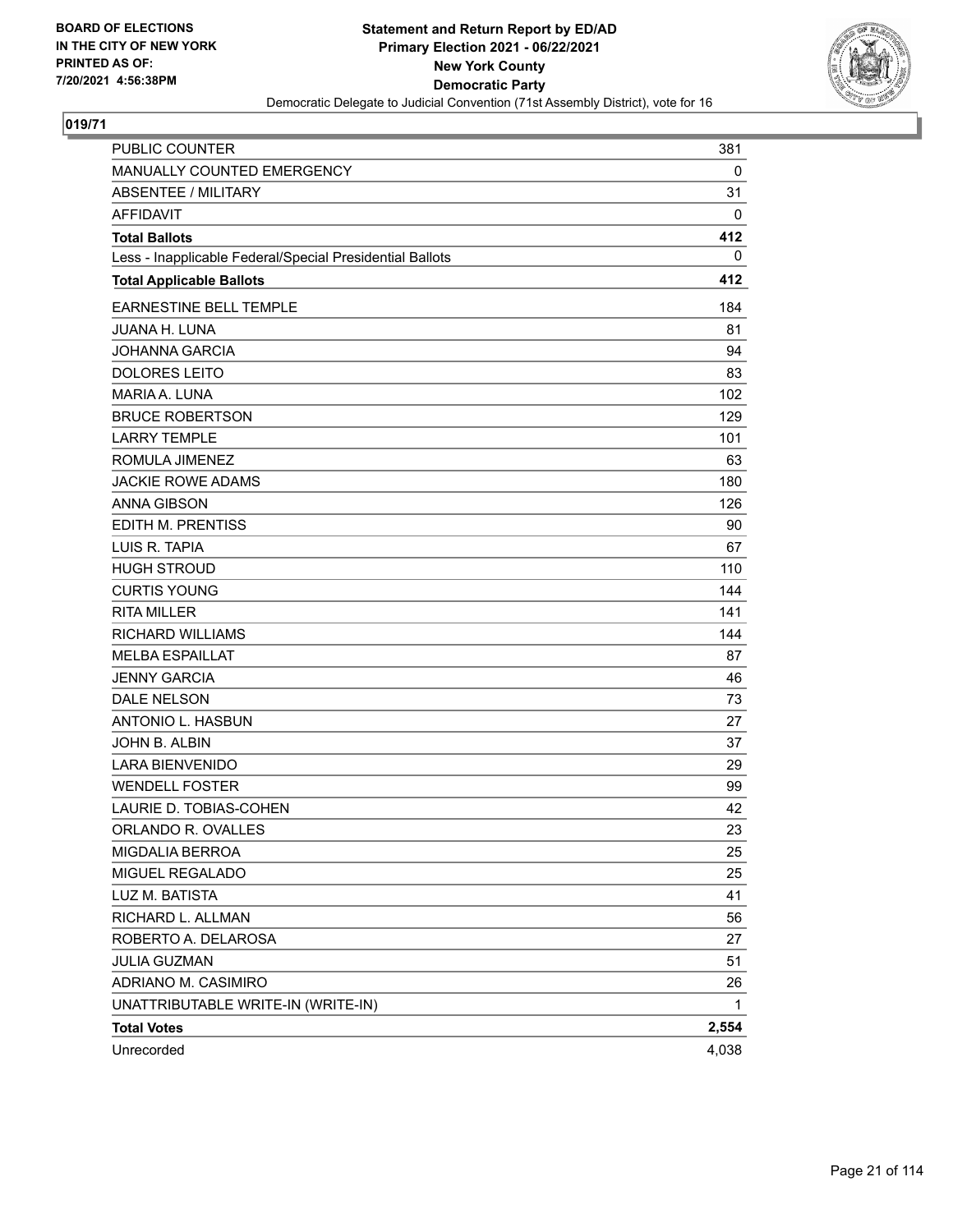BOARD OF ELECTIONS
IN THE CITY OF NEW YORK
PRINTED AS OF:
7/20/2021 4:56:38PM

**Statement and Return Report by ED/AD**
**Primary Election 2021 - 06/22/2021**
**New York County**
**Democratic Party**
Democratic Delegate to Judicial Convention (71st Assembly District), vote for 16

## 019/71

| | |
|---|---|
| PUBLIC COUNTER | 381 |
| MANUALLY COUNTED EMERGENCY | 0 |
| ABSENTEE / MILITARY | 31 |
| AFFIDAVIT | 0 |
| **Total Ballots** | **412** |
| Less - Inapplicable Federal/Special Presidential Ballots | 0 |
| **Total Applicable Ballots** | **412** |
| EARNESTINE BELL TEMPLE | 184 |
| JUANA H. LUNA | 81 |
| JOHANNA GARCIA | 94 |
| DOLORES LEITO | 83 |
| MARIA A. LUNA | 102 |
| BRUCE ROBERTSON | 129 |
| LARRY TEMPLE | 101 |
| ROMULA JIMENEZ | 63 |
| JACKIE ROWE ADAMS | 180 |
| ANNA GIBSON | 126 |
| EDITH M. PRENTISS | 90 |
| LUIS R. TAPIA | 67 |
| HUGH STROUD | 110 |
| CURTIS YOUNG | 144 |
| RITA MILLER | 141 |
| RICHARD WILLIAMS | 144 |
| MELBA ESPAILLAT | 87 |
| JENNY GARCIA | 46 |
| DALE NELSON | 73 |
| ANTONIO L. HASBUN | 27 |
| JOHN B. ALBIN | 37 |
| LARA BIENVENIDO | 29 |
| WENDELL FOSTER | 99 |
| LAURIE D. TOBIAS-COHEN | 42 |
| ORLANDO R. OVALLES | 23 |
| MIGDALIA BERROA | 25 |
| MIGUEL REGALADO | 25 |
| LUZ M. BATISTA | 41 |
| RICHARD L. ALLMAN | 56 |
| ROBERTO A. DELAROSA | 27 |
| JULIA GUZMAN | 51 |
| ADRIANO M. CASIMIRO | 26 |
| UNATTRIBUTABLE WRITE-IN (WRITE-IN) | 1 |
| **Total Votes** | **2,554** |
| Unrecorded | 4,038 |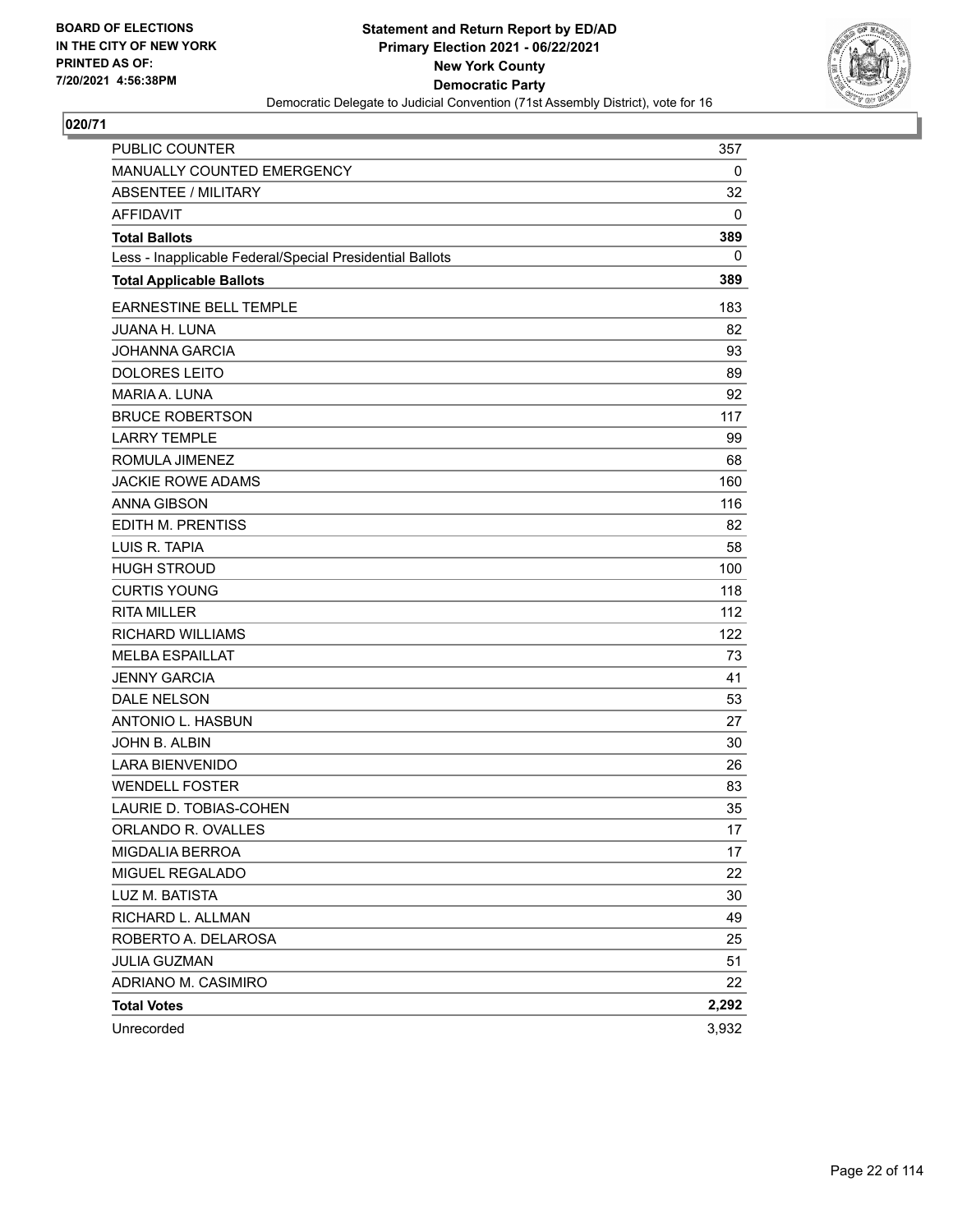BOARD OF ELECTIONS
IN THE CITY OF NEW YORK
PRINTED AS OF:
7/20/2021 4:56:38PM

**Statement and Return Report by ED/AD**
**Primary Election 2021 - 06/22/2021**
**New York County**
**Democratic Party**
Democratic Delegate to Judicial Convention (71st Assembly District), vote for 16

## 020/71

| | |
|---|---|
| PUBLIC COUNTER | 357 |
| MANUALLY COUNTED EMERGENCY | 0 |
| ABSENTEE / MILITARY | 32 |
| AFFIDAVIT | 0 |
| **Total Ballots** | **389** |
| Less - Inapplicable Federal/Special Presidential Ballots | 0 |
| **Total Applicable Ballots** | **389** |
| EARNESTINE BELL TEMPLE | 183 |
| JUANA H. LUNA | 82 |
| JOHANNA GARCIA | 93 |
| DOLORES LEITO | 89 |
| MARIA A. LUNA | 92 |
| BRUCE ROBERTSON | 117 |
| LARRY TEMPLE | 99 |
| ROMULA JIMENEZ | 68 |
| JACKIE ROWE ADAMS | 160 |
| ANNA GIBSON | 116 |
| EDITH M. PRENTISS | 82 |
| LUIS R. TAPIA | 58 |
| HUGH STROUD | 100 |
| CURTIS YOUNG | 118 |
| RITA MILLER | 112 |
| RICHARD WILLIAMS | 122 |
| MELBA ESPAILLAT | 73 |
| JENNY GARCIA | 41 |
| DALE NELSON | 53 |
| ANTONIO L. HASBUN | 27 |
| JOHN B. ALBIN | 30 |
| LARA BIENVENIDO | 26 |
| WENDELL FOSTER | 83 |
| LAURIE D. TOBIAS-COHEN | 35 |
| ORLANDO R. OVALLES | 17 |
| MIGDALIA BERROA | 17 |
| MIGUEL REGALADO | 22 |
| LUZ M. BATISTA | 30 |
| RICHARD L. ALLMAN | 49 |
| ROBERTO A. DELAROSA | 25 |
| JULIA GUZMAN | 51 |
| ADRIANO M. CASIMIRO | 22 |
| **Total Votes** | **2,292** |
| Unrecorded | 3,932 |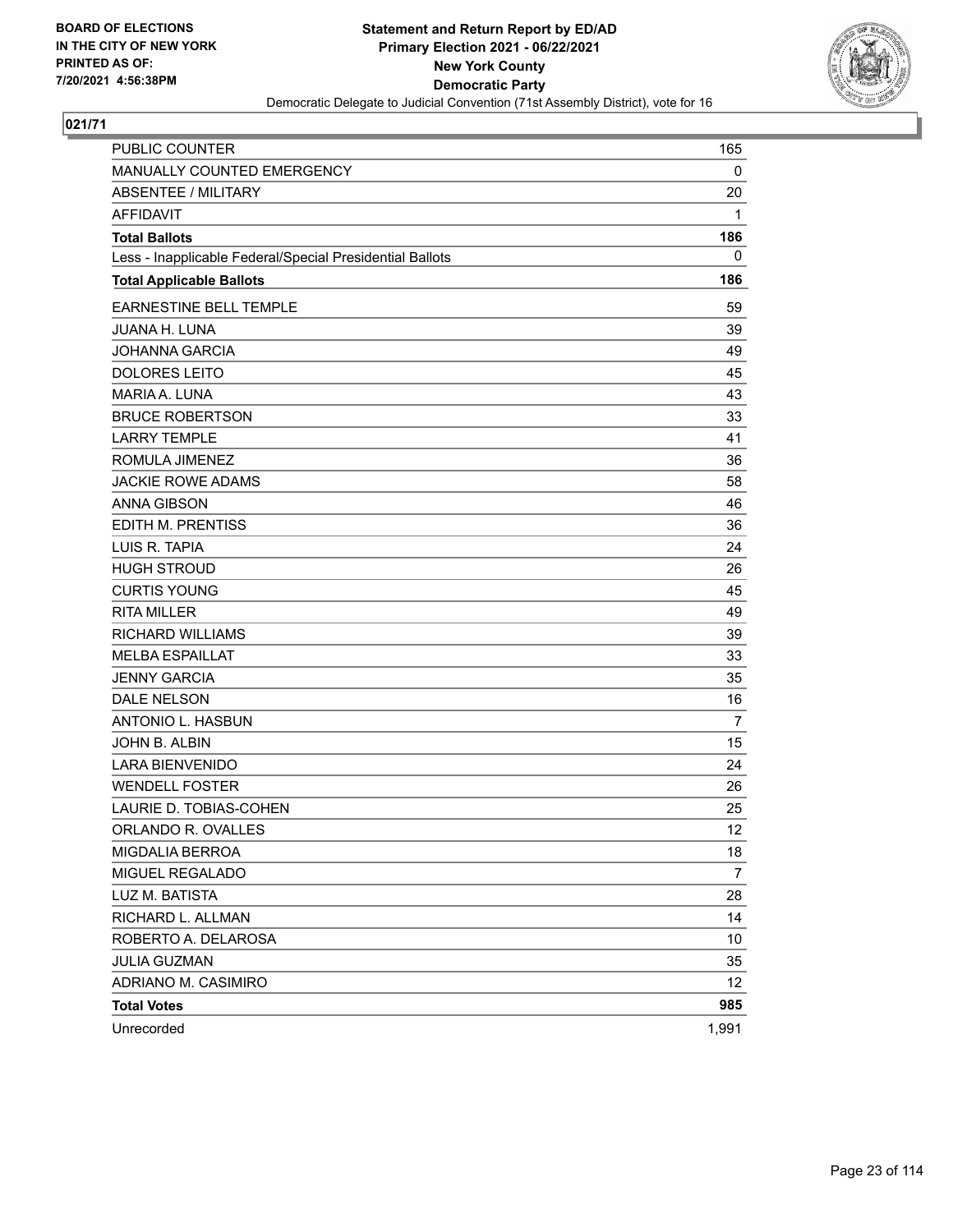BOARD OF ELECTIONS
IN THE CITY OF NEW YORK
PRINTED AS OF:
7/20/2021 4:56:38PM

**Statement and Return Report by ED/AD**
**Primary Election 2021 - 06/22/2021**
**New York County**
**Democratic Party**
Democratic Delegate to Judicial Convention (71st Assembly District), vote for 16

## 021/71

| | |
|---|---|
| PUBLIC COUNTER | 165 |
| MANUALLY COUNTED EMERGENCY | 0 |
| ABSENTEE / MILITARY | 20 |
| AFFIDAVIT | 1 |
| **Total Ballots** | **186** |
| Less - Inapplicable Federal/Special Presidential Ballots | 0 |
| **Total Applicable Ballots** | **186** |
| EARNESTINE BELL TEMPLE | 59 |
| JUANA H. LUNA | 39 |
| JOHANNA GARCIA | 49 |
| DOLORES LEITO | 45 |
| MARIA A. LUNA | 43 |
| BRUCE ROBERTSON | 33 |
| LARRY TEMPLE | 41 |
| ROMULA JIMENEZ | 36 |
| JACKIE ROWE ADAMS | 58 |
| ANNA GIBSON | 46 |
| EDITH M. PRENTISS | 36 |
| LUIS R. TAPIA | 24 |
| HUGH STROUD | 26 |
| CURTIS YOUNG | 45 |
| RITA MILLER | 49 |
| RICHARD WILLIAMS | 39 |
| MELBA ESPAILLAT | 33 |
| JENNY GARCIA | 35 |
| DALE NELSON | 16 |
| ANTONIO L. HASBUN | 7 |
| JOHN B. ALBIN | 15 |
| LARA BIENVENIDO | 24 |
| WENDELL FOSTER | 26 |
| LAURIE D. TOBIAS-COHEN | 25 |
| ORLANDO R. OVALLES | 12 |
| MIGDALIA BERROA | 18 |
| MIGUEL REGALADO | 7 |
| LUZ M. BATISTA | 28 |
| RICHARD L. ALLMAN | 14 |
| ROBERTO A. DELAROSA | 10 |
| JULIA GUZMAN | 35 |
| ADRIANO M. CASIMIRO | 12 |
| **Total Votes** | **985** |
| Unrecorded | 1,991 |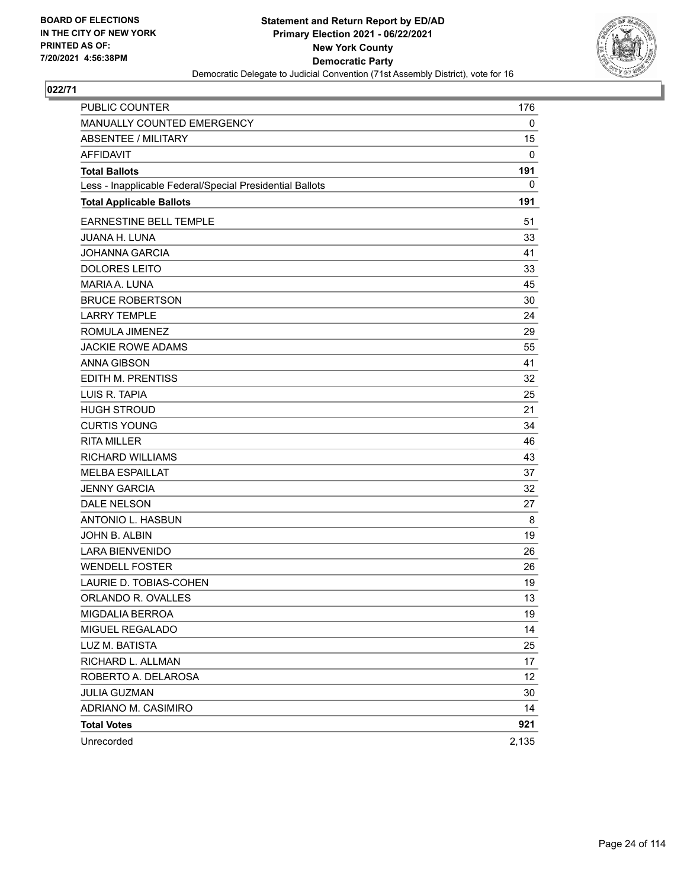**BOARD OF ELECTIONS IN THE CITY OF NEW YORK PRINTED AS OF: 7/20/2021 4:56:38PM**

**Statement and Return Report by ED/AD**
**Primary Election 2021 - 06/22/2021**
**New York County**
**Democratic Party**
Democratic Delegate to Judicial Convention (71st Assembly District), vote for 16

## 022/71

| | |
|---|---|
| PUBLIC COUNTER | 176 |
| MANUALLY COUNTED EMERGENCY | 0 |
| ABSENTEE / MILITARY | 15 |
| AFFIDAVIT | 0 |
| **Total Ballots** | **191** |
| Less - Inapplicable Federal/Special Presidential Ballots | 0 |
| **Total Applicable Ballots** | **191** |
| EARNESTINE BELL TEMPLE | 51 |
| JUANA H. LUNA | 33 |
| JOHANNA GARCIA | 41 |
| DOLORES LEITO | 33 |
| MARIA A. LUNA | 45 |
| BRUCE ROBERTSON | 30 |
| LARRY TEMPLE | 24 |
| ROMULA JIMENEZ | 29 |
| JACKIE ROWE ADAMS | 55 |
| ANNA GIBSON | 41 |
| EDITH M. PRENTISS | 32 |
| LUIS R. TAPIA | 25 |
| HUGH STROUD | 21 |
| CURTIS YOUNG | 34 |
| RITA MILLER | 46 |
| RICHARD WILLIAMS | 43 |
| MELBA ESPAILLAT | 37 |
| JENNY GARCIA | 32 |
| DALE NELSON | 27 |
| ANTONIO L. HASBUN | 8 |
| JOHN B. ALBIN | 19 |
| LARA BIENVENIDO | 26 |
| WENDELL FOSTER | 26 |
| LAURIE D. TOBIAS-COHEN | 19 |
| ORLANDO R. OVALLES | 13 |
| MIGDALIA BERROA | 19 |
| MIGUEL REGALADO | 14 |
| LUZ M. BATISTA | 25 |
| RICHARD L. ALLMAN | 17 |
| ROBERTO A. DELAROSA | 12 |
| JULIA GUZMAN | 30 |
| ADRIANO M. CASIMIRO | 14 |
| **Total Votes** | **921** |
| Unrecorded | 2,135 |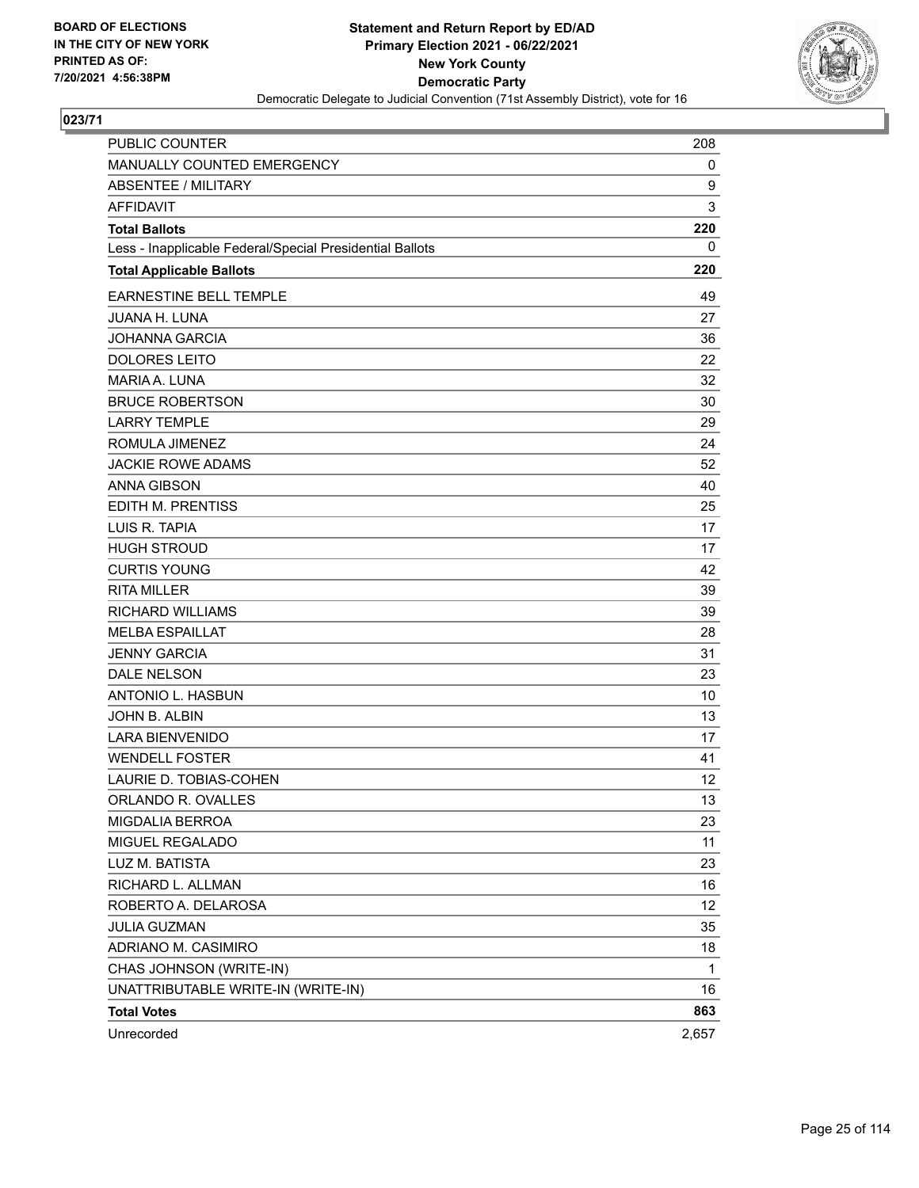BOARD OF ELECTIONS
IN THE CITY OF NEW YORK
PRINTED AS OF:
7/20/2021 4:56:38PM

**Statement and Return Report by ED/AD**
**Primary Election 2021 - 06/22/2021**
**New York County**
**Democratic Party**
Democratic Delegate to Judicial Convention (71st Assembly District), vote for 16

## 023/71

| | |
|---|---|
| PUBLIC COUNTER | 208 |
| MANUALLY COUNTED EMERGENCY | 0 |
| ABSENTEE / MILITARY | 9 |
| AFFIDAVIT | 3 |
| **Total Ballots** | **220** |
| Less - Inapplicable Federal/Special Presidential Ballots | 0 |
| **Total Applicable Ballots** | **220** |
| EARNESTINE BELL TEMPLE | 49 |
| JUANA H. LUNA | 27 |
| JOHANNA GARCIA | 36 |
| DOLORES LEITO | 22 |
| MARIA A. LUNA | 32 |
| BRUCE ROBERTSON | 30 |
| LARRY TEMPLE | 29 |
| ROMULA JIMENEZ | 24 |
| JACKIE ROWE ADAMS | 52 |
| ANNA GIBSON | 40 |
| EDITH M. PRENTISS | 25 |
| LUIS R. TAPIA | 17 |
| HUGH STROUD | 17 |
| CURTIS YOUNG | 42 |
| RITA MILLER | 39 |
| RICHARD WILLIAMS | 39 |
| MELBA ESPAILLAT | 28 |
| JENNY GARCIA | 31 |
| DALE NELSON | 23 |
| ANTONIO L. HASBUN | 10 |
| JOHN B. ALBIN | 13 |
| LARA BIENVENIDO | 17 |
| WENDELL FOSTER | 41 |
| LAURIE D. TOBIAS-COHEN | 12 |
| ORLANDO R. OVALLES | 13 |
| MIGDALIA BERROA | 23 |
| MIGUEL REGALADO | 11 |
| LUZ M. BATISTA | 23 |
| RICHARD L. ALLMAN | 16 |
| ROBERTO A. DELAROSA | 12 |
| JULIA GUZMAN | 35 |
| ADRIANO M. CASIMIRO | 18 |
| CHAS JOHNSON (WRITE-IN) | 1 |
| UNATTRIBUTABLE WRITE-IN (WRITE-IN) | 16 |
| **Total Votes** | **863** |
| Unrecorded | 2,657 |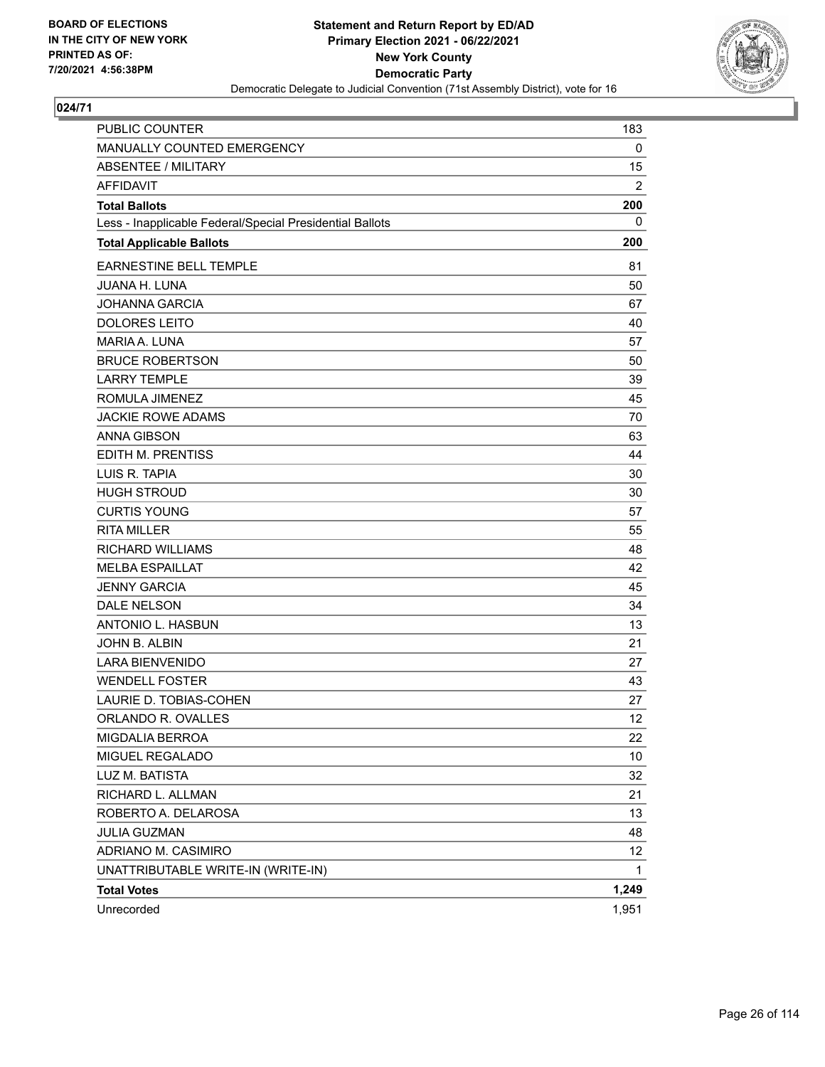**BOARD OF ELECTIONS IN THE CITY OF NEW YORK PRINTED AS OF: 7/20/2021 4:56:38PM**

**Statement and Return Report by ED/AD**
**Primary Election 2021 - 06/22/2021**
**New York County**
**Democratic Party**
Democratic Delegate to Judicial Convention (71st Assembly District), vote for 16

**024/71**

| | |
|---|---|
| PUBLIC COUNTER | 183 |
| MANUALLY COUNTED EMERGENCY | 0 |
| ABSENTEE / MILITARY | 15 |
| AFFIDAVIT | 2 |
| **Total Ballots** | **200** |
| Less - Inapplicable Federal/Special Presidential Ballots | 0 |
| **Total Applicable Ballots** | **200** |
| EARNESTINE BELL TEMPLE | 81 |
| JUANA H. LUNA | 50 |
| JOHANNA GARCIA | 67 |
| DOLORES LEITO | 40 |
| MARIA A. LUNA | 57 |
| BRUCE ROBERTSON | 50 |
| LARRY TEMPLE | 39 |
| ROMULA JIMENEZ | 45 |
| JACKIE ROWE ADAMS | 70 |
| ANNA GIBSON | 63 |
| EDITH M. PRENTISS | 44 |
| LUIS R. TAPIA | 30 |
| HUGH STROUD | 30 |
| CURTIS YOUNG | 57 |
| RITA MILLER | 55 |
| RICHARD WILLIAMS | 48 |
| MELBA ESPAILLAT | 42 |
| JENNY GARCIA | 45 |
| DALE NELSON | 34 |
| ANTONIO L. HASBUN | 13 |
| JOHN B. ALBIN | 21 |
| LARA BIENVENIDO | 27 |
| WENDELL FOSTER | 43 |
| LAURIE D. TOBIAS-COHEN | 27 |
| ORLANDO R. OVALLES | 12 |
| MIGDALIA BERROA | 22 |
| MIGUEL REGALADO | 10 |
| LUZ M. BATISTA | 32 |
| RICHARD L. ALLMAN | 21 |
| ROBERTO A. DELAROSA | 13 |
| JULIA GUZMAN | 48 |
| ADRIANO M. CASIMIRO | 12 |
| UNATTRIBUTABLE WRITE-IN (WRITE-IN) | 1 |
| **Total Votes** | **1,249** |
| Unrecorded | 1,951 |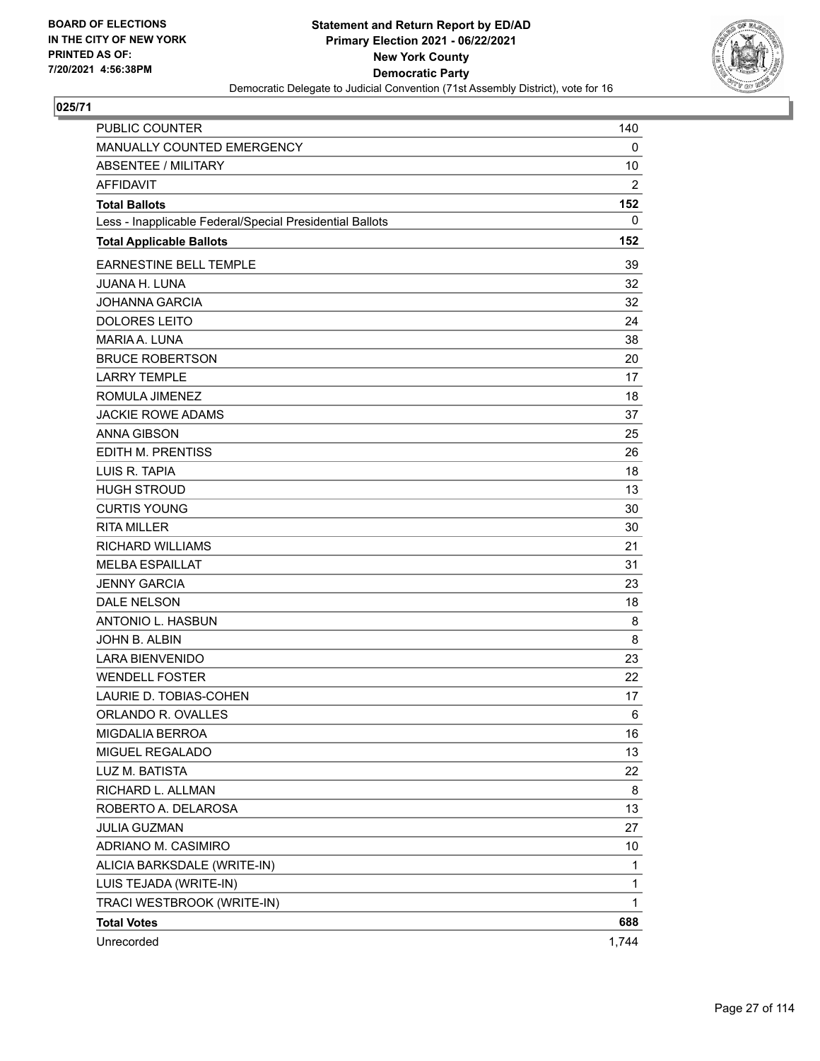BOARD OF ELECTIONS
IN THE CITY OF NEW YORK
PRINTED AS OF:
7/20/2021 4:56:38PM

**Statement and Return Report by ED/AD**
**Primary Election 2021 - 06/22/2021**
**New York County**
**Democratic Party**
Democratic Delegate to Judicial Convention (71st Assembly District), vote for 16

**025/71**

| | |
|---|---|
| PUBLIC COUNTER | 140 |
| MANUALLY COUNTED EMERGENCY | 0 |
| ABSENTEE / MILITARY | 10 |
| AFFIDAVIT | 2 |
| **Total Ballots** | **152** |
| Less - Inapplicable Federal/Special Presidential Ballots | 0 |
| **Total Applicable Ballots** | **152** |
| EARNESTINE BELL TEMPLE | 39 |
| JUANA H. LUNA | 32 |
| JOHANNA GARCIA | 32 |
| DOLORES LEITO | 24 |
| MARIA A. LUNA | 38 |
| BRUCE ROBERTSON | 20 |
| LARRY TEMPLE | 17 |
| ROMULA JIMENEZ | 18 |
| JACKIE ROWE ADAMS | 37 |
| ANNA GIBSON | 25 |
| EDITH M. PRENTISS | 26 |
| LUIS R. TAPIA | 18 |
| HUGH STROUD | 13 |
| CURTIS YOUNG | 30 |
| RITA MILLER | 30 |
| RICHARD WILLIAMS | 21 |
| MELBA ESPAILLAT | 31 |
| JENNY GARCIA | 23 |
| DALE NELSON | 18 |
| ANTONIO L. HASBUN | 8 |
| JOHN B. ALBIN | 8 |
| LARA BIENVENIDO | 23 |
| WENDELL FOSTER | 22 |
| LAURIE D. TOBIAS-COHEN | 17 |
| ORLANDO R. OVALLES | 6 |
| MIGDALIA BERROA | 16 |
| MIGUEL REGALADO | 13 |
| LUZ M. BATISTA | 22 |
| RICHARD L. ALLMAN | 8 |
| ROBERTO A. DELAROSA | 13 |
| JULIA GUZMAN | 27 |
| ADRIANO M. CASIMIRO | 10 |
| ALICIA BARKSDALE (WRITE-IN) | 1 |
| LUIS TEJADA (WRITE-IN) | 1 |
| TRACI WESTBROOK (WRITE-IN) | 1 |
| **Total Votes** | **688** |
| Unrecorded | 1,744 |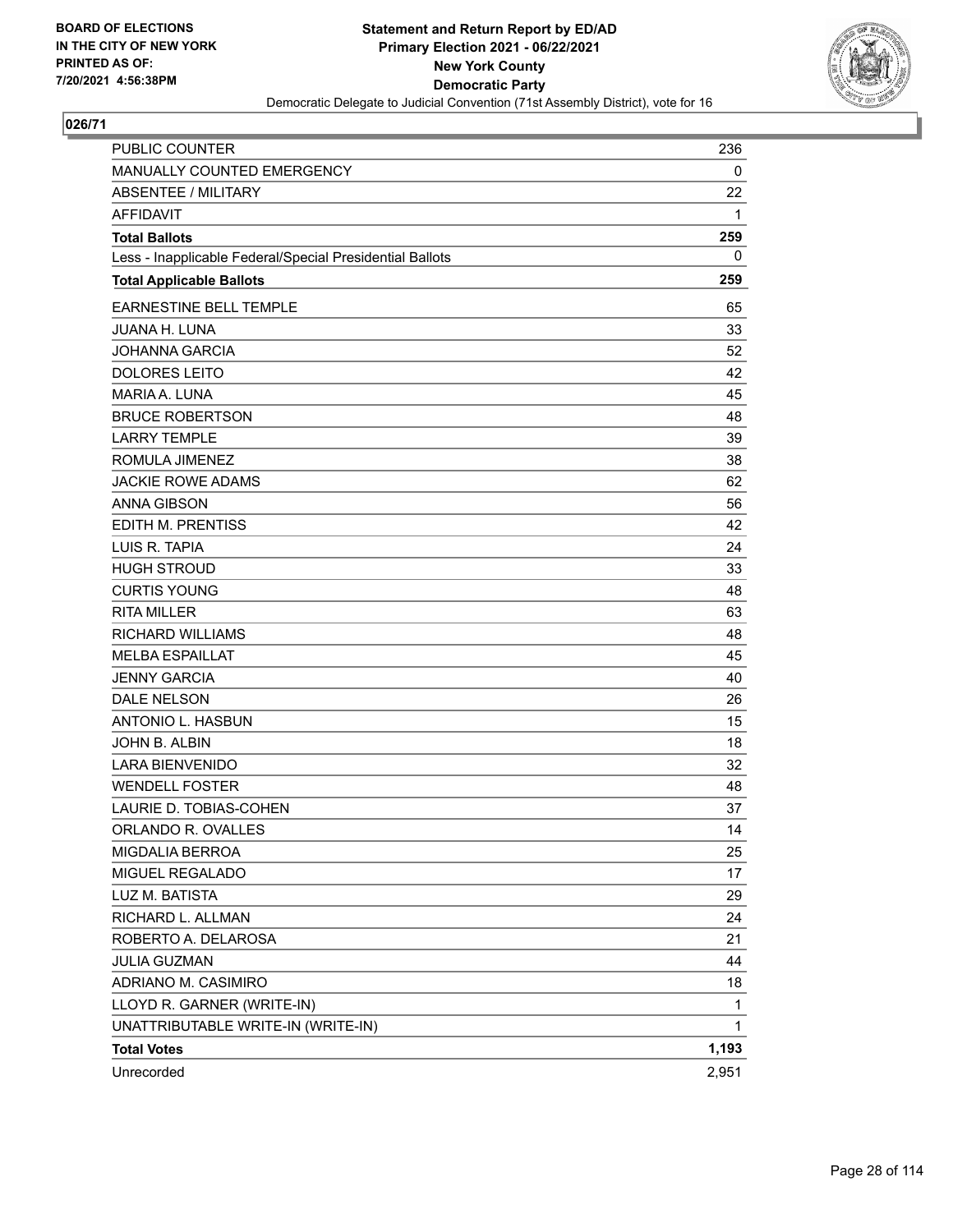BOARD OF ELECTIONS
IN THE CITY OF NEW YORK
PRINTED AS OF:
7/20/2021 4:56:38PM

**Statement and Return Report by ED/AD**
**Primary Election 2021 - 06/22/2021**
**New York County**
**Democratic Party**
Democratic Delegate to Judicial Convention (71st Assembly District), vote for 16

## 026/71

| | |
|---|---|
| PUBLIC COUNTER | 236 |
| MANUALLY COUNTED EMERGENCY | 0 |
| ABSENTEE / MILITARY | 22 |
| AFFIDAVIT | 1 |
| **Total Ballots** | **259** |
| Less - Inapplicable Federal/Special Presidential Ballots | 0 |
| **Total Applicable Ballots** | **259** |
| EARNESTINE BELL TEMPLE | 65 |
| JUANA H. LUNA | 33 |
| JOHANNA GARCIA | 52 |
| DOLORES LEITO | 42 |
| MARIA A. LUNA | 45 |
| BRUCE ROBERTSON | 48 |
| LARRY TEMPLE | 39 |
| ROMULA JIMENEZ | 38 |
| JACKIE ROWE ADAMS | 62 |
| ANNA GIBSON | 56 |
| EDITH M. PRENTISS | 42 |
| LUIS R. TAPIA | 24 |
| HUGH STROUD | 33 |
| CURTIS YOUNG | 48 |
| RITA MILLER | 63 |
| RICHARD WILLIAMS | 48 |
| MELBA ESPAILLAT | 45 |
| JENNY GARCIA | 40 |
| DALE NELSON | 26 |
| ANTONIO L. HASBUN | 15 |
| JOHN B. ALBIN | 18 |
| LARA BIENVENIDO | 32 |
| WENDELL FOSTER | 48 |
| LAURIE D. TOBIAS-COHEN | 37 |
| ORLANDO R. OVALLES | 14 |
| MIGDALIA BERROA | 25 |
| MIGUEL REGALADO | 17 |
| LUZ M. BATISTA | 29 |
| RICHARD L. ALLMAN | 24 |
| ROBERTO A. DELAROSA | 21 |
| JULIA GUZMAN | 44 |
| ADRIANO M. CASIMIRO | 18 |
| LLOYD R. GARNER (WRITE-IN) | 1 |
| UNATTRIBUTABLE WRITE-IN (WRITE-IN) | 1 |
| **Total Votes** | **1,193** |
| Unrecorded | 2,951 |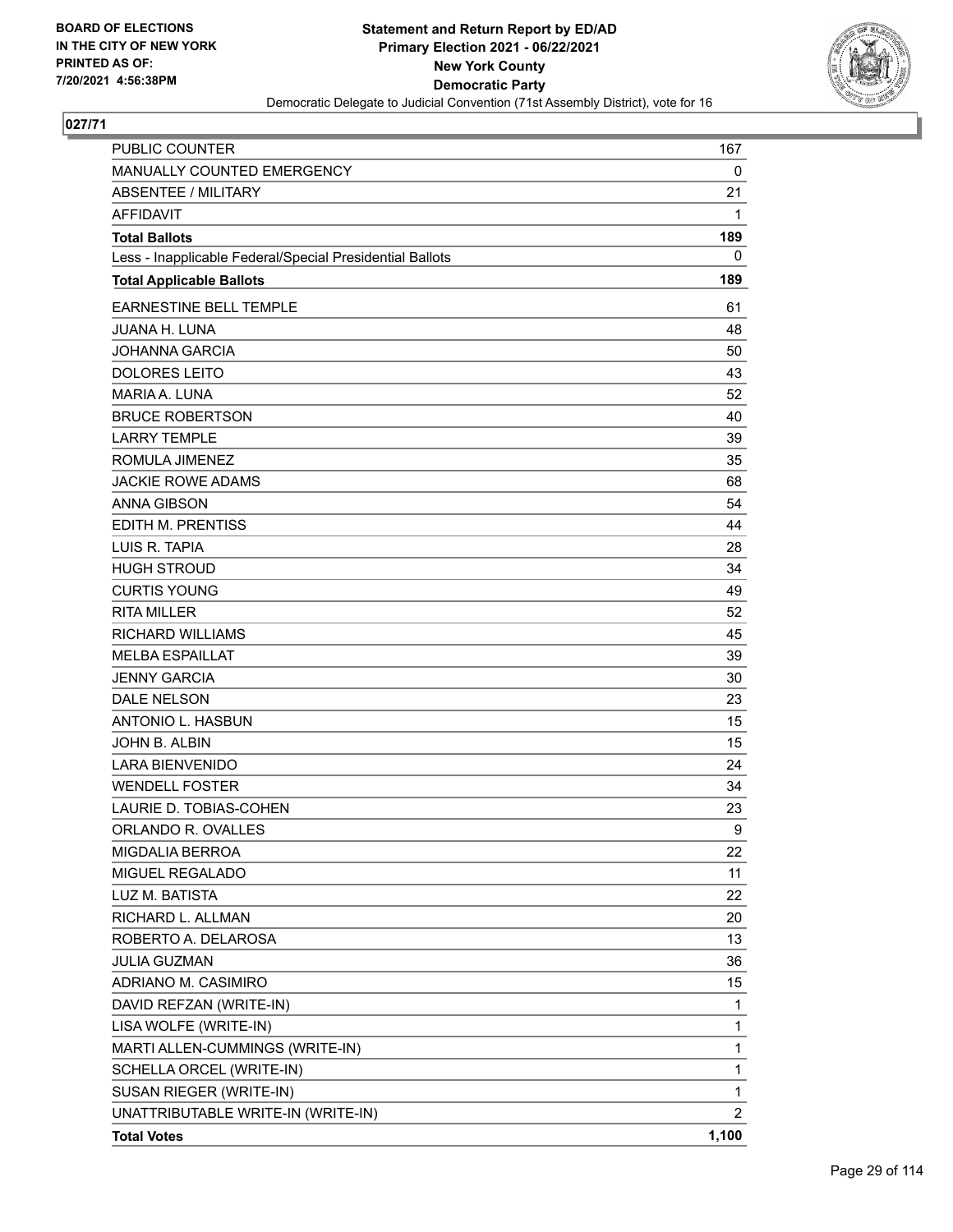**Statement and Return Report by ED/AD**
**Primary Election 2021 - 06/22/2021**
**New York County**
**Democratic Party**
Democratic Delegate to Judicial Convention (71st Assembly District), vote for 16

BOARD OF ELECTIONS
IN THE CITY OF NEW YORK
PRINTED AS OF:
7/20/2021 4:56:38PM

**027/71**

| | |
|---|---|
| PUBLIC COUNTER | 167 |
| MANUALLY COUNTED EMERGENCY | 0 |
| ABSENTEE / MILITARY | 21 |
| AFFIDAVIT | 1 |
| **Total Ballots** | **189** |
| Less - Inapplicable Federal/Special Presidential Ballots | 0 |
| **Total Applicable Ballots** | **189** |
| EARNESTINE BELL TEMPLE | 61 |
| JUANA H. LUNA | 48 |
| JOHANNA GARCIA | 50 |
| DOLORES LEITO | 43 |
| MARIA A. LUNA | 52 |
| BRUCE ROBERTSON | 40 |
| LARRY TEMPLE | 39 |
| ROMULA JIMENEZ | 35 |
| JACKIE ROWE ADAMS | 68 |
| ANNA GIBSON | 54 |
| EDITH M. PRENTISS | 44 |
| LUIS R. TAPIA | 28 |
| HUGH STROUD | 34 |
| CURTIS YOUNG | 49 |
| RITA MILLER | 52 |
| RICHARD WILLIAMS | 45 |
| MELBA ESPAILLAT | 39 |
| JENNY GARCIA | 30 |
| DALE NELSON | 23 |
| ANTONIO L. HASBUN | 15 |
| JOHN B. ALBIN | 15 |
| LARA BIENVENIDO | 24 |
| WENDELL FOSTER | 34 |
| LAURIE D. TOBIAS-COHEN | 23 |
| ORLANDO R. OVALLES | 9 |
| MIGDALIA BERROA | 22 |
| MIGUEL REGALADO | 11 |
| LUZ M. BATISTA | 22 |
| RICHARD L. ALLMAN | 20 |
| ROBERTO A. DELAROSA | 13 |
| JULIA GUZMAN | 36 |
| ADRIANO M. CASIMIRO | 15 |
| DAVID REFZAN (WRITE-IN) | 1 |
| LISA WOLFE (WRITE-IN) | 1 |
| MARTI ALLEN-CUMMINGS (WRITE-IN) | 1 |
| SCHELLA ORCEL (WRITE-IN) | 1 |
| SUSAN RIEGER (WRITE-IN) | 1 |
| UNATTRIBUTABLE WRITE-IN (WRITE-IN) | 2 |
| **Total Votes** | **1,100** |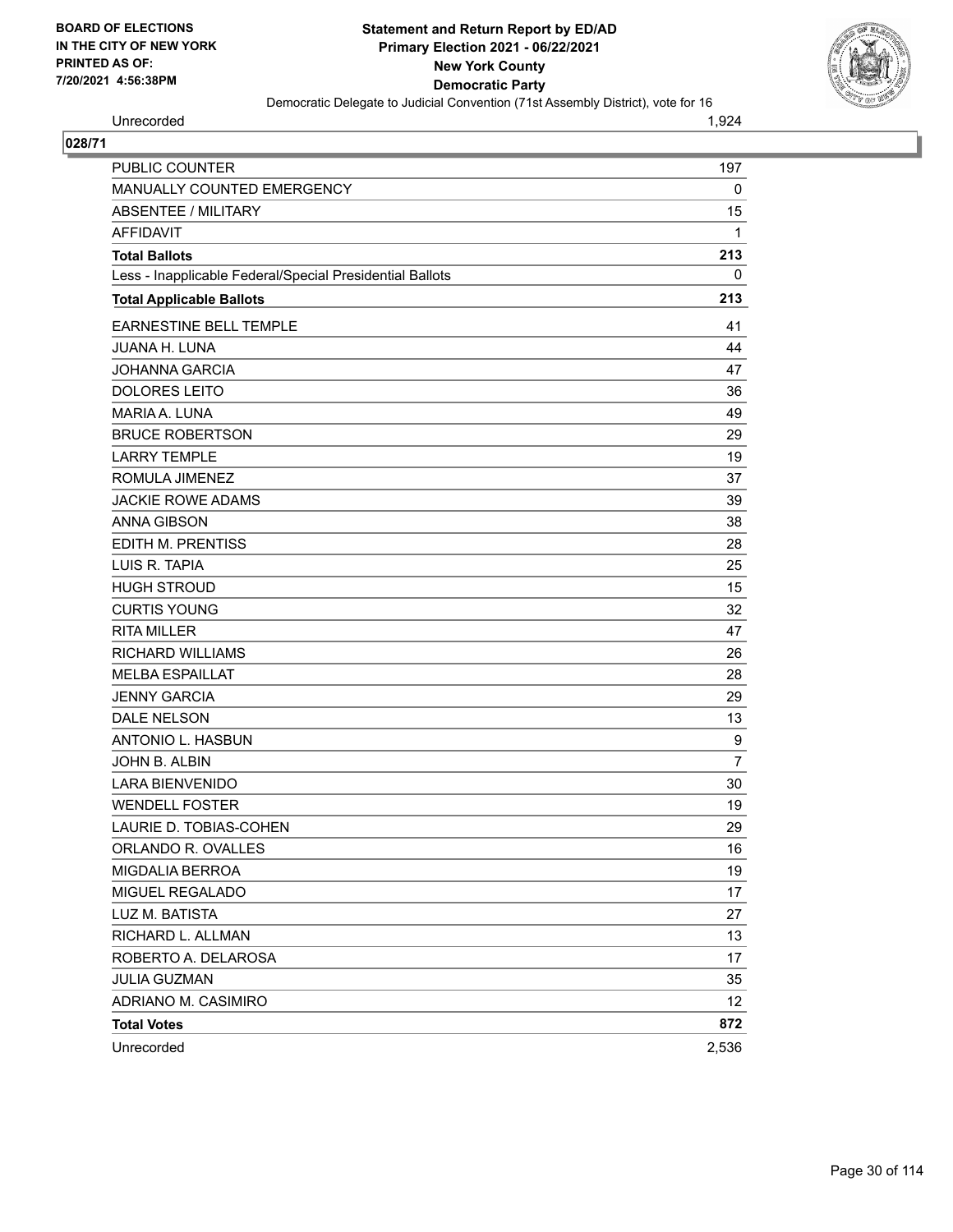| | |
|---|---|
| Unrecorded | 1,924 |

**028/71**

| | |
|---|---|
| PUBLIC COUNTER | 197 |
| MANUALLY COUNTED EMERGENCY | 0 |
| ABSENTEE / MILITARY | 15 |
| AFFIDAVIT | 1 |
| **Total Ballots** | **213** |
| Less - Inapplicable Federal/Special Presidential Ballots | 0 |
| **Total Applicable Ballots** | **213** |
| EARNESTINE BELL TEMPLE | 41 |
| JUANA H. LUNA | 44 |
| JOHANNA GARCIA | 47 |
| DOLORES LEITO | 36 |
| MARIA A. LUNA | 49 |
| BRUCE ROBERTSON | 29 |
| LARRY TEMPLE | 19 |
| ROMULA JIMENEZ | 37 |
| JACKIE ROWE ADAMS | 39 |
| ANNA GIBSON | 38 |
| EDITH M. PRENTISS | 28 |
| LUIS R. TAPIA | 25 |
| HUGH STROUD | 15 |
| CURTIS YOUNG | 32 |
| RITA MILLER | 47 |
| RICHARD WILLIAMS | 26 |
| MELBA ESPAILLAT | 28 |
| JENNY GARCIA | 29 |
| DALE NELSON | 13 |
| ANTONIO L. HASBUN | 9 |
| JOHN B. ALBIN | 7 |
| LARA BIENVENIDO | 30 |
| WENDELL FOSTER | 19 |
| LAURIE D. TOBIAS-COHEN | 29 |
| ORLANDO R. OVALLES | 16 |
| MIGDALIA BERROA | 19 |
| MIGUEL REGALADO | 17 |
| LUZ M. BATISTA | 27 |
| RICHARD L. ALLMAN | 13 |
| ROBERTO A. DELAROSA | 17 |
| JULIA GUZMAN | 35 |
| ADRIANO M. CASIMIRO | 12 |
| **Total Votes** | **872** |
| Unrecorded | 2,536 |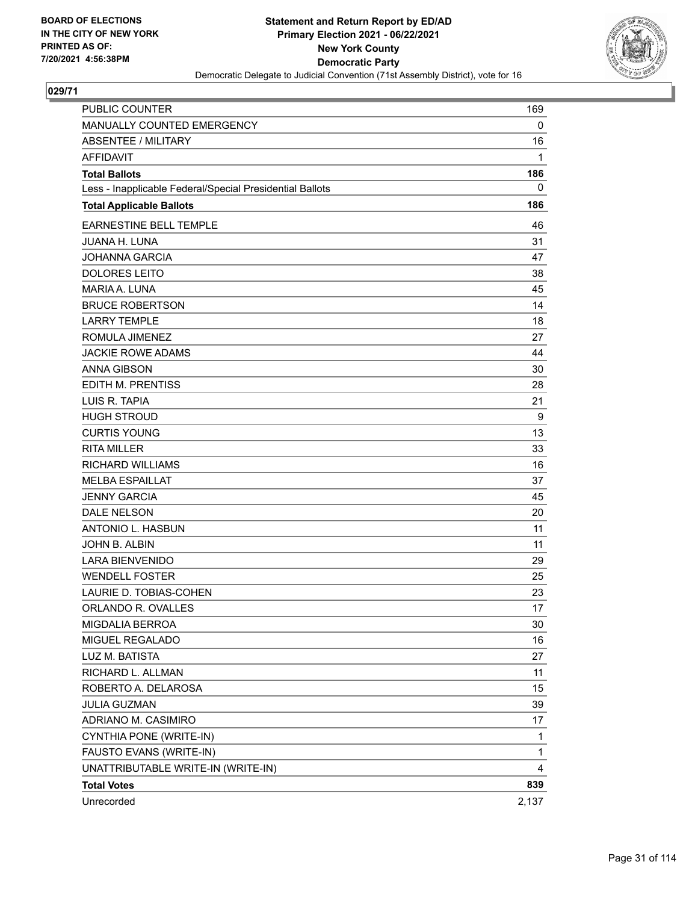**Statement and Return Report by ED/AD**
**Primary Election 2021 - 06/22/2021**
**New York County**
**Democratic Party**
Democratic Delegate to Judicial Convention (71st Assembly District), vote for 16

BOARD OF ELECTIONS
IN THE CITY OF NEW YORK
PRINTED AS OF:
7/20/2021 4:56:38PM

## 029/71

| | |
|---|---|
| PUBLIC COUNTER | 169 |
| MANUALLY COUNTED EMERGENCY | 0 |
| ABSENTEE / MILITARY | 16 |
| AFFIDAVIT | 1 |
| **Total Ballots** | **186** |
| Less - Inapplicable Federal/Special Presidential Ballots | 0 |
| **Total Applicable Ballots** | **186** |
| EARNESTINE BELL TEMPLE | 46 |
| JUANA H. LUNA | 31 |
| JOHANNA GARCIA | 47 |
| DOLORES LEITO | 38 |
| MARIA A. LUNA | 45 |
| BRUCE ROBERTSON | 14 |
| LARRY TEMPLE | 18 |
| ROMULA JIMENEZ | 27 |
| JACKIE ROWE ADAMS | 44 |
| ANNA GIBSON | 30 |
| EDITH M. PRENTISS | 28 |
| LUIS R. TAPIA | 21 |
| HUGH STROUD | 9 |
| CURTIS YOUNG | 13 |
| RITA MILLER | 33 |
| RICHARD WILLIAMS | 16 |
| MELBA ESPAILLAT | 37 |
| JENNY GARCIA | 45 |
| DALE NELSON | 20 |
| ANTONIO L. HASBUN | 11 |
| JOHN B. ALBIN | 11 |
| LARA BIENVENIDO | 29 |
| WENDELL FOSTER | 25 |
| LAURIE D. TOBIAS-COHEN | 23 |
| ORLANDO R. OVALLES | 17 |
| MIGDALIA BERROA | 30 |
| MIGUEL REGALADO | 16 |
| LUZ M. BATISTA | 27 |
| RICHARD L. ALLMAN | 11 |
| ROBERTO A. DELAROSA | 15 |
| JULIA GUZMAN | 39 |
| ADRIANO M. CASIMIRO | 17 |
| CYNTHIA PONE (WRITE-IN) | 1 |
| FAUSTO EVANS (WRITE-IN) | 1 |
| UNATTRIBUTABLE WRITE-IN (WRITE-IN) | 4 |
| **Total Votes** | **839** |
| Unrecorded | 2,137 |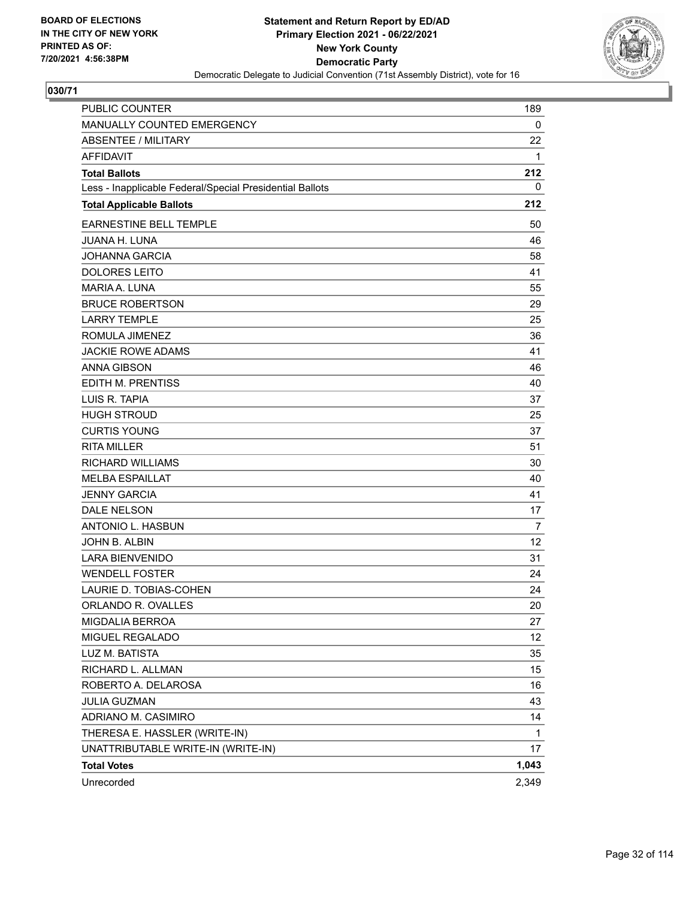BOARD OF ELECTIONS
IN THE CITY OF NEW YORK
PRINTED AS OF:
7/20/2021 4:56:38PM

**Statement and Return Report by ED/AD**
**Primary Election 2021 - 06/22/2021**
**New York County**
**Democratic Party**
Democratic Delegate to Judicial Convention (71st Assembly District), vote for 16

## 030/71

| | |
|---|---|
| PUBLIC COUNTER | 189 |
| MANUALLY COUNTED EMERGENCY | 0 |
| ABSENTEE / MILITARY | 22 |
| AFFIDAVIT | 1 |
| **Total Ballots** | **212** |
| Less - Inapplicable Federal/Special Presidential Ballots | 0 |
| **Total Applicable Ballots** | **212** |
| EARNESTINE BELL TEMPLE | 50 |
| JUANA H. LUNA | 46 |
| JOHANNA GARCIA | 58 |
| DOLORES LEITO | 41 |
| MARIA A. LUNA | 55 |
| BRUCE ROBERTSON | 29 |
| LARRY TEMPLE | 25 |
| ROMULA JIMENEZ | 36 |
| JACKIE ROWE ADAMS | 41 |
| ANNA GIBSON | 46 |
| EDITH M. PRENTISS | 40 |
| LUIS R. TAPIA | 37 |
| HUGH STROUD | 25 |
| CURTIS YOUNG | 37 |
| RITA MILLER | 51 |
| RICHARD WILLIAMS | 30 |
| MELBA ESPAILLAT | 40 |
| JENNY GARCIA | 41 |
| DALE NELSON | 17 |
| ANTONIO L. HASBUN | 7 |
| JOHN B. ALBIN | 12 |
| LARA BIENVENIDO | 31 |
| WENDELL FOSTER | 24 |
| LAURIE D. TOBIAS-COHEN | 24 |
| ORLANDO R. OVALLES | 20 |
| MIGDALIA BERROA | 27 |
| MIGUEL REGALADO | 12 |
| LUZ M. BATISTA | 35 |
| RICHARD L. ALLMAN | 15 |
| ROBERTO A. DELAROSA | 16 |
| JULIA GUZMAN | 43 |
| ADRIANO M. CASIMIRO | 14 |
| THERESA E. HASSLER (WRITE-IN) | 1 |
| UNATTRIBUTABLE WRITE-IN (WRITE-IN) | 17 |
| **Total Votes** | **1,043** |
| Unrecorded | 2,349 |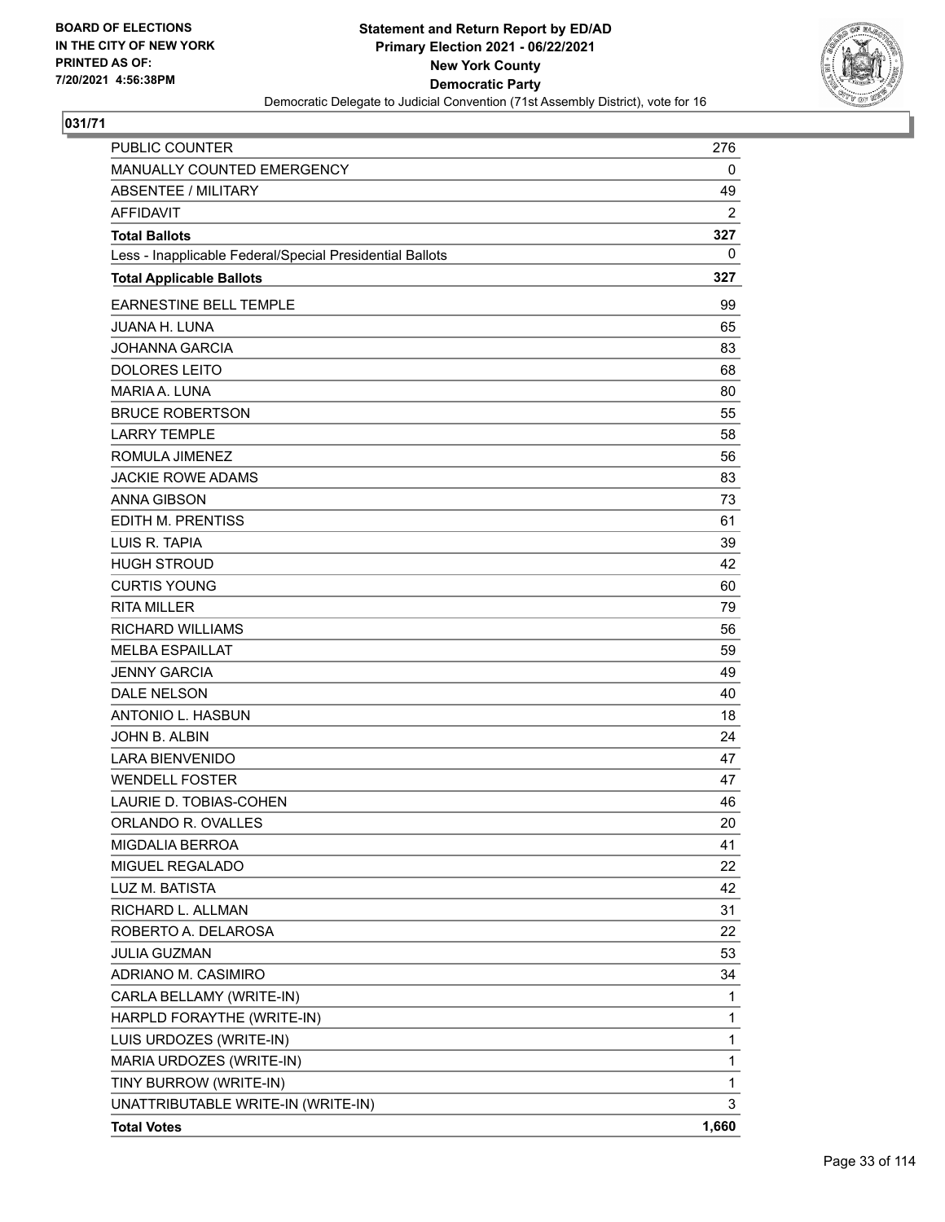BOARD OF ELECTIONS
IN THE CITY OF NEW YORK
PRINTED AS OF:
7/20/2021 4:56:38PM

**Statement and Return Report by ED/AD**
**Primary Election 2021 - 06/22/2021**
**New York County**
**Democratic Party**
Democratic Delegate to Judicial Convention (71st Assembly District), vote for 16

**031/71**

| | |
|---|---|
| PUBLIC COUNTER | 276 |
| MANUALLY COUNTED EMERGENCY | 0 |
| ABSENTEE / MILITARY | 49 |
| AFFIDAVIT | 2 |
| **Total Ballots** | **327** |
| Less - Inapplicable Federal/Special Presidential Ballots | 0 |
| **Total Applicable Ballots** | **327** |
| EARNESTINE BELL TEMPLE | 99 |
| JUANA H. LUNA | 65 |
| JOHANNA GARCIA | 83 |
| DOLORES LEITO | 68 |
| MARIA A. LUNA | 80 |
| BRUCE ROBERTSON | 55 |
| LARRY TEMPLE | 58 |
| ROMULA JIMENEZ | 56 |
| JACKIE ROWE ADAMS | 83 |
| ANNA GIBSON | 73 |
| EDITH M. PRENTISS | 61 |
| LUIS R. TAPIA | 39 |
| HUGH STROUD | 42 |
| CURTIS YOUNG | 60 |
| RITA MILLER | 79 |
| RICHARD WILLIAMS | 56 |
| MELBA ESPAILLAT | 59 |
| JENNY GARCIA | 49 |
| DALE NELSON | 40 |
| ANTONIO L. HASBUN | 18 |
| JOHN B. ALBIN | 24 |
| LARA BIENVENIDO | 47 |
| WENDELL FOSTER | 47 |
| LAURIE D. TOBIAS-COHEN | 46 |
| ORLANDO R. OVALLES | 20 |
| MIGDALIA BERROA | 41 |
| MIGUEL REGALADO | 22 |
| LUZ M. BATISTA | 42 |
| RICHARD L. ALLMAN | 31 |
| ROBERTO A. DELAROSA | 22 |
| JULIA GUZMAN | 53 |
| ADRIANO M. CASIMIRO | 34 |
| CARLA BELLAMY (WRITE-IN) | 1 |
| HARPLD FORAYTHE (WRITE-IN) | 1 |
| LUIS URDOZES (WRITE-IN) | 1 |
| MARIA URDOZES (WRITE-IN) | 1 |
| TINY BURROW (WRITE-IN) | 1 |
| UNATTRIBUTABLE WRITE-IN (WRITE-IN) | 3 |
| **Total Votes** | **1,660** |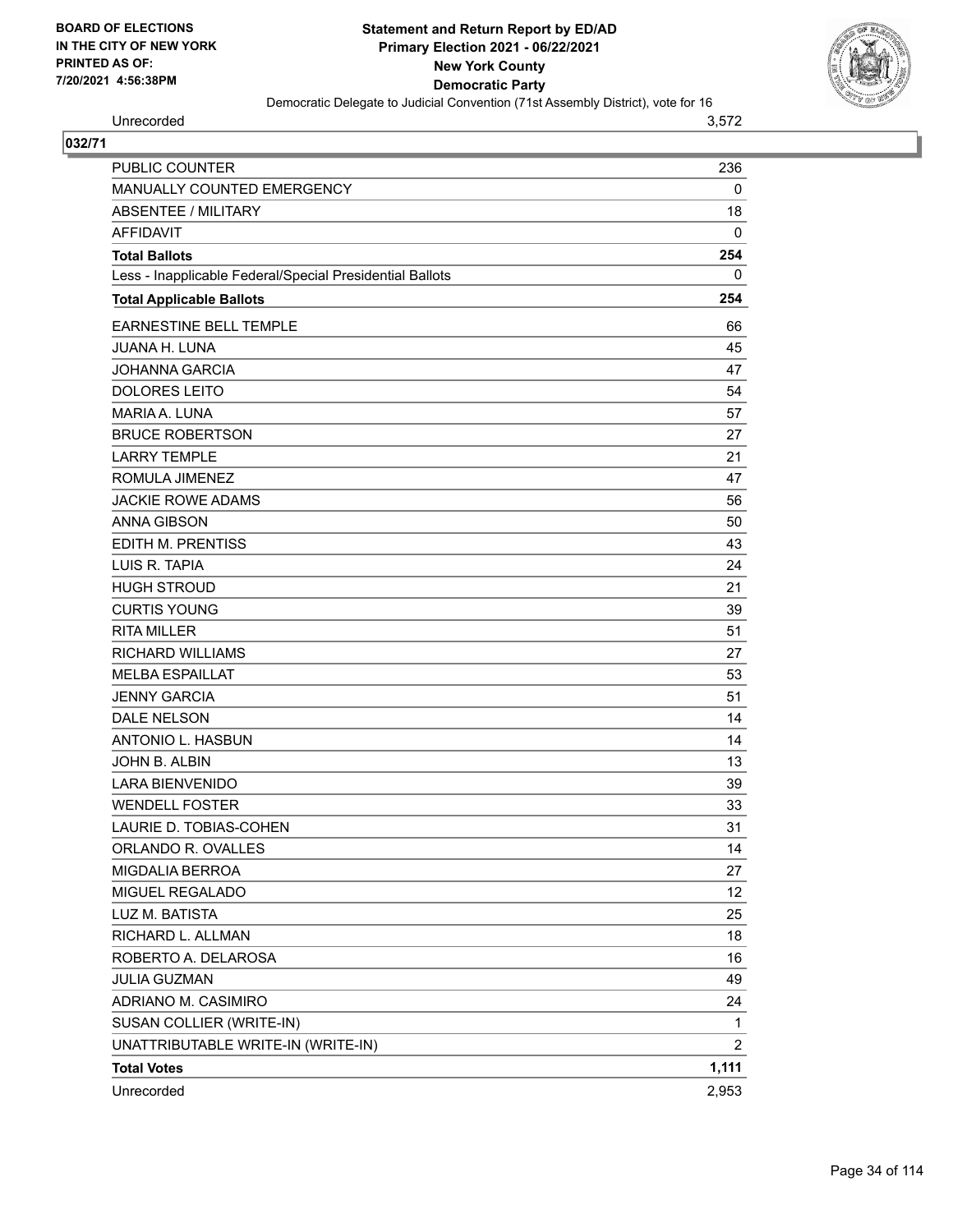Unrecorded 3,572

**032/71**

| | |
|---|---|
| PUBLIC COUNTER | 236 |
| MANUALLY COUNTED EMERGENCY | 0 |
| ABSENTEE / MILITARY | 18 |
| AFFIDAVIT | 0 |
| **Total Ballots** | **254** |
| Less - Inapplicable Federal/Special Presidential Ballots | 0 |
| **Total Applicable Ballots** | **254** |
| EARNESTINE BELL TEMPLE | 66 |
| JUANA H. LUNA | 45 |
| JOHANNA GARCIA | 47 |
| DOLORES LEITO | 54 |
| MARIA A. LUNA | 57 |
| BRUCE ROBERTSON | 27 |
| LARRY TEMPLE | 21 |
| ROMULA JIMENEZ | 47 |
| JACKIE ROWE ADAMS | 56 |
| ANNA GIBSON | 50 |
| EDITH M. PRENTISS | 43 |
| LUIS R. TAPIA | 24 |
| HUGH STROUD | 21 |
| CURTIS YOUNG | 39 |
| RITA MILLER | 51 |
| RICHARD WILLIAMS | 27 |
| MELBA ESPAILLAT | 53 |
| JENNY GARCIA | 51 |
| DALE NELSON | 14 |
| ANTONIO L. HASBUN | 14 |
| JOHN B. ALBIN | 13 |
| LARA BIENVENIDO | 39 |
| WENDELL FOSTER | 33 |
| LAURIE D. TOBIAS-COHEN | 31 |
| ORLANDO R. OVALLES | 14 |
| MIGDALIA BERROA | 27 |
| MIGUEL REGALADO | 12 |
| LUZ M. BATISTA | 25 |
| RICHARD L. ALLMAN | 18 |
| ROBERTO A. DELAROSA | 16 |
| JULIA GUZMAN | 49 |
| ADRIANO M. CASIMIRO | 24 |
| SUSAN COLLIER (WRITE-IN) | 1 |
| UNATTRIBUTABLE WRITE-IN (WRITE-IN) | 2 |
| **Total Votes** | **1,111** |
| Unrecorded | 2,953 |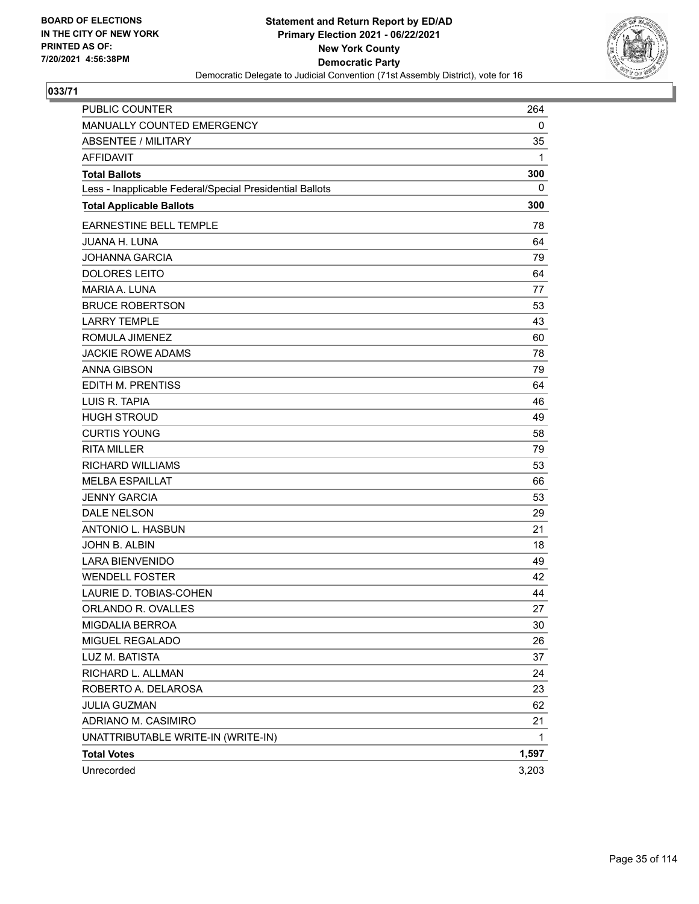BOARD OF ELECTIONS
IN THE CITY OF NEW YORK
PRINTED AS OF:
7/20/2021 4:56:38PM

**Statement and Return Report by ED/AD**
**Primary Election 2021 - 06/22/2021**
**New York County**
**Democratic Party**
Democratic Delegate to Judicial Convention (71st Assembly District), vote for 16

## 033/71

| | |
|---|---|
| PUBLIC COUNTER | 264 |
| MANUALLY COUNTED EMERGENCY | 0 |
| ABSENTEE / MILITARY | 35 |
| AFFIDAVIT | 1 |
| **Total Ballots** | **300** |
| Less - Inapplicable Federal/Special Presidential Ballots | 0 |
| **Total Applicable Ballots** | **300** |
| EARNESTINE BELL TEMPLE | 78 |
| JUANA H. LUNA | 64 |
| JOHANNA GARCIA | 79 |
| DOLORES LEITO | 64 |
| MARIA A. LUNA | 77 |
| BRUCE ROBERTSON | 53 |
| LARRY TEMPLE | 43 |
| ROMULA JIMENEZ | 60 |
| JACKIE ROWE ADAMS | 78 |
| ANNA GIBSON | 79 |
| EDITH M. PRENTISS | 64 |
| LUIS R. TAPIA | 46 |
| HUGH STROUD | 49 |
| CURTIS YOUNG | 58 |
| RITA MILLER | 79 |
| RICHARD WILLIAMS | 53 |
| MELBA ESPAILLAT | 66 |
| JENNY GARCIA | 53 |
| DALE NELSON | 29 |
| ANTONIO L. HASBUN | 21 |
| JOHN B. ALBIN | 18 |
| LARA BIENVENIDO | 49 |
| WENDELL FOSTER | 42 |
| LAURIE D. TOBIAS-COHEN | 44 |
| ORLANDO R. OVALLES | 27 |
| MIGDALIA BERROA | 30 |
| MIGUEL REGALADO | 26 |
| LUZ M. BATISTA | 37 |
| RICHARD L. ALLMAN | 24 |
| ROBERTO A. DELAROSA | 23 |
| JULIA GUZMAN | 62 |
| ADRIANO M. CASIMIRO | 21 |
| UNATTRIBUTABLE WRITE-IN (WRITE-IN) | 1 |
| **Total Votes** | **1,597** |
| Unrecorded | 3,203 |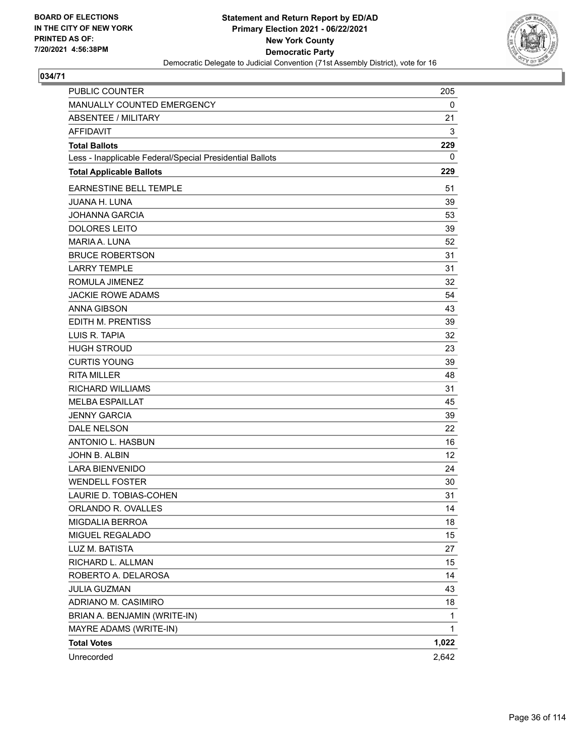**Statement and Return Report by ED/AD**
**Primary Election 2021 - 06/22/2021**
**New York County**
**Democratic Party**
Democratic Delegate to Judicial Convention (71st Assembly District), vote for 16

BOARD OF ELECTIONS
IN THE CITY OF NEW YORK
PRINTED AS OF:
7/20/2021 4:56:38PM

**034/71**

| | |
|---|---|
| PUBLIC COUNTER | 205 |
| MANUALLY COUNTED EMERGENCY | 0 |
| ABSENTEE / MILITARY | 21 |
| AFFIDAVIT | 3 |
| **Total Ballots** | **229** |
| Less - Inapplicable Federal/Special Presidential Ballots | 0 |
| **Total Applicable Ballots** | **229** |
| EARNESTINE BELL TEMPLE | 51 |
| JUANA H. LUNA | 39 |
| JOHANNA GARCIA | 53 |
| DOLORES LEITO | 39 |
| MARIA A. LUNA | 52 |
| BRUCE ROBERTSON | 31 |
| LARRY TEMPLE | 31 |
| ROMULA JIMENEZ | 32 |
| JACKIE ROWE ADAMS | 54 |
| ANNA GIBSON | 43 |
| EDITH M. PRENTISS | 39 |
| LUIS R. TAPIA | 32 |
| HUGH STROUD | 23 |
| CURTIS YOUNG | 39 |
| RITA MILLER | 48 |
| RICHARD WILLIAMS | 31 |
| MELBA ESPAILLAT | 45 |
| JENNY GARCIA | 39 |
| DALE NELSON | 22 |
| ANTONIO L. HASBUN | 16 |
| JOHN B. ALBIN | 12 |
| LARA BIENVENIDO | 24 |
| WENDELL FOSTER | 30 |
| LAURIE D. TOBIAS-COHEN | 31 |
| ORLANDO R. OVALLES | 14 |
| MIGDALIA BERROA | 18 |
| MIGUEL REGALADO | 15 |
| LUZ M. BATISTA | 27 |
| RICHARD L. ALLMAN | 15 |
| ROBERTO A. DELAROSA | 14 |
| JULIA GUZMAN | 43 |
| ADRIANO M. CASIMIRO | 18 |
| BRIAN A. BENJAMIN (WRITE-IN) | 1 |
| MAYRE ADAMS (WRITE-IN) | 1 |
| **Total Votes** | **1,022** |
| Unrecorded | 2,642 |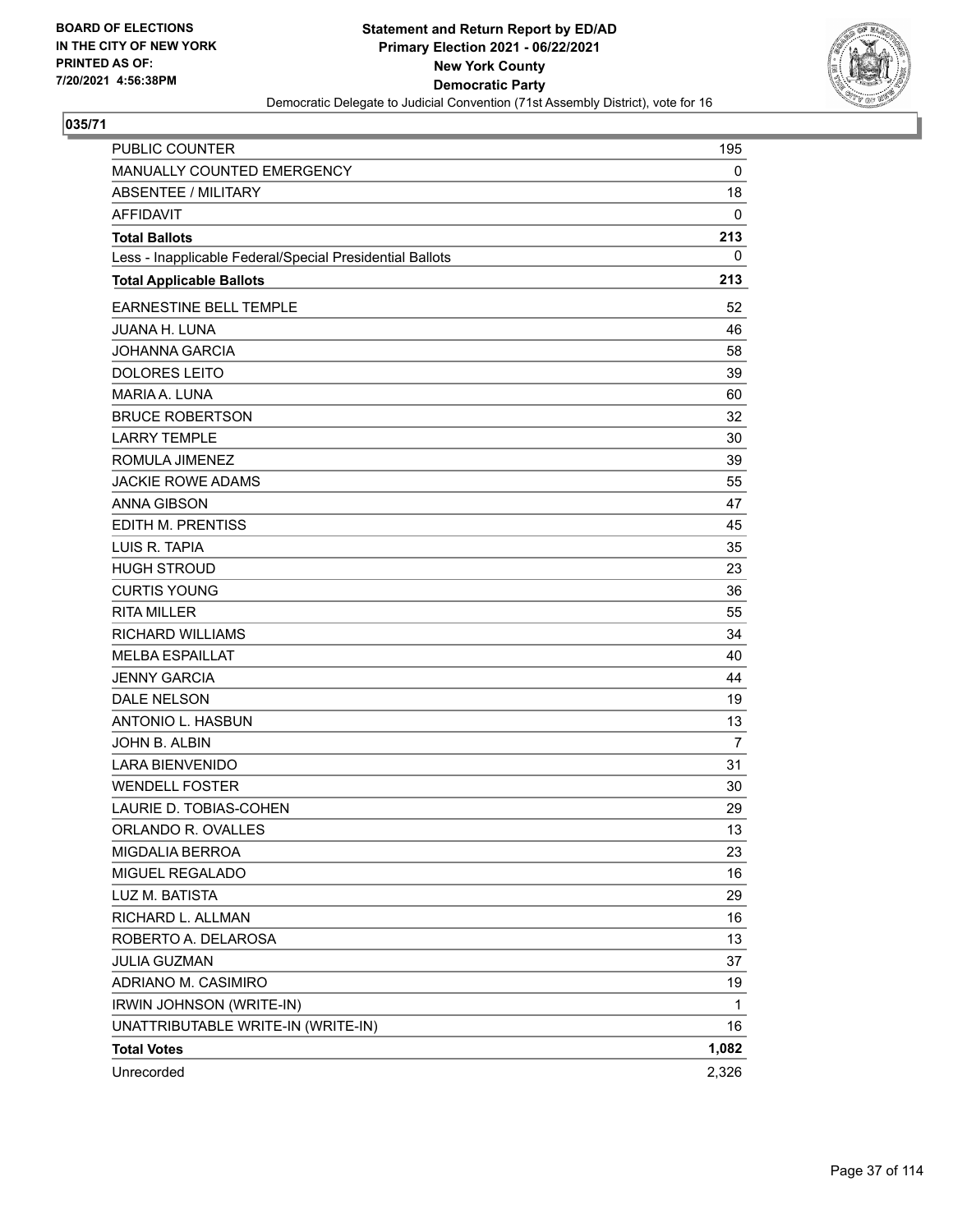BOARD OF ELECTIONS
IN THE CITY OF NEW YORK
PRINTED AS OF:
7/20/2021 4:56:38PM

**Statement and Return Report by ED/AD**
**Primary Election 2021 - 06/22/2021**
**New York County**
**Democratic Party**
Democratic Delegate to Judicial Convention (71st Assembly District), vote for 16

## 035/71

| | |
|---|---|
| PUBLIC COUNTER | 195 |
| MANUALLY COUNTED EMERGENCY | 0 |
| ABSENTEE / MILITARY | 18 |
| AFFIDAVIT | 0 |
| **Total Ballots** | **213** |
| Less - Inapplicable Federal/Special Presidential Ballots | 0 |
| **Total Applicable Ballots** | **213** |
| EARNESTINE BELL TEMPLE | 52 |
| JUANA H. LUNA | 46 |
| JOHANNA GARCIA | 58 |
| DOLORES LEITO | 39 |
| MARIA A. LUNA | 60 |
| BRUCE ROBERTSON | 32 |
| LARRY TEMPLE | 30 |
| ROMULA JIMENEZ | 39 |
| JACKIE ROWE ADAMS | 55 |
| ANNA GIBSON | 47 |
| EDITH M. PRENTISS | 45 |
| LUIS R. TAPIA | 35 |
| HUGH STROUD | 23 |
| CURTIS YOUNG | 36 |
| RITA MILLER | 55 |
| RICHARD WILLIAMS | 34 |
| MELBA ESPAILLAT | 40 |
| JENNY GARCIA | 44 |
| DALE NELSON | 19 |
| ANTONIO L. HASBUN | 13 |
| JOHN B. ALBIN | 7 |
| LARA BIENVENIDO | 31 |
| WENDELL FOSTER | 30 |
| LAURIE D. TOBIAS-COHEN | 29 |
| ORLANDO R. OVALLES | 13 |
| MIGDALIA BERROA | 23 |
| MIGUEL REGALADO | 16 |
| LUZ M. BATISTA | 29 |
| RICHARD L. ALLMAN | 16 |
| ROBERTO A. DELAROSA | 13 |
| JULIA GUZMAN | 37 |
| ADRIANO M. CASIMIRO | 19 |
| IRWIN JOHNSON (WRITE-IN) | 1 |
| UNATTRIBUTABLE WRITE-IN (WRITE-IN) | 16 |
| **Total Votes** | **1,082** |
| Unrecorded | 2,326 |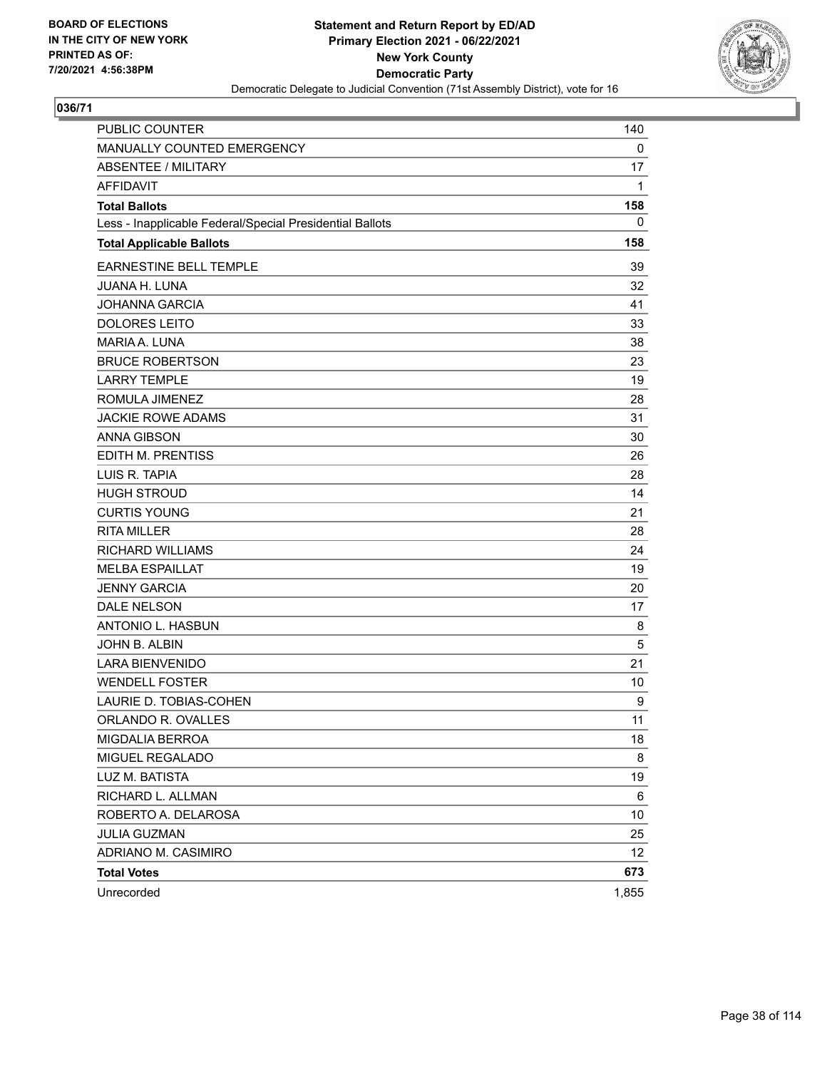**BOARD OF ELECTIONS IN THE CITY OF NEW YORK PRINTED AS OF: 7/20/2021 4:56:38PM**

**Statement and Return Report by ED/AD Primary Election 2021 - 06/22/2021 New York County Democratic Party**

Democratic Delegate to Judicial Convention (71st Assembly District), vote for 16

## 036/71

| | |
|---|---|
| PUBLIC COUNTER | 140 |
| MANUALLY COUNTED EMERGENCY | 0 |
| ABSENTEE / MILITARY | 17 |
| AFFIDAVIT | 1 |
| **Total Ballots** | **158** |
| Less - Inapplicable Federal/Special Presidential Ballots | 0 |
| **Total Applicable Ballots** | **158** |
| EARNESTINE BELL TEMPLE | 39 |
| JUANA H. LUNA | 32 |
| JOHANNA GARCIA | 41 |
| DOLORES LEITO | 33 |
| MARIA A. LUNA | 38 |
| BRUCE ROBERTSON | 23 |
| LARRY TEMPLE | 19 |
| ROMULA JIMENEZ | 28 |
| JACKIE ROWE ADAMS | 31 |
| ANNA GIBSON | 30 |
| EDITH M. PRENTISS | 26 |
| LUIS R. TAPIA | 28 |
| HUGH STROUD | 14 |
| CURTIS YOUNG | 21 |
| RITA MILLER | 28 |
| RICHARD WILLIAMS | 24 |
| MELBA ESPAILLAT | 19 |
| JENNY GARCIA | 20 |
| DALE NELSON | 17 |
| ANTONIO L. HASBUN | 8 |
| JOHN B. ALBIN | 5 |
| LARA BIENVENIDO | 21 |
| WENDELL FOSTER | 10 |
| LAURIE D. TOBIAS-COHEN | 9 |
| ORLANDO R. OVALLES | 11 |
| MIGDALIA BERROA | 18 |
| MIGUEL REGALADO | 8 |
| LUZ M. BATISTA | 19 |
| RICHARD L. ALLMAN | 6 |
| ROBERTO A. DELAROSA | 10 |
| JULIA GUZMAN | 25 |
| ADRIANO M. CASIMIRO | 12 |
| **Total Votes** | **673** |
| Unrecorded | 1,855 |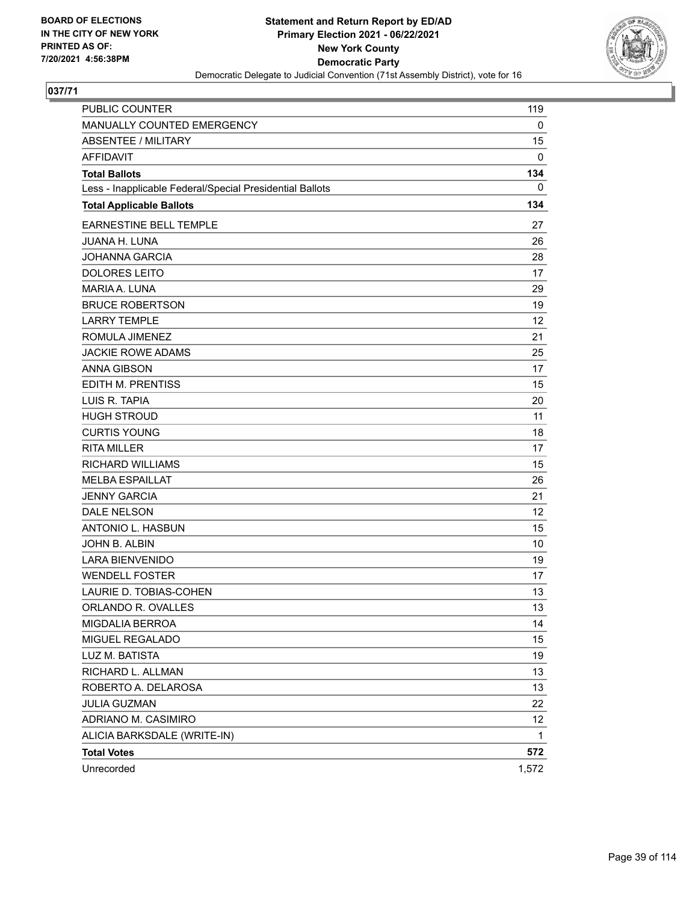BOARD OF ELECTIONS
IN THE CITY OF NEW YORK
PRINTED AS OF:
7/20/2021 4:56:38PM

**Statement and Return Report by ED/AD**
**Primary Election 2021 - 06/22/2021**
**New York County**
**Democratic Party**
Democratic Delegate to Judicial Convention (71st Assembly District), vote for 16

## 037/71

| | |
|---|---|
| PUBLIC COUNTER | 119 |
| MANUALLY COUNTED EMERGENCY | 0 |
| ABSENTEE / MILITARY | 15 |
| AFFIDAVIT | 0 |
| **Total Ballots** | **134** |
| Less - Inapplicable Federal/Special Presidential Ballots | 0 |
| **Total Applicable Ballots** | **134** |
| EARNESTINE BELL TEMPLE | 27 |
| JUANA H. LUNA | 26 |
| JOHANNA GARCIA | 28 |
| DOLORES LEITO | 17 |
| MARIA A. LUNA | 29 |
| BRUCE ROBERTSON | 19 |
| LARRY TEMPLE | 12 |
| ROMULA JIMENEZ | 21 |
| JACKIE ROWE ADAMS | 25 |
| ANNA GIBSON | 17 |
| EDITH M. PRENTISS | 15 |
| LUIS R. TAPIA | 20 |
| HUGH STROUD | 11 |
| CURTIS YOUNG | 18 |
| RITA MILLER | 17 |
| RICHARD WILLIAMS | 15 |
| MELBA ESPAILLAT | 26 |
| JENNY GARCIA | 21 |
| DALE NELSON | 12 |
| ANTONIO L. HASBUN | 15 |
| JOHN B. ALBIN | 10 |
| LARA BIENVENIDO | 19 |
| WENDELL FOSTER | 17 |
| LAURIE D. TOBIAS-COHEN | 13 |
| ORLANDO R. OVALLES | 13 |
| MIGDALIA BERROA | 14 |
| MIGUEL REGALADO | 15 |
| LUZ M. BATISTA | 19 |
| RICHARD L. ALLMAN | 13 |
| ROBERTO A. DELAROSA | 13 |
| JULIA GUZMAN | 22 |
| ADRIANO M. CASIMIRO | 12 |
| ALICIA BARKSDALE (WRITE-IN) | 1 |
| **Total Votes** | **572** |
| Unrecorded | 1,572 |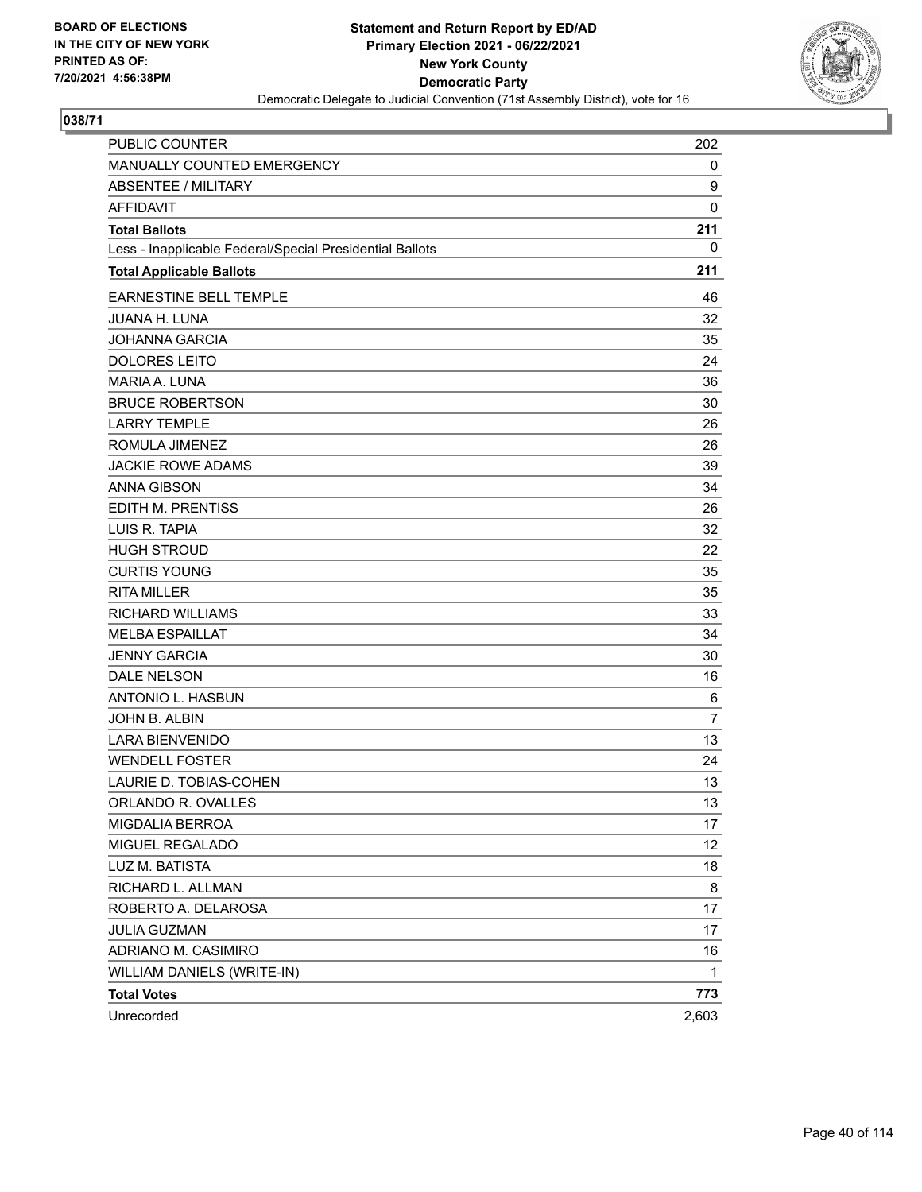BOARD OF ELECTIONS
IN THE CITY OF NEW YORK
PRINTED AS OF:
7/20/2021 4:56:38PM

**Statement and Return Report by ED/AD**
**Primary Election 2021 - 06/22/2021**
**New York County**
**Democratic Party**
Democratic Delegate to Judicial Convention (71st Assembly District), vote for 16

## 038/71

| | |
|---|---|
| PUBLIC COUNTER | 202 |
| MANUALLY COUNTED EMERGENCY | 0 |
| ABSENTEE / MILITARY | 9 |
| AFFIDAVIT | 0 |
| **Total Ballots** | **211** |
| Less - Inapplicable Federal/Special Presidential Ballots | 0 |
| **Total Applicable Ballots** | **211** |
| EARNESTINE BELL TEMPLE | 46 |
| JUANA H. LUNA | 32 |
| JOHANNA GARCIA | 35 |
| DOLORES LEITO | 24 |
| MARIA A. LUNA | 36 |
| BRUCE ROBERTSON | 30 |
| LARRY TEMPLE | 26 |
| ROMULA JIMENEZ | 26 |
| JACKIE ROWE ADAMS | 39 |
| ANNA GIBSON | 34 |
| EDITH M. PRENTISS | 26 |
| LUIS R. TAPIA | 32 |
| HUGH STROUD | 22 |
| CURTIS YOUNG | 35 |
| RITA MILLER | 35 |
| RICHARD WILLIAMS | 33 |
| MELBA ESPAILLAT | 34 |
| JENNY GARCIA | 30 |
| DALE NELSON | 16 |
| ANTONIO L. HASBUN | 6 |
| JOHN B. ALBIN | 7 |
| LARA BIENVENIDO | 13 |
| WENDELL FOSTER | 24 |
| LAURIE D. TOBIAS-COHEN | 13 |
| ORLANDO R. OVALLES | 13 |
| MIGDALIA BERROA | 17 |
| MIGUEL REGALADO | 12 |
| LUZ M. BATISTA | 18 |
| RICHARD L. ALLMAN | 8 |
| ROBERTO A. DELAROSA | 17 |
| JULIA GUZMAN | 17 |
| ADRIANO M. CASIMIRO | 16 |
| WILLIAM DANIELS (WRITE-IN) | 1 |
| **Total Votes** | **773** |
| Unrecorded | 2,603 |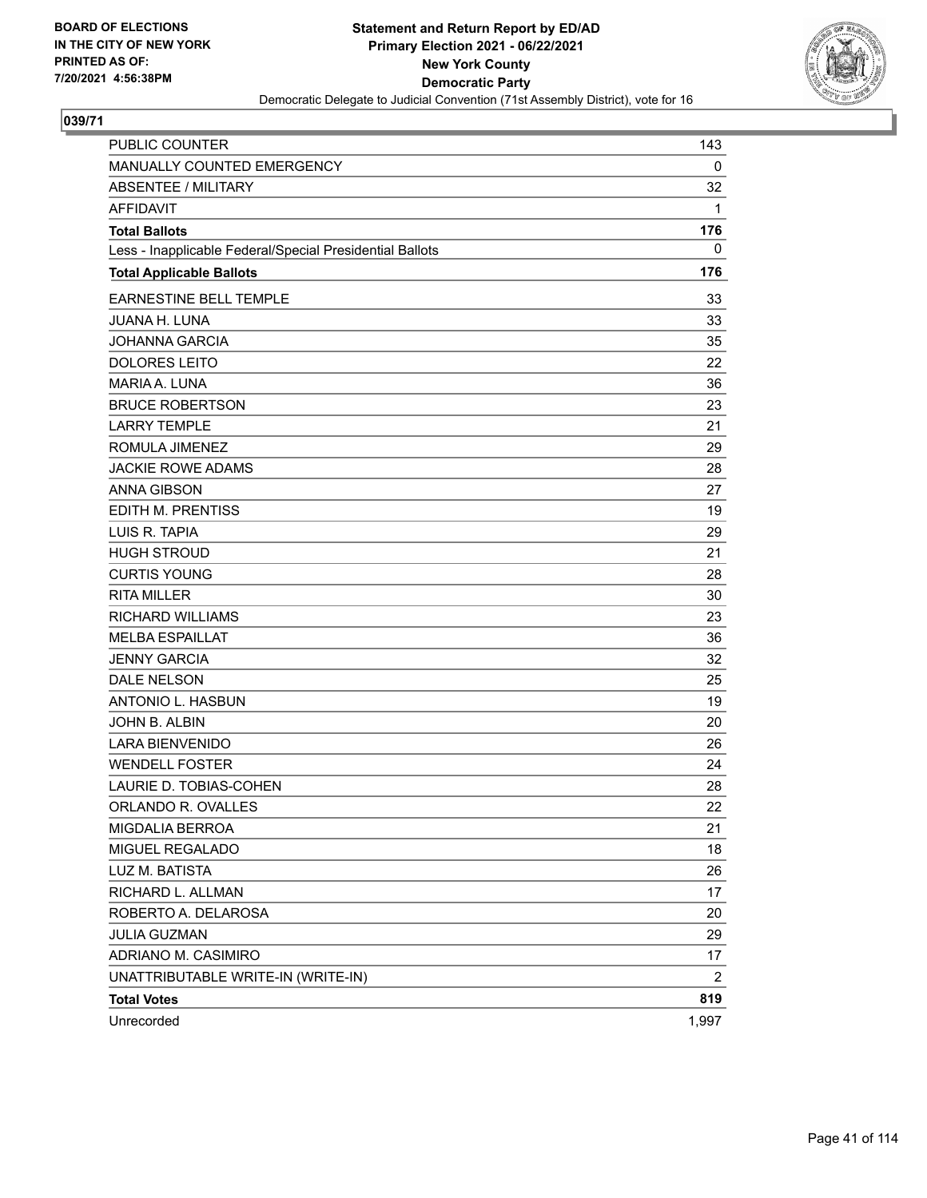BOARD OF ELECTIONS
IN THE CITY OF NEW YORK
PRINTED AS OF:
7/20/2021 4:56:38PM

**Statement and Return Report by ED/AD**
**Primary Election 2021 - 06/22/2021**
**New York County**
**Democratic Party**
Democratic Delegate to Judicial Convention (71st Assembly District), vote for 16

**039/71**

| | |
|---|---|
| PUBLIC COUNTER | 143 |
| MANUALLY COUNTED EMERGENCY | 0 |
| ABSENTEE / MILITARY | 32 |
| AFFIDAVIT | 1 |
| **Total Ballots** | **176** |
| Less - Inapplicable Federal/Special Presidential Ballots | 0 |
| **Total Applicable Ballots** | **176** |
| EARNESTINE BELL TEMPLE | 33 |
| JUANA H. LUNA | 33 |
| JOHANNA GARCIA | 35 |
| DOLORES LEITO | 22 |
| MARIA A. LUNA | 36 |
| BRUCE ROBERTSON | 23 |
| LARRY TEMPLE | 21 |
| ROMULA JIMENEZ | 29 |
| JACKIE ROWE ADAMS | 28 |
| ANNA GIBSON | 27 |
| EDITH M. PRENTISS | 19 |
| LUIS R. TAPIA | 29 |
| HUGH STROUD | 21 |
| CURTIS YOUNG | 28 |
| RITA MILLER | 30 |
| RICHARD WILLIAMS | 23 |
| MELBA ESPAILLAT | 36 |
| JENNY GARCIA | 32 |
| DALE NELSON | 25 |
| ANTONIO L. HASBUN | 19 |
| JOHN B. ALBIN | 20 |
| LARA BIENVENIDO | 26 |
| WENDELL FOSTER | 24 |
| LAURIE D. TOBIAS-COHEN | 28 |
| ORLANDO R. OVALLES | 22 |
| MIGDALIA BERROA | 21 |
| MIGUEL REGALADO | 18 |
| LUZ M. BATISTA | 26 |
| RICHARD L. ALLMAN | 17 |
| ROBERTO A. DELAROSA | 20 |
| JULIA GUZMAN | 29 |
| ADRIANO M. CASIMIRO | 17 |
| UNATTRIBUTABLE WRITE-IN (WRITE-IN) | 2 |
| **Total Votes** | **819** |
| Unrecorded | 1,997 |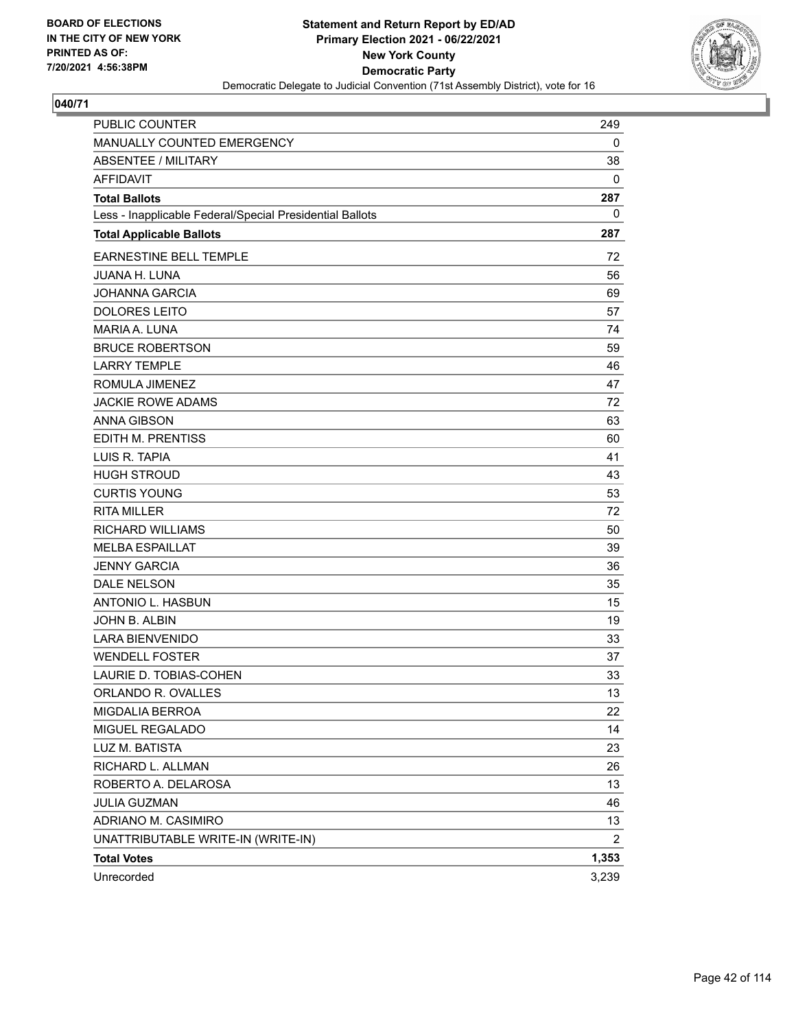BOARD OF ELECTIONS
IN THE CITY OF NEW YORK
PRINTED AS OF:
7/20/2021 4:56:38PM

**Statement and Return Report by ED/AD**
**Primary Election 2021 - 06/22/2021**
**New York County**
**Democratic Party**
Democratic Delegate to Judicial Convention (71st Assembly District), vote for 16

**040/71**

| | |
|---|---|
| PUBLIC COUNTER | 249 |
| MANUALLY COUNTED EMERGENCY | 0 |
| ABSENTEE / MILITARY | 38 |
| AFFIDAVIT | 0 |
| **Total Ballots** | **287** |
| Less - Inapplicable Federal/Special Presidential Ballots | 0 |
| **Total Applicable Ballots** | **287** |
| EARNESTINE BELL TEMPLE | 72 |
| JUANA H. LUNA | 56 |
| JOHANNA GARCIA | 69 |
| DOLORES LEITO | 57 |
| MARIA A. LUNA | 74 |
| BRUCE ROBERTSON | 59 |
| LARRY TEMPLE | 46 |
| ROMULA JIMENEZ | 47 |
| JACKIE ROWE ADAMS | 72 |
| ANNA GIBSON | 63 |
| EDITH M. PRENTISS | 60 |
| LUIS R. TAPIA | 41 |
| HUGH STROUD | 43 |
| CURTIS YOUNG | 53 |
| RITA MILLER | 72 |
| RICHARD WILLIAMS | 50 |
| MELBA ESPAILLAT | 39 |
| JENNY GARCIA | 36 |
| DALE NELSON | 35 |
| ANTONIO L. HASBUN | 15 |
| JOHN B. ALBIN | 19 |
| LARA BIENVENIDO | 33 |
| WENDELL FOSTER | 37 |
| LAURIE D. TOBIAS-COHEN | 33 |
| ORLANDO R. OVALLES | 13 |
| MIGDALIA BERROA | 22 |
| MIGUEL REGALADO | 14 |
| LUZ M. BATISTA | 23 |
| RICHARD L. ALLMAN | 26 |
| ROBERTO A. DELAROSA | 13 |
| JULIA GUZMAN | 46 |
| ADRIANO M. CASIMIRO | 13 |
| UNATTRIBUTABLE WRITE-IN (WRITE-IN) | 2 |
| **Total Votes** | **1,353** |
| Unrecorded | 3,239 |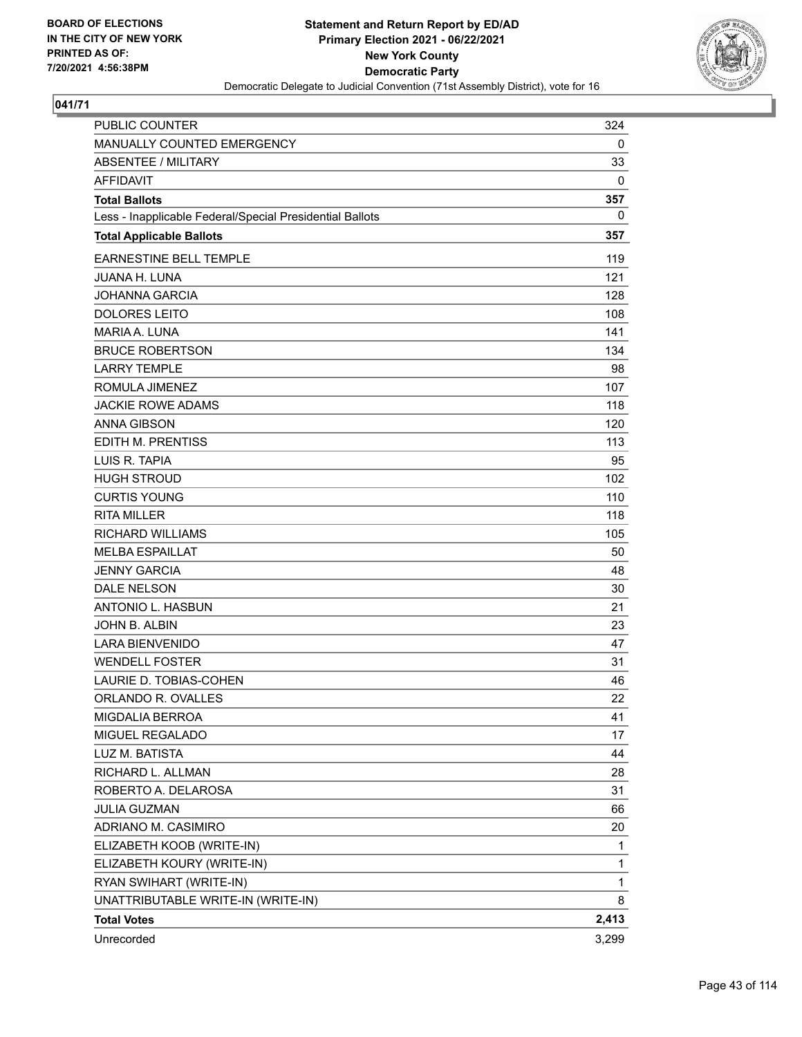BOARD OF ELECTIONS
IN THE CITY OF NEW YORK
PRINTED AS OF:
7/20/2021 4:56:38PM

**Statement and Return Report by ED/AD**
**Primary Election 2021 - 06/22/2021**
**New York County**
**Democratic Party**
Democratic Delegate to Judicial Convention (71st Assembly District), vote for 16

**041/71**

| | |
|---|---|
| PUBLIC COUNTER | 324 |
| MANUALLY COUNTED EMERGENCY | 0 |
| ABSENTEE / MILITARY | 33 |
| AFFIDAVIT | 0 |
| **Total Ballots** | **357** |
| Less - Inapplicable Federal/Special Presidential Ballots | 0 |
| **Total Applicable Ballots** | **357** |
| EARNESTINE BELL TEMPLE | 119 |
| JUANA H. LUNA | 121 |
| JOHANNA GARCIA | 128 |
| DOLORES LEITO | 108 |
| MARIA A. LUNA | 141 |
| BRUCE ROBERTSON | 134 |
| LARRY TEMPLE | 98 |
| ROMULA JIMENEZ | 107 |
| JACKIE ROWE ADAMS | 118 |
| ANNA GIBSON | 120 |
| EDITH M. PRENTISS | 113 |
| LUIS R. TAPIA | 95 |
| HUGH STROUD | 102 |
| CURTIS YOUNG | 110 |
| RITA MILLER | 118 |
| RICHARD WILLIAMS | 105 |
| MELBA ESPAILLAT | 50 |
| JENNY GARCIA | 48 |
| DALE NELSON | 30 |
| ANTONIO L. HASBUN | 21 |
| JOHN B. ALBIN | 23 |
| LARA BIENVENIDO | 47 |
| WENDELL FOSTER | 31 |
| LAURIE D. TOBIAS-COHEN | 46 |
| ORLANDO R. OVALLES | 22 |
| MIGDALIA BERROA | 41 |
| MIGUEL REGALADO | 17 |
| LUZ M. BATISTA | 44 |
| RICHARD L. ALLMAN | 28 |
| ROBERTO A. DELAROSA | 31 |
| JULIA GUZMAN | 66 |
| ADRIANO M. CASIMIRO | 20 |
| ELIZABETH KOOB (WRITE-IN) | 1 |
| ELIZABETH KOURY (WRITE-IN) | 1 |
| RYAN SWIHART (WRITE-IN) | 1 |
| UNATTRIBUTABLE WRITE-IN (WRITE-IN) | 8 |
| **Total Votes** | **2,413** |
| Unrecorded | 3,299 |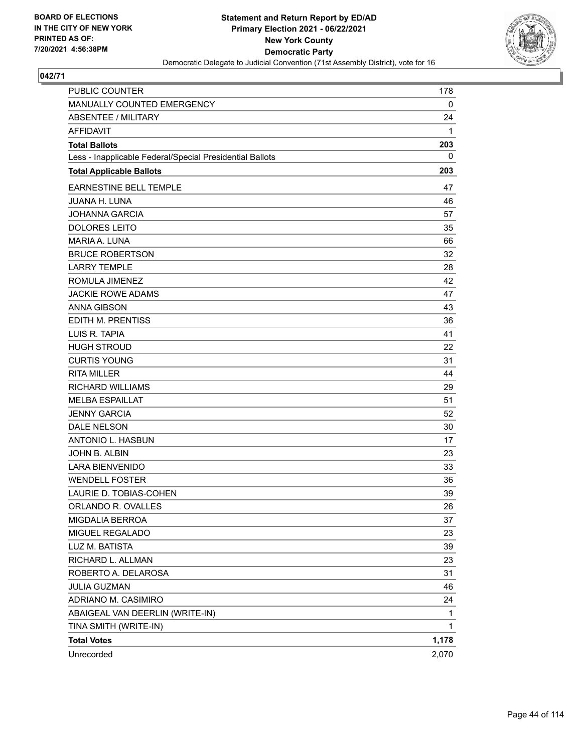BOARD OF ELECTIONS
IN THE CITY OF NEW YORK
PRINTED AS OF:
7/20/2021 4:56:38PM

**Statement and Return Report by ED/AD**
**Primary Election 2021 - 06/22/2021**
**New York County**
**Democratic Party**
Democratic Delegate to Judicial Convention (71st Assembly District), vote for 16

**042/71**

| | |
|---|---|
| PUBLIC COUNTER | 178 |
| MANUALLY COUNTED EMERGENCY | 0 |
| ABSENTEE / MILITARY | 24 |
| AFFIDAVIT | 1 |
| **Total Ballots** | **203** |
| Less - Inapplicable Federal/Special Presidential Ballots | 0 |
| **Total Applicable Ballots** | **203** |
| EARNESTINE BELL TEMPLE | 47 |
| JUANA H. LUNA | 46 |
| JOHANNA GARCIA | 57 |
| DOLORES LEITO | 35 |
| MARIA A. LUNA | 66 |
| BRUCE ROBERTSON | 32 |
| LARRY TEMPLE | 28 |
| ROMULA JIMENEZ | 42 |
| JACKIE ROWE ADAMS | 47 |
| ANNA GIBSON | 43 |
| EDITH M. PRENTISS | 36 |
| LUIS R. TAPIA | 41 |
| HUGH STROUD | 22 |
| CURTIS YOUNG | 31 |
| RITA MILLER | 44 |
| RICHARD WILLIAMS | 29 |
| MELBA ESPAILLAT | 51 |
| JENNY GARCIA | 52 |
| DALE NELSON | 30 |
| ANTONIO L. HASBUN | 17 |
| JOHN B. ALBIN | 23 |
| LARA BIENVENIDO | 33 |
| WENDELL FOSTER | 36 |
| LAURIE D. TOBIAS-COHEN | 39 |
| ORLANDO R. OVALLES | 26 |
| MIGDALIA BERROA | 37 |
| MIGUEL REGALADO | 23 |
| LUZ M. BATISTA | 39 |
| RICHARD L. ALLMAN | 23 |
| ROBERTO A. DELAROSA | 31 |
| JULIA GUZMAN | 46 |
| ADRIANO M. CASIMIRO | 24 |
| ABAIGEAL VAN DEERLIN (WRITE-IN) | 1 |
| TINA SMITH (WRITE-IN) | 1 |
| **Total Votes** | **1,178** |
| Unrecorded | 2,070 |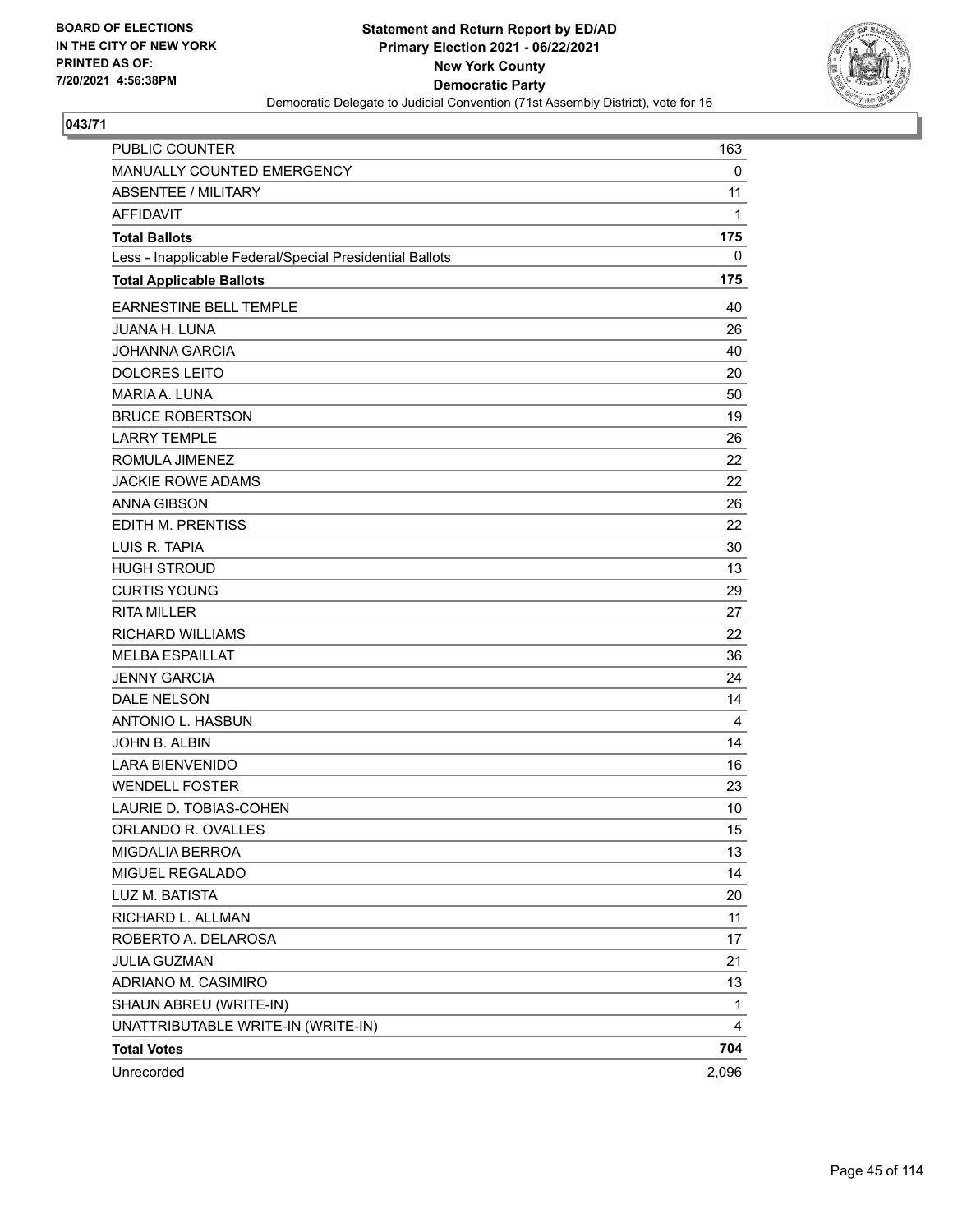BOARD OF ELECTIONS
IN THE CITY OF NEW YORK
PRINTED AS OF:
7/20/2021 4:56:38PM

**Statement and Return Report by ED/AD**
**Primary Election 2021 - 06/22/2021**
**New York County**
**Democratic Party**
Democratic Delegate to Judicial Convention (71st Assembly District), vote for 16

## 043/71

| | |
|---|---|
| PUBLIC COUNTER | 163 |
| MANUALLY COUNTED EMERGENCY | 0 |
| ABSENTEE / MILITARY | 11 |
| AFFIDAVIT | 1 |
| **Total Ballots** | **175** |
| Less - Inapplicable Federal/Special Presidential Ballots | 0 |
| **Total Applicable Ballots** | **175** |
| EARNESTINE BELL TEMPLE | 40 |
| JUANA H. LUNA | 26 |
| JOHANNA GARCIA | 40 |
| DOLORES LEITO | 20 |
| MARIA A. LUNA | 50 |
| BRUCE ROBERTSON | 19 |
| LARRY TEMPLE | 26 |
| ROMULA JIMENEZ | 22 |
| JACKIE ROWE ADAMS | 22 |
| ANNA GIBSON | 26 |
| EDITH M. PRENTISS | 22 |
| LUIS R. TAPIA | 30 |
| HUGH STROUD | 13 |
| CURTIS YOUNG | 29 |
| RITA MILLER | 27 |
| RICHARD WILLIAMS | 22 |
| MELBA ESPAILLAT | 36 |
| JENNY GARCIA | 24 |
| DALE NELSON | 14 |
| ANTONIO L. HASBUN | 4 |
| JOHN B. ALBIN | 14 |
| LARA BIENVENIDO | 16 |
| WENDELL FOSTER | 23 |
| LAURIE D. TOBIAS-COHEN | 10 |
| ORLANDO R. OVALLES | 15 |
| MIGDALIA BERROA | 13 |
| MIGUEL REGALADO | 14 |
| LUZ M. BATISTA | 20 |
| RICHARD L. ALLMAN | 11 |
| ROBERTO A. DELAROSA | 17 |
| JULIA GUZMAN | 21 |
| ADRIANO M. CASIMIRO | 13 |
| SHAUN ABREU (WRITE-IN) | 1 |
| UNATTRIBUTABLE WRITE-IN (WRITE-IN) | 4 |
| **Total Votes** | **704** |
| Unrecorded | 2,096 |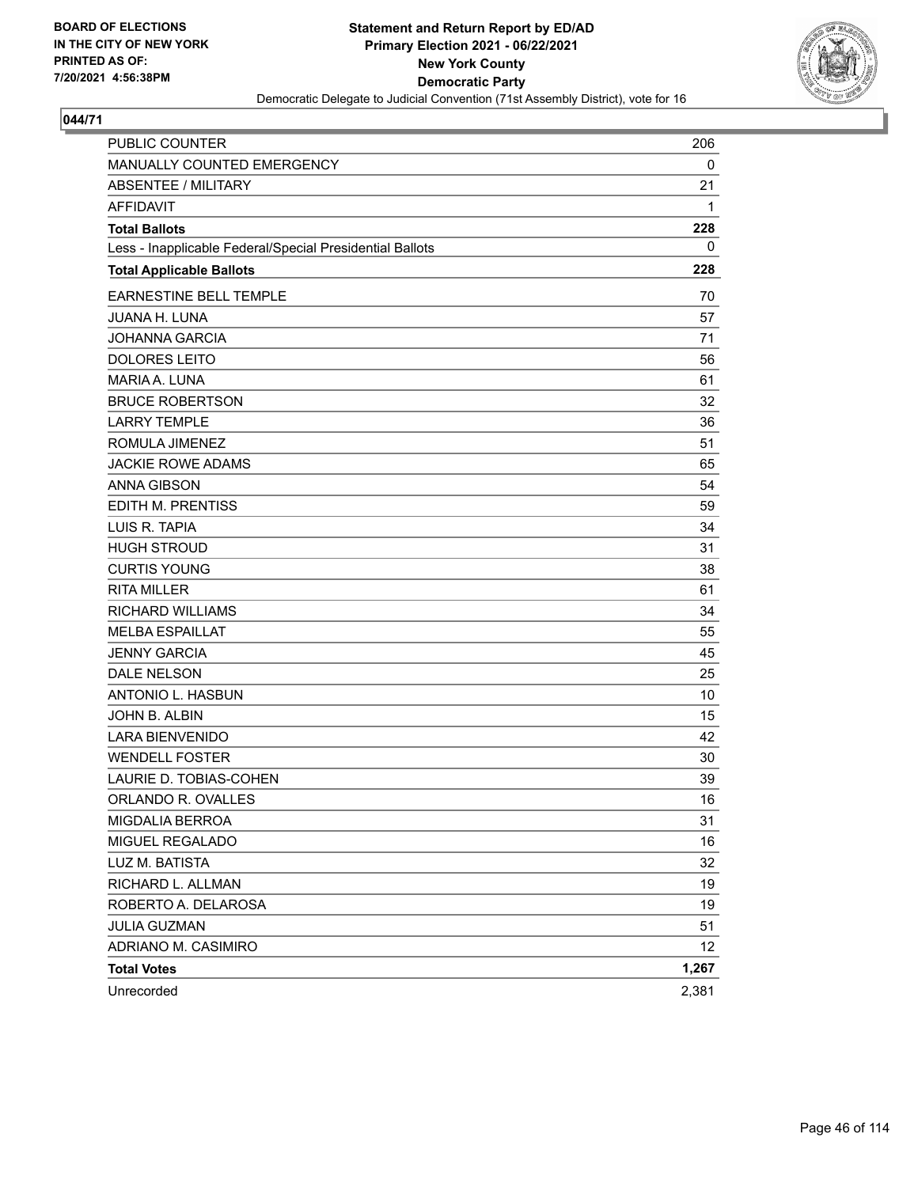BOARD OF ELECTIONS
IN THE CITY OF NEW YORK
PRINTED AS OF:
7/20/2021 4:56:38PM

**Statement and Return Report by ED/AD**
**Primary Election 2021 - 06/22/2021**
**New York County**
**Democratic Party**
Democratic Delegate to Judicial Convention (71st Assembly District), vote for 16

## 044/71

| | |
|---|---|
| PUBLIC COUNTER | 206 |
| MANUALLY COUNTED EMERGENCY | 0 |
| ABSENTEE / MILITARY | 21 |
| AFFIDAVIT | 1 |
| **Total Ballots** | **228** |
| Less - Inapplicable Federal/Special Presidential Ballots | 0 |
| **Total Applicable Ballots** | **228** |
| EARNESTINE BELL TEMPLE | 70 |
| JUANA H. LUNA | 57 |
| JOHANNA GARCIA | 71 |
| DOLORES LEITO | 56 |
| MARIA A. LUNA | 61 |
| BRUCE ROBERTSON | 32 |
| LARRY TEMPLE | 36 |
| ROMULA JIMENEZ | 51 |
| JACKIE ROWE ADAMS | 65 |
| ANNA GIBSON | 54 |
| EDITH M. PRENTISS | 59 |
| LUIS R. TAPIA | 34 |
| HUGH STROUD | 31 |
| CURTIS YOUNG | 38 |
| RITA MILLER | 61 |
| RICHARD WILLIAMS | 34 |
| MELBA ESPAILLAT | 55 |
| JENNY GARCIA | 45 |
| DALE NELSON | 25 |
| ANTONIO L. HASBUN | 10 |
| JOHN B. ALBIN | 15 |
| LARA BIENVENIDO | 42 |
| WENDELL FOSTER | 30 |
| LAURIE D. TOBIAS-COHEN | 39 |
| ORLANDO R. OVALLES | 16 |
| MIGDALIA BERROA | 31 |
| MIGUEL REGALADO | 16 |
| LUZ M. BATISTA | 32 |
| RICHARD L. ALLMAN | 19 |
| ROBERTO A. DELAROSA | 19 |
| JULIA GUZMAN | 51 |
| ADRIANO M. CASIMIRO | 12 |
| **Total Votes** | **1,267** |
| Unrecorded | 2,381 |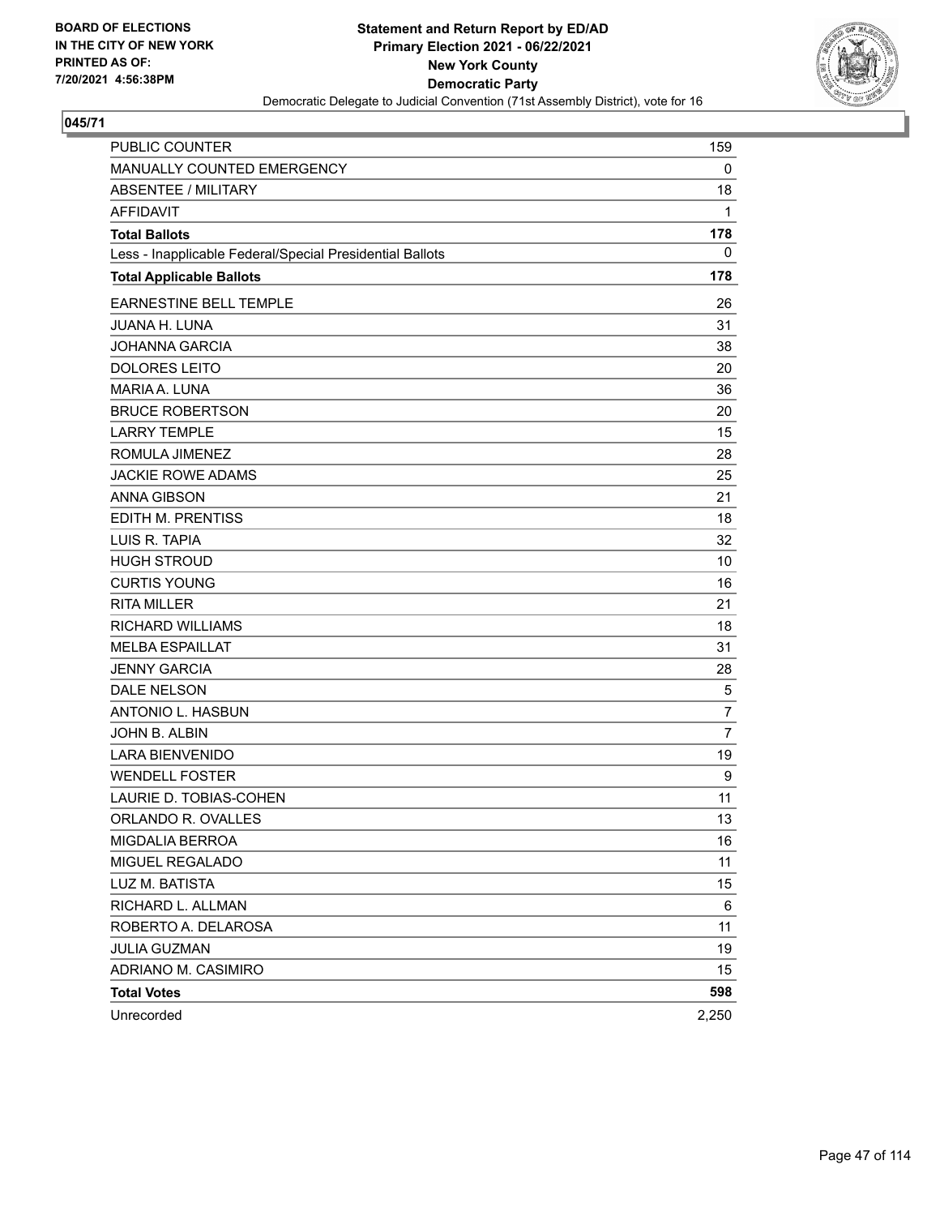BOARD OF ELECTIONS
IN THE CITY OF NEW YORK
PRINTED AS OF:
7/20/2021 4:56:38PM

**Statement and Return Report by ED/AD**
**Primary Election 2021 - 06/22/2021**
**New York County**
**Democratic Party**
Democratic Delegate to Judicial Convention (71st Assembly District), vote for 16

## 045/71

| | |
|---|---|
| PUBLIC COUNTER | 159 |
| MANUALLY COUNTED EMERGENCY | 0 |
| ABSENTEE / MILITARY | 18 |
| AFFIDAVIT | 1 |
| **Total Ballots** | **178** |
| Less - Inapplicable Federal/Special Presidential Ballots | 0 |
| **Total Applicable Ballots** | **178** |
| EARNESTINE BELL TEMPLE | 26 |
| JUANA H. LUNA | 31 |
| JOHANNA GARCIA | 38 |
| DOLORES LEITO | 20 |
| MARIA A. LUNA | 36 |
| BRUCE ROBERTSON | 20 |
| LARRY TEMPLE | 15 |
| ROMULA JIMENEZ | 28 |
| JACKIE ROWE ADAMS | 25 |
| ANNA GIBSON | 21 |
| EDITH M. PRENTISS | 18 |
| LUIS R. TAPIA | 32 |
| HUGH STROUD | 10 |
| CURTIS YOUNG | 16 |
| RITA MILLER | 21 |
| RICHARD WILLIAMS | 18 |
| MELBA ESPAILLAT | 31 |
| JENNY GARCIA | 28 |
| DALE NELSON | 5 |
| ANTONIO L. HASBUN | 7 |
| JOHN B. ALBIN | 7 |
| LARA BIENVENIDO | 19 |
| WENDELL FOSTER | 9 |
| LAURIE D. TOBIAS-COHEN | 11 |
| ORLANDO R. OVALLES | 13 |
| MIGDALIA BERROA | 16 |
| MIGUEL REGALADO | 11 |
| LUZ M. BATISTA | 15 |
| RICHARD L. ALLMAN | 6 |
| ROBERTO A. DELAROSA | 11 |
| JULIA GUZMAN | 19 |
| ADRIANO M. CASIMIRO | 15 |
| **Total Votes** | **598** |
| Unrecorded | 2,250 |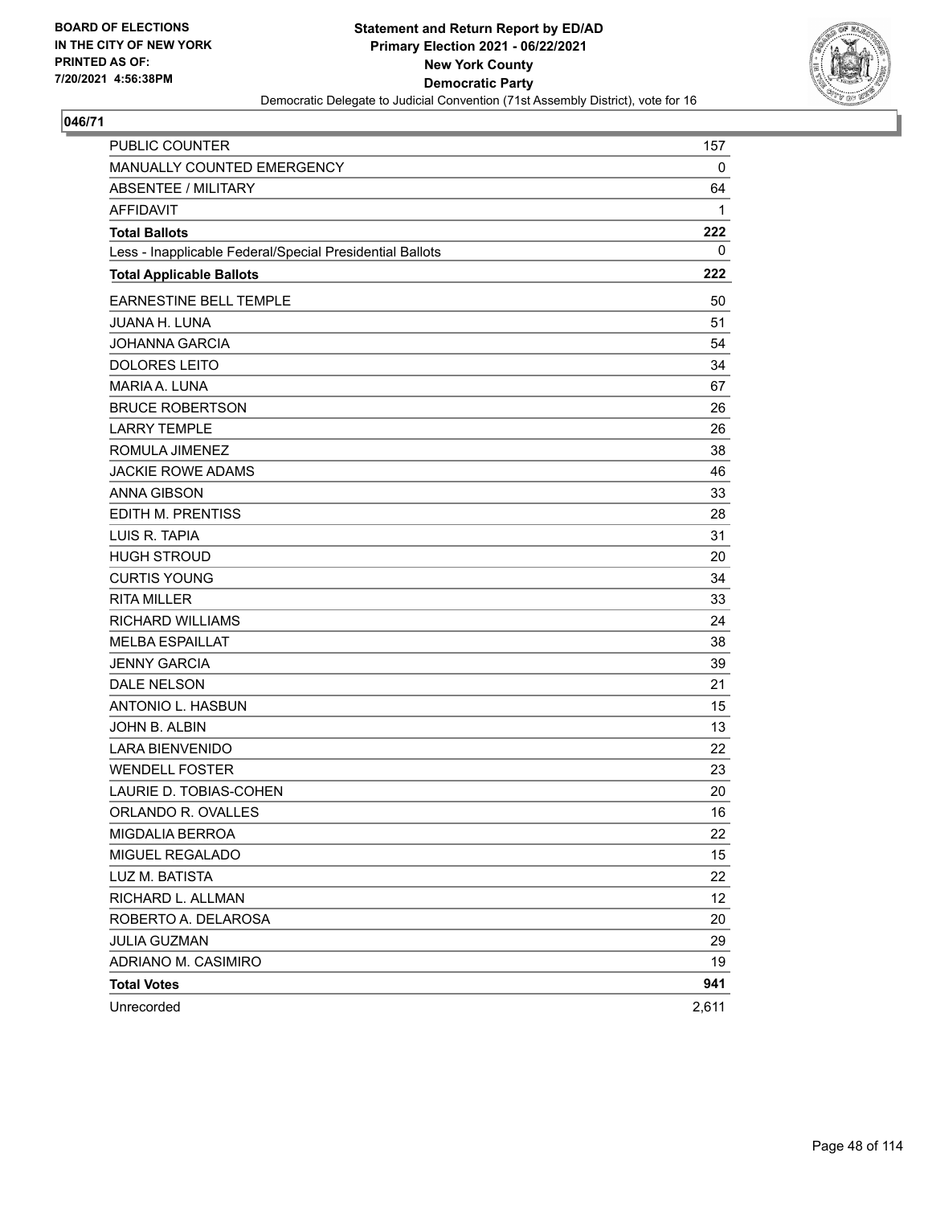BOARD OF ELECTIONS
IN THE CITY OF NEW YORK
PRINTED AS OF:
7/20/2021 4:56:38PM

**Statement and Return Report by ED/AD**
**Primary Election 2021 - 06/22/2021**
**New York County**
**Democratic Party**
Democratic Delegate to Judicial Convention (71st Assembly District), vote for 16

## 046/71

| | |
|---|---|
| PUBLIC COUNTER | 157 |
| MANUALLY COUNTED EMERGENCY | 0 |
| ABSENTEE / MILITARY | 64 |
| AFFIDAVIT | 1 |
| **Total Ballots** | **222** |
| Less - Inapplicable Federal/Special Presidential Ballots | 0 |
| **Total Applicable Ballots** | **222** |
| EARNESTINE BELL TEMPLE | 50 |
| JUANA H. LUNA | 51 |
| JOHANNA GARCIA | 54 |
| DOLORES LEITO | 34 |
| MARIA A. LUNA | 67 |
| BRUCE ROBERTSON | 26 |
| LARRY TEMPLE | 26 |
| ROMULA JIMENEZ | 38 |
| JACKIE ROWE ADAMS | 46 |
| ANNA GIBSON | 33 |
| EDITH M. PRENTISS | 28 |
| LUIS R. TAPIA | 31 |
| HUGH STROUD | 20 |
| CURTIS YOUNG | 34 |
| RITA MILLER | 33 |
| RICHARD WILLIAMS | 24 |
| MELBA ESPAILLAT | 38 |
| JENNY GARCIA | 39 |
| DALE NELSON | 21 |
| ANTONIO L. HASBUN | 15 |
| JOHN B. ALBIN | 13 |
| LARA BIENVENIDO | 22 |
| WENDELL FOSTER | 23 |
| LAURIE D. TOBIAS-COHEN | 20 |
| ORLANDO R. OVALLES | 16 |
| MIGDALIA BERROA | 22 |
| MIGUEL REGALADO | 15 |
| LUZ M. BATISTA | 22 |
| RICHARD L. ALLMAN | 12 |
| ROBERTO A. DELAROSA | 20 |
| JULIA GUZMAN | 29 |
| ADRIANO M. CASIMIRO | 19 |
| **Total Votes** | **941** |
| Unrecorded | 2,611 |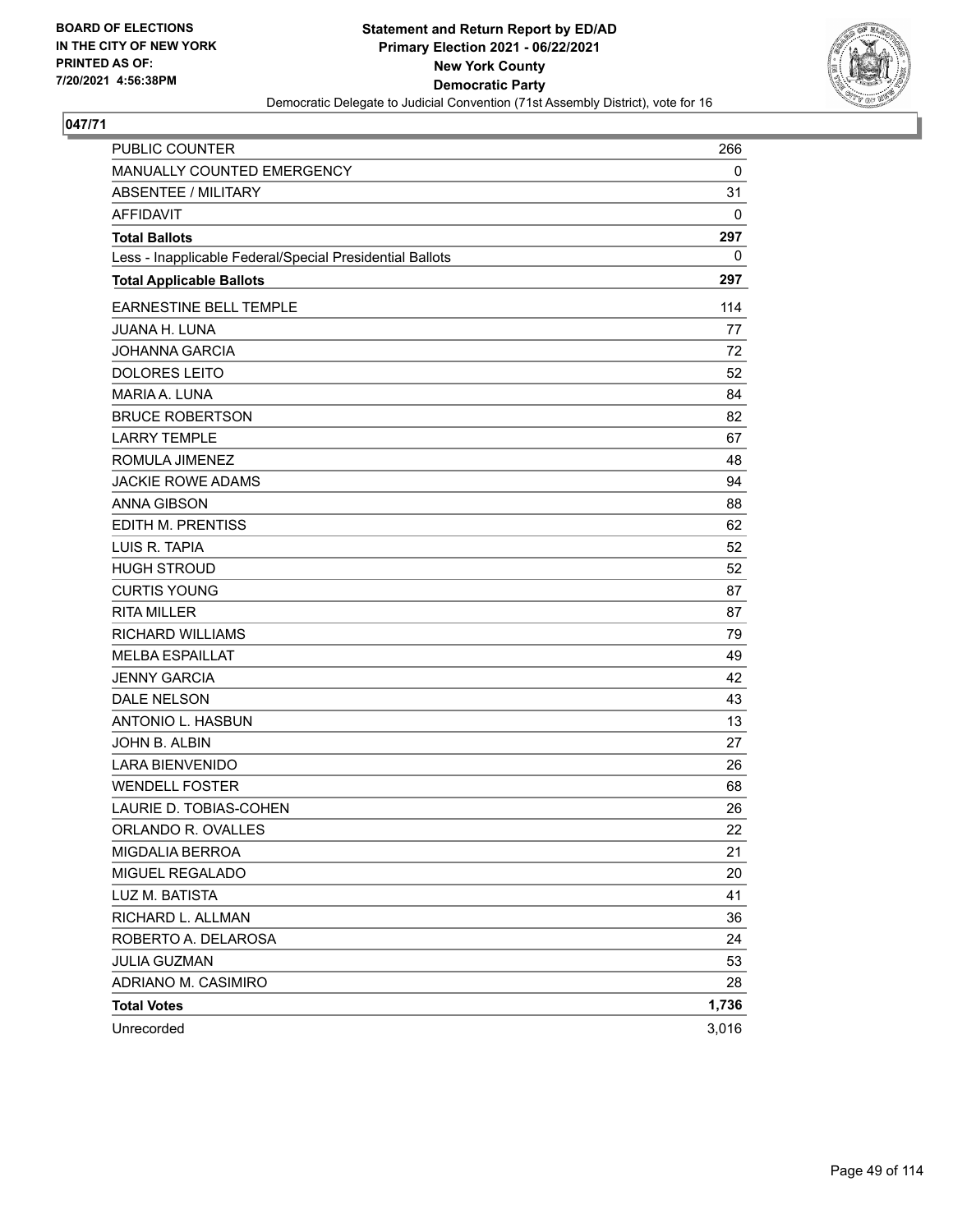BOARD OF ELECTIONS
IN THE CITY OF NEW YORK
PRINTED AS OF:
7/20/2021 4:56:38PM

**Statement and Return Report by ED/AD**
**Primary Election 2021 - 06/22/2021**
**New York County**
**Democratic Party**
Democratic Delegate to Judicial Convention (71st Assembly District), vote for 16

## 047/71

| | |
|---|---|
| PUBLIC COUNTER | 266 |
| MANUALLY COUNTED EMERGENCY | 0 |
| ABSENTEE / MILITARY | 31 |
| AFFIDAVIT | 0 |
| **Total Ballots** | **297** |
| Less - Inapplicable Federal/Special Presidential Ballots | 0 |
| **Total Applicable Ballots** | **297** |
| EARNESTINE BELL TEMPLE | 114 |
| JUANA H. LUNA | 77 |
| JOHANNA GARCIA | 72 |
| DOLORES LEITO | 52 |
| MARIA A. LUNA | 84 |
| BRUCE ROBERTSON | 82 |
| LARRY TEMPLE | 67 |
| ROMULA JIMENEZ | 48 |
| JACKIE ROWE ADAMS | 94 |
| ANNA GIBSON | 88 |
| EDITH M. PRENTISS | 62 |
| LUIS R. TAPIA | 52 |
| HUGH STROUD | 52 |
| CURTIS YOUNG | 87 |
| RITA MILLER | 87 |
| RICHARD WILLIAMS | 79 |
| MELBA ESPAILLAT | 49 |
| JENNY GARCIA | 42 |
| DALE NELSON | 43 |
| ANTONIO L. HASBUN | 13 |
| JOHN B. ALBIN | 27 |
| LARA BIENVENIDO | 26 |
| WENDELL FOSTER | 68 |
| LAURIE D. TOBIAS-COHEN | 26 |
| ORLANDO R. OVALLES | 22 |
| MIGDALIA BERROA | 21 |
| MIGUEL REGALADO | 20 |
| LUZ M. BATISTA | 41 |
| RICHARD L. ALLMAN | 36 |
| ROBERTO A. DELAROSA | 24 |
| JULIA GUZMAN | 53 |
| ADRIANO M. CASIMIRO | 28 |
| **Total Votes** | **1,736** |
| Unrecorded | 3,016 |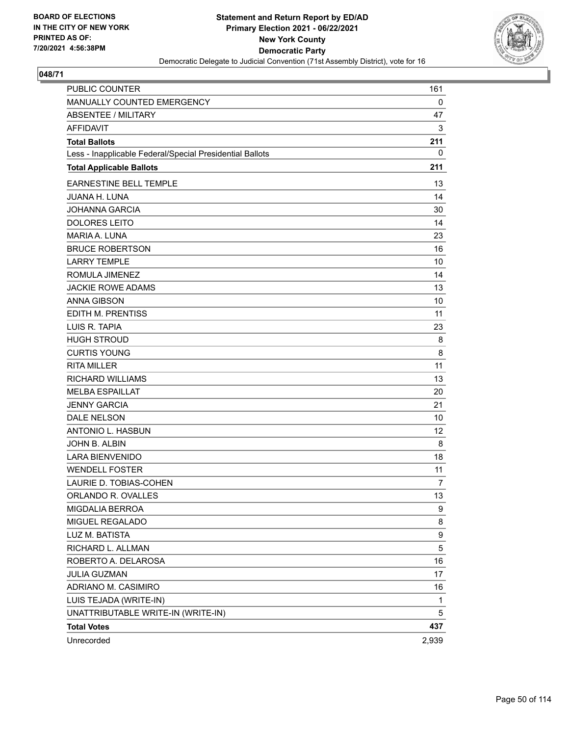BOARD OF ELECTIONS
IN THE CITY OF NEW YORK
PRINTED AS OF:
7/20/2021 4:56:38PM

**Statement and Return Report by ED/AD**
**Primary Election 2021 - 06/22/2021**
**New York County**
**Democratic Party**
Democratic Delegate to Judicial Convention (71st Assembly District), vote for 16

## 048/71

| | |
|---|---|
| PUBLIC COUNTER | 161 |
| MANUALLY COUNTED EMERGENCY | 0 |
| ABSENTEE / MILITARY | 47 |
| AFFIDAVIT | 3 |
| **Total Ballots** | **211** |
| Less - Inapplicable Federal/Special Presidential Ballots | 0 |
| **Total Applicable Ballots** | **211** |
| EARNESTINE BELL TEMPLE | 13 |
| JUANA H. LUNA | 14 |
| JOHANNA GARCIA | 30 |
| DOLORES LEITO | 14 |
| MARIA A. LUNA | 23 |
| BRUCE ROBERTSON | 16 |
| LARRY TEMPLE | 10 |
| ROMULA JIMENEZ | 14 |
| JACKIE ROWE ADAMS | 13 |
| ANNA GIBSON | 10 |
| EDITH M. PRENTISS | 11 |
| LUIS R. TAPIA | 23 |
| HUGH STROUD | 8 |
| CURTIS YOUNG | 8 |
| RITA MILLER | 11 |
| RICHARD WILLIAMS | 13 |
| MELBA ESPAILLAT | 20 |
| JENNY GARCIA | 21 |
| DALE NELSON | 10 |
| ANTONIO L. HASBUN | 12 |
| JOHN B. ALBIN | 8 |
| LARA BIENVENIDO | 18 |
| WENDELL FOSTER | 11 |
| LAURIE D. TOBIAS-COHEN | 7 |
| ORLANDO R. OVALLES | 13 |
| MIGDALIA BERROA | 9 |
| MIGUEL REGALADO | 8 |
| LUZ M. BATISTA | 9 |
| RICHARD L. ALLMAN | 5 |
| ROBERTO A. DELAROSA | 16 |
| JULIA GUZMAN | 17 |
| ADRIANO M. CASIMIRO | 16 |
| LUIS TEJADA (WRITE-IN) | 1 |
| UNATTRIBUTABLE WRITE-IN (WRITE-IN) | 5 |
| **Total Votes** | **437** |
| Unrecorded | 2,939 |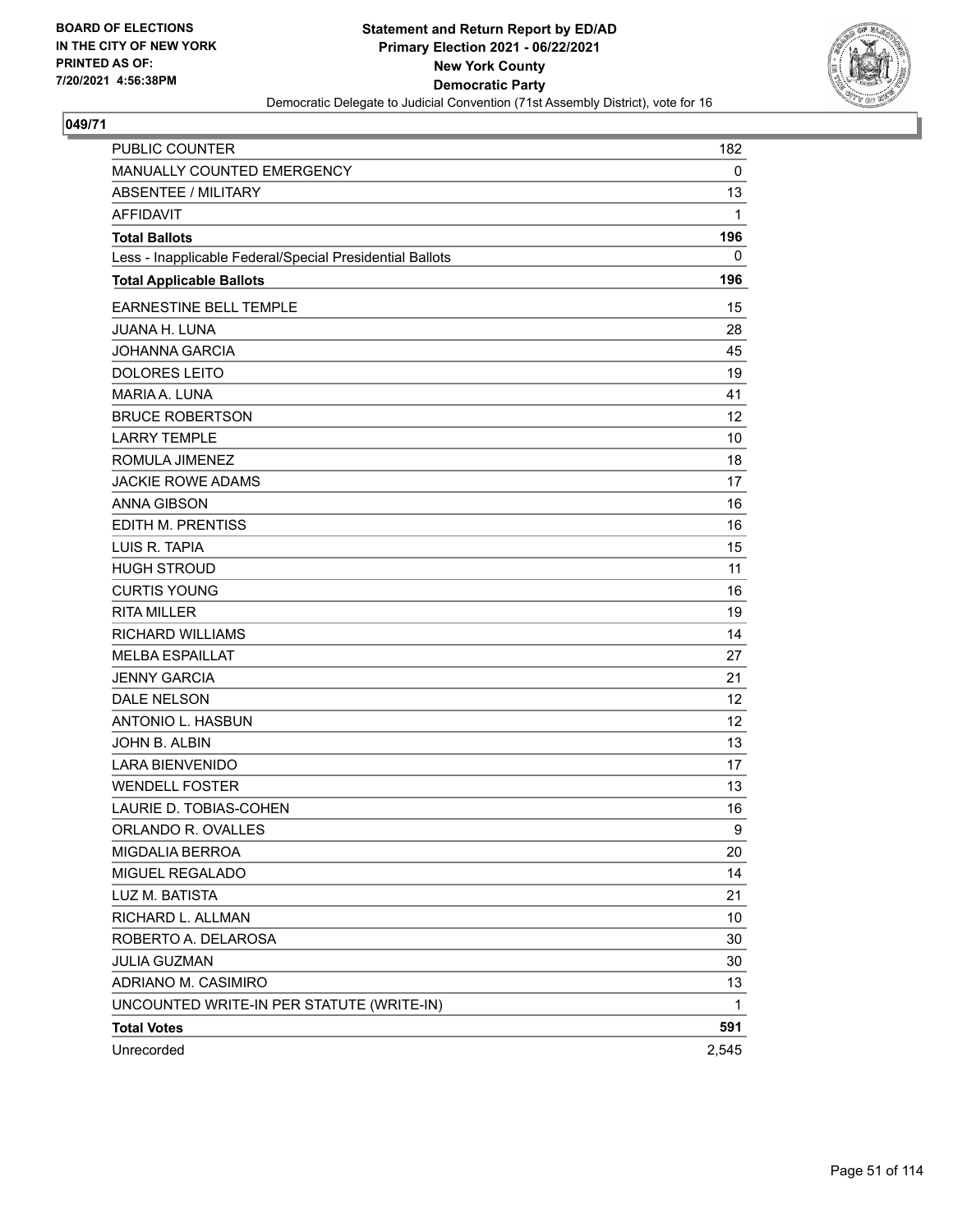BOARD OF ELECTIONS
IN THE CITY OF NEW YORK
PRINTED AS OF:
7/20/2021 4:56:38PM

**Statement and Return Report by ED/AD**
**Primary Election 2021 - 06/22/2021**
**New York County**
**Democratic Party**
Democratic Delegate to Judicial Convention (71st Assembly District), vote for 16

**049/71**

| | |
|---|---|
| PUBLIC COUNTER | 182 |
| MANUALLY COUNTED EMERGENCY | 0 |
| ABSENTEE / MILITARY | 13 |
| AFFIDAVIT | 1 |
| **Total Ballots** | **196** |
| Less - Inapplicable Federal/Special Presidential Ballots | 0 |
| **Total Applicable Ballots** | **196** |
| EARNESTINE BELL TEMPLE | 15 |
| JUANA H. LUNA | 28 |
| JOHANNA GARCIA | 45 |
| DOLORES LEITO | 19 |
| MARIA A. LUNA | 41 |
| BRUCE ROBERTSON | 12 |
| LARRY TEMPLE | 10 |
| ROMULA JIMENEZ | 18 |
| JACKIE ROWE ADAMS | 17 |
| ANNA GIBSON | 16 |
| EDITH M. PRENTISS | 16 |
| LUIS R. TAPIA | 15 |
| HUGH STROUD | 11 |
| CURTIS YOUNG | 16 |
| RITA MILLER | 19 |
| RICHARD WILLIAMS | 14 |
| MELBA ESPAILLAT | 27 |
| JENNY GARCIA | 21 |
| DALE NELSON | 12 |
| ANTONIO L. HASBUN | 12 |
| JOHN B. ALBIN | 13 |
| LARA BIENVENIDO | 17 |
| WENDELL FOSTER | 13 |
| LAURIE D. TOBIAS-COHEN | 16 |
| ORLANDO R. OVALLES | 9 |
| MIGDALIA BERROA | 20 |
| MIGUEL REGALADO | 14 |
| LUZ M. BATISTA | 21 |
| RICHARD L. ALLMAN | 10 |
| ROBERTO A. DELAROSA | 30 |
| JULIA GUZMAN | 30 |
| ADRIANO M. CASIMIRO | 13 |
| UNCOUNTED WRITE-IN PER STATUTE (WRITE-IN) | 1 |
| **Total Votes** | **591** |
| Unrecorded | 2,545 |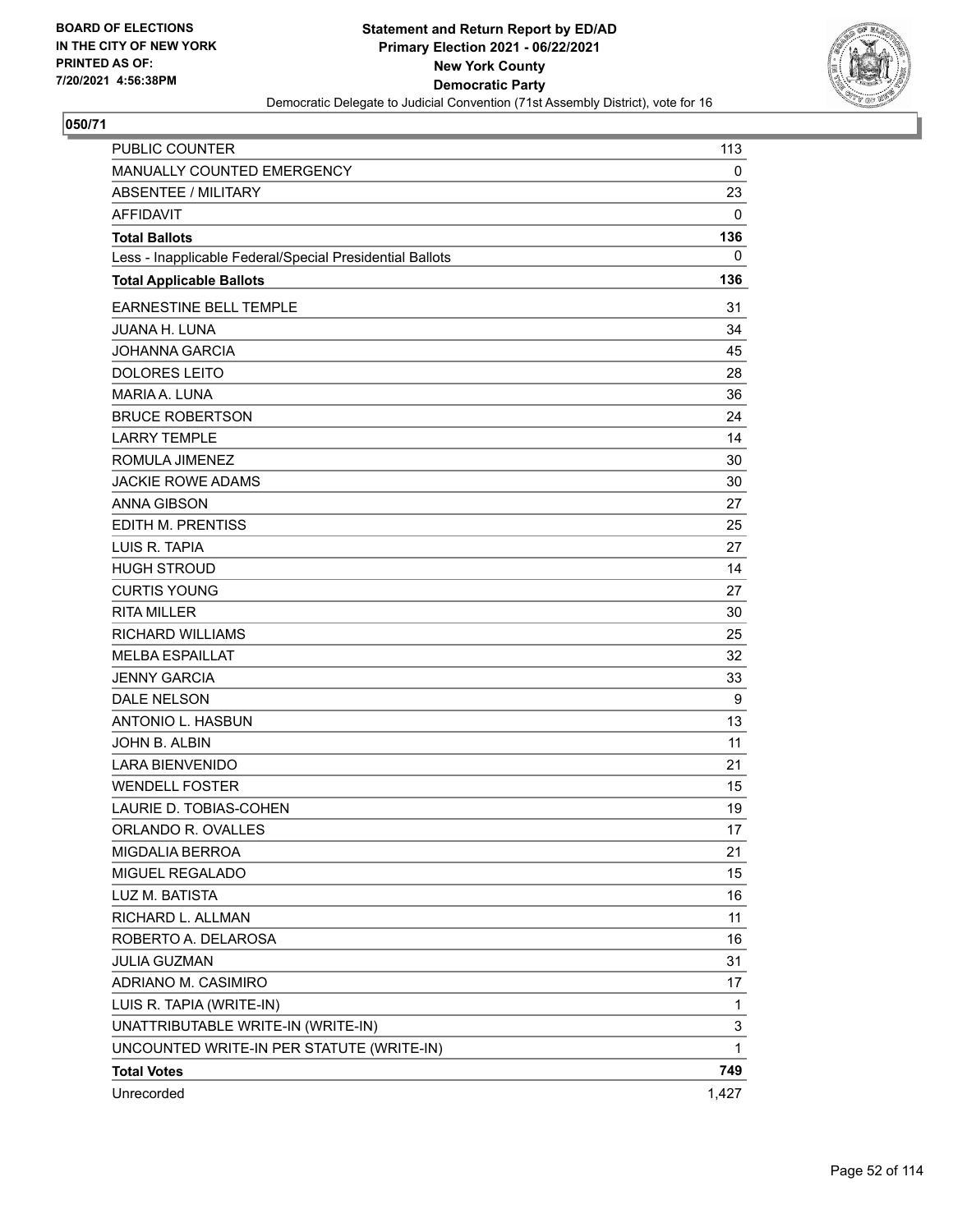BOARD OF ELECTIONS
IN THE CITY OF NEW YORK
PRINTED AS OF:
7/20/2021 4:56:38PM

**Statement and Return Report by ED/AD**
**Primary Election 2021 - 06/22/2021**
**New York County**
**Democratic Party**
Democratic Delegate to Judicial Convention (71st Assembly District), vote for 16

**050/71**

| | |
|---|---|
| PUBLIC COUNTER | 113 |
| MANUALLY COUNTED EMERGENCY | 0 |
| ABSENTEE / MILITARY | 23 |
| AFFIDAVIT | 0 |
| **Total Ballots** | **136** |
| Less - Inapplicable Federal/Special Presidential Ballots | 0 |
| **Total Applicable Ballots** | **136** |
| EARNESTINE BELL TEMPLE | 31 |
| JUANA H. LUNA | 34 |
| JOHANNA GARCIA | 45 |
| DOLORES LEITO | 28 |
| MARIA A. LUNA | 36 |
| BRUCE ROBERTSON | 24 |
| LARRY TEMPLE | 14 |
| ROMULA JIMENEZ | 30 |
| JACKIE ROWE ADAMS | 30 |
| ANNA GIBSON | 27 |
| EDITH M. PRENTISS | 25 |
| LUIS R. TAPIA | 27 |
| HUGH STROUD | 14 |
| CURTIS YOUNG | 27 |
| RITA MILLER | 30 |
| RICHARD WILLIAMS | 25 |
| MELBA ESPAILLAT | 32 |
| JENNY GARCIA | 33 |
| DALE NELSON | 9 |
| ANTONIO L. HASBUN | 13 |
| JOHN B. ALBIN | 11 |
| LARA BIENVENIDO | 21 |
| WENDELL FOSTER | 15 |
| LAURIE D. TOBIAS-COHEN | 19 |
| ORLANDO R. OVALLES | 17 |
| MIGDALIA BERROA | 21 |
| MIGUEL REGALADO | 15 |
| LUZ M. BATISTA | 16 |
| RICHARD L. ALLMAN | 11 |
| ROBERTO A. DELAROSA | 16 |
| JULIA GUZMAN | 31 |
| ADRIANO M. CASIMIRO | 17 |
| LUIS R. TAPIA (WRITE-IN) | 1 |
| UNATTRIBUTABLE WRITE-IN (WRITE-IN) | 3 |
| UNCOUNTED WRITE-IN PER STATUTE (WRITE-IN) | 1 |
| **Total Votes** | **749** |
| Unrecorded | 1,427 |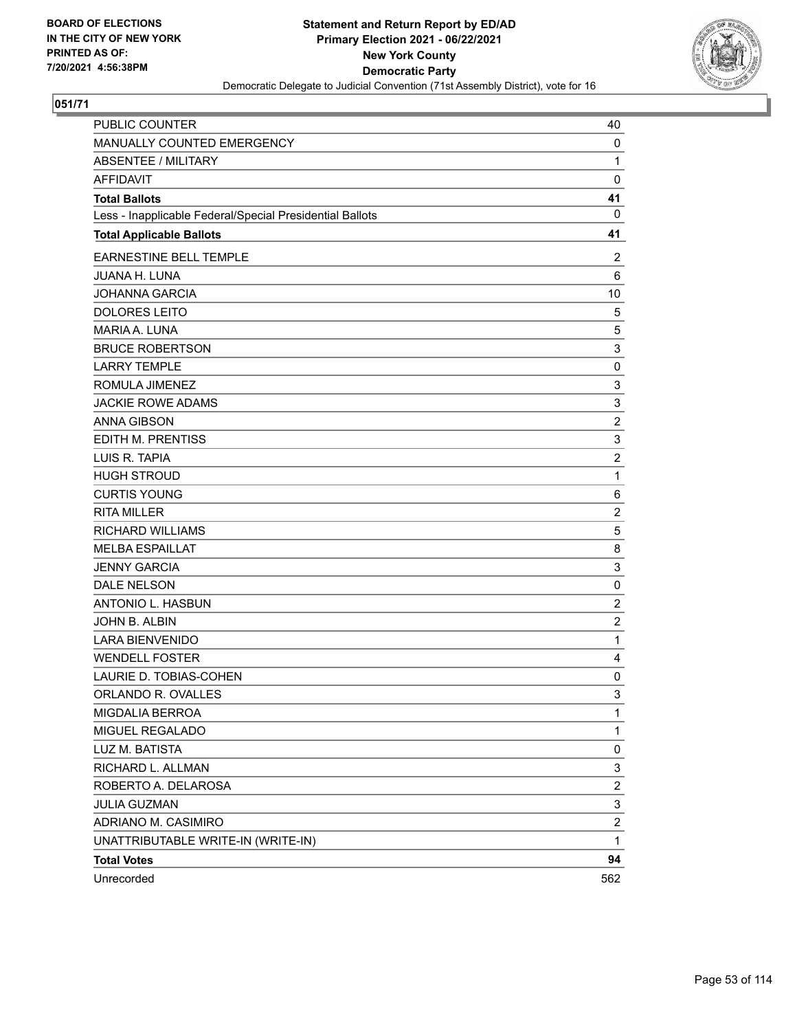BOARD OF ELECTIONS
IN THE CITY OF NEW YORK
PRINTED AS OF:
7/20/2021 4:56:38PM

**Statement and Return Report by ED/AD**
**Primary Election 2021 - 06/22/2021**
**New York County**
**Democratic Party**
Democratic Delegate to Judicial Convention (71st Assembly District), vote for 16

## 051/71

| | |
|---|---|
| PUBLIC COUNTER | 40 |
| MANUALLY COUNTED EMERGENCY | 0 |
| ABSENTEE / MILITARY | 1 |
| AFFIDAVIT | 0 |
| **Total Ballots** | **41** |
| Less - Inapplicable Federal/Special Presidential Ballots | 0 |
| **Total Applicable Ballots** | **41** |
| EARNESTINE BELL TEMPLE | 2 |
| JUANA H. LUNA | 6 |
| JOHANNA GARCIA | 10 |
| DOLORES LEITO | 5 |
| MARIA A. LUNA | 5 |
| BRUCE ROBERTSON | 3 |
| LARRY TEMPLE | 0 |
| ROMULA JIMENEZ | 3 |
| JACKIE ROWE ADAMS | 3 |
| ANNA GIBSON | 2 |
| EDITH M. PRENTISS | 3 |
| LUIS R. TAPIA | 2 |
| HUGH STROUD | 1 |
| CURTIS YOUNG | 6 |
| RITA MILLER | 2 |
| RICHARD WILLIAMS | 5 |
| MELBA ESPAILLAT | 8 |
| JENNY GARCIA | 3 |
| DALE NELSON | 0 |
| ANTONIO L. HASBUN | 2 |
| JOHN B. ALBIN | 2 |
| LARA BIENVENIDO | 1 |
| WENDELL FOSTER | 4 |
| LAURIE D. TOBIAS-COHEN | 0 |
| ORLANDO R. OVALLES | 3 |
| MIGDALIA BERROA | 1 |
| MIGUEL REGALADO | 1 |
| LUZ M. BATISTA | 0 |
| RICHARD L. ALLMAN | 3 |
| ROBERTO A. DELAROSA | 2 |
| JULIA GUZMAN | 3 |
| ADRIANO M. CASIMIRO | 2 |
| UNATTRIBUTABLE WRITE-IN (WRITE-IN) | 1 |
| **Total Votes** | **94** |
| Unrecorded | 562 |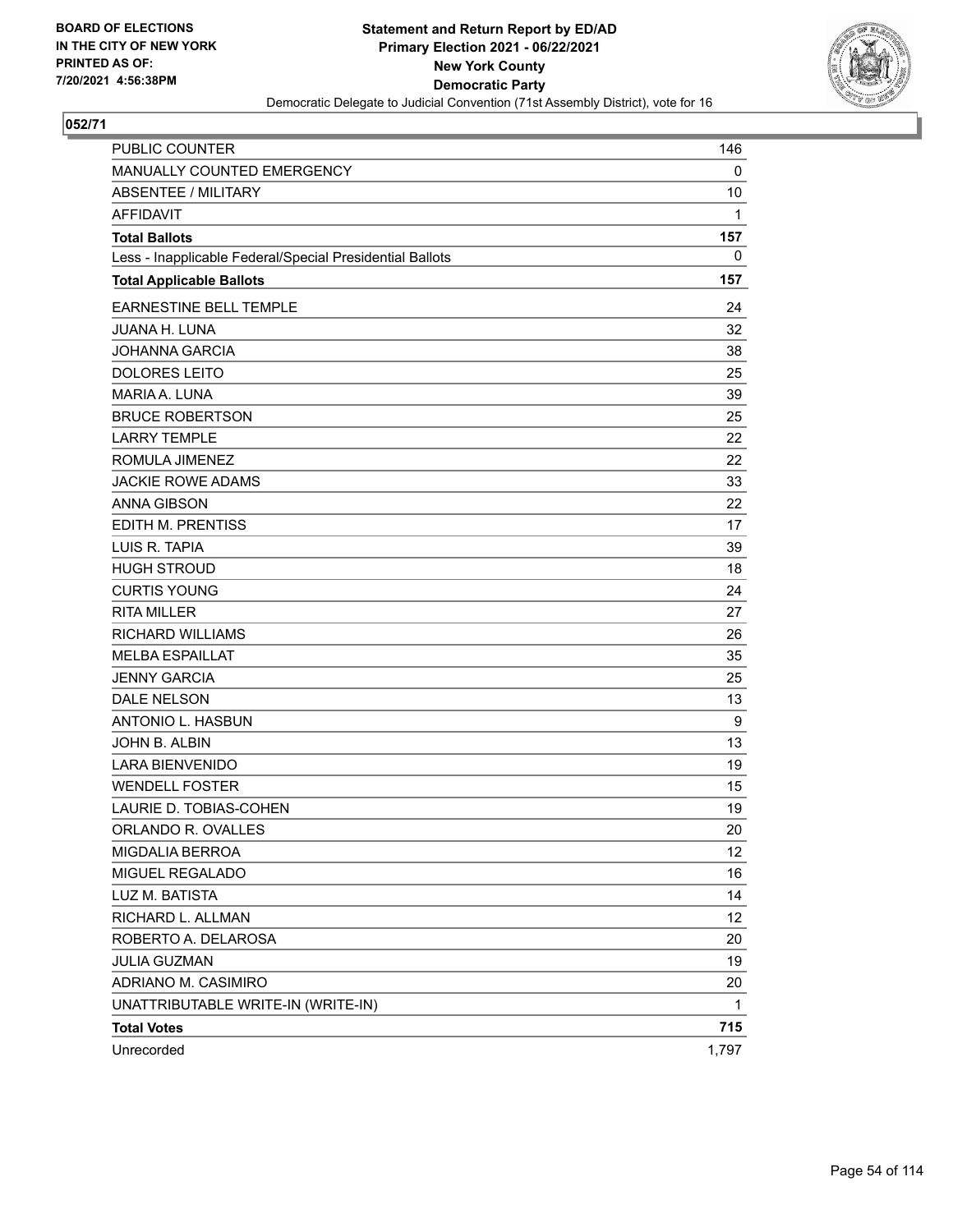BOARD OF ELECTIONS
IN THE CITY OF NEW YORK
PRINTED AS OF:
7/20/2021 4:56:38PM

**Statement and Return Report by ED/AD**
**Primary Election 2021 - 06/22/2021**
**New York County**
**Democratic Party**
Democratic Delegate to Judicial Convention (71st Assembly District), vote for 16

**052/71**

| | |
|---|---|
| PUBLIC COUNTER | 146 |
| MANUALLY COUNTED EMERGENCY | 0 |
| ABSENTEE / MILITARY | 10 |
| AFFIDAVIT | 1 |
| **Total Ballots** | **157** |
| Less - Inapplicable Federal/Special Presidential Ballots | 0 |
| **Total Applicable Ballots** | **157** |
| EARNESTINE BELL TEMPLE | 24 |
| JUANA H. LUNA | 32 |
| JOHANNA GARCIA | 38 |
| DOLORES LEITO | 25 |
| MARIA A. LUNA | 39 |
| BRUCE ROBERTSON | 25 |
| LARRY TEMPLE | 22 |
| ROMULA JIMENEZ | 22 |
| JACKIE ROWE ADAMS | 33 |
| ANNA GIBSON | 22 |
| EDITH M. PRENTISS | 17 |
| LUIS R. TAPIA | 39 |
| HUGH STROUD | 18 |
| CURTIS YOUNG | 24 |
| RITA MILLER | 27 |
| RICHARD WILLIAMS | 26 |
| MELBA ESPAILLAT | 35 |
| JENNY GARCIA | 25 |
| DALE NELSON | 13 |
| ANTONIO L. HASBUN | 9 |
| JOHN B. ALBIN | 13 |
| LARA BIENVENIDO | 19 |
| WENDELL FOSTER | 15 |
| LAURIE D. TOBIAS-COHEN | 19 |
| ORLANDO R. OVALLES | 20 |
| MIGDALIA BERROA | 12 |
| MIGUEL REGALADO | 16 |
| LUZ M. BATISTA | 14 |
| RICHARD L. ALLMAN | 12 |
| ROBERTO A. DELAROSA | 20 |
| JULIA GUZMAN | 19 |
| ADRIANO M. CASIMIRO | 20 |
| UNATTRIBUTABLE WRITE-IN (WRITE-IN) | 1 |
| **Total Votes** | **715** |
| Unrecorded | 1,797 |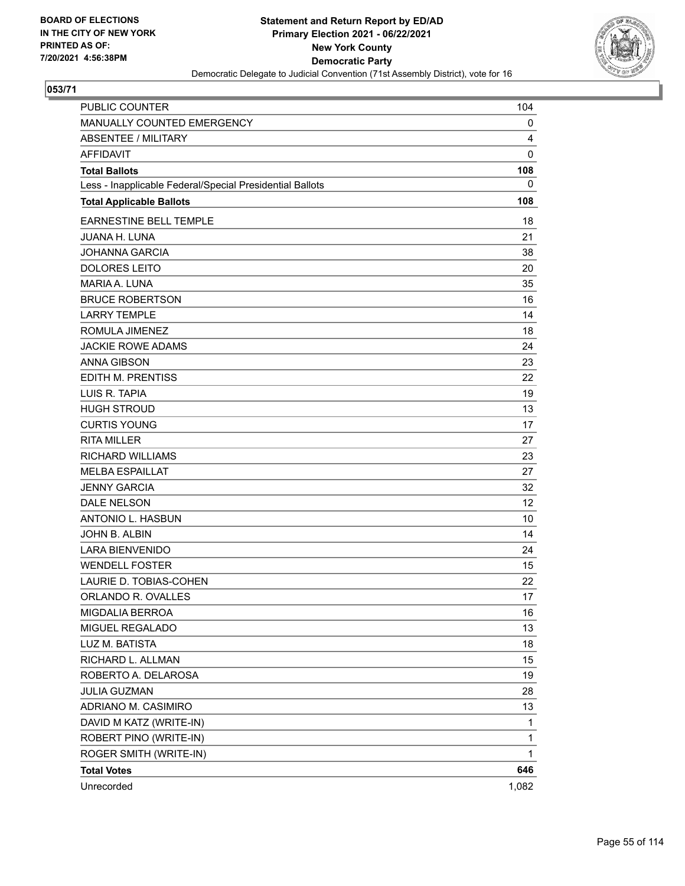BOARD OF ELECTIONS
IN THE CITY OF NEW YORK
PRINTED AS OF:
7/20/2021 4:56:38PM

**Statement and Return Report by ED/AD**
**Primary Election 2021 - 06/22/2021**
**New York County**
**Democratic Party**
Democratic Delegate to Judicial Convention (71st Assembly District), vote for 16

**053/71**

| | |
|---|---|
| PUBLIC COUNTER | 104 |
| MANUALLY COUNTED EMERGENCY | 0 |
| ABSENTEE / MILITARY | 4 |
| AFFIDAVIT | 0 |
| **Total Ballots** | **108** |
| Less - Inapplicable Federal/Special Presidential Ballots | 0 |
| **Total Applicable Ballots** | **108** |
| EARNESTINE BELL TEMPLE | 18 |
| JUANA H. LUNA | 21 |
| JOHANNA GARCIA | 38 |
| DOLORES LEITO | 20 |
| MARIA A. LUNA | 35 |
| BRUCE ROBERTSON | 16 |
| LARRY TEMPLE | 14 |
| ROMULA JIMENEZ | 18 |
| JACKIE ROWE ADAMS | 24 |
| ANNA GIBSON | 23 |
| EDITH M. PRENTISS | 22 |
| LUIS R. TAPIA | 19 |
| HUGH STROUD | 13 |
| CURTIS YOUNG | 17 |
| RITA MILLER | 27 |
| RICHARD WILLIAMS | 23 |
| MELBA ESPAILLAT | 27 |
| JENNY GARCIA | 32 |
| DALE NELSON | 12 |
| ANTONIO L. HASBUN | 10 |
| JOHN B. ALBIN | 14 |
| LARA BIENVENIDO | 24 |
| WENDELL FOSTER | 15 |
| LAURIE D. TOBIAS-COHEN | 22 |
| ORLANDO R. OVALLES | 17 |
| MIGDALIA BERROA | 16 |
| MIGUEL REGALADO | 13 |
| LUZ M. BATISTA | 18 |
| RICHARD L. ALLMAN | 15 |
| ROBERTO A. DELAROSA | 19 |
| JULIA GUZMAN | 28 |
| ADRIANO M. CASIMIRO | 13 |
| DAVID M KATZ (WRITE-IN) | 1 |
| ROBERT PINO (WRITE-IN) | 1 |
| ROGER SMITH (WRITE-IN) | 1 |
| **Total Votes** | **646** |
| Unrecorded | 1,082 |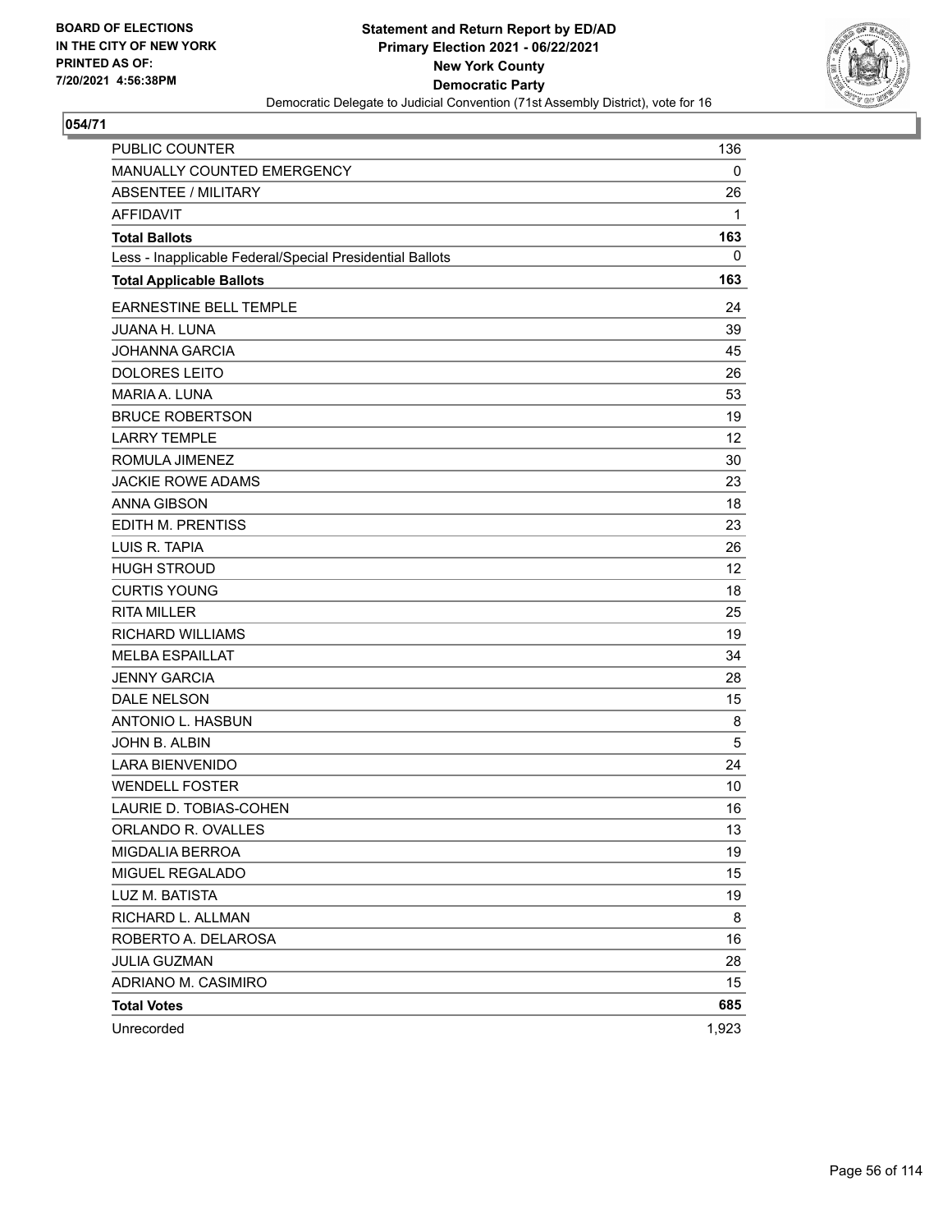**Statement and Return Report by ED/AD**
**Primary Election 2021 - 06/22/2021**
**New York County**
**Democratic Party**
Democratic Delegate to Judicial Convention (71st Assembly District), vote for 16

BOARD OF ELECTIONS IN THE CITY OF NEW YORK PRINTED AS OF: 7/20/2021 4:56:38PM

## 054/71

| | |
|---|---|
| PUBLIC COUNTER | 136 |
| MANUALLY COUNTED EMERGENCY | 0 |
| ABSENTEE / MILITARY | 26 |
| AFFIDAVIT | 1 |
| **Total Ballots** | **163** |
| Less - Inapplicable Federal/Special Presidential Ballots | 0 |
| **Total Applicable Ballots** | **163** |
| EARNESTINE BELL TEMPLE | 24 |
| JUANA H. LUNA | 39 |
| JOHANNA GARCIA | 45 |
| DOLORES LEITO | 26 |
| MARIA A. LUNA | 53 |
| BRUCE ROBERTSON | 19 |
| LARRY TEMPLE | 12 |
| ROMULA JIMENEZ | 30 |
| JACKIE ROWE ADAMS | 23 |
| ANNA GIBSON | 18 |
| EDITH M. PRENTISS | 23 |
| LUIS R. TAPIA | 26 |
| HUGH STROUD | 12 |
| CURTIS YOUNG | 18 |
| RITA MILLER | 25 |
| RICHARD WILLIAMS | 19 |
| MELBA ESPAILLAT | 34 |
| JENNY GARCIA | 28 |
| DALE NELSON | 15 |
| ANTONIO L. HASBUN | 8 |
| JOHN B. ALBIN | 5 |
| LARA BIENVENIDO | 24 |
| WENDELL FOSTER | 10 |
| LAURIE D. TOBIAS-COHEN | 16 |
| ORLANDO R. OVALLES | 13 |
| MIGDALIA BERROA | 19 |
| MIGUEL REGALADO | 15 |
| LUZ M. BATISTA | 19 |
| RICHARD L. ALLMAN | 8 |
| ROBERTO A. DELAROSA | 16 |
| JULIA GUZMAN | 28 |
| ADRIANO M. CASIMIRO | 15 |
| **Total Votes** | **685** |
| Unrecorded | 1,923 |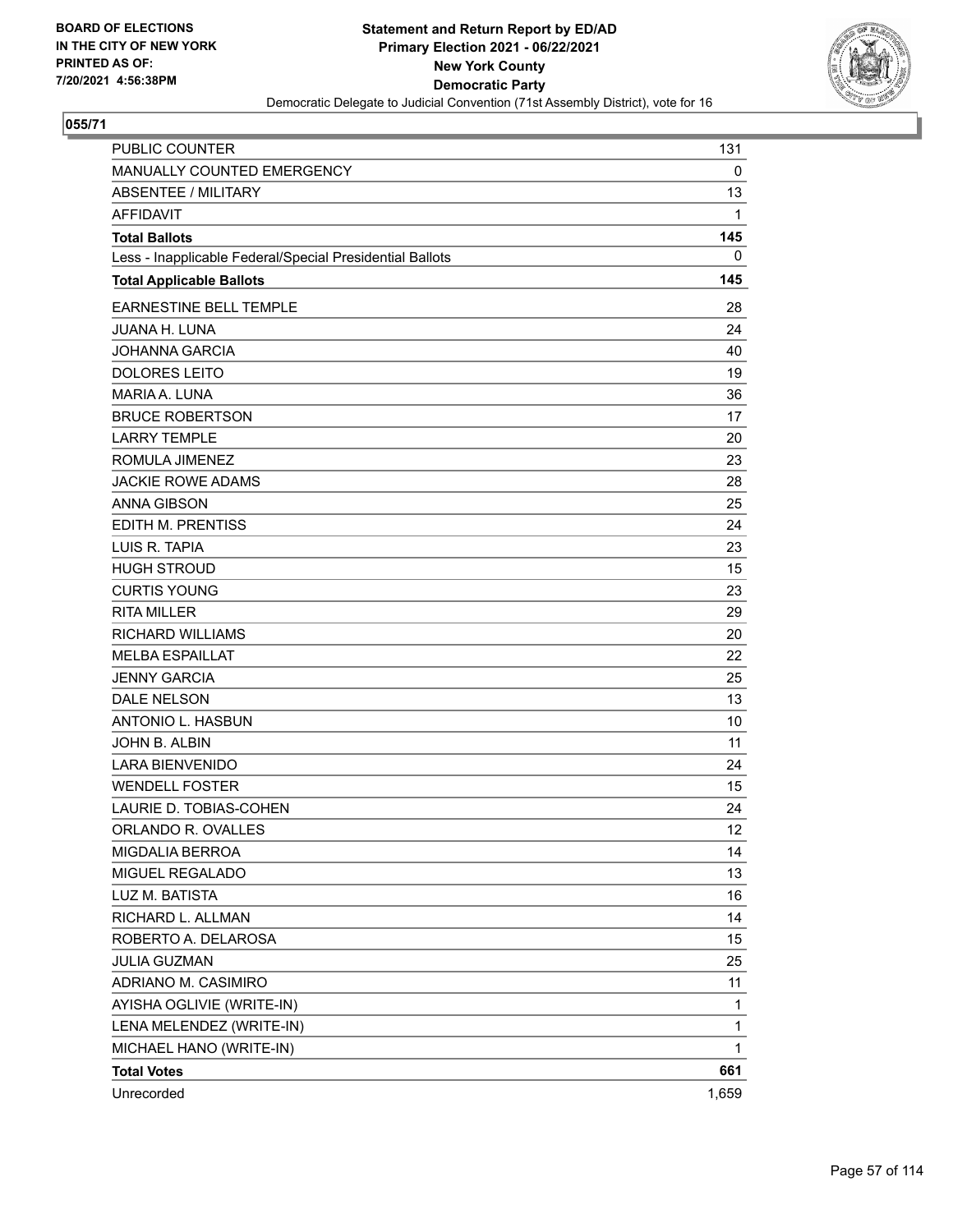**Statement and Return Report by ED/AD**
**Primary Election 2021 - 06/22/2021**
**New York County**
**Democratic Party**
Democratic Delegate to Judicial Convention (71st Assembly District), vote for 16

BOARD OF ELECTIONS IN THE CITY OF NEW YORK PRINTED AS OF: 7/20/2021 4:56:38PM

**055/71**

| | |
|---|---|
| PUBLIC COUNTER | 131 |
| MANUALLY COUNTED EMERGENCY | 0 |
| ABSENTEE / MILITARY | 13 |
| AFFIDAVIT | 1 |
| **Total Ballots** | **145** |
| Less - Inapplicable Federal/Special Presidential Ballots | 0 |
| **Total Applicable Ballots** | **145** |
| EARNESTINE BELL TEMPLE | 28 |
| JUANA H. LUNA | 24 |
| JOHANNA GARCIA | 40 |
| DOLORES LEITO | 19 |
| MARIA A. LUNA | 36 |
| BRUCE ROBERTSON | 17 |
| LARRY TEMPLE | 20 |
| ROMULA JIMENEZ | 23 |
| JACKIE ROWE ADAMS | 28 |
| ANNA GIBSON | 25 |
| EDITH M. PRENTISS | 24 |
| LUIS R. TAPIA | 23 |
| HUGH STROUD | 15 |
| CURTIS YOUNG | 23 |
| RITA MILLER | 29 |
| RICHARD WILLIAMS | 20 |
| MELBA ESPAILLAT | 22 |
| JENNY GARCIA | 25 |
| DALE NELSON | 13 |
| ANTONIO L. HASBUN | 10 |
| JOHN B. ALBIN | 11 |
| LARA BIENVENIDO | 24 |
| WENDELL FOSTER | 15 |
| LAURIE D. TOBIAS-COHEN | 24 |
| ORLANDO R. OVALLES | 12 |
| MIGDALIA BERROA | 14 |
| MIGUEL REGALADO | 13 |
| LUZ M. BATISTA | 16 |
| RICHARD L. ALLMAN | 14 |
| ROBERTO A. DELAROSA | 15 |
| JULIA GUZMAN | 25 |
| ADRIANO M. CASIMIRO | 11 |
| AYISHA OGLIVIE (WRITE-IN) | 1 |
| LENA MELENDEZ (WRITE-IN) | 1 |
| MICHAEL HANO (WRITE-IN) | 1 |
| **Total Votes** | **661** |
| Unrecorded | 1,659 |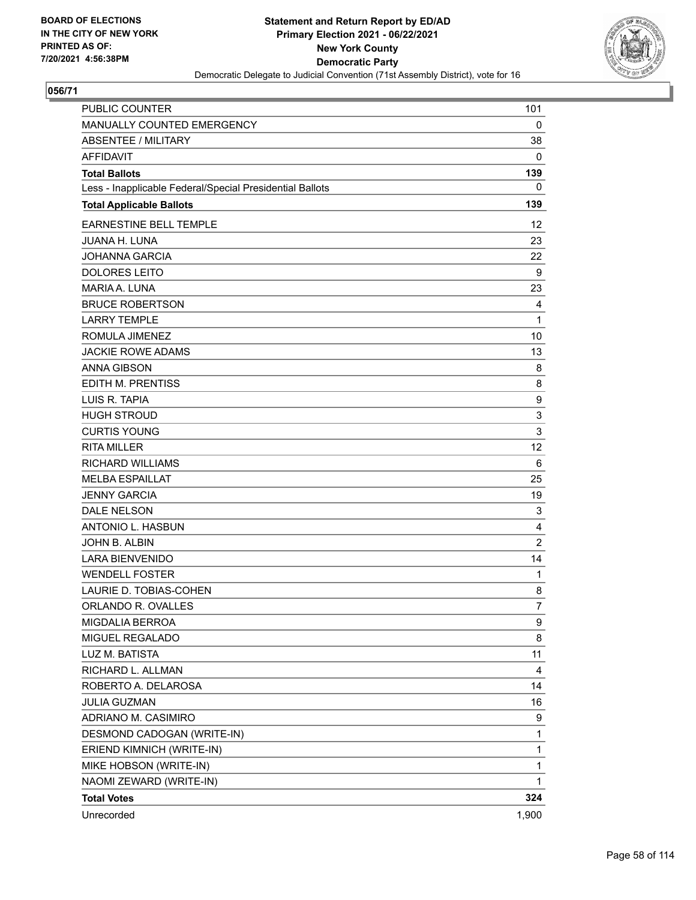BOARD OF ELECTIONS
IN THE CITY OF NEW YORK
PRINTED AS OF:
7/20/2021 4:56:38PM

**Statement and Return Report by ED/AD**
**Primary Election 2021 - 06/22/2021**
**New York County**
**Democratic Party**
Democratic Delegate to Judicial Convention (71st Assembly District), vote for 16

**056/71**

| | |
|---|---|
| PUBLIC COUNTER | 101 |
| MANUALLY COUNTED EMERGENCY | 0 |
| ABSENTEE / MILITARY | 38 |
| AFFIDAVIT | 0 |
| **Total Ballots** | **139** |
| Less - Inapplicable Federal/Special Presidential Ballots | 0 |
| **Total Applicable Ballots** | **139** |
| EARNESTINE BELL TEMPLE | 12 |
| JUANA H. LUNA | 23 |
| JOHANNA GARCIA | 22 |
| DOLORES LEITO | 9 |
| MARIA A. LUNA | 23 |
| BRUCE ROBERTSON | 4 |
| LARRY TEMPLE | 1 |
| ROMULA JIMENEZ | 10 |
| JACKIE ROWE ADAMS | 13 |
| ANNA GIBSON | 8 |
| EDITH M. PRENTISS | 8 |
| LUIS R. TAPIA | 9 |
| HUGH STROUD | 3 |
| CURTIS YOUNG | 3 |
| RITA MILLER | 12 |
| RICHARD WILLIAMS | 6 |
| MELBA ESPAILLAT | 25 |
| JENNY GARCIA | 19 |
| DALE NELSON | 3 |
| ANTONIO L. HASBUN | 4 |
| JOHN B. ALBIN | 2 |
| LARA BIENVENIDO | 14 |
| WENDELL FOSTER | 1 |
| LAURIE D. TOBIAS-COHEN | 8 |
| ORLANDO R. OVALLES | 7 |
| MIGDALIA BERROA | 9 |
| MIGUEL REGALADO | 8 |
| LUZ M. BATISTA | 11 |
| RICHARD L. ALLMAN | 4 |
| ROBERTO A. DELAROSA | 14 |
| JULIA GUZMAN | 16 |
| ADRIANO M. CASIMIRO | 9 |
| DESMOND CADOGAN (WRITE-IN) | 1 |
| ERIEND KIMNICH (WRITE-IN) | 1 |
| MIKE HOBSON (WRITE-IN) | 1 |
| NAOMI ZEWARD (WRITE-IN) | 1 |
| **Total Votes** | **324** |
| Unrecorded | 1,900 |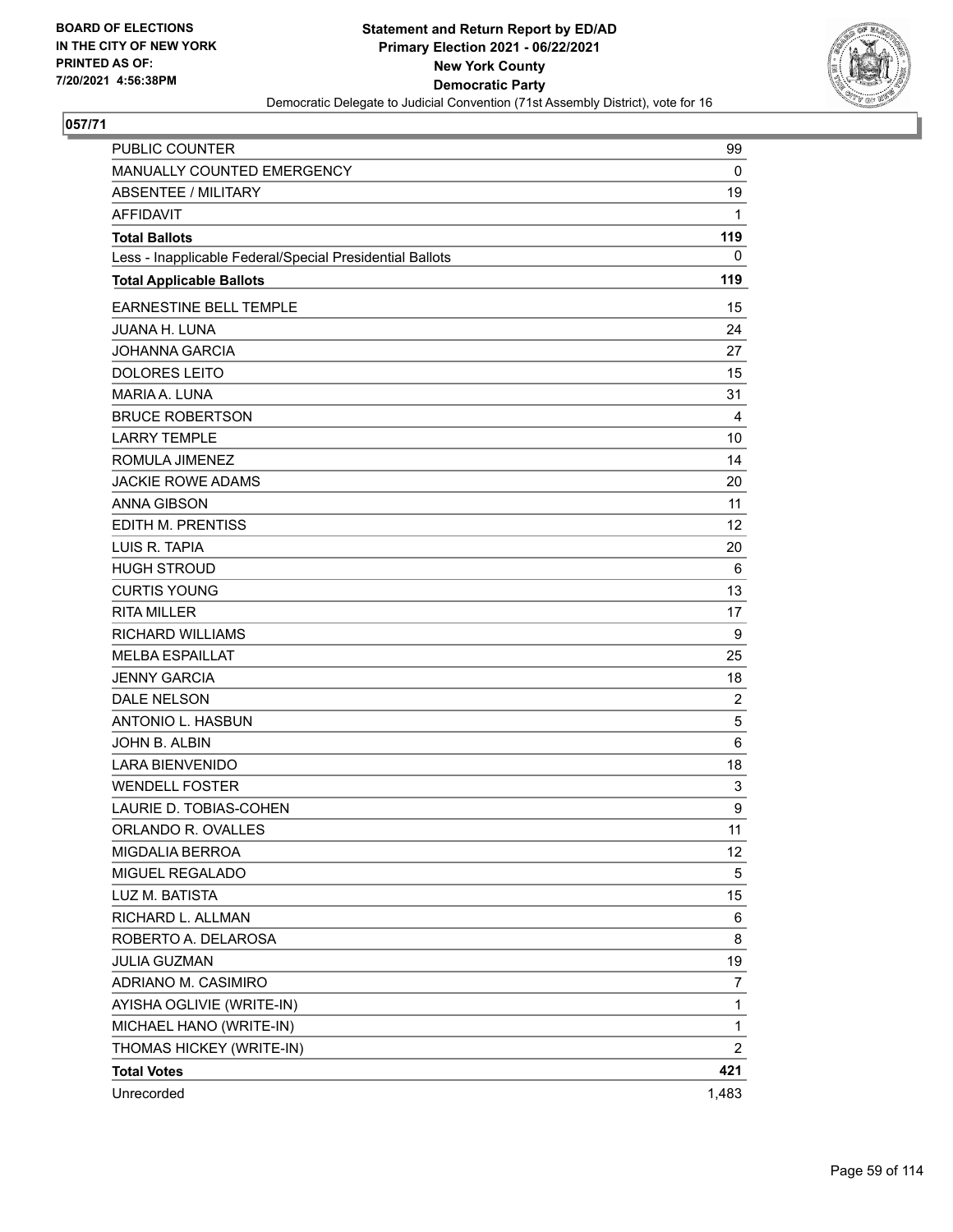**BOARD OF ELECTIONS IN THE CITY OF NEW YORK PRINTED AS OF: 7/20/2021 4:56:38PM**

**Statement and Return Report by ED/AD**
**Primary Election 2021 - 06/22/2021**
**New York County**
**Democratic Party**
Democratic Delegate to Judicial Convention (71st Assembly District), vote for 16

## 057/71

| | |
|---|---|
| PUBLIC COUNTER | 99 |
| MANUALLY COUNTED EMERGENCY | 0 |
| ABSENTEE / MILITARY | 19 |
| AFFIDAVIT | 1 |
| **Total Ballots** | **119** |
| Less - Inapplicable Federal/Special Presidential Ballots | 0 |
| **Total Applicable Ballots** | **119** |
| EARNESTINE BELL TEMPLE | 15 |
| JUANA H. LUNA | 24 |
| JOHANNA GARCIA | 27 |
| DOLORES LEITO | 15 |
| MARIA A. LUNA | 31 |
| BRUCE ROBERTSON | 4 |
| LARRY TEMPLE | 10 |
| ROMULA JIMENEZ | 14 |
| JACKIE ROWE ADAMS | 20 |
| ANNA GIBSON | 11 |
| EDITH M. PRENTISS | 12 |
| LUIS R. TAPIA | 20 |
| HUGH STROUD | 6 |
| CURTIS YOUNG | 13 |
| RITA MILLER | 17 |
| RICHARD WILLIAMS | 9 |
| MELBA ESPAILLAT | 25 |
| JENNY GARCIA | 18 |
| DALE NELSON | 2 |
| ANTONIO L. HASBUN | 5 |
| JOHN B. ALBIN | 6 |
| LARA BIENVENIDO | 18 |
| WENDELL FOSTER | 3 |
| LAURIE D. TOBIAS-COHEN | 9 |
| ORLANDO R. OVALLES | 11 |
| MIGDALIA BERROA | 12 |
| MIGUEL REGALADO | 5 |
| LUZ M. BATISTA | 15 |
| RICHARD L. ALLMAN | 6 |
| ROBERTO A. DELAROSA | 8 |
| JULIA GUZMAN | 19 |
| ADRIANO M. CASIMIRO | 7 |
| AYISHA OGLIVIE (WRITE-IN) | 1 |
| MICHAEL HANO (WRITE-IN) | 1 |
| THOMAS HICKEY (WRITE-IN) | 2 |
| **Total Votes** | **421** |
| Unrecorded | 1,483 |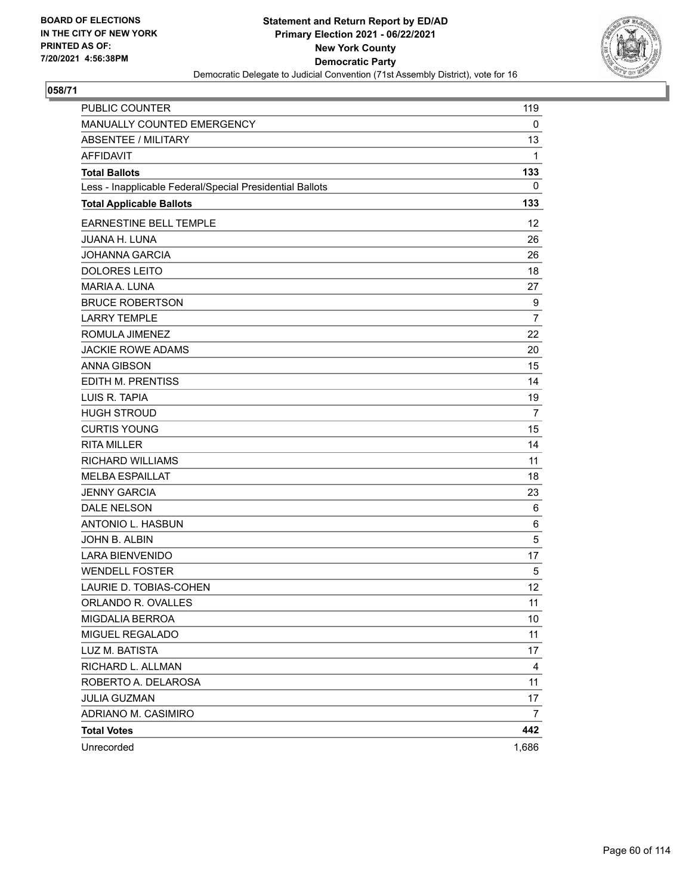BOARD OF ELECTIONS
IN THE CITY OF NEW YORK
PRINTED AS OF:
7/20/2021 4:56:38PM

**Statement and Return Report by ED/AD**
**Primary Election 2021 - 06/22/2021**
**New York County**
**Democratic Party**
Democratic Delegate to Judicial Convention (71st Assembly District), vote for 16

## 058/71

| | |
|---|---|
| PUBLIC COUNTER | 119 |
| MANUALLY COUNTED EMERGENCY | 0 |
| ABSENTEE / MILITARY | 13 |
| AFFIDAVIT | 1 |
| **Total Ballots** | **133** |
| Less - Inapplicable Federal/Special Presidential Ballots | 0 |
| **Total Applicable Ballots** | **133** |
| EARNESTINE BELL TEMPLE | 12 |
| JUANA H. LUNA | 26 |
| JOHANNA GARCIA | 26 |
| DOLORES LEITO | 18 |
| MARIA A. LUNA | 27 |
| BRUCE ROBERTSON | 9 |
| LARRY TEMPLE | 7 |
| ROMULA JIMENEZ | 22 |
| JACKIE ROWE ADAMS | 20 |
| ANNA GIBSON | 15 |
| EDITH M. PRENTISS | 14 |
| LUIS R. TAPIA | 19 |
| HUGH STROUD | 7 |
| CURTIS YOUNG | 15 |
| RITA MILLER | 14 |
| RICHARD WILLIAMS | 11 |
| MELBA ESPAILLAT | 18 |
| JENNY GARCIA | 23 |
| DALE NELSON | 6 |
| ANTONIO L. HASBUN | 6 |
| JOHN B. ALBIN | 5 |
| LARA BIENVENIDO | 17 |
| WENDELL FOSTER | 5 |
| LAURIE D. TOBIAS-COHEN | 12 |
| ORLANDO R. OVALLES | 11 |
| MIGDALIA BERROA | 10 |
| MIGUEL REGALADO | 11 |
| LUZ M. BATISTA | 17 |
| RICHARD L. ALLMAN | 4 |
| ROBERTO A. DELAROSA | 11 |
| JULIA GUZMAN | 17 |
| ADRIANO M. CASIMIRO | 7 |
| **Total Votes** | **442** |
| Unrecorded | 1,686 |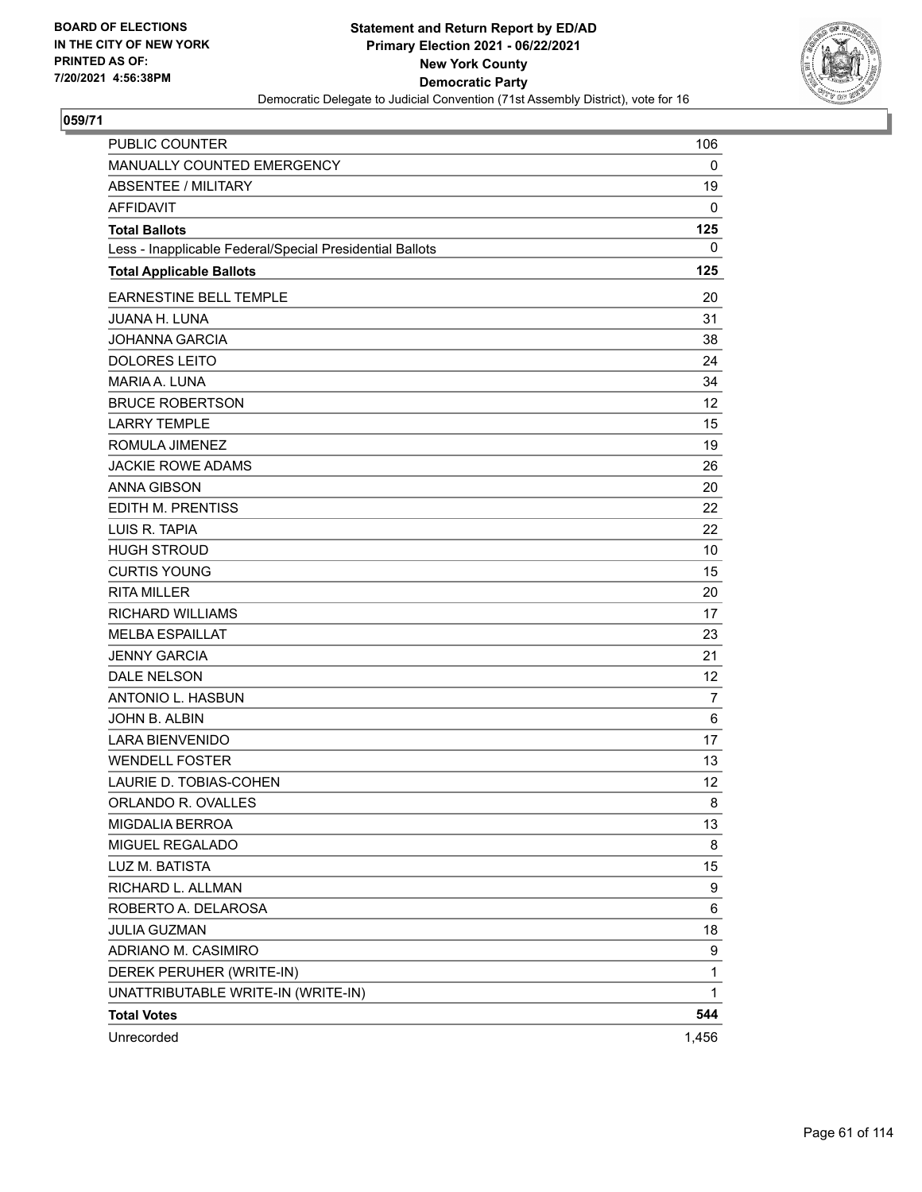BOARD OF ELECTIONS
IN THE CITY OF NEW YORK
PRINTED AS OF:
7/20/2021 4:56:38PM

**Statement and Return Report by ED/AD**
**Primary Election 2021 - 06/22/2021**
**New York County**
**Democratic Party**
Democratic Delegate to Judicial Convention (71st Assembly District), vote for 16

## 059/71

| | |
|---|---|
| PUBLIC COUNTER | 106 |
| MANUALLY COUNTED EMERGENCY | 0 |
| ABSENTEE / MILITARY | 19 |
| AFFIDAVIT | 0 |
| **Total Ballots** | **125** |
| Less - Inapplicable Federal/Special Presidential Ballots | 0 |
| **Total Applicable Ballots** | **125** |
| EARNESTINE BELL TEMPLE | 20 |
| JUANA H. LUNA | 31 |
| JOHANNA GARCIA | 38 |
| DOLORES LEITO | 24 |
| MARIA A. LUNA | 34 |
| BRUCE ROBERTSON | 12 |
| LARRY TEMPLE | 15 |
| ROMULA JIMENEZ | 19 |
| JACKIE ROWE ADAMS | 26 |
| ANNA GIBSON | 20 |
| EDITH M. PRENTISS | 22 |
| LUIS R. TAPIA | 22 |
| HUGH STROUD | 10 |
| CURTIS YOUNG | 15 |
| RITA MILLER | 20 |
| RICHARD WILLIAMS | 17 |
| MELBA ESPAILLAT | 23 |
| JENNY GARCIA | 21 |
| DALE NELSON | 12 |
| ANTONIO L. HASBUN | 7 |
| JOHN B. ALBIN | 6 |
| LARA BIENVENIDO | 17 |
| WENDELL FOSTER | 13 |
| LAURIE D. TOBIAS-COHEN | 12 |
| ORLANDO R. OVALLES | 8 |
| MIGDALIA BERROA | 13 |
| MIGUEL REGALADO | 8 |
| LUZ M. BATISTA | 15 |
| RICHARD L. ALLMAN | 9 |
| ROBERTO A. DELAROSA | 6 |
| JULIA GUZMAN | 18 |
| ADRIANO M. CASIMIRO | 9 |
| DEREK PERUHER (WRITE-IN) | 1 |
| UNATTRIBUTABLE WRITE-IN (WRITE-IN) | 1 |
| **Total Votes** | **544** |
| Unrecorded | 1,456 |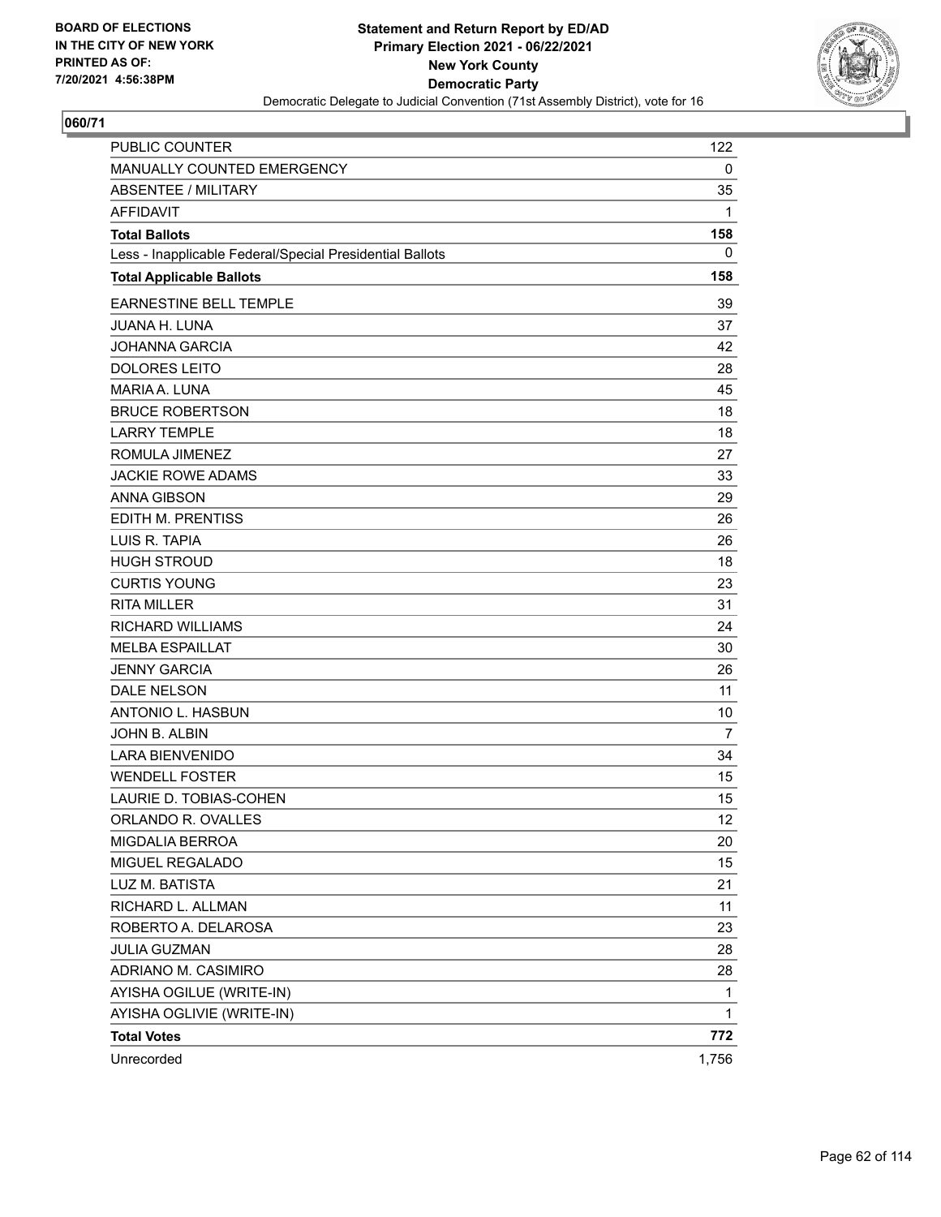**BOARD OF ELECTIONS IN THE CITY OF NEW YORK PRINTED AS OF: 7/20/2021 4:56:38PM**

**Statement and Return Report by ED/AD**
**Primary Election 2021 - 06/22/2021**
**New York County**
**Democratic Party**
Democratic Delegate to Judicial Convention (71st Assembly District), vote for 16

**060/71**

| | |
|---|---|
| PUBLIC COUNTER | 122 |
| MANUALLY COUNTED EMERGENCY | 0 |
| ABSENTEE / MILITARY | 35 |
| AFFIDAVIT | 1 |
| **Total Ballots** | **158** |
| Less - Inapplicable Federal/Special Presidential Ballots | 0 |
| **Total Applicable Ballots** | **158** |
| EARNESTINE BELL TEMPLE | 39 |
| JUANA H. LUNA | 37 |
| JOHANNA GARCIA | 42 |
| DOLORES LEITO | 28 |
| MARIA A. LUNA | 45 |
| BRUCE ROBERTSON | 18 |
| LARRY TEMPLE | 18 |
| ROMULA JIMENEZ | 27 |
| JACKIE ROWE ADAMS | 33 |
| ANNA GIBSON | 29 |
| EDITH M. PRENTISS | 26 |
| LUIS R. TAPIA | 26 |
| HUGH STROUD | 18 |
| CURTIS YOUNG | 23 |
| RITA MILLER | 31 |
| RICHARD WILLIAMS | 24 |
| MELBA ESPAILLAT | 30 |
| JENNY GARCIA | 26 |
| DALE NELSON | 11 |
| ANTONIO L. HASBUN | 10 |
| JOHN B. ALBIN | 7 |
| LARA BIENVENIDO | 34 |
| WENDELL FOSTER | 15 |
| LAURIE D. TOBIAS-COHEN | 15 |
| ORLANDO R. OVALLES | 12 |
| MIGDALIA BERROA | 20 |
| MIGUEL REGALADO | 15 |
| LUZ M. BATISTA | 21 |
| RICHARD L. ALLMAN | 11 |
| ROBERTO A. DELAROSA | 23 |
| JULIA GUZMAN | 28 |
| ADRIANO M. CASIMIRO | 28 |
| AYISHA OGILUE (WRITE-IN) | 1 |
| AYISHA OGLIVIE (WRITE-IN) | 1 |
| **Total Votes** | **772** |
| Unrecorded | 1,756 |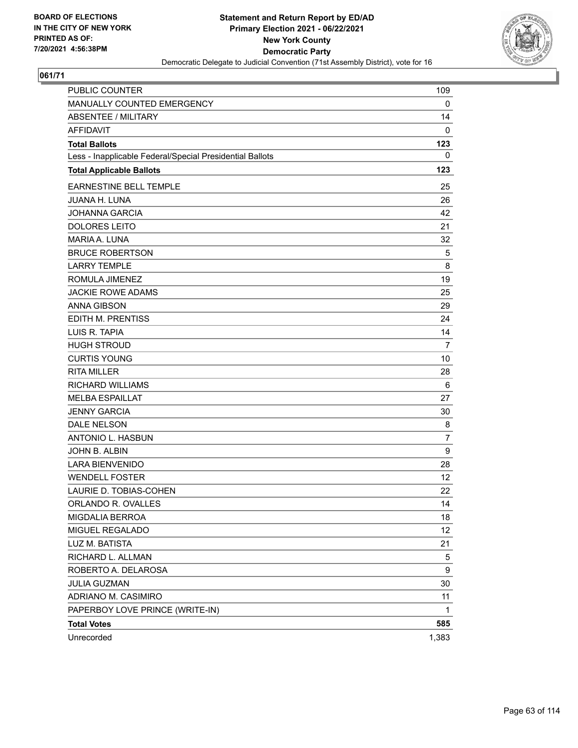BOARD OF ELECTIONS
IN THE CITY OF NEW YORK
PRINTED AS OF:
7/20/2021 4:56:38PM

**Statement and Return Report by ED/AD**
**Primary Election 2021 - 06/22/2021**
**New York County**
**Democratic Party**
Democratic Delegate to Judicial Convention (71st Assembly District), vote for 16

## 061/71

| | |
|---|---|
| PUBLIC COUNTER | 109 |
| MANUALLY COUNTED EMERGENCY | 0 |
| ABSENTEE / MILITARY | 14 |
| AFFIDAVIT | 0 |
| **Total Ballots** | **123** |
| Less - Inapplicable Federal/Special Presidential Ballots | 0 |
| **Total Applicable Ballots** | **123** |
| EARNESTINE BELL TEMPLE | 25 |
| JUANA H. LUNA | 26 |
| JOHANNA GARCIA | 42 |
| DOLORES LEITO | 21 |
| MARIA A. LUNA | 32 |
| BRUCE ROBERTSON | 5 |
| LARRY TEMPLE | 8 |
| ROMULA JIMENEZ | 19 |
| JACKIE ROWE ADAMS | 25 |
| ANNA GIBSON | 29 |
| EDITH M. PRENTISS | 24 |
| LUIS R. TAPIA | 14 |
| HUGH STROUD | 7 |
| CURTIS YOUNG | 10 |
| RITA MILLER | 28 |
| RICHARD WILLIAMS | 6 |
| MELBA ESPAILLAT | 27 |
| JENNY GARCIA | 30 |
| DALE NELSON | 8 |
| ANTONIO L. HASBUN | 7 |
| JOHN B. ALBIN | 9 |
| LARA BIENVENIDO | 28 |
| WENDELL FOSTER | 12 |
| LAURIE D. TOBIAS-COHEN | 22 |
| ORLANDO R. OVALLES | 14 |
| MIGDALIA BERROA | 18 |
| MIGUEL REGALADO | 12 |
| LUZ M. BATISTA | 21 |
| RICHARD L. ALLMAN | 5 |
| ROBERTO A. DELAROSA | 9 |
| JULIA GUZMAN | 30 |
| ADRIANO M. CASIMIRO | 11 |
| PAPERBOY LOVE PRINCE (WRITE-IN) | 1 |
| **Total Votes** | **585** |
| Unrecorded | 1,383 |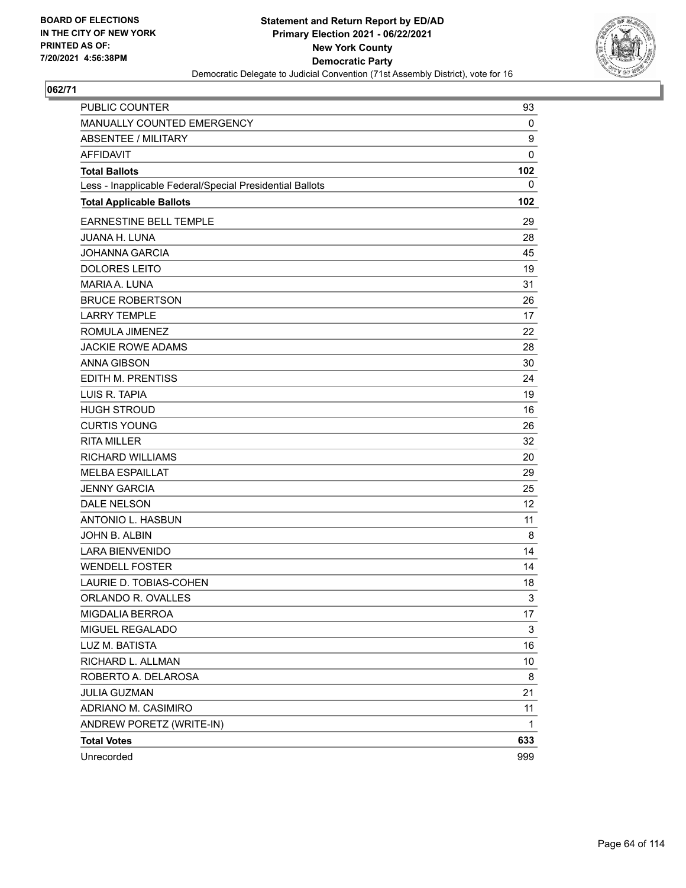BOARD OF ELECTIONS
IN THE CITY OF NEW YORK
PRINTED AS OF:
7/20/2021 4:56:38PM

**Statement and Return Report by ED/AD**
**Primary Election 2021 - 06/22/2021**
**New York County**
**Democratic Party**
Democratic Delegate to Judicial Convention (71st Assembly District), vote for 16

**062/71**

| | |
|---|---|
| PUBLIC COUNTER | 93 |
| MANUALLY COUNTED EMERGENCY | 0 |
| ABSENTEE / MILITARY | 9 |
| AFFIDAVIT | 0 |
| **Total Ballots** | **102** |
| Less - Inapplicable Federal/Special Presidential Ballots | 0 |
| **Total Applicable Ballots** | **102** |
| EARNESTINE BELL TEMPLE | 29 |
| JUANA H. LUNA | 28 |
| JOHANNA GARCIA | 45 |
| DOLORES LEITO | 19 |
| MARIA A. LUNA | 31 |
| BRUCE ROBERTSON | 26 |
| LARRY TEMPLE | 17 |
| ROMULA JIMENEZ | 22 |
| JACKIE ROWE ADAMS | 28 |
| ANNA GIBSON | 30 |
| EDITH M. PRENTISS | 24 |
| LUIS R. TAPIA | 19 |
| HUGH STROUD | 16 |
| CURTIS YOUNG | 26 |
| RITA MILLER | 32 |
| RICHARD WILLIAMS | 20 |
| MELBA ESPAILLAT | 29 |
| JENNY GARCIA | 25 |
| DALE NELSON | 12 |
| ANTONIO L. HASBUN | 11 |
| JOHN B. ALBIN | 8 |
| LARA BIENVENIDO | 14 |
| WENDELL FOSTER | 14 |
| LAURIE D. TOBIAS-COHEN | 18 |
| ORLANDO R. OVALLES | 3 |
| MIGDALIA BERROA | 17 |
| MIGUEL REGALADO | 3 |
| LUZ M. BATISTA | 16 |
| RICHARD L. ALLMAN | 10 |
| ROBERTO A. DELAROSA | 8 |
| JULIA GUZMAN | 21 |
| ADRIANO M. CASIMIRO | 11 |
| ANDREW PORETZ (WRITE-IN) | 1 |
| **Total Votes** | **633** |
| Unrecorded | 999 |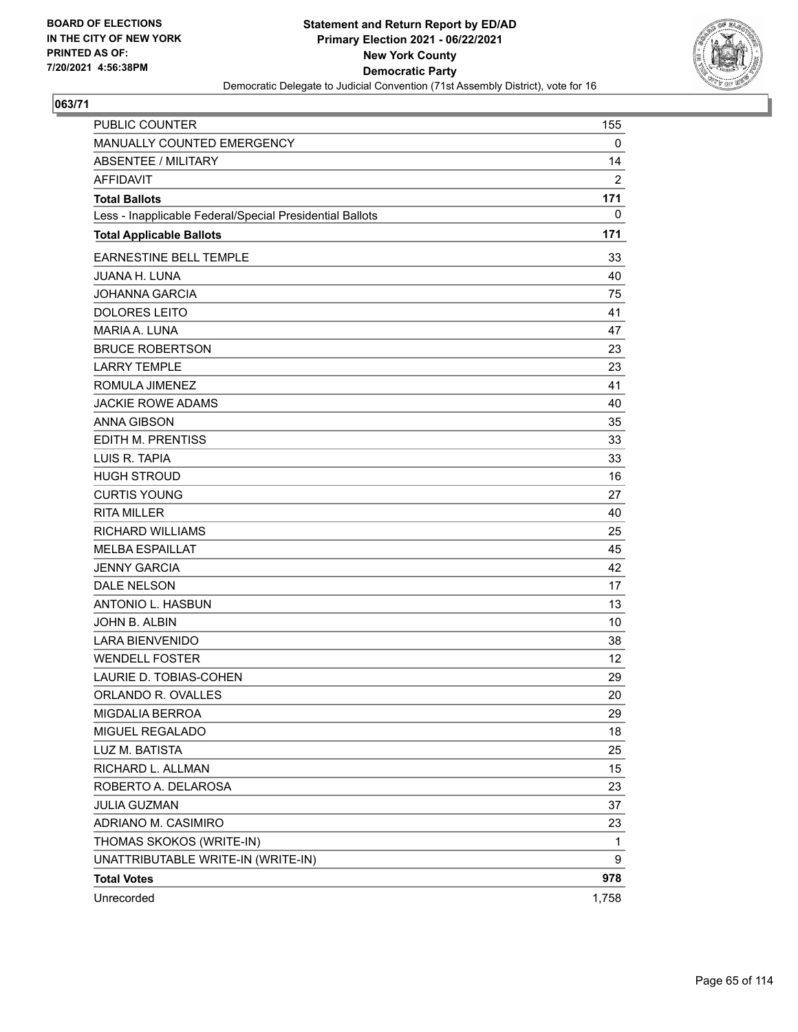BOARD OF ELECTIONS
IN THE CITY OF NEW YORK
PRINTED AS OF:
7/20/2021 4:56:38PM

**Statement and Return Report by ED/AD**
**Primary Election 2021 - 06/22/2021**
**New York County**
**Democratic Party**
Democratic Delegate to Judicial Convention (71st Assembly District), vote for 16

## 063/71

| | |
|---|---|
| PUBLIC COUNTER | 155 |
| MANUALLY COUNTED EMERGENCY | 0 |
| ABSENTEE / MILITARY | 14 |
| AFFIDAVIT | 2 |
| **Total Ballots** | **171** |
| Less - Inapplicable Federal/Special Presidential Ballots | 0 |
| **Total Applicable Ballots** | **171** |
| EARNESTINE BELL TEMPLE | 33 |
| JUANA H. LUNA | 40 |
| JOHANNA GARCIA | 75 |
| DOLORES LEITO | 41 |
| MARIA A. LUNA | 47 |
| BRUCE ROBERTSON | 23 |
| LARRY TEMPLE | 23 |
| ROMULA JIMENEZ | 41 |
| JACKIE ROWE ADAMS | 40 |
| ANNA GIBSON | 35 |
| EDITH M. PRENTISS | 33 |
| LUIS R. TAPIA | 33 |
| HUGH STROUD | 16 |
| CURTIS YOUNG | 27 |
| RITA MILLER | 40 |
| RICHARD WILLIAMS | 25 |
| MELBA ESPAILLAT | 45 |
| JENNY GARCIA | 42 |
| DALE NELSON | 17 |
| ANTONIO L. HASBUN | 13 |
| JOHN B. ALBIN | 10 |
| LARA BIENVENIDO | 38 |
| WENDELL FOSTER | 12 |
| LAURIE D. TOBIAS-COHEN | 29 |
| ORLANDO R. OVALLES | 20 |
| MIGDALIA BERROA | 29 |
| MIGUEL REGALADO | 18 |
| LUZ M. BATISTA | 25 |
| RICHARD L. ALLMAN | 15 |
| ROBERTO A. DELAROSA | 23 |
| JULIA GUZMAN | 37 |
| ADRIANO M. CASIMIRO | 23 |
| THOMAS SKOKOS (WRITE-IN) | 1 |
| UNATTRIBUTABLE WRITE-IN (WRITE-IN) | 9 |
| **Total Votes** | **978** |
| Unrecorded | 1,758 |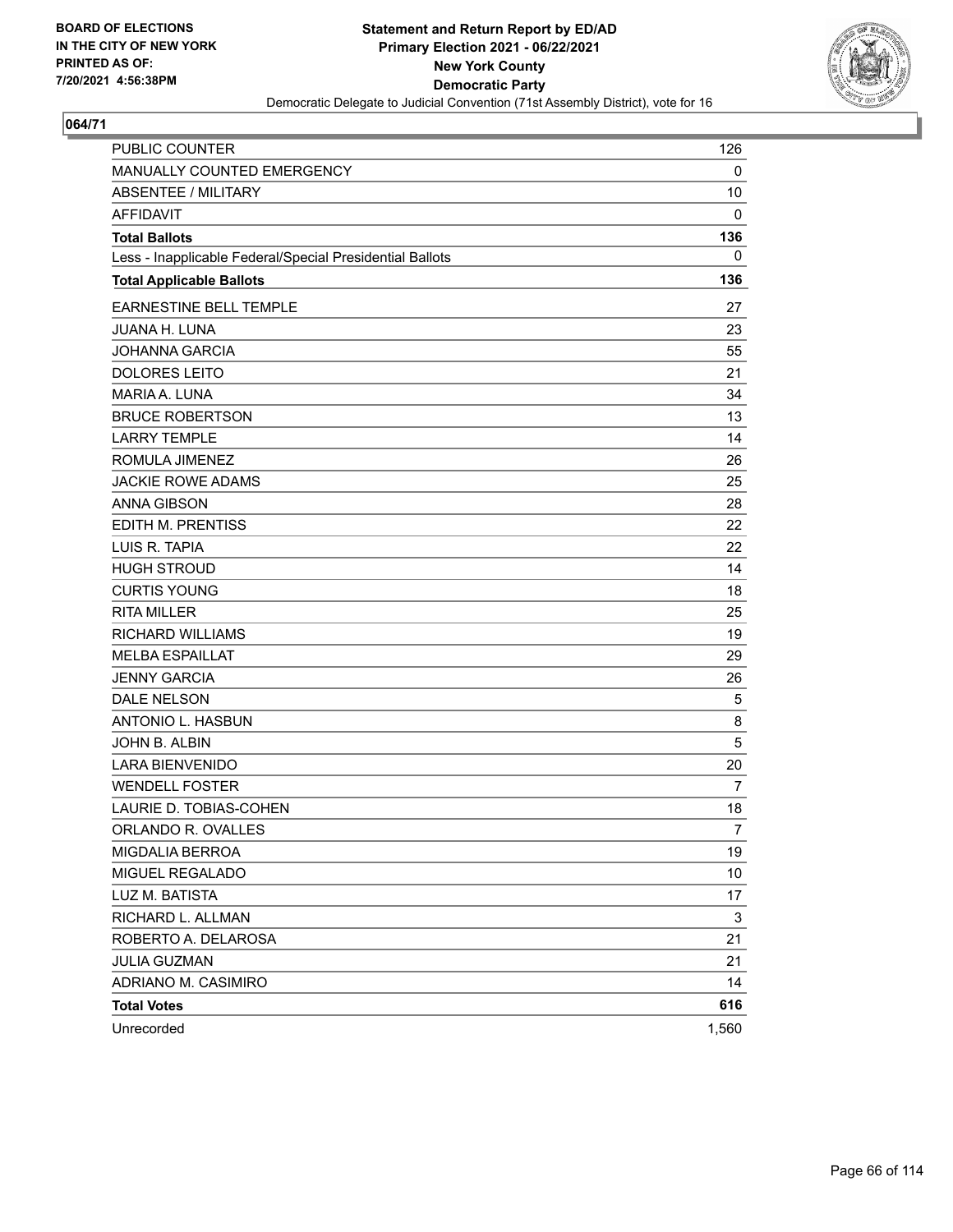BOARD OF ELECTIONS
IN THE CITY OF NEW YORK
PRINTED AS OF:
7/20/2021 4:56:38PM

**Statement and Return Report by ED/AD**
**Primary Election 2021 - 06/22/2021**
**New York County**
**Democratic Party**
Democratic Delegate to Judicial Convention (71st Assembly District), vote for 16

## 064/71

| | |
|---|---|
| PUBLIC COUNTER | 126 |
| MANUALLY COUNTED EMERGENCY | 0 |
| ABSENTEE / MILITARY | 10 |
| AFFIDAVIT | 0 |
| **Total Ballots** | **136** |
| Less - Inapplicable Federal/Special Presidential Ballots | 0 |
| **Total Applicable Ballots** | **136** |
| EARNESTINE BELL TEMPLE | 27 |
| JUANA H. LUNA | 23 |
| JOHANNA GARCIA | 55 |
| DOLORES LEITO | 21 |
| MARIA A. LUNA | 34 |
| BRUCE ROBERTSON | 13 |
| LARRY TEMPLE | 14 |
| ROMULA JIMENEZ | 26 |
| JACKIE ROWE ADAMS | 25 |
| ANNA GIBSON | 28 |
| EDITH M. PRENTISS | 22 |
| LUIS R. TAPIA | 22 |
| HUGH STROUD | 14 |
| CURTIS YOUNG | 18 |
| RITA MILLER | 25 |
| RICHARD WILLIAMS | 19 |
| MELBA ESPAILLAT | 29 |
| JENNY GARCIA | 26 |
| DALE NELSON | 5 |
| ANTONIO L. HASBUN | 8 |
| JOHN B. ALBIN | 5 |
| LARA BIENVENIDO | 20 |
| WENDELL FOSTER | 7 |
| LAURIE D. TOBIAS-COHEN | 18 |
| ORLANDO R. OVALLES | 7 |
| MIGDALIA BERROA | 19 |
| MIGUEL REGALADO | 10 |
| LUZ M. BATISTA | 17 |
| RICHARD L. ALLMAN | 3 |
| ROBERTO A. DELAROSA | 21 |
| JULIA GUZMAN | 21 |
| ADRIANO M. CASIMIRO | 14 |
| **Total Votes** | **616** |
| Unrecorded | 1,560 |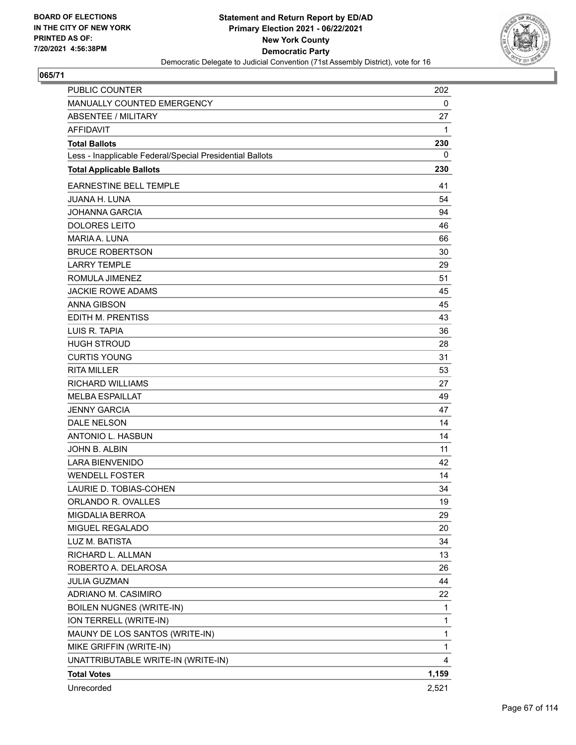BOARD OF ELECTIONS
IN THE CITY OF NEW YORK
PRINTED AS OF:
7/20/2021 4:56:38PM

**Statement and Return Report by ED/AD**
**Primary Election 2021 - 06/22/2021**
**New York County**
**Democratic Party**
Democratic Delegate to Judicial Convention (71st Assembly District), vote for 16

**065/71**

| | |
|---|---|
| PUBLIC COUNTER | 202 |
| MANUALLY COUNTED EMERGENCY | 0 |
| ABSENTEE / MILITARY | 27 |
| AFFIDAVIT | 1 |
| **Total Ballots** | **230** |
| Less - Inapplicable Federal/Special Presidential Ballots | 0 |
| **Total Applicable Ballots** | **230** |
| EARNESTINE BELL TEMPLE | 41 |
| JUANA H. LUNA | 54 |
| JOHANNA GARCIA | 94 |
| DOLORES LEITO | 46 |
| MARIA A. LUNA | 66 |
| BRUCE ROBERTSON | 30 |
| LARRY TEMPLE | 29 |
| ROMULA JIMENEZ | 51 |
| JACKIE ROWE ADAMS | 45 |
| ANNA GIBSON | 45 |
| EDITH M. PRENTISS | 43 |
| LUIS R. TAPIA | 36 |
| HUGH STROUD | 28 |
| CURTIS YOUNG | 31 |
| RITA MILLER | 53 |
| RICHARD WILLIAMS | 27 |
| MELBA ESPAILLAT | 49 |
| JENNY GARCIA | 47 |
| DALE NELSON | 14 |
| ANTONIO L. HASBUN | 14 |
| JOHN B. ALBIN | 11 |
| LARA BIENVENIDO | 42 |
| WENDELL FOSTER | 14 |
| LAURIE D. TOBIAS-COHEN | 34 |
| ORLANDO R. OVALLES | 19 |
| MIGDALIA BERROA | 29 |
| MIGUEL REGALADO | 20 |
| LUZ M. BATISTA | 34 |
| RICHARD L. ALLMAN | 13 |
| ROBERTO A. DELAROSA | 26 |
| JULIA GUZMAN | 44 |
| ADRIANO M. CASIMIRO | 22 |
| BOILEN NUGNES (WRITE-IN) | 1 |
| ION TERRELL (WRITE-IN) | 1 |
| MAUNY DE LOS SANTOS (WRITE-IN) | 1 |
| MIKE GRIFFIN (WRITE-IN) | 1 |
| UNATTRIBUTABLE WRITE-IN (WRITE-IN) | 4 |
| **Total Votes** | **1,159** |
| Unrecorded | 2,521 |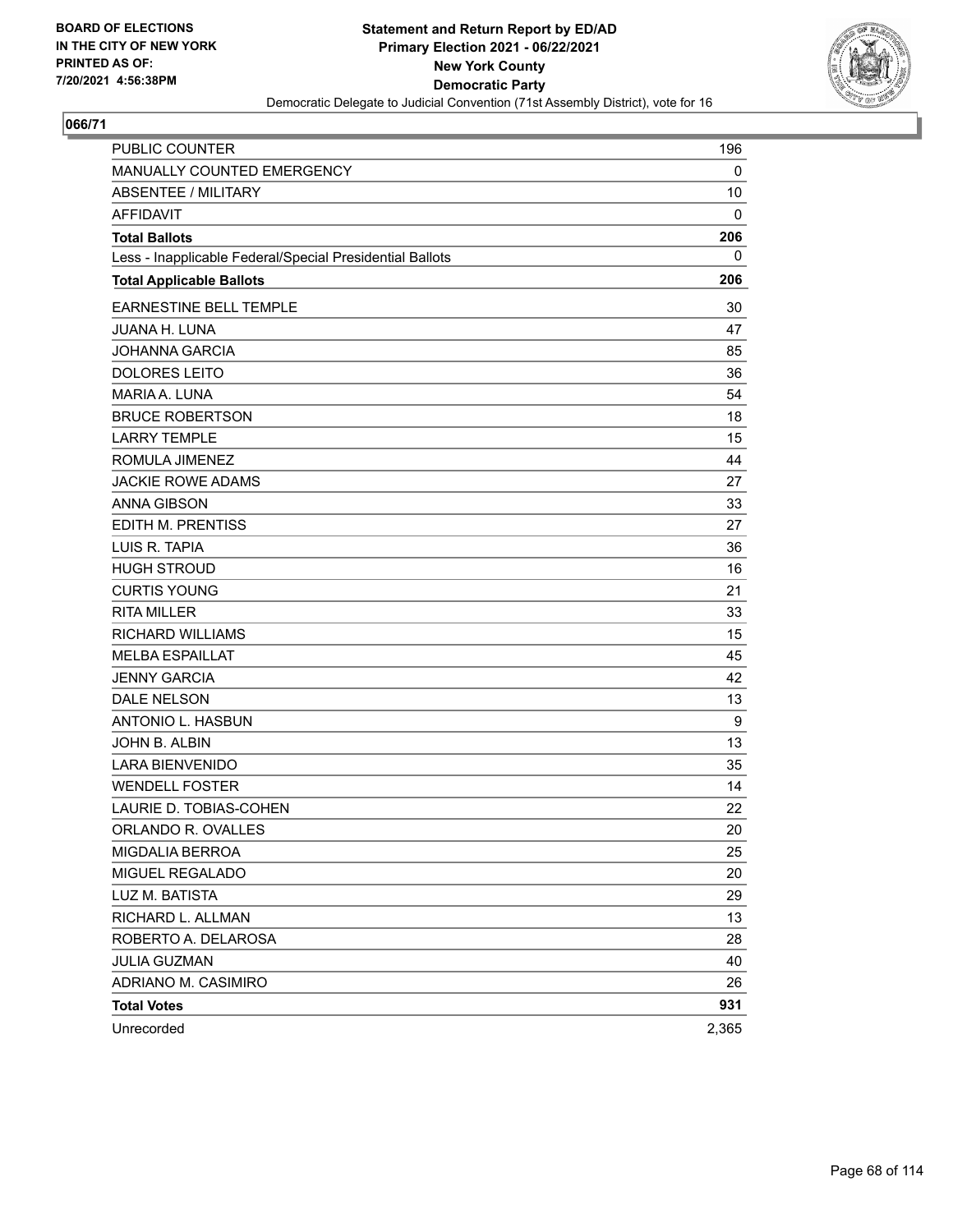BOARD OF ELECTIONS
IN THE CITY OF NEW YORK
PRINTED AS OF:
7/20/2021 4:56:38PM

**Statement and Return Report by ED/AD**
**Primary Election 2021 - 06/22/2021**
**New York County**
**Democratic Party**
Democratic Delegate to Judicial Convention (71st Assembly District), vote for 16

## 066/71

| | |
|---|---|
| PUBLIC COUNTER | 196 |
| MANUALLY COUNTED EMERGENCY | 0 |
| ABSENTEE / MILITARY | 10 |
| AFFIDAVIT | 0 |
| **Total Ballots** | **206** |
| Less - Inapplicable Federal/Special Presidential Ballots | 0 |
| **Total Applicable Ballots** | **206** |
| EARNESTINE BELL TEMPLE | 30 |
| JUANA H. LUNA | 47 |
| JOHANNA GARCIA | 85 |
| DOLORES LEITO | 36 |
| MARIA A. LUNA | 54 |
| BRUCE ROBERTSON | 18 |
| LARRY TEMPLE | 15 |
| ROMULA JIMENEZ | 44 |
| JACKIE ROWE ADAMS | 27 |
| ANNA GIBSON | 33 |
| EDITH M. PRENTISS | 27 |
| LUIS R. TAPIA | 36 |
| HUGH STROUD | 16 |
| CURTIS YOUNG | 21 |
| RITA MILLER | 33 |
| RICHARD WILLIAMS | 15 |
| MELBA ESPAILLAT | 45 |
| JENNY GARCIA | 42 |
| DALE NELSON | 13 |
| ANTONIO L. HASBUN | 9 |
| JOHN B. ALBIN | 13 |
| LARA BIENVENIDO | 35 |
| WENDELL FOSTER | 14 |
| LAURIE D. TOBIAS-COHEN | 22 |
| ORLANDO R. OVALLES | 20 |
| MIGDALIA BERROA | 25 |
| MIGUEL REGALADO | 20 |
| LUZ M. BATISTA | 29 |
| RICHARD L. ALLMAN | 13 |
| ROBERTO A. DELAROSA | 28 |
| JULIA GUZMAN | 40 |
| ADRIANO M. CASIMIRO | 26 |
| **Total Votes** | **931** |
| Unrecorded | 2,365 |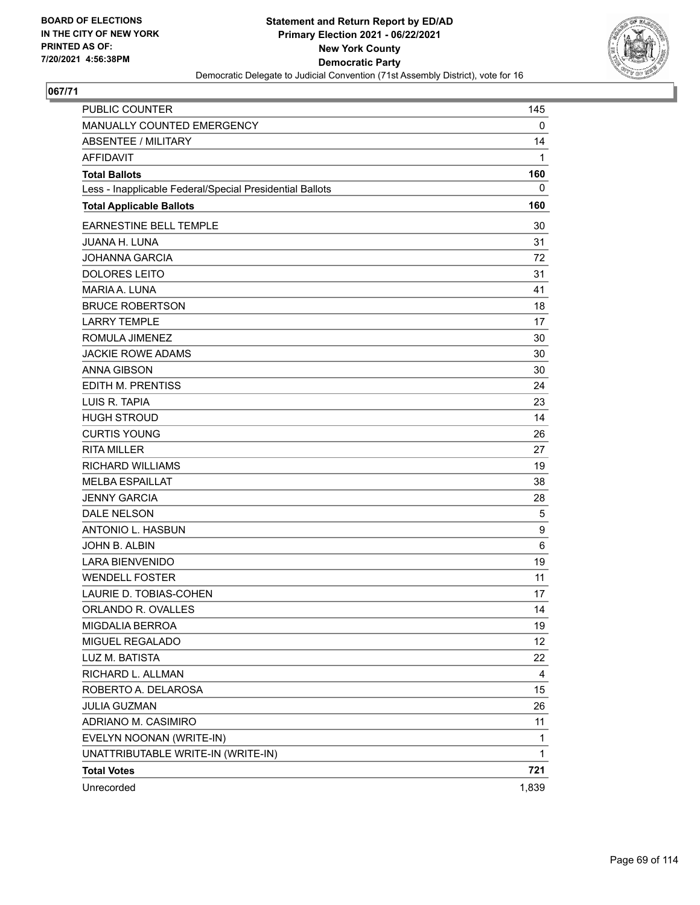BOARD OF ELECTIONS
IN THE CITY OF NEW YORK
PRINTED AS OF:
7/20/2021 4:56:38PM

**Statement and Return Report by ED/AD**
**Primary Election 2021 - 06/22/2021**
**New York County**
**Democratic Party**
Democratic Delegate to Judicial Convention (71st Assembly District), vote for 16

## 067/71

| | |
|---|---|
| PUBLIC COUNTER | 145 |
| MANUALLY COUNTED EMERGENCY | 0 |
| ABSENTEE / MILITARY | 14 |
| AFFIDAVIT | 1 |
| **Total Ballots** | **160** |
| Less - Inapplicable Federal/Special Presidential Ballots | 0 |
| **Total Applicable Ballots** | **160** |
| EARNESTINE BELL TEMPLE | 30 |
| JUANA H. LUNA | 31 |
| JOHANNA GARCIA | 72 |
| DOLORES LEITO | 31 |
| MARIA A. LUNA | 41 |
| BRUCE ROBERTSON | 18 |
| LARRY TEMPLE | 17 |
| ROMULA JIMENEZ | 30 |
| JACKIE ROWE ADAMS | 30 |
| ANNA GIBSON | 30 |
| EDITH M. PRENTISS | 24 |
| LUIS R. TAPIA | 23 |
| HUGH STROUD | 14 |
| CURTIS YOUNG | 26 |
| RITA MILLER | 27 |
| RICHARD WILLIAMS | 19 |
| MELBA ESPAILLAT | 38 |
| JENNY GARCIA | 28 |
| DALE NELSON | 5 |
| ANTONIO L. HASBUN | 9 |
| JOHN B. ALBIN | 6 |
| LARA BIENVENIDO | 19 |
| WENDELL FOSTER | 11 |
| LAURIE D. TOBIAS-COHEN | 17 |
| ORLANDO R. OVALLES | 14 |
| MIGDALIA BERROA | 19 |
| MIGUEL REGALADO | 12 |
| LUZ M. BATISTA | 22 |
| RICHARD L. ALLMAN | 4 |
| ROBERTO A. DELAROSA | 15 |
| JULIA GUZMAN | 26 |
| ADRIANO M. CASIMIRO | 11 |
| EVELYN NOONAN (WRITE-IN) | 1 |
| UNATTRIBUTABLE WRITE-IN (WRITE-IN) | 1 |
| **Total Votes** | **721** |
| Unrecorded | 1,839 |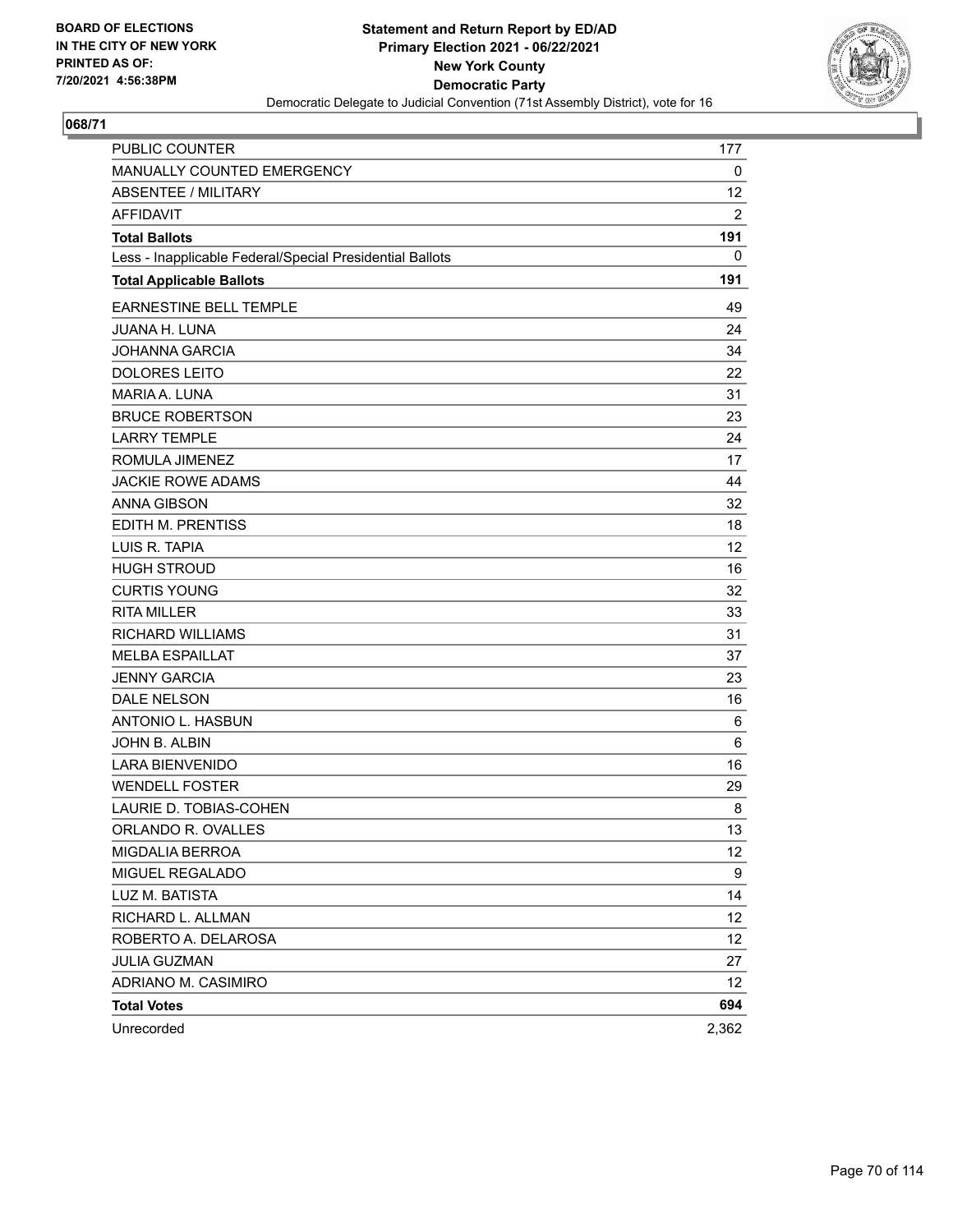BOARD OF ELECTIONS
IN THE CITY OF NEW YORK
PRINTED AS OF:
7/20/2021 4:56:38PM

**Statement and Return Report by ED/AD**
**Primary Election 2021 - 06/22/2021**
**New York County**
**Democratic Party**
Democratic Delegate to Judicial Convention (71st Assembly District), vote for 16

## 068/71

| | |
|---|---|
| PUBLIC COUNTER | 177 |
| MANUALLY COUNTED EMERGENCY | 0 |
| ABSENTEE / MILITARY | 12 |
| AFFIDAVIT | 2 |
| **Total Ballots** | **191** |
| Less - Inapplicable Federal/Special Presidential Ballots | 0 |
| **Total Applicable Ballots** | **191** |
| EARNESTINE BELL TEMPLE | 49 |
| JUANA H. LUNA | 24 |
| JOHANNA GARCIA | 34 |
| DOLORES LEITO | 22 |
| MARIA A. LUNA | 31 |
| BRUCE ROBERTSON | 23 |
| LARRY TEMPLE | 24 |
| ROMULA JIMENEZ | 17 |
| JACKIE ROWE ADAMS | 44 |
| ANNA GIBSON | 32 |
| EDITH M. PRENTISS | 18 |
| LUIS R. TAPIA | 12 |
| HUGH STROUD | 16 |
| CURTIS YOUNG | 32 |
| RITA MILLER | 33 |
| RICHARD WILLIAMS | 31 |
| MELBA ESPAILLAT | 37 |
| JENNY GARCIA | 23 |
| DALE NELSON | 16 |
| ANTONIO L. HASBUN | 6 |
| JOHN B. ALBIN | 6 |
| LARA BIENVENIDO | 16 |
| WENDELL FOSTER | 29 |
| LAURIE D. TOBIAS-COHEN | 8 |
| ORLANDO R. OVALLES | 13 |
| MIGDALIA BERROA | 12 |
| MIGUEL REGALADO | 9 |
| LUZ M. BATISTA | 14 |
| RICHARD L. ALLMAN | 12 |
| ROBERTO A. DELAROSA | 12 |
| JULIA GUZMAN | 27 |
| ADRIANO M. CASIMIRO | 12 |
| **Total Votes** | **694** |
| Unrecorded | 2,362 |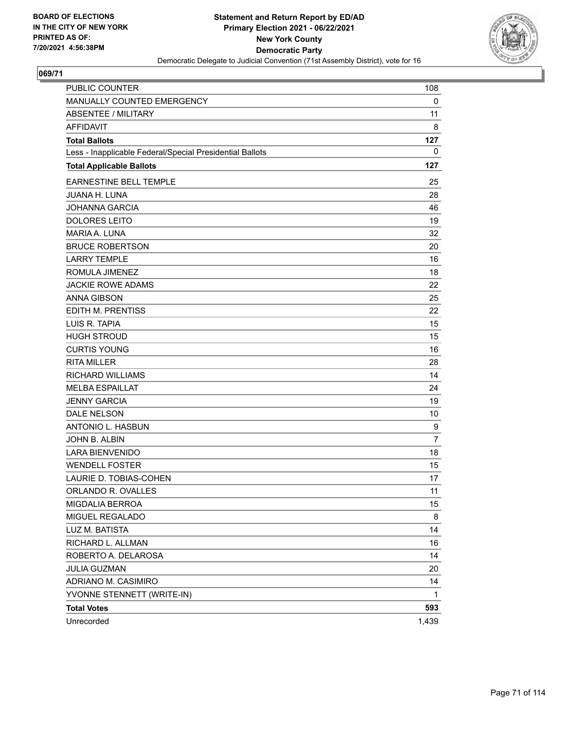BOARD OF ELECTIONS
IN THE CITY OF NEW YORK
PRINTED AS OF:
7/20/2021 4:56:38PM

**Statement and Return Report by ED/AD**
**Primary Election 2021 - 06/22/2021**
**New York County**
**Democratic Party**
Democratic Delegate to Judicial Convention (71st Assembly District), vote for 16

## 069/71

| | |
|---|---|
| PUBLIC COUNTER | 108 |
| MANUALLY COUNTED EMERGENCY | 0 |
| ABSENTEE / MILITARY | 11 |
| AFFIDAVIT | 8 |
| **Total Ballots** | **127** |
| Less - Inapplicable Federal/Special Presidential Ballots | 0 |
| **Total Applicable Ballots** | **127** |
| EARNESTINE BELL TEMPLE | 25 |
| JUANA H. LUNA | 28 |
| JOHANNA GARCIA | 46 |
| DOLORES LEITO | 19 |
| MARIA A. LUNA | 32 |
| BRUCE ROBERTSON | 20 |
| LARRY TEMPLE | 16 |
| ROMULA JIMENEZ | 18 |
| JACKIE ROWE ADAMS | 22 |
| ANNA GIBSON | 25 |
| EDITH M. PRENTISS | 22 |
| LUIS R. TAPIA | 15 |
| HUGH STROUD | 15 |
| CURTIS YOUNG | 16 |
| RITA MILLER | 28 |
| RICHARD WILLIAMS | 14 |
| MELBA ESPAILLAT | 24 |
| JENNY GARCIA | 19 |
| DALE NELSON | 10 |
| ANTONIO L. HASBUN | 9 |
| JOHN B. ALBIN | 7 |
| LARA BIENVENIDO | 18 |
| WENDELL FOSTER | 15 |
| LAURIE D. TOBIAS-COHEN | 17 |
| ORLANDO R. OVALLES | 11 |
| MIGDALIA BERROA | 15 |
| MIGUEL REGALADO | 8 |
| LUZ M. BATISTA | 14 |
| RICHARD L. ALLMAN | 16 |
| ROBERTO A. DELAROSA | 14 |
| JULIA GUZMAN | 20 |
| ADRIANO M. CASIMIRO | 14 |
| YVONNE STENNETT (WRITE-IN) | 1 |
| **Total Votes** | **593** |
| Unrecorded | 1,439 |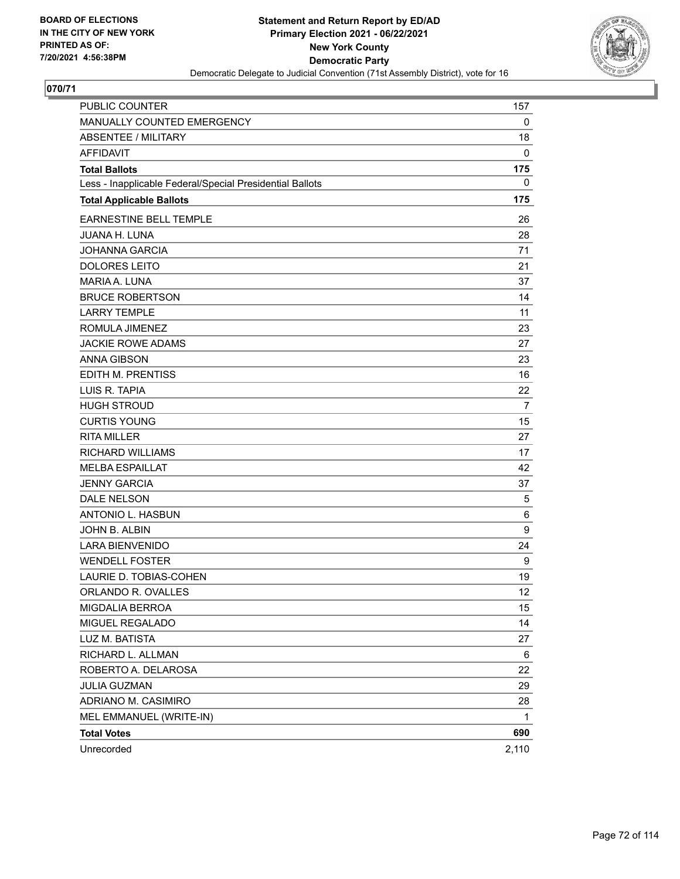BOARD OF ELECTIONS
IN THE CITY OF NEW YORK
PRINTED AS OF:
7/20/2021 4:56:38PM

**Statement and Return Report by ED/AD**
**Primary Election 2021 - 06/22/2021**
**New York County**
**Democratic Party**
Democratic Delegate to Judicial Convention (71st Assembly District), vote for 16

## 070/71

| | |
|---|---|
| PUBLIC COUNTER | 157 |
| MANUALLY COUNTED EMERGENCY | 0 |
| ABSENTEE / MILITARY | 18 |
| AFFIDAVIT | 0 |
| **Total Ballots** | **175** |
| Less - Inapplicable Federal/Special Presidential Ballots | 0 |
| **Total Applicable Ballots** | **175** |
| EARNESTINE BELL TEMPLE | 26 |
| JUANA H. LUNA | 28 |
| JOHANNA GARCIA | 71 |
| DOLORES LEITO | 21 |
| MARIA A. LUNA | 37 |
| BRUCE ROBERTSON | 14 |
| LARRY TEMPLE | 11 |
| ROMULA JIMENEZ | 23 |
| JACKIE ROWE ADAMS | 27 |
| ANNA GIBSON | 23 |
| EDITH M. PRENTISS | 16 |
| LUIS R. TAPIA | 22 |
| HUGH STROUD | 7 |
| CURTIS YOUNG | 15 |
| RITA MILLER | 27 |
| RICHARD WILLIAMS | 17 |
| MELBA ESPAILLAT | 42 |
| JENNY GARCIA | 37 |
| DALE NELSON | 5 |
| ANTONIO L. HASBUN | 6 |
| JOHN B. ALBIN | 9 |
| LARA BIENVENIDO | 24 |
| WENDELL FOSTER | 9 |
| LAURIE D. TOBIAS-COHEN | 19 |
| ORLANDO R. OVALLES | 12 |
| MIGDALIA BERROA | 15 |
| MIGUEL REGALADO | 14 |
| LUZ M. BATISTA | 27 |
| RICHARD L. ALLMAN | 6 |
| ROBERTO A. DELAROSA | 22 |
| JULIA GUZMAN | 29 |
| ADRIANO M. CASIMIRO | 28 |
| MEL EMMANUEL (WRITE-IN) | 1 |
| **Total Votes** | **690** |
| Unrecorded | 2,110 |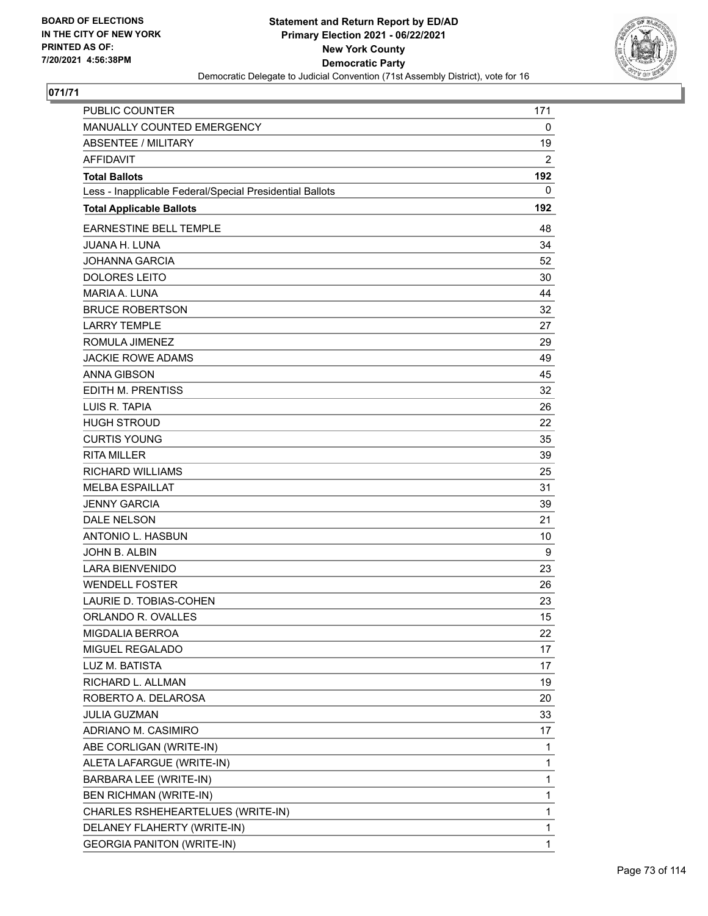BOARD OF ELECTIONS
IN THE CITY OF NEW YORK
PRINTED AS OF:
7/20/2021 4:56:38PM

**Statement and Return Report by ED/AD**
**Primary Election 2021 - 06/22/2021**
**New York County**
**Democratic Party**
Democratic Delegate to Judicial Convention (71st Assembly District), vote for 16

**071/71**

| | |
|---|---|
| PUBLIC COUNTER | 171 |
| MANUALLY COUNTED EMERGENCY | 0 |
| ABSENTEE / MILITARY | 19 |
| AFFIDAVIT | 2 |
| **Total Ballots** | **192** |
| Less - Inapplicable Federal/Special Presidential Ballots | 0 |
| **Total Applicable Ballots** | **192** |
| EARNESTINE BELL TEMPLE | 48 |
| JUANA H. LUNA | 34 |
| JOHANNA GARCIA | 52 |
| DOLORES LEITO | 30 |
| MARIA A. LUNA | 44 |
| BRUCE ROBERTSON | 32 |
| LARRY TEMPLE | 27 |
| ROMULA JIMENEZ | 29 |
| JACKIE ROWE ADAMS | 49 |
| ANNA GIBSON | 45 |
| EDITH M. PRENTISS | 32 |
| LUIS R. TAPIA | 26 |
| HUGH STROUD | 22 |
| CURTIS YOUNG | 35 |
| RITA MILLER | 39 |
| RICHARD WILLIAMS | 25 |
| MELBA ESPAILLAT | 31 |
| JENNY GARCIA | 39 |
| DALE NELSON | 21 |
| ANTONIO L. HASBUN | 10 |
| JOHN B. ALBIN | 9 |
| LARA BIENVENIDO | 23 |
| WENDELL FOSTER | 26 |
| LAURIE D. TOBIAS-COHEN | 23 |
| ORLANDO R. OVALLES | 15 |
| MIGDALIA BERROA | 22 |
| MIGUEL REGALADO | 17 |
| LUZ M. BATISTA | 17 |
| RICHARD L. ALLMAN | 19 |
| ROBERTO A. DELAROSA | 20 |
| JULIA GUZMAN | 33 |
| ADRIANO M. CASIMIRO | 17 |
| ABE CORLIGAN (WRITE-IN) | 1 |
| ALETA LAFARGUE (WRITE-IN) | 1 |
| BARBARA LEE (WRITE-IN) | 1 |
| BEN RICHMAN (WRITE-IN) | 1 |
| CHARLES RSHEHEARTELUES (WRITE-IN) | 1 |
| DELANEY FLAHERTY (WRITE-IN) | 1 |
| GEORGIA PANITON (WRITE-IN) | 1 |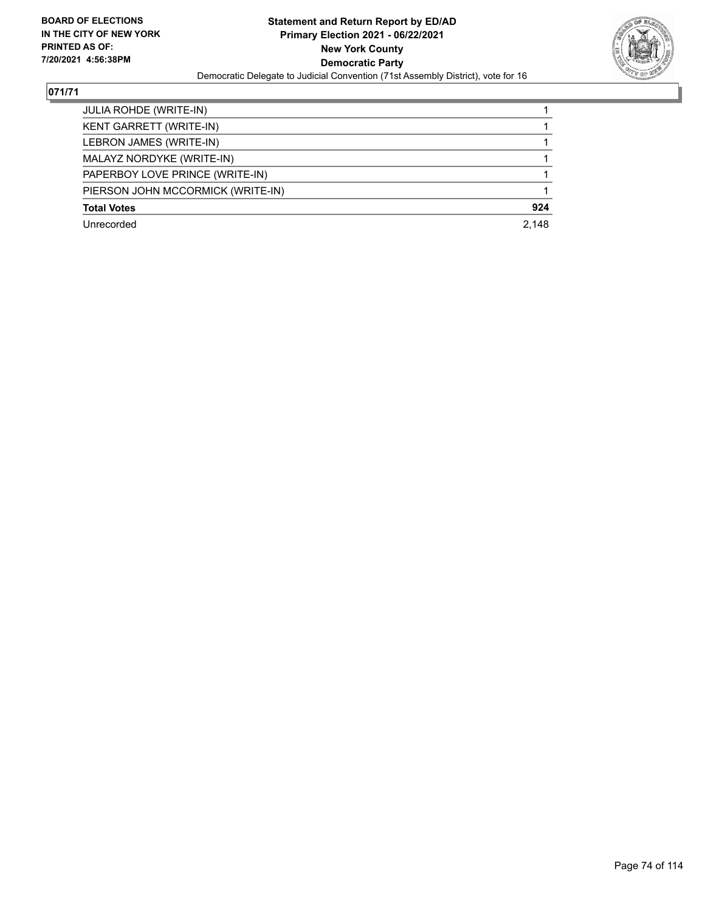**071/71**

| | |
|---|---|
| JULIA ROHDE (WRITE-IN) | 1 |
| KENT GARRETT (WRITE-IN) | 1 |
| LEBRON JAMES (WRITE-IN) | 1 |
| MALAYZ NORDYKE (WRITE-IN) | 1 |
| PAPERBOY LOVE PRINCE (WRITE-IN) | 1 |
| PIERSON JOHN MCCORMICK (WRITE-IN) | 1 |
| **Total Votes** | **924** |
| Unrecorded | 2,148 |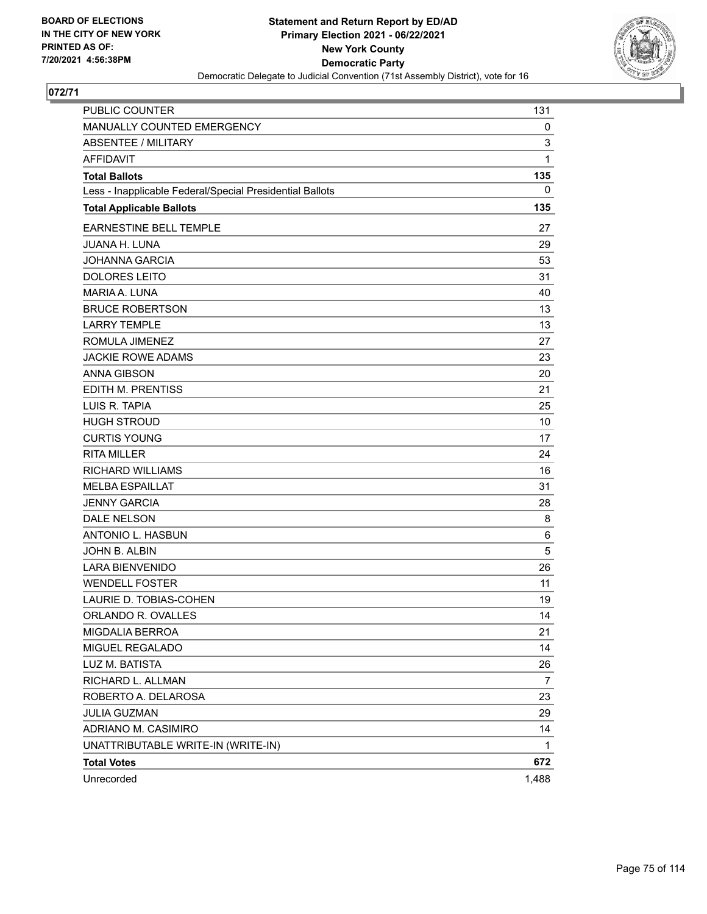**BOARD OF ELECTIONS IN THE CITY OF NEW YORK PRINTED AS OF: 7/20/2021 4:56:38PM**

**Statement and Return Report by ED/AD**
**Primary Election 2021 - 06/22/2021**
**New York County**
**Democratic Party**
Democratic Delegate to Judicial Convention (71st Assembly District), vote for 16

## 072/71

| | |
|---|---|
| PUBLIC COUNTER | 131 |
| MANUALLY COUNTED EMERGENCY | 0 |
| ABSENTEE / MILITARY | 3 |
| AFFIDAVIT | 1 |
| **Total Ballots** | **135** |
| Less - Inapplicable Federal/Special Presidential Ballots | 0 |
| **Total Applicable Ballots** | **135** |
| EARNESTINE BELL TEMPLE | 27 |
| JUANA H. LUNA | 29 |
| JOHANNA GARCIA | 53 |
| DOLORES LEITO | 31 |
| MARIA A. LUNA | 40 |
| BRUCE ROBERTSON | 13 |
| LARRY TEMPLE | 13 |
| ROMULA JIMENEZ | 27 |
| JACKIE ROWE ADAMS | 23 |
| ANNA GIBSON | 20 |
| EDITH M. PRENTISS | 21 |
| LUIS R. TAPIA | 25 |
| HUGH STROUD | 10 |
| CURTIS YOUNG | 17 |
| RITA MILLER | 24 |
| RICHARD WILLIAMS | 16 |
| MELBA ESPAILLAT | 31 |
| JENNY GARCIA | 28 |
| DALE NELSON | 8 |
| ANTONIO L. HASBUN | 6 |
| JOHN B. ALBIN | 5 |
| LARA BIENVENIDO | 26 |
| WENDELL FOSTER | 11 |
| LAURIE D. TOBIAS-COHEN | 19 |
| ORLANDO R. OVALLES | 14 |
| MIGDALIA BERROA | 21 |
| MIGUEL REGALADO | 14 |
| LUZ M. BATISTA | 26 |
| RICHARD L. ALLMAN | 7 |
| ROBERTO A. DELAROSA | 23 |
| JULIA GUZMAN | 29 |
| ADRIANO M. CASIMIRO | 14 |
| UNATTRIBUTABLE WRITE-IN (WRITE-IN) | 1 |
| **Total Votes** | **672** |
| Unrecorded | 1,488 |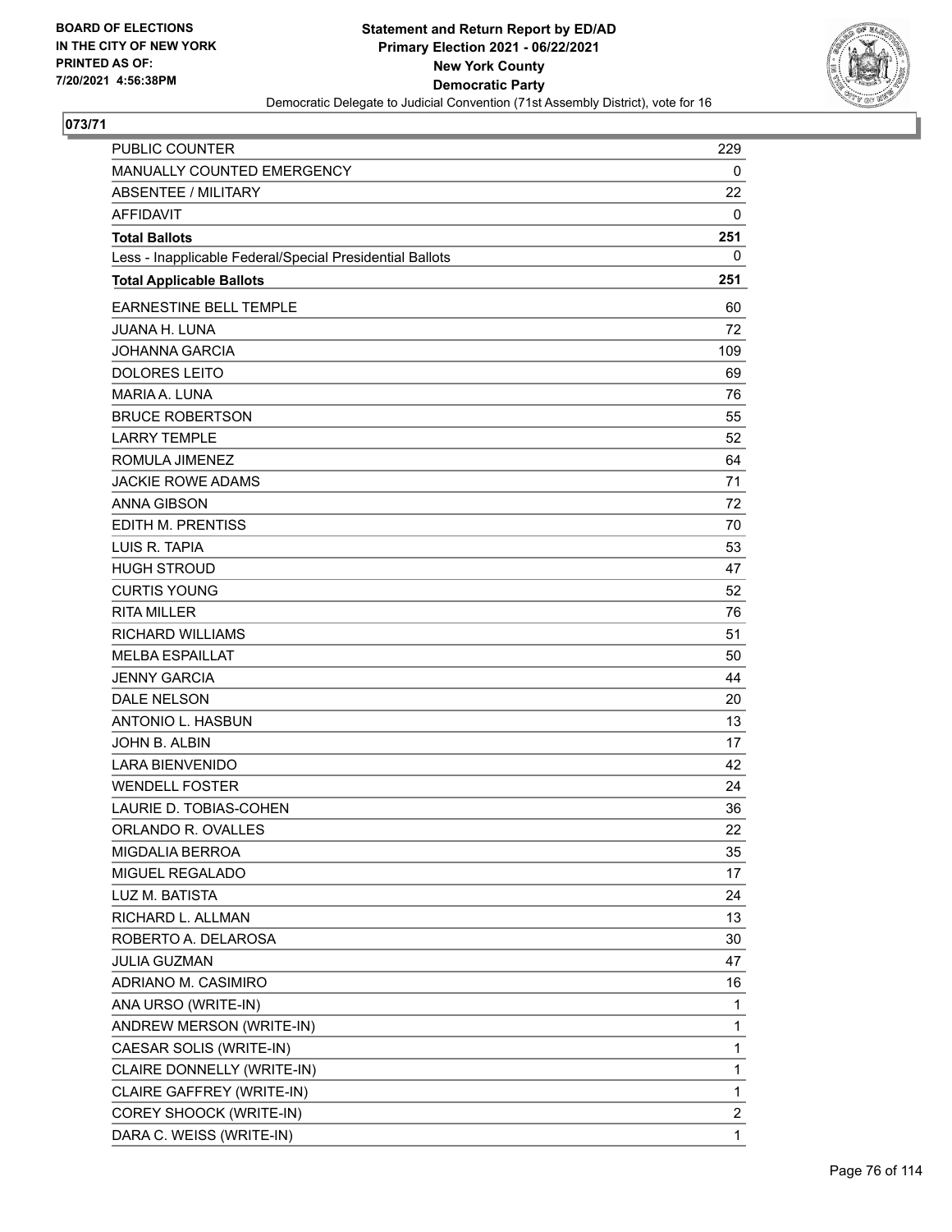BOARD OF ELECTIONS
IN THE CITY OF NEW YORK
PRINTED AS OF:
7/20/2021 4:56:38PM

**Statement and Return Report by ED/AD**
**Primary Election 2021 - 06/22/2021**
**New York County**
**Democratic Party**
Democratic Delegate to Judicial Convention (71st Assembly District), vote for 16

**073/71**

| | |
|---|---|
| PUBLIC COUNTER | 229 |
| MANUALLY COUNTED EMERGENCY | 0 |
| ABSENTEE / MILITARY | 22 |
| AFFIDAVIT | 0 |
| **Total Ballots** | **251** |
| Less - Inapplicable Federal/Special Presidential Ballots | 0 |
| **Total Applicable Ballots** | **251** |
| EARNESTINE BELL TEMPLE | 60 |
| JUANA H. LUNA | 72 |
| JOHANNA GARCIA | 109 |
| DOLORES LEITO | 69 |
| MARIA A. LUNA | 76 |
| BRUCE ROBERTSON | 55 |
| LARRY TEMPLE | 52 |
| ROMULA JIMENEZ | 64 |
| JACKIE ROWE ADAMS | 71 |
| ANNA GIBSON | 72 |
| EDITH M. PRENTISS | 70 |
| LUIS R. TAPIA | 53 |
| HUGH STROUD | 47 |
| CURTIS YOUNG | 52 |
| RITA MILLER | 76 |
| RICHARD WILLIAMS | 51 |
| MELBA ESPAILLAT | 50 |
| JENNY GARCIA | 44 |
| DALE NELSON | 20 |
| ANTONIO L. HASBUN | 13 |
| JOHN B. ALBIN | 17 |
| LARA BIENVENIDO | 42 |
| WENDELL FOSTER | 24 |
| LAURIE D. TOBIAS-COHEN | 36 |
| ORLANDO R. OVALLES | 22 |
| MIGDALIA BERROA | 35 |
| MIGUEL REGALADO | 17 |
| LUZ M. BATISTA | 24 |
| RICHARD L. ALLMAN | 13 |
| ROBERTO A. DELAROSA | 30 |
| JULIA GUZMAN | 47 |
| ADRIANO M. CASIMIRO | 16 |
| ANA URSO (WRITE-IN) | 1 |
| ANDREW MERSON (WRITE-IN) | 1 |
| CAESAR SOLIS (WRITE-IN) | 1 |
| CLAIRE DONNELLY (WRITE-IN) | 1 |
| CLAIRE GAFFREY (WRITE-IN) | 1 |
| COREY SHOOCK (WRITE-IN) | 2 |
| DARA C. WEISS (WRITE-IN) | 1 |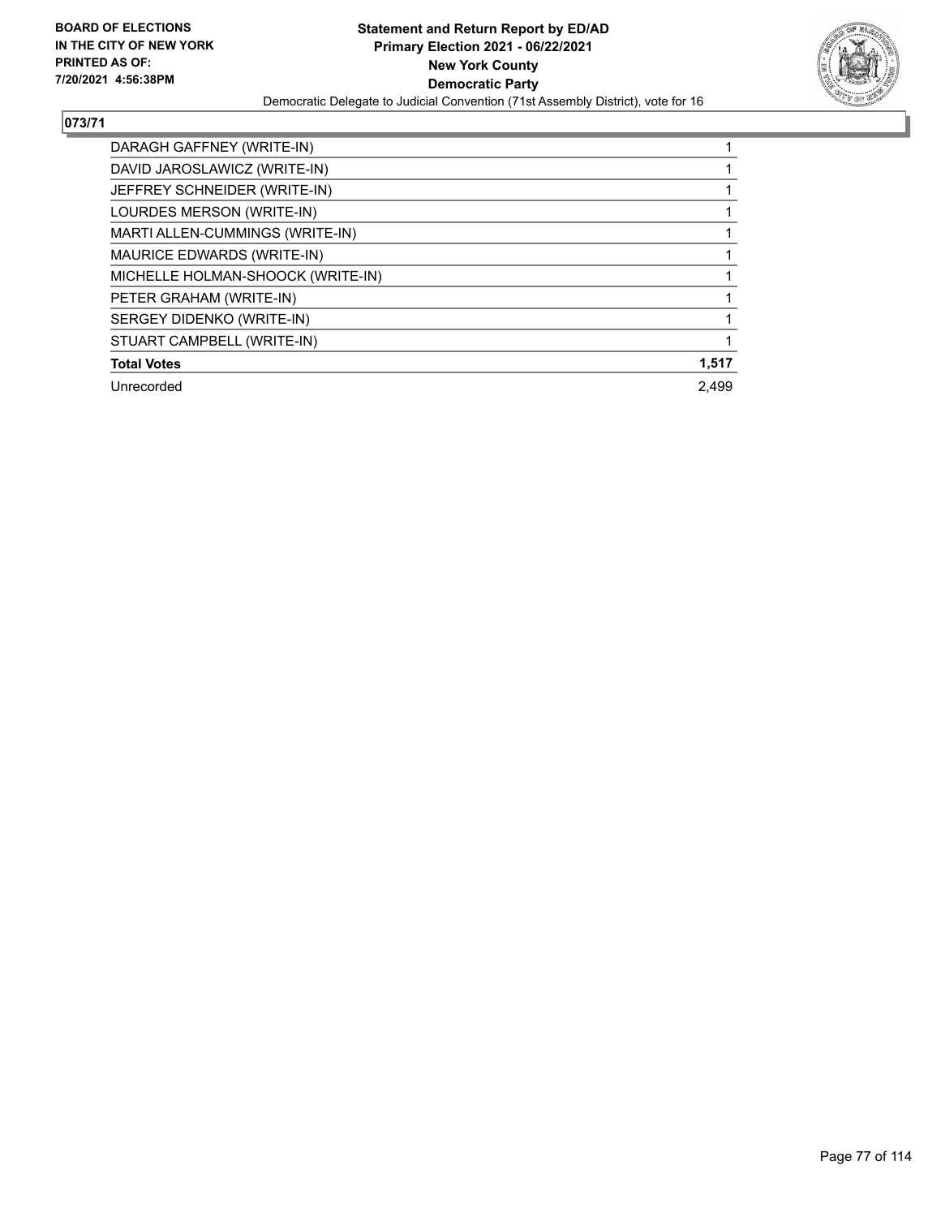**BOARD OF ELECTIONS IN THE CITY OF NEW YORK PRINTED AS OF: 7/20/2021 4:56:38PM**

**Statement and Return Report by ED/AD**
**Primary Election 2021 - 06/22/2021**
**New York County**
**Democratic Party**
Democratic Delegate to Judicial Convention (71st Assembly District), vote for 16

## 073/71

| | |
|---|---|
| DARAGH GAFFNEY (WRITE-IN) | 1 |
| DAVID JAROSLAWICZ (WRITE-IN) | 1 |
| JEFFREY SCHNEIDER (WRITE-IN) | 1 |
| LOURDES MERSON (WRITE-IN) | 1 |
| MARTI ALLEN-CUMMINGS (WRITE-IN) | 1 |
| MAURICE EDWARDS (WRITE-IN) | 1 |
| MICHELLE HOLMAN-SHOOCK (WRITE-IN) | 1 |
| PETER GRAHAM (WRITE-IN) | 1 |
| SERGEY DIDENKO (WRITE-IN) | 1 |
| STUART CAMPBELL (WRITE-IN) | 1 |
| **Total Votes** | **1,517** |
| Unrecorded | 2,499 |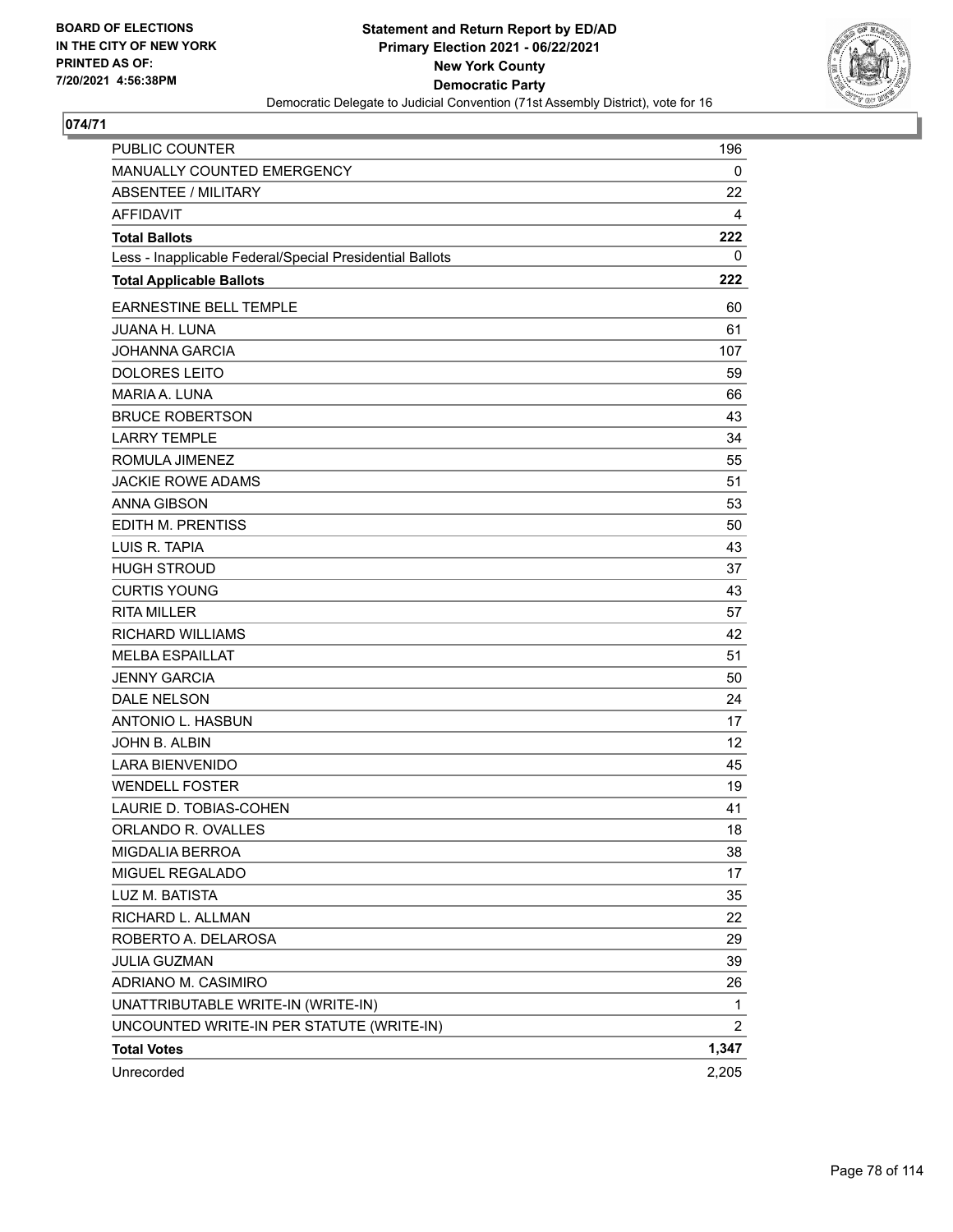BOARD OF ELECTIONS
IN THE CITY OF NEW YORK
PRINTED AS OF:
7/20/2021 4:56:38PM

**Statement and Return Report by ED/AD**
**Primary Election 2021 - 06/22/2021**
**New York County**
**Democratic Party**
Democratic Delegate to Judicial Convention (71st Assembly District), vote for 16

**074/71**

| | |
|---|---|
| PUBLIC COUNTER | 196 |
| MANUALLY COUNTED EMERGENCY | 0 |
| ABSENTEE / MILITARY | 22 |
| AFFIDAVIT | 4 |
| **Total Ballots** | **222** |
| Less - Inapplicable Federal/Special Presidential Ballots | 0 |
| **Total Applicable Ballots** | **222** |
| EARNESTINE BELL TEMPLE | 60 |
| JUANA H. LUNA | 61 |
| JOHANNA GARCIA | 107 |
| DOLORES LEITO | 59 |
| MARIA A. LUNA | 66 |
| BRUCE ROBERTSON | 43 |
| LARRY TEMPLE | 34 |
| ROMULA JIMENEZ | 55 |
| JACKIE ROWE ADAMS | 51 |
| ANNA GIBSON | 53 |
| EDITH M. PRENTISS | 50 |
| LUIS R. TAPIA | 43 |
| HUGH STROUD | 37 |
| CURTIS YOUNG | 43 |
| RITA MILLER | 57 |
| RICHARD WILLIAMS | 42 |
| MELBA ESPAILLAT | 51 |
| JENNY GARCIA | 50 |
| DALE NELSON | 24 |
| ANTONIO L. HASBUN | 17 |
| JOHN B. ALBIN | 12 |
| LARA BIENVENIDO | 45 |
| WENDELL FOSTER | 19 |
| LAURIE D. TOBIAS-COHEN | 41 |
| ORLANDO R. OVALLES | 18 |
| MIGDALIA BERROA | 38 |
| MIGUEL REGALADO | 17 |
| LUZ M. BATISTA | 35 |
| RICHARD L. ALLMAN | 22 |
| ROBERTO A. DELAROSA | 29 |
| JULIA GUZMAN | 39 |
| ADRIANO M. CASIMIRO | 26 |
| UNATTRIBUTABLE WRITE-IN (WRITE-IN) | 1 |
| UNCOUNTED WRITE-IN PER STATUTE (WRITE-IN) | 2 |
| **Total Votes** | **1,347** |
| Unrecorded | 2,205 |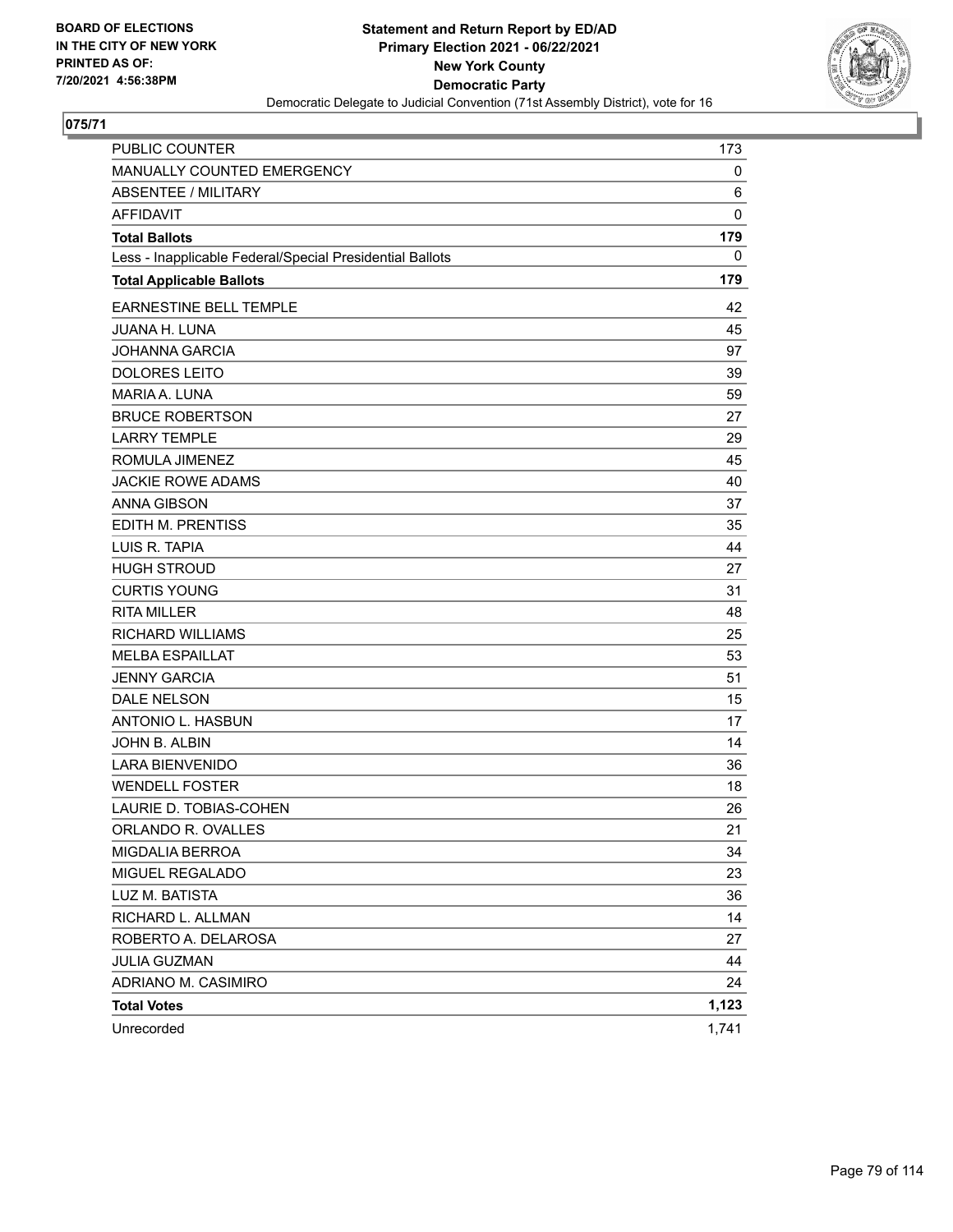**BOARD OF ELECTIONS IN THE CITY OF NEW YORK PRINTED AS OF: 7/20/2021 4:56:38PM**

**Statement and Return Report by ED/AD Primary Election 2021 - 06/22/2021 New York County Democratic Party**

Democratic Delegate to Judicial Convention (71st Assembly District), vote for 16

**075/71**

| | |
|---|---|
| PUBLIC COUNTER | 173 |
| MANUALLY COUNTED EMERGENCY | 0 |
| ABSENTEE / MILITARY | 6 |
| AFFIDAVIT | 0 |
| **Total Ballots** | **179** |
| Less - Inapplicable Federal/Special Presidential Ballots | 0 |
| **Total Applicable Ballots** | **179** |
| EARNESTINE BELL TEMPLE | 42 |
| JUANA H. LUNA | 45 |
| JOHANNA GARCIA | 97 |
| DOLORES LEITO | 39 |
| MARIA A. LUNA | 59 |
| BRUCE ROBERTSON | 27 |
| LARRY TEMPLE | 29 |
| ROMULA JIMENEZ | 45 |
| JACKIE ROWE ADAMS | 40 |
| ANNA GIBSON | 37 |
| EDITH M. PRENTISS | 35 |
| LUIS R. TAPIA | 44 |
| HUGH STROUD | 27 |
| CURTIS YOUNG | 31 |
| RITA MILLER | 48 |
| RICHARD WILLIAMS | 25 |
| MELBA ESPAILLAT | 53 |
| JENNY GARCIA | 51 |
| DALE NELSON | 15 |
| ANTONIO L. HASBUN | 17 |
| JOHN B. ALBIN | 14 |
| LARA BIENVENIDO | 36 |
| WENDELL FOSTER | 18 |
| LAURIE D. TOBIAS-COHEN | 26 |
| ORLANDO R. OVALLES | 21 |
| MIGDALIA BERROA | 34 |
| MIGUEL REGALADO | 23 |
| LUZ M. BATISTA | 36 |
| RICHARD L. ALLMAN | 14 |
| ROBERTO A. DELAROSA | 27 |
| JULIA GUZMAN | 44 |
| ADRIANO M. CASIMIRO | 24 |
| **Total Votes** | **1,123** |
| Unrecorded | 1,741 |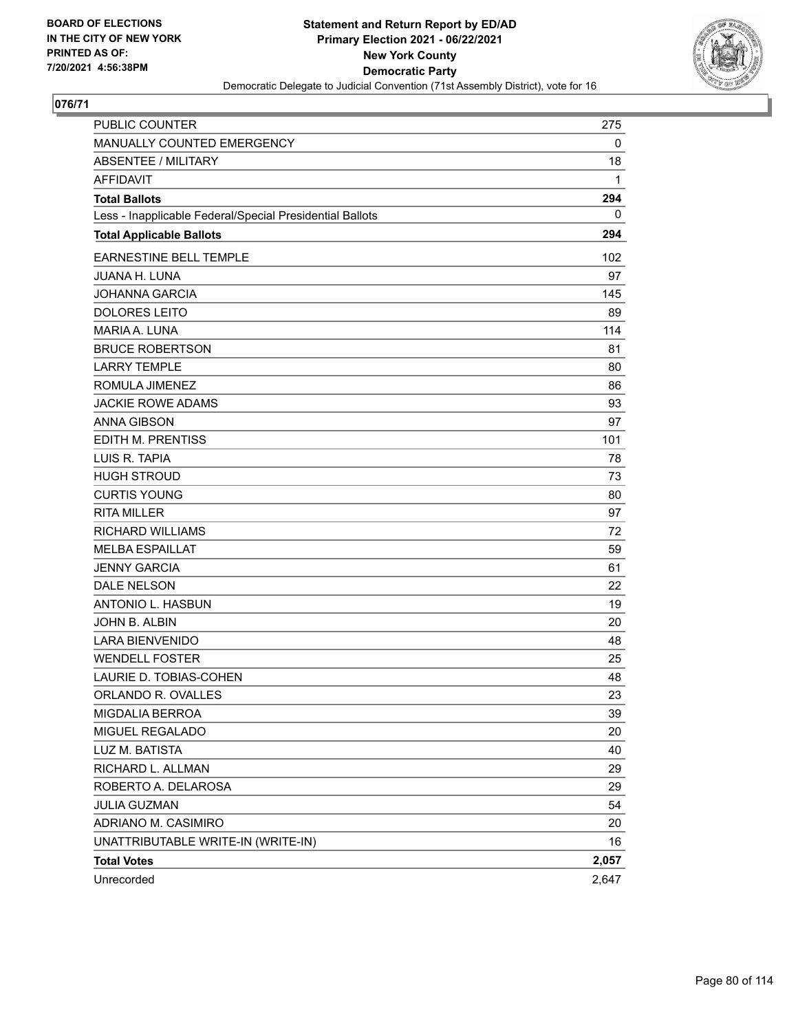**BOARD OF ELECTIONS IN THE CITY OF NEW YORK PRINTED AS OF: 7/20/2021 4:56:38PM**

**Statement and Return Report by ED/AD Primary Election 2021 - 06/22/2021 New York County Democratic Party**

Democratic Delegate to Judicial Convention (71st Assembly District), vote for 16

## 076/71

| | |
|---|---|
| PUBLIC COUNTER | 275 |
| MANUALLY COUNTED EMERGENCY | 0 |
| ABSENTEE / MILITARY | 18 |
| AFFIDAVIT | 1 |
| **Total Ballots** | **294** |
| Less - Inapplicable Federal/Special Presidential Ballots | 0 |
| **Total Applicable Ballots** | **294** |
| EARNESTINE BELL TEMPLE | 102 |
| JUANA H. LUNA | 97 |
| JOHANNA GARCIA | 145 |
| DOLORES LEITO | 89 |
| MARIA A. LUNA | 114 |
| BRUCE ROBERTSON | 81 |
| LARRY TEMPLE | 80 |
| ROMULA JIMENEZ | 86 |
| JACKIE ROWE ADAMS | 93 |
| ANNA GIBSON | 97 |
| EDITH M. PRENTISS | 101 |
| LUIS R. TAPIA | 78 |
| HUGH STROUD | 73 |
| CURTIS YOUNG | 80 |
| RITA MILLER | 97 |
| RICHARD WILLIAMS | 72 |
| MELBA ESPAILLAT | 59 |
| JENNY GARCIA | 61 |
| DALE NELSON | 22 |
| ANTONIO L. HASBUN | 19 |
| JOHN B. ALBIN | 20 |
| LARA BIENVENIDO | 48 |
| WENDELL FOSTER | 25 |
| LAURIE D. TOBIAS-COHEN | 48 |
| ORLANDO R. OVALLES | 23 |
| MIGDALIA BERROA | 39 |
| MIGUEL REGALADO | 20 |
| LUZ M. BATISTA | 40 |
| RICHARD L. ALLMAN | 29 |
| ROBERTO A. DELAROSA | 29 |
| JULIA GUZMAN | 54 |
| ADRIANO M. CASIMIRO | 20 |
| UNATTRIBUTABLE WRITE-IN (WRITE-IN) | 16 |
| **Total Votes** | **2,057** |
| Unrecorded | 2,647 |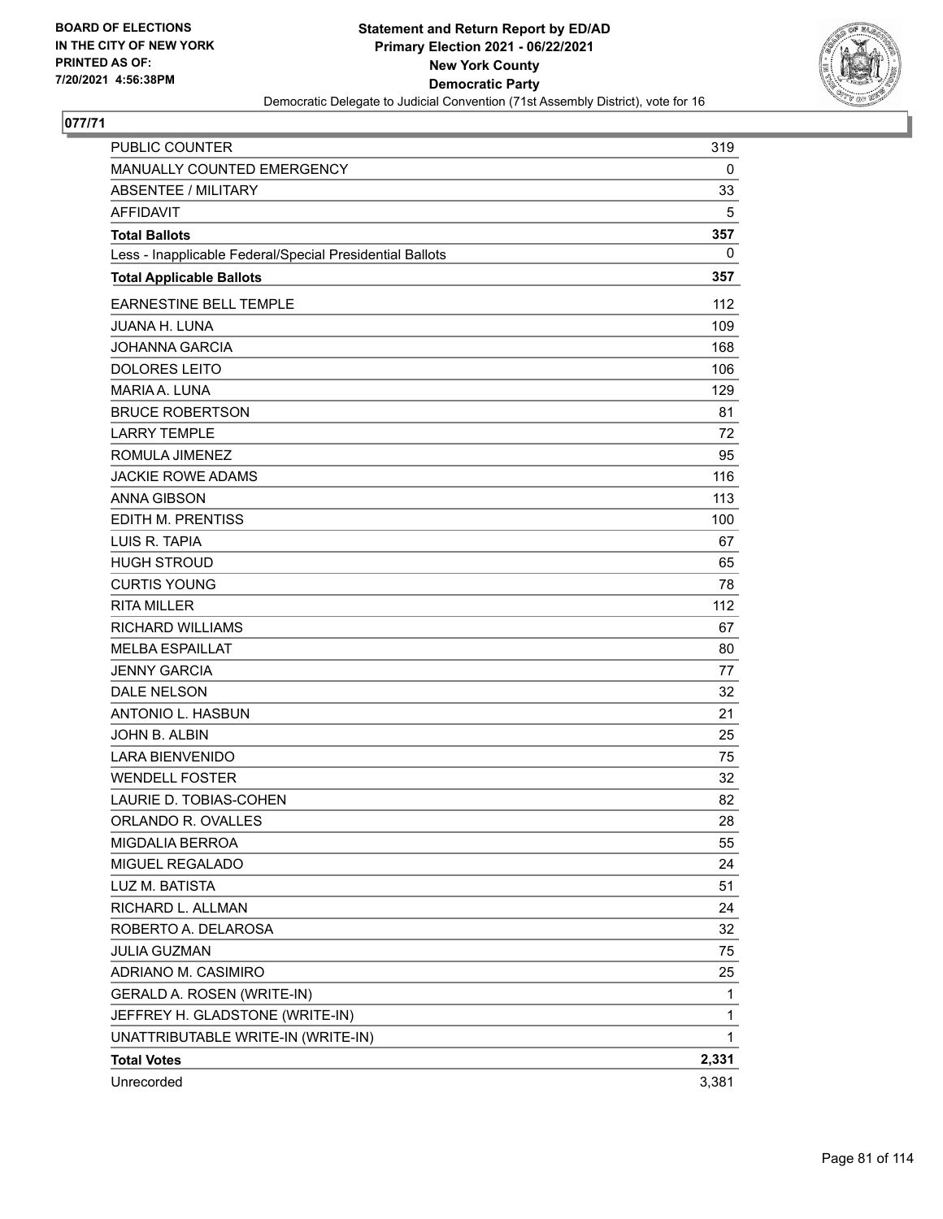BOARD OF ELECTIONS
IN THE CITY OF NEW YORK
PRINTED AS OF:
7/20/2021 4:56:38PM

**Statement and Return Report by ED/AD**
**Primary Election 2021 - 06/22/2021**
**New York County**
**Democratic Party**
Democratic Delegate to Judicial Convention (71st Assembly District), vote for 16

**077/71**

| | |
|---|---|
| PUBLIC COUNTER | 319 |
| MANUALLY COUNTED EMERGENCY | 0 |
| ABSENTEE / MILITARY | 33 |
| AFFIDAVIT | 5 |
| **Total Ballots** | **357** |
| Less - Inapplicable Federal/Special Presidential Ballots | 0 |
| **Total Applicable Ballots** | **357** |
| EARNESTINE BELL TEMPLE | 112 |
| JUANA H. LUNA | 109 |
| JOHANNA GARCIA | 168 |
| DOLORES LEITO | 106 |
| MARIA A. LUNA | 129 |
| BRUCE ROBERTSON | 81 |
| LARRY TEMPLE | 72 |
| ROMULA JIMENEZ | 95 |
| JACKIE ROWE ADAMS | 116 |
| ANNA GIBSON | 113 |
| EDITH M. PRENTISS | 100 |
| LUIS R. TAPIA | 67 |
| HUGH STROUD | 65 |
| CURTIS YOUNG | 78 |
| RITA MILLER | 112 |
| RICHARD WILLIAMS | 67 |
| MELBA ESPAILLAT | 80 |
| JENNY GARCIA | 77 |
| DALE NELSON | 32 |
| ANTONIO L. HASBUN | 21 |
| JOHN B. ALBIN | 25 |
| LARA BIENVENIDO | 75 |
| WENDELL FOSTER | 32 |
| LAURIE D. TOBIAS-COHEN | 82 |
| ORLANDO R. OVALLES | 28 |
| MIGDALIA BERROA | 55 |
| MIGUEL REGALADO | 24 |
| LUZ M. BATISTA | 51 |
| RICHARD L. ALLMAN | 24 |
| ROBERTO A. DELAROSA | 32 |
| JULIA GUZMAN | 75 |
| ADRIANO M. CASIMIRO | 25 |
| GERALD A. ROSEN (WRITE-IN) | 1 |
| JEFFREY H. GLADSTONE (WRITE-IN) | 1 |
| UNATTRIBUTABLE WRITE-IN (WRITE-IN) | 1 |
| **Total Votes** | **2,331** |
| Unrecorded | 3,381 |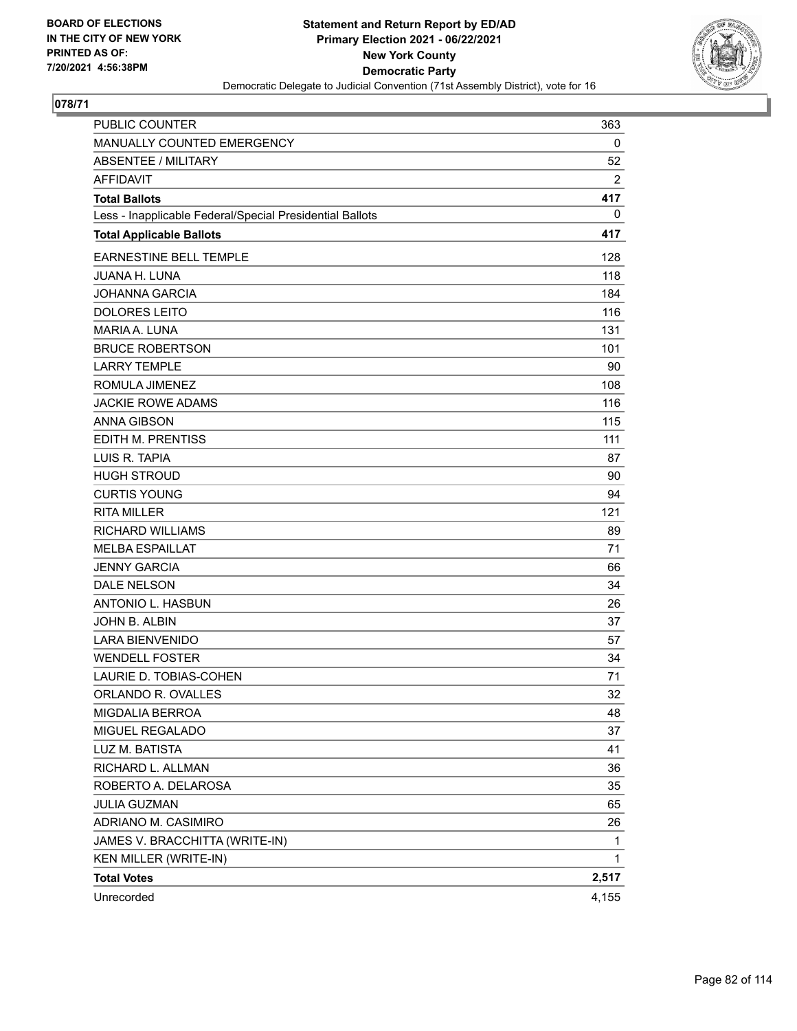BOARD OF ELECTIONS
IN THE CITY OF NEW YORK
PRINTED AS OF:
7/20/2021 4:56:38PM

**Statement and Return Report by ED/AD**
**Primary Election 2021 - 06/22/2021**
**New York County**
**Democratic Party**
Democratic Delegate to Judicial Convention (71st Assembly District), vote for 16

**078/71**

| | |
|---|---|
| PUBLIC COUNTER | 363 |
| MANUALLY COUNTED EMERGENCY | 0 |
| ABSENTEE / MILITARY | 52 |
| AFFIDAVIT | 2 |
| **Total Ballots** | **417** |
| Less - Inapplicable Federal/Special Presidential Ballots | 0 |
| **Total Applicable Ballots** | **417** |
| EARNESTINE BELL TEMPLE | 128 |
| JUANA H. LUNA | 118 |
| JOHANNA GARCIA | 184 |
| DOLORES LEITO | 116 |
| MARIA A. LUNA | 131 |
| BRUCE ROBERTSON | 101 |
| LARRY TEMPLE | 90 |
| ROMULA JIMENEZ | 108 |
| JACKIE ROWE ADAMS | 116 |
| ANNA GIBSON | 115 |
| EDITH M. PRENTISS | 111 |
| LUIS R. TAPIA | 87 |
| HUGH STROUD | 90 |
| CURTIS YOUNG | 94 |
| RITA MILLER | 121 |
| RICHARD WILLIAMS | 89 |
| MELBA ESPAILLAT | 71 |
| JENNY GARCIA | 66 |
| DALE NELSON | 34 |
| ANTONIO L. HASBUN | 26 |
| JOHN B. ALBIN | 37 |
| LARA BIENVENIDO | 57 |
| WENDELL FOSTER | 34 |
| LAURIE D. TOBIAS-COHEN | 71 |
| ORLANDO R. OVALLES | 32 |
| MIGDALIA BERROA | 48 |
| MIGUEL REGALADO | 37 |
| LUZ M. BATISTA | 41 |
| RICHARD L. ALLMAN | 36 |
| ROBERTO A. DELAROSA | 35 |
| JULIA GUZMAN | 65 |
| ADRIANO M. CASIMIRO | 26 |
| JAMES V. BRACCHITTA (WRITE-IN) | 1 |
| KEN MILLER (WRITE-IN) | 1 |
| **Total Votes** | **2,517** |
| Unrecorded | 4,155 |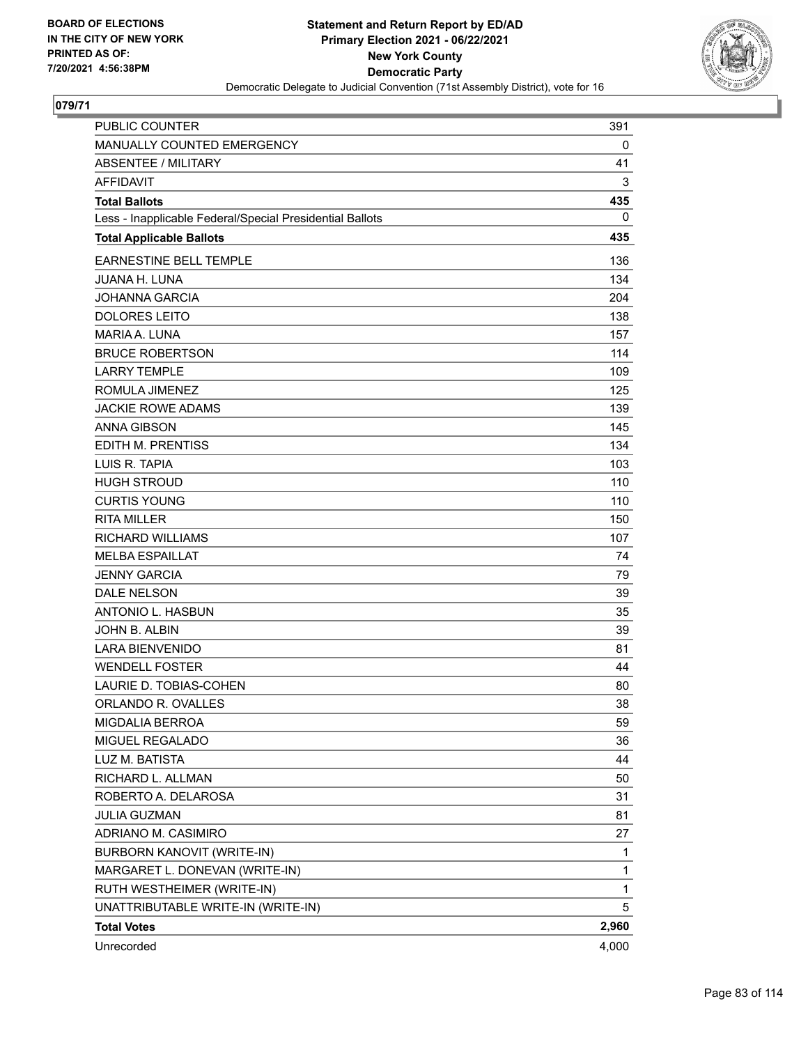**BOARD OF ELECTIONS IN THE CITY OF NEW YORK PRINTED AS OF: 7/20/2021 4:56:38PM**

**Statement and Return Report by ED/AD Primary Election 2021 - 06/22/2021 New York County Democratic Party**

Democratic Delegate to Judicial Convention (71st Assembly District), vote for 16

**079/71**

| | |
|---|---|
| PUBLIC COUNTER | 391 |
| MANUALLY COUNTED EMERGENCY | 0 |
| ABSENTEE / MILITARY | 41 |
| AFFIDAVIT | 3 |
| **Total Ballots** | **435** |
| Less - Inapplicable Federal/Special Presidential Ballots | 0 |
| **Total Applicable Ballots** | **435** |
| EARNESTINE BELL TEMPLE | 136 |
| JUANA H. LUNA | 134 |
| JOHANNA GARCIA | 204 |
| DOLORES LEITO | 138 |
| MARIA A. LUNA | 157 |
| BRUCE ROBERTSON | 114 |
| LARRY TEMPLE | 109 |
| ROMULA JIMENEZ | 125 |
| JACKIE ROWE ADAMS | 139 |
| ANNA GIBSON | 145 |
| EDITH M. PRENTISS | 134 |
| LUIS R. TAPIA | 103 |
| HUGH STROUD | 110 |
| CURTIS YOUNG | 110 |
| RITA MILLER | 150 |
| RICHARD WILLIAMS | 107 |
| MELBA ESPAILLAT | 74 |
| JENNY GARCIA | 79 |
| DALE NELSON | 39 |
| ANTONIO L. HASBUN | 35 |
| JOHN B. ALBIN | 39 |
| LARA BIENVENIDO | 81 |
| WENDELL FOSTER | 44 |
| LAURIE D. TOBIAS-COHEN | 80 |
| ORLANDO R. OVALLES | 38 |
| MIGDALIA BERROA | 59 |
| MIGUEL REGALADO | 36 |
| LUZ M. BATISTA | 44 |
| RICHARD L. ALLMAN | 50 |
| ROBERTO A. DELAROSA | 31 |
| JULIA GUZMAN | 81 |
| ADRIANO M. CASIMIRO | 27 |
| BURBORN KANOVIT (WRITE-IN) | 1 |
| MARGARET L. DONEVAN (WRITE-IN) | 1 |
| RUTH WESTHEIMER (WRITE-IN) | 1 |
| UNATTRIBUTABLE WRITE-IN (WRITE-IN) | 5 |
| **Total Votes** | **2,960** |
| Unrecorded | 4,000 |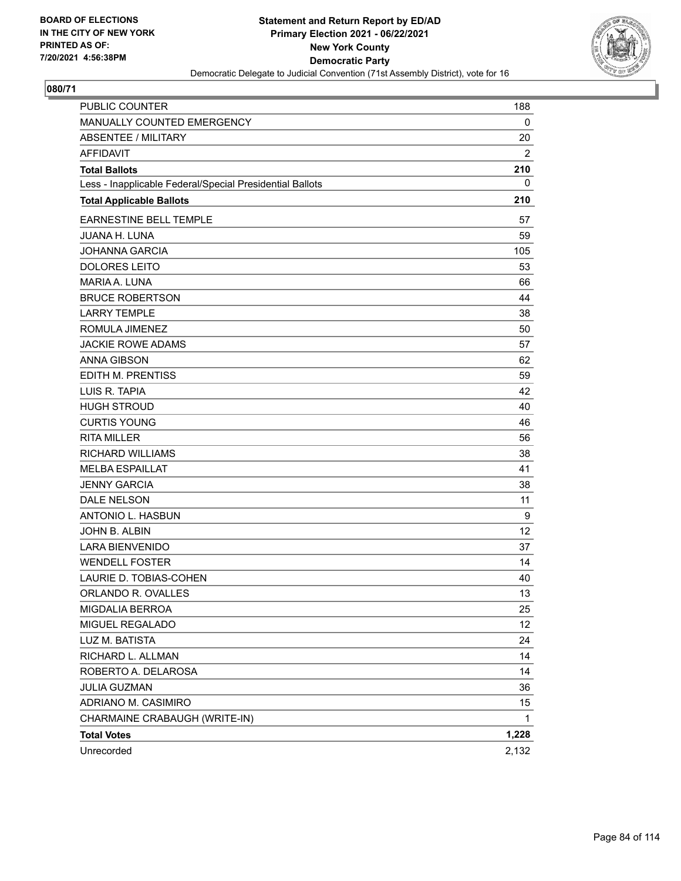BOARD OF ELECTIONS
IN THE CITY OF NEW YORK
PRINTED AS OF:
7/20/2021 4:56:38PM

**Statement and Return Report by ED/AD**
**Primary Election 2021 - 06/22/2021**
**New York County**
**Democratic Party**
Democratic Delegate to Judicial Convention (71st Assembly District), vote for 16

## 080/71

| | |
|---|---|
| PUBLIC COUNTER | 188 |
| MANUALLY COUNTED EMERGENCY | 0 |
| ABSENTEE / MILITARY | 20 |
| AFFIDAVIT | 2 |
| **Total Ballots** | **210** |
| Less - Inapplicable Federal/Special Presidential Ballots | 0 |
| **Total Applicable Ballots** | **210** |
| EARNESTINE BELL TEMPLE | 57 |
| JUANA H. LUNA | 59 |
| JOHANNA GARCIA | 105 |
| DOLORES LEITO | 53 |
| MARIA A. LUNA | 66 |
| BRUCE ROBERTSON | 44 |
| LARRY TEMPLE | 38 |
| ROMULA JIMENEZ | 50 |
| JACKIE ROWE ADAMS | 57 |
| ANNA GIBSON | 62 |
| EDITH M. PRENTISS | 59 |
| LUIS R. TAPIA | 42 |
| HUGH STROUD | 40 |
| CURTIS YOUNG | 46 |
| RITA MILLER | 56 |
| RICHARD WILLIAMS | 38 |
| MELBA ESPAILLAT | 41 |
| JENNY GARCIA | 38 |
| DALE NELSON | 11 |
| ANTONIO L. HASBUN | 9 |
| JOHN B. ALBIN | 12 |
| LARA BIENVENIDO | 37 |
| WENDELL FOSTER | 14 |
| LAURIE D. TOBIAS-COHEN | 40 |
| ORLANDO R. OVALLES | 13 |
| MIGDALIA BERROA | 25 |
| MIGUEL REGALADO | 12 |
| LUZ M. BATISTA | 24 |
| RICHARD L. ALLMAN | 14 |
| ROBERTO A. DELAROSA | 14 |
| JULIA GUZMAN | 36 |
| ADRIANO M. CASIMIRO | 15 |
| CHARMAINE CRABAUGH (WRITE-IN) | 1 |
| **Total Votes** | **1,228** |
| Unrecorded | 2,132 |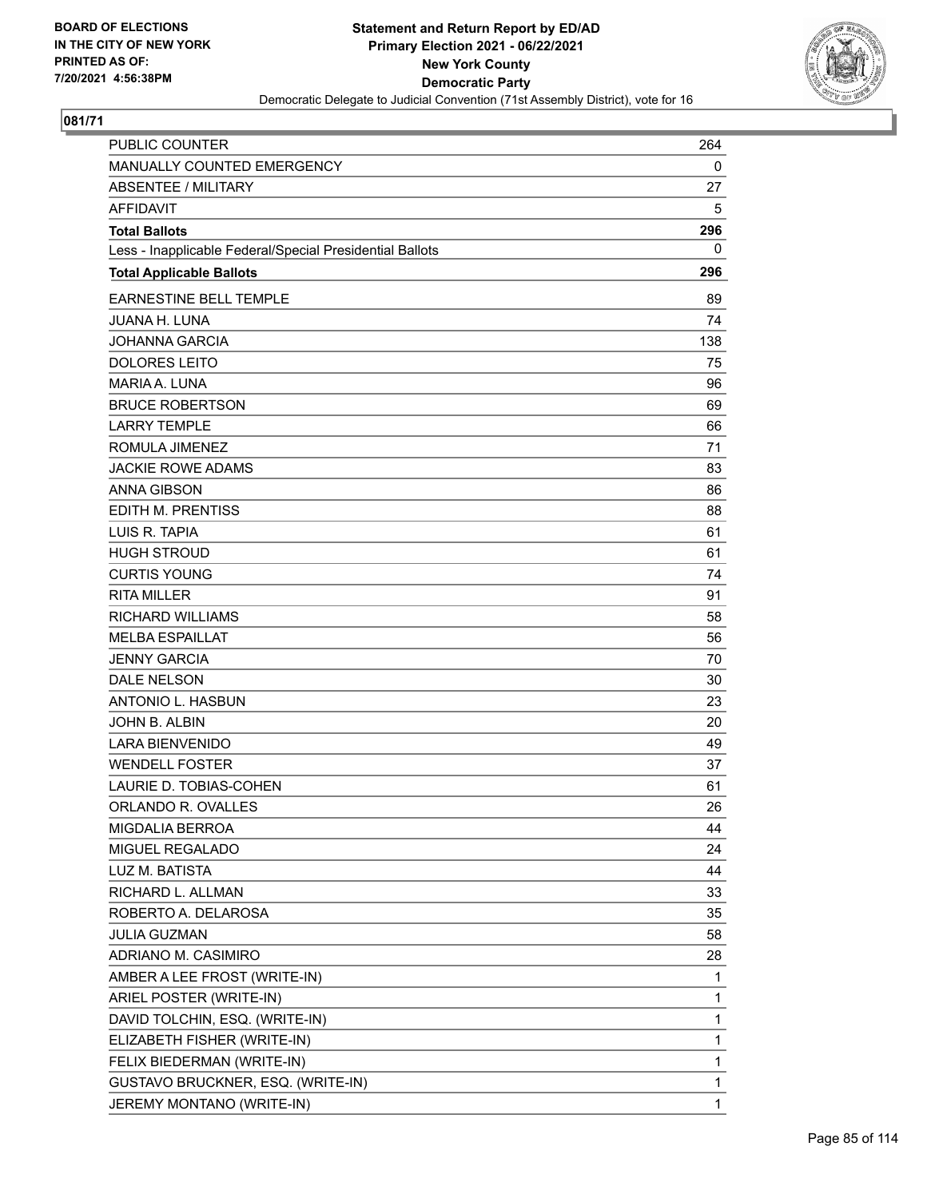BOARD OF ELECTIONS
IN THE CITY OF NEW YORK
PRINTED AS OF:
7/20/2021 4:56:38PM

**Statement and Return Report by ED/AD**
**Primary Election 2021 - 06/22/2021**
**New York County**
**Democratic Party**
Democratic Delegate to Judicial Convention (71st Assembly District), vote for 16

## 081/71

| | |
|---|---|
| PUBLIC COUNTER | 264 |
| MANUALLY COUNTED EMERGENCY | 0 |
| ABSENTEE / MILITARY | 27 |
| AFFIDAVIT | 5 |
| **Total Ballots** | **296** |
| Less - Inapplicable Federal/Special Presidential Ballots | 0 |
| **Total Applicable Ballots** | **296** |
| EARNESTINE BELL TEMPLE | 89 |
| JUANA H. LUNA | 74 |
| JOHANNA GARCIA | 138 |
| DOLORES LEITO | 75 |
| MARIA A. LUNA | 96 |
| BRUCE ROBERTSON | 69 |
| LARRY TEMPLE | 66 |
| ROMULA JIMENEZ | 71 |
| JACKIE ROWE ADAMS | 83 |
| ANNA GIBSON | 86 |
| EDITH M. PRENTISS | 88 |
| LUIS R. TAPIA | 61 |
| HUGH STROUD | 61 |
| CURTIS YOUNG | 74 |
| RITA MILLER | 91 |
| RICHARD WILLIAMS | 58 |
| MELBA ESPAILLAT | 56 |
| JENNY GARCIA | 70 |
| DALE NELSON | 30 |
| ANTONIO L. HASBUN | 23 |
| JOHN B. ALBIN | 20 |
| LARA BIENVENIDO | 49 |
| WENDELL FOSTER | 37 |
| LAURIE D. TOBIAS-COHEN | 61 |
| ORLANDO R. OVALLES | 26 |
| MIGDALIA BERROA | 44 |
| MIGUEL REGALADO | 24 |
| LUZ M. BATISTA | 44 |
| RICHARD L. ALLMAN | 33 |
| ROBERTO A. DELAROSA | 35 |
| JULIA GUZMAN | 58 |
| ADRIANO M. CASIMIRO | 28 |
| AMBER A LEE FROST (WRITE-IN) | 1 |
| ARIEL POSTER (WRITE-IN) | 1 |
| DAVID TOLCHIN, ESQ. (WRITE-IN) | 1 |
| ELIZABETH FISHER (WRITE-IN) | 1 |
| FELIX BIEDERMAN (WRITE-IN) | 1 |
| GUSTAVO BRUCKNER, ESQ. (WRITE-IN) | 1 |
| JEREMY MONTANO (WRITE-IN) | 1 |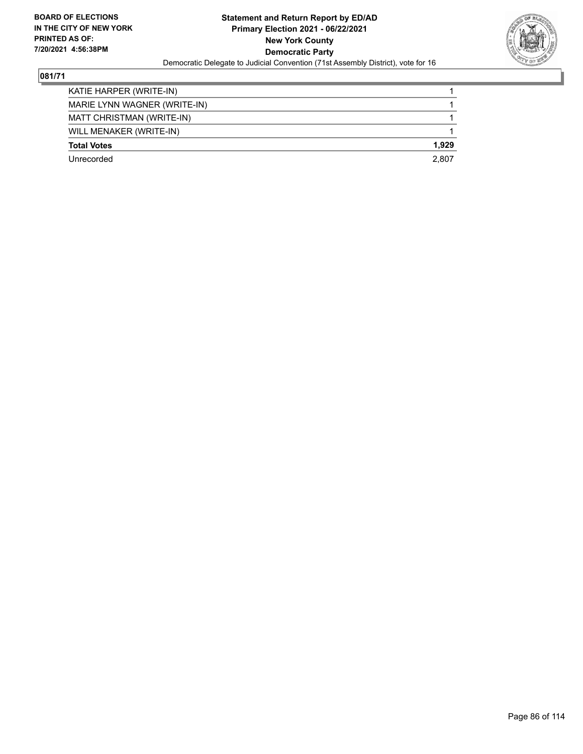**BOARD OF ELECTIONS IN THE CITY OF NEW YORK PRINTED AS OF: 7/20/2021 4:56:38PM**

**Statement and Return Report by ED/AD**
**Primary Election 2021 - 06/22/2021**
**New York County**
**Democratic Party**
Democratic Delegate to Judicial Convention (71st Assembly District), vote for 16

## 081/71

| | |
|---|---|
| KATIE HARPER (WRITE-IN) | 1 |
| MARIE LYNN WAGNER (WRITE-IN) | 1 |
| MATT CHRISTMAN (WRITE-IN) | 1 |
| WILL MENAKER (WRITE-IN) | 1 |
| **Total Votes** | **1,929** |
| Unrecorded | 2,807 |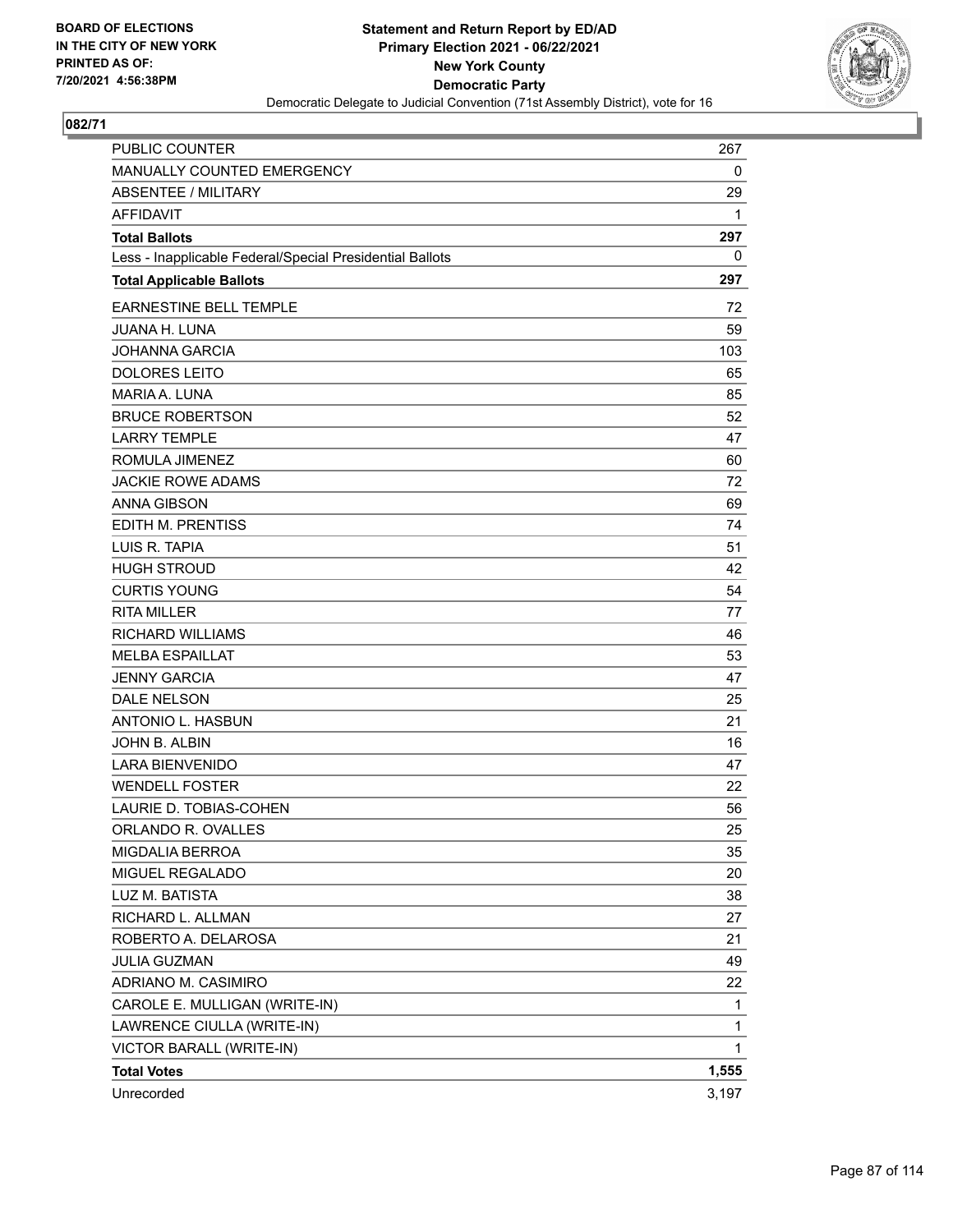BOARD OF ELECTIONS
IN THE CITY OF NEW YORK
PRINTED AS OF:
7/20/2021 4:56:38PM

**Statement and Return Report by ED/AD**
**Primary Election 2021 - 06/22/2021**
**New York County**
**Democratic Party**
Democratic Delegate to Judicial Convention (71st Assembly District), vote for 16

## 082/71

| | |
|---|---|
| PUBLIC COUNTER | 267 |
| MANUALLY COUNTED EMERGENCY | 0 |
| ABSENTEE / MILITARY | 29 |
| AFFIDAVIT | 1 |
| **Total Ballots** | **297** |
| Less - Inapplicable Federal/Special Presidential Ballots | 0 |
| **Total Applicable Ballots** | **297** |
| EARNESTINE BELL TEMPLE | 72 |
| JUANA H. LUNA | 59 |
| JOHANNA GARCIA | 103 |
| DOLORES LEITO | 65 |
| MARIA A. LUNA | 85 |
| BRUCE ROBERTSON | 52 |
| LARRY TEMPLE | 47 |
| ROMULA JIMENEZ | 60 |
| JACKIE ROWE ADAMS | 72 |
| ANNA GIBSON | 69 |
| EDITH M. PRENTISS | 74 |
| LUIS R. TAPIA | 51 |
| HUGH STROUD | 42 |
| CURTIS YOUNG | 54 |
| RITA MILLER | 77 |
| RICHARD WILLIAMS | 46 |
| MELBA ESPAILLAT | 53 |
| JENNY GARCIA | 47 |
| DALE NELSON | 25 |
| ANTONIO L. HASBUN | 21 |
| JOHN B. ALBIN | 16 |
| LARA BIENVENIDO | 47 |
| WENDELL FOSTER | 22 |
| LAURIE D. TOBIAS-COHEN | 56 |
| ORLANDO R. OVALLES | 25 |
| MIGDALIA BERROA | 35 |
| MIGUEL REGALADO | 20 |
| LUZ M. BATISTA | 38 |
| RICHARD L. ALLMAN | 27 |
| ROBERTO A. DELAROSA | 21 |
| JULIA GUZMAN | 49 |
| ADRIANO M. CASIMIRO | 22 |
| CAROLE E. MULLIGAN (WRITE-IN) | 1 |
| LAWRENCE CIULLA (WRITE-IN) | 1 |
| VICTOR BARALL (WRITE-IN) | 1 |
| **Total Votes** | **1,555** |
| Unrecorded | 3,197 |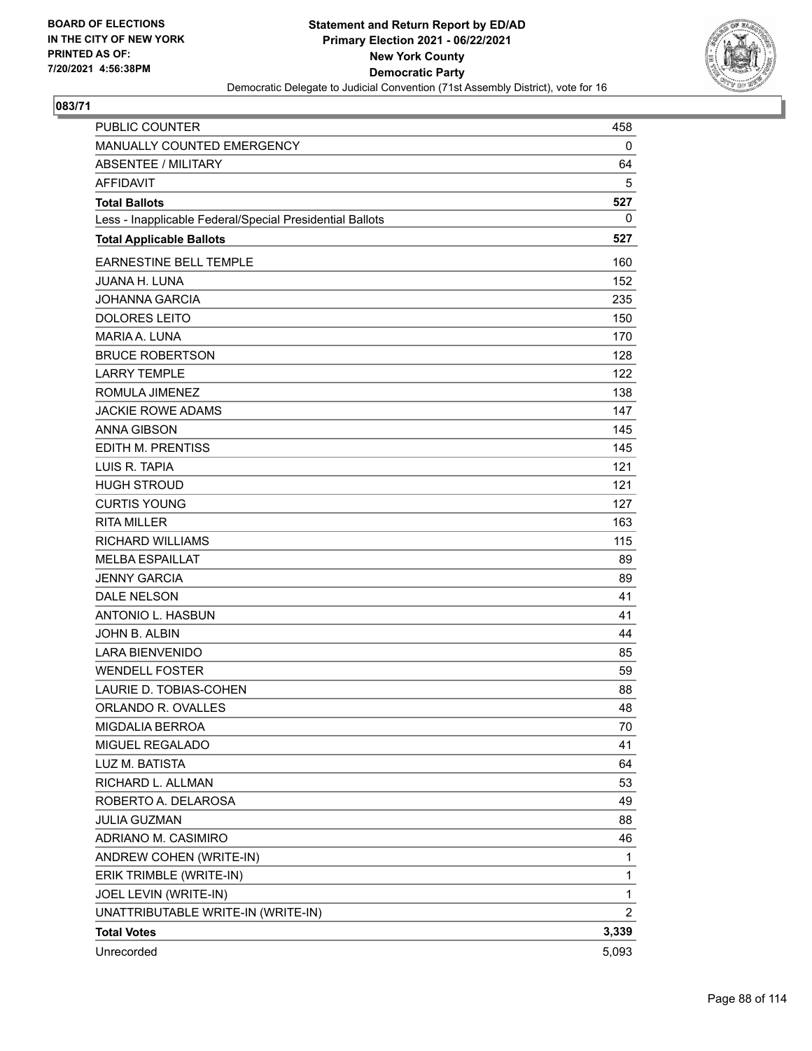BOARD OF ELECTIONS
IN THE CITY OF NEW YORK
PRINTED AS OF:
7/20/2021 4:56:38PM

**Statement and Return Report by ED/AD**
**Primary Election 2021 - 06/22/2021**
**New York County**
**Democratic Party**
Democratic Delegate to Judicial Convention (71st Assembly District), vote for 16

## 083/71

| | |
|---|---|
| PUBLIC COUNTER | 458 |
| MANUALLY COUNTED EMERGENCY | 0 |
| ABSENTEE / MILITARY | 64 |
| AFFIDAVIT | 5 |
| **Total Ballots** | **527** |
| Less - Inapplicable Federal/Special Presidential Ballots | 0 |
| **Total Applicable Ballots** | **527** |
| EARNESTINE BELL TEMPLE | 160 |
| JUANA H. LUNA | 152 |
| JOHANNA GARCIA | 235 |
| DOLORES LEITO | 150 |
| MARIA A. LUNA | 170 |
| BRUCE ROBERTSON | 128 |
| LARRY TEMPLE | 122 |
| ROMULA JIMENEZ | 138 |
| JACKIE ROWE ADAMS | 147 |
| ANNA GIBSON | 145 |
| EDITH M. PRENTISS | 145 |
| LUIS R. TAPIA | 121 |
| HUGH STROUD | 121 |
| CURTIS YOUNG | 127 |
| RITA MILLER | 163 |
| RICHARD WILLIAMS | 115 |
| MELBA ESPAILLAT | 89 |
| JENNY GARCIA | 89 |
| DALE NELSON | 41 |
| ANTONIO L. HASBUN | 41 |
| JOHN B. ALBIN | 44 |
| LARA BIENVENIDO | 85 |
| WENDELL FOSTER | 59 |
| LAURIE D. TOBIAS-COHEN | 88 |
| ORLANDO R. OVALLES | 48 |
| MIGDALIA BERROA | 70 |
| MIGUEL REGALADO | 41 |
| LUZ M. BATISTA | 64 |
| RICHARD L. ALLMAN | 53 |
| ROBERTO A. DELAROSA | 49 |
| JULIA GUZMAN | 88 |
| ADRIANO M. CASIMIRO | 46 |
| ANDREW COHEN (WRITE-IN) | 1 |
| ERIK TRIMBLE (WRITE-IN) | 1 |
| JOEL LEVIN (WRITE-IN) | 1 |
| UNATTRIBUTABLE WRITE-IN (WRITE-IN) | 2 |
| **Total Votes** | **3,339** |
| Unrecorded | 5,093 |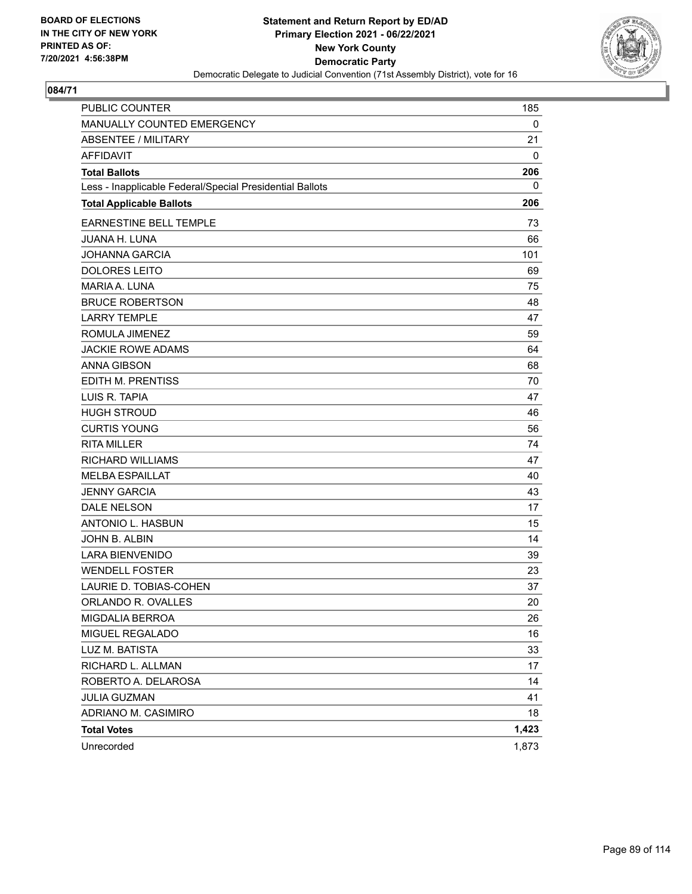**BOARD OF ELECTIONS IN THE CITY OF NEW YORK PRINTED AS OF: 7/20/2021 4:56:38PM**

**Statement and Return Report by ED/AD**
**Primary Election 2021 - 06/22/2021**
**New York County**
**Democratic Party**
Democratic Delegate to Judicial Convention (71st Assembly District), vote for 16

## 084/71

| | |
|---|---|
| PUBLIC COUNTER | 185 |
| MANUALLY COUNTED EMERGENCY | 0 |
| ABSENTEE / MILITARY | 21 |
| AFFIDAVIT | 0 |
| **Total Ballots** | **206** |
| Less - Inapplicable Federal/Special Presidential Ballots | 0 |
| **Total Applicable Ballots** | **206** |
| EARNESTINE BELL TEMPLE | 73 |
| JUANA H. LUNA | 66 |
| JOHANNA GARCIA | 101 |
| DOLORES LEITO | 69 |
| MARIA A. LUNA | 75 |
| BRUCE ROBERTSON | 48 |
| LARRY TEMPLE | 47 |
| ROMULA JIMENEZ | 59 |
| JACKIE ROWE ADAMS | 64 |
| ANNA GIBSON | 68 |
| EDITH M. PRENTISS | 70 |
| LUIS R. TAPIA | 47 |
| HUGH STROUD | 46 |
| CURTIS YOUNG | 56 |
| RITA MILLER | 74 |
| RICHARD WILLIAMS | 47 |
| MELBA ESPAILLAT | 40 |
| JENNY GARCIA | 43 |
| DALE NELSON | 17 |
| ANTONIO L. HASBUN | 15 |
| JOHN B. ALBIN | 14 |
| LARA BIENVENIDO | 39 |
| WENDELL FOSTER | 23 |
| LAURIE D. TOBIAS-COHEN | 37 |
| ORLANDO R. OVALLES | 20 |
| MIGDALIA BERROA | 26 |
| MIGUEL REGALADO | 16 |
| LUZ M. BATISTA | 33 |
| RICHARD L. ALLMAN | 17 |
| ROBERTO A. DELAROSA | 14 |
| JULIA GUZMAN | 41 |
| ADRIANO M. CASIMIRO | 18 |
| **Total Votes** | **1,423** |
| Unrecorded | 1,873 |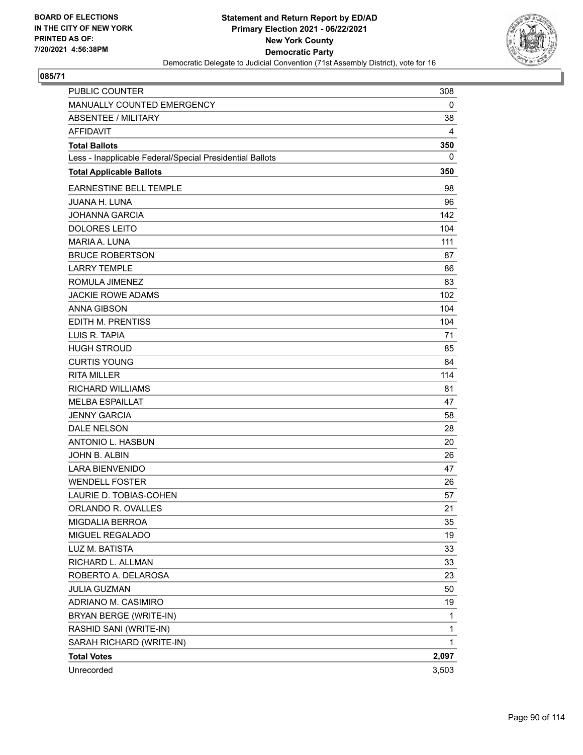BOARD OF ELECTIONS
IN THE CITY OF NEW YORK
PRINTED AS OF:
7/20/2021 4:56:38PM

**Statement and Return Report by ED/AD**
**Primary Election 2021 - 06/22/2021**
**New York County**
**Democratic Party**
Democratic Delegate to Judicial Convention (71st Assembly District), vote for 16

## 085/71

| | |
|---|---|
| PUBLIC COUNTER | 308 |
| MANUALLY COUNTED EMERGENCY | 0 |
| ABSENTEE / MILITARY | 38 |
| AFFIDAVIT | 4 |
| **Total Ballots** | **350** |
| Less - Inapplicable Federal/Special Presidential Ballots | 0 |
| **Total Applicable Ballots** | **350** |
| EARNESTINE BELL TEMPLE | 98 |
| JUANA H. LUNA | 96 |
| JOHANNA GARCIA | 142 |
| DOLORES LEITO | 104 |
| MARIA A. LUNA | 111 |
| BRUCE ROBERTSON | 87 |
| LARRY TEMPLE | 86 |
| ROMULA JIMENEZ | 83 |
| JACKIE ROWE ADAMS | 102 |
| ANNA GIBSON | 104 |
| EDITH M. PRENTISS | 104 |
| LUIS R. TAPIA | 71 |
| HUGH STROUD | 85 |
| CURTIS YOUNG | 84 |
| RITA MILLER | 114 |
| RICHARD WILLIAMS | 81 |
| MELBA ESPAILLAT | 47 |
| JENNY GARCIA | 58 |
| DALE NELSON | 28 |
| ANTONIO L. HASBUN | 20 |
| JOHN B. ALBIN | 26 |
| LARA BIENVENIDO | 47 |
| WENDELL FOSTER | 26 |
| LAURIE D. TOBIAS-COHEN | 57 |
| ORLANDO R. OVALLES | 21 |
| MIGDALIA BERROA | 35 |
| MIGUEL REGALADO | 19 |
| LUZ M. BATISTA | 33 |
| RICHARD L. ALLMAN | 33 |
| ROBERTO A. DELAROSA | 23 |
| JULIA GUZMAN | 50 |
| ADRIANO M. CASIMIRO | 19 |
| BRYAN BERGE (WRITE-IN) | 1 |
| RASHID SANI (WRITE-IN) | 1 |
| SARAH RICHARD (WRITE-IN) | 1 |
| **Total Votes** | **2,097** |
| Unrecorded | 3,503 |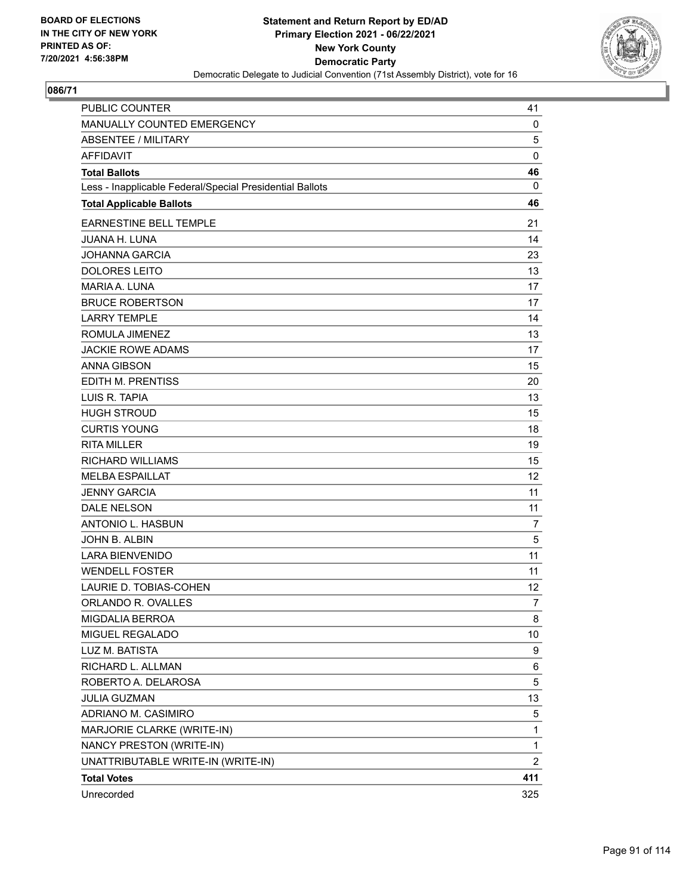**Statement and Return Report by ED/AD**
**Primary Election 2021 - 06/22/2021**
**New York County**
**Democratic Party**
Democratic Delegate to Judicial Convention (71st Assembly District), vote for 16

BOARD OF ELECTIONS IN THE CITY OF NEW YORK PRINTED AS OF: 7/20/2021 4:56:38PM

**086/71**

| | |
|---|---|
| PUBLIC COUNTER | 41 |
| MANUALLY COUNTED EMERGENCY | 0 |
| ABSENTEE / MILITARY | 5 |
| AFFIDAVIT | 0 |
| **Total Ballots** | **46** |
| Less - Inapplicable Federal/Special Presidential Ballots | 0 |
| **Total Applicable Ballots** | **46** |
| EARNESTINE BELL TEMPLE | 21 |
| JUANA H. LUNA | 14 |
| JOHANNA GARCIA | 23 |
| DOLORES LEITO | 13 |
| MARIA A. LUNA | 17 |
| BRUCE ROBERTSON | 17 |
| LARRY TEMPLE | 14 |
| ROMULA JIMENEZ | 13 |
| JACKIE ROWE ADAMS | 17 |
| ANNA GIBSON | 15 |
| EDITH M. PRENTISS | 20 |
| LUIS R. TAPIA | 13 |
| HUGH STROUD | 15 |
| CURTIS YOUNG | 18 |
| RITA MILLER | 19 |
| RICHARD WILLIAMS | 15 |
| MELBA ESPAILLAT | 12 |
| JENNY GARCIA | 11 |
| DALE NELSON | 11 |
| ANTONIO L. HASBUN | 7 |
| JOHN B. ALBIN | 5 |
| LARA BIENVENIDO | 11 |
| WENDELL FOSTER | 11 |
| LAURIE D. TOBIAS-COHEN | 12 |
| ORLANDO R. OVALLES | 7 |
| MIGDALIA BERROA | 8 |
| MIGUEL REGALADO | 10 |
| LUZ M. BATISTA | 9 |
| RICHARD L. ALLMAN | 6 |
| ROBERTO A. DELAROSA | 5 |
| JULIA GUZMAN | 13 |
| ADRIANO M. CASIMIRO | 5 |
| MARJORIE CLARKE (WRITE-IN) | 1 |
| NANCY PRESTON (WRITE-IN) | 1 |
| UNATTRIBUTABLE WRITE-IN (WRITE-IN) | 2 |
| **Total Votes** | **411** |
| Unrecorded | 325 |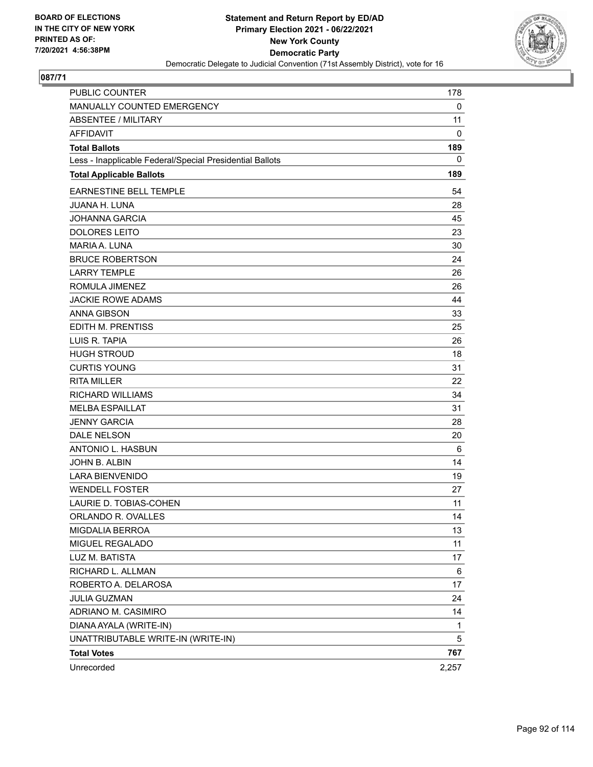BOARD OF ELECTIONS
IN THE CITY OF NEW YORK
PRINTED AS OF:
7/20/2021 4:56:38PM

**Statement and Return Report by ED/AD**
**Primary Election 2021 - 06/22/2021**
**New York County**
**Democratic Party**
Democratic Delegate to Judicial Convention (71st Assembly District), vote for 16

**087/71**

| | |
|---|---|
| PUBLIC COUNTER | 178 |
| MANUALLY COUNTED EMERGENCY | 0 |
| ABSENTEE / MILITARY | 11 |
| AFFIDAVIT | 0 |
| **Total Ballots** | **189** |
| Less - Inapplicable Federal/Special Presidential Ballots | 0 |
| **Total Applicable Ballots** | **189** |
| EARNESTINE BELL TEMPLE | 54 |
| JUANA H. LUNA | 28 |
| JOHANNA GARCIA | 45 |
| DOLORES LEITO | 23 |
| MARIA A. LUNA | 30 |
| BRUCE ROBERTSON | 24 |
| LARRY TEMPLE | 26 |
| ROMULA JIMENEZ | 26 |
| JACKIE ROWE ADAMS | 44 |
| ANNA GIBSON | 33 |
| EDITH M. PRENTISS | 25 |
| LUIS R. TAPIA | 26 |
| HUGH STROUD | 18 |
| CURTIS YOUNG | 31 |
| RITA MILLER | 22 |
| RICHARD WILLIAMS | 34 |
| MELBA ESPAILLAT | 31 |
| JENNY GARCIA | 28 |
| DALE NELSON | 20 |
| ANTONIO L. HASBUN | 6 |
| JOHN B. ALBIN | 14 |
| LARA BIENVENIDO | 19 |
| WENDELL FOSTER | 27 |
| LAURIE D. TOBIAS-COHEN | 11 |
| ORLANDO R. OVALLES | 14 |
| MIGDALIA BERROA | 13 |
| MIGUEL REGALADO | 11 |
| LUZ M. BATISTA | 17 |
| RICHARD L. ALLMAN | 6 |
| ROBERTO A. DELAROSA | 17 |
| JULIA GUZMAN | 24 |
| ADRIANO M. CASIMIRO | 14 |
| DIANA AYALA (WRITE-IN) | 1 |
| UNATTRIBUTABLE WRITE-IN (WRITE-IN) | 5 |
| **Total Votes** | **767** |
| Unrecorded | 2,257 |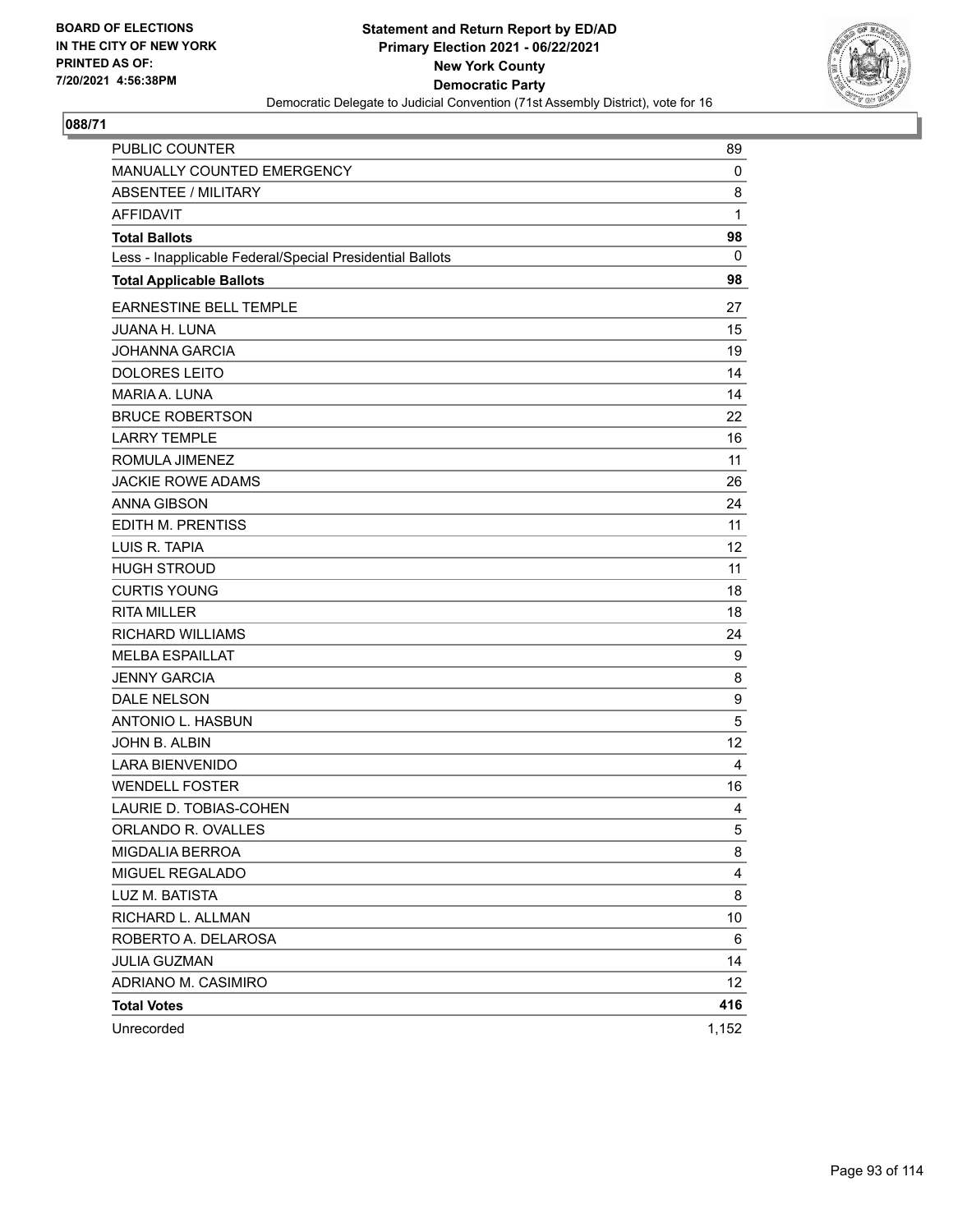BOARD OF ELECTIONS
IN THE CITY OF NEW YORK
PRINTED AS OF:
7/20/2021 4:56:38PM

**Statement and Return Report by ED/AD**
**Primary Election 2021 - 06/22/2021**
**New York County**
**Democratic Party**
Democratic Delegate to Judicial Convention (71st Assembly District), vote for 16

## 088/71

| | |
|---|---|
| PUBLIC COUNTER | 89 |
| MANUALLY COUNTED EMERGENCY | 0 |
| ABSENTEE / MILITARY | 8 |
| AFFIDAVIT | 1 |
| **Total Ballots** | **98** |
| Less - Inapplicable Federal/Special Presidential Ballots | 0 |
| **Total Applicable Ballots** | **98** |
| EARNESTINE BELL TEMPLE | 27 |
| JUANA H. LUNA | 15 |
| JOHANNA GARCIA | 19 |
| DOLORES LEITO | 14 |
| MARIA A. LUNA | 14 |
| BRUCE ROBERTSON | 22 |
| LARRY TEMPLE | 16 |
| ROMULA JIMENEZ | 11 |
| JACKIE ROWE ADAMS | 26 |
| ANNA GIBSON | 24 |
| EDITH M. PRENTISS | 11 |
| LUIS R. TAPIA | 12 |
| HUGH STROUD | 11 |
| CURTIS YOUNG | 18 |
| RITA MILLER | 18 |
| RICHARD WILLIAMS | 24 |
| MELBA ESPAILLAT | 9 |
| JENNY GARCIA | 8 |
| DALE NELSON | 9 |
| ANTONIO L. HASBUN | 5 |
| JOHN B. ALBIN | 12 |
| LARA BIENVENIDO | 4 |
| WENDELL FOSTER | 16 |
| LAURIE D. TOBIAS-COHEN | 4 |
| ORLANDO R. OVALLES | 5 |
| MIGDALIA BERROA | 8 |
| MIGUEL REGALADO | 4 |
| LUZ M. BATISTA | 8 |
| RICHARD L. ALLMAN | 10 |
| ROBERTO A. DELAROSA | 6 |
| JULIA GUZMAN | 14 |
| ADRIANO M. CASIMIRO | 12 |
| **Total Votes** | **416** |
| Unrecorded | 1,152 |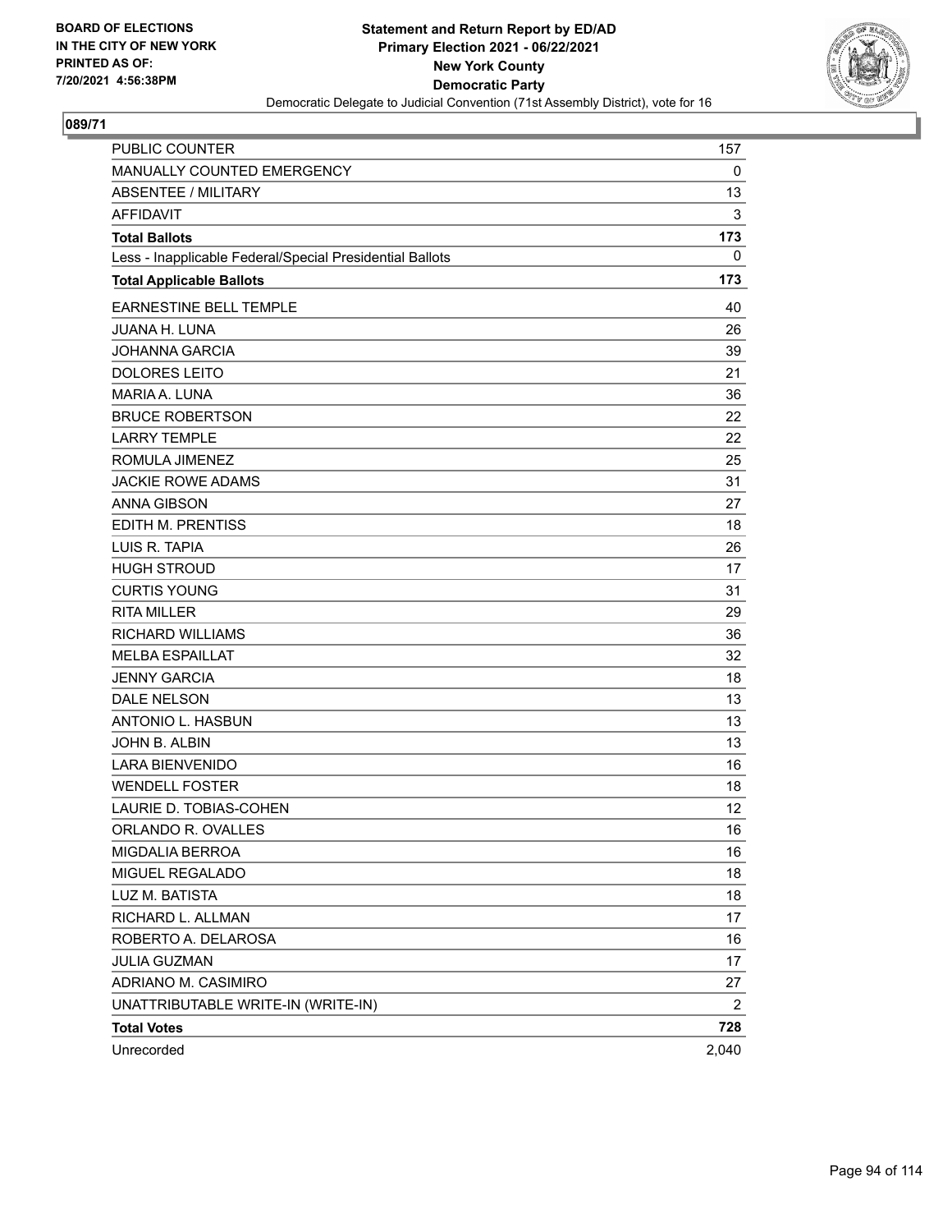BOARD OF ELECTIONS
IN THE CITY OF NEW YORK
PRINTED AS OF:
7/20/2021 4:56:38PM

**Statement and Return Report by ED/AD**
**Primary Election 2021 - 06/22/2021**
**New York County**
**Democratic Party**
Democratic Delegate to Judicial Convention (71st Assembly District), vote for 16

## 089/71

| | |
|---|---|
| PUBLIC COUNTER | 157 |
| MANUALLY COUNTED EMERGENCY | 0 |
| ABSENTEE / MILITARY | 13 |
| AFFIDAVIT | 3 |
| **Total Ballots** | **173** |
| Less - Inapplicable Federal/Special Presidential Ballots | 0 |
| **Total Applicable Ballots** | **173** |
| EARNESTINE BELL TEMPLE | 40 |
| JUANA H. LUNA | 26 |
| JOHANNA GARCIA | 39 |
| DOLORES LEITO | 21 |
| MARIA A. LUNA | 36 |
| BRUCE ROBERTSON | 22 |
| LARRY TEMPLE | 22 |
| ROMULA JIMENEZ | 25 |
| JACKIE ROWE ADAMS | 31 |
| ANNA GIBSON | 27 |
| EDITH M. PRENTISS | 18 |
| LUIS R. TAPIA | 26 |
| HUGH STROUD | 17 |
| CURTIS YOUNG | 31 |
| RITA MILLER | 29 |
| RICHARD WILLIAMS | 36 |
| MELBA ESPAILLAT | 32 |
| JENNY GARCIA | 18 |
| DALE NELSON | 13 |
| ANTONIO L. HASBUN | 13 |
| JOHN B. ALBIN | 13 |
| LARA BIENVENIDO | 16 |
| WENDELL FOSTER | 18 |
| LAURIE D. TOBIAS-COHEN | 12 |
| ORLANDO R. OVALLES | 16 |
| MIGDALIA BERROA | 16 |
| MIGUEL REGALADO | 18 |
| LUZ M. BATISTA | 18 |
| RICHARD L. ALLMAN | 17 |
| ROBERTO A. DELAROSA | 16 |
| JULIA GUZMAN | 17 |
| ADRIANO M. CASIMIRO | 27 |
| UNATTRIBUTABLE WRITE-IN (WRITE-IN) | 2 |
| **Total Votes** | **728** |
| Unrecorded | 2,040 |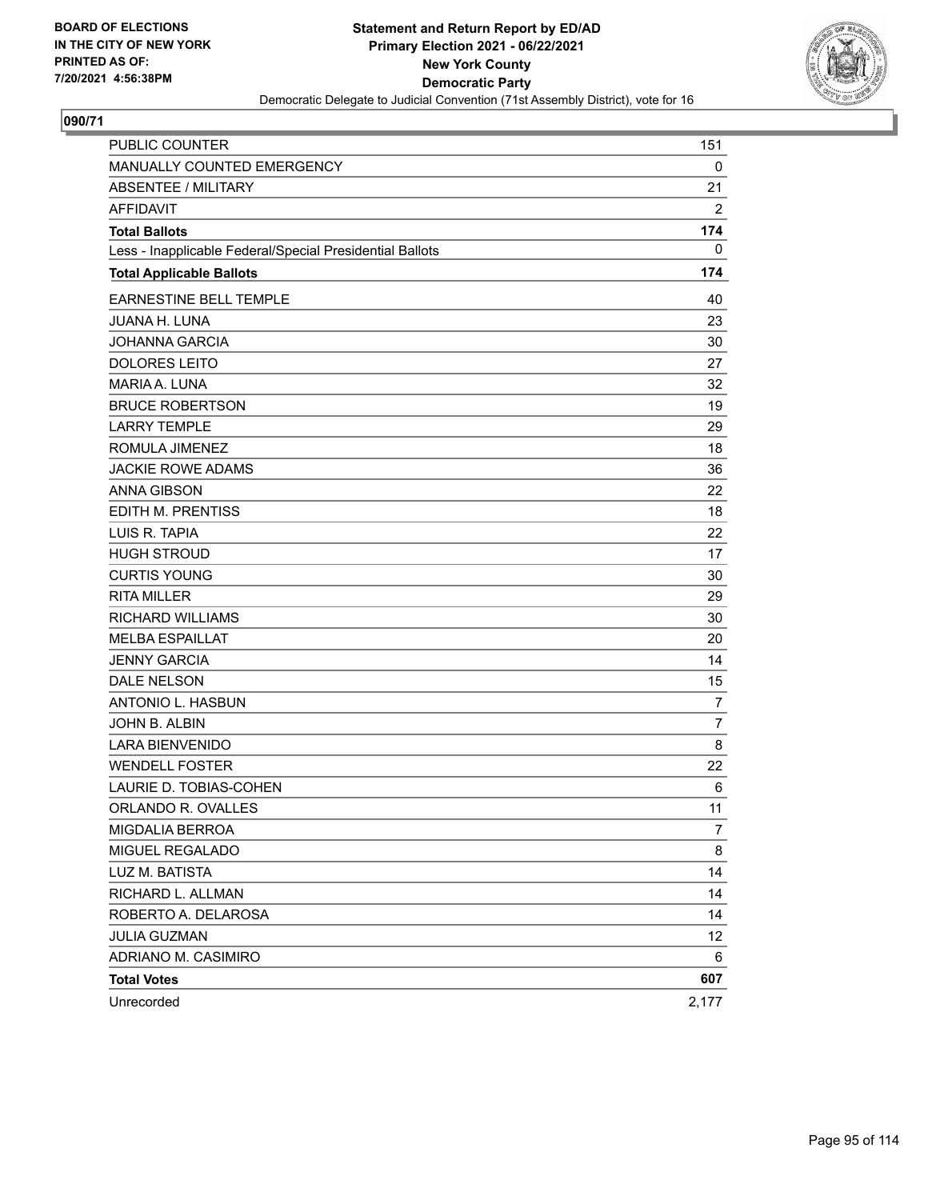BOARD OF ELECTIONS
IN THE CITY OF NEW YORK
PRINTED AS OF:
7/20/2021 4:56:38PM

**Statement and Return Report by ED/AD**
**Primary Election 2021 - 06/22/2021**
**New York County**
**Democratic Party**
Democratic Delegate to Judicial Convention (71st Assembly District), vote for 16

**090/71**

| | |
|---|---|
| PUBLIC COUNTER | 151 |
| MANUALLY COUNTED EMERGENCY | 0 |
| ABSENTEE / MILITARY | 21 |
| AFFIDAVIT | 2 |
| **Total Ballots** | **174** |
| Less - Inapplicable Federal/Special Presidential Ballots | 0 |
| **Total Applicable Ballots** | **174** |
| EARNESTINE BELL TEMPLE | 40 |
| JUANA H. LUNA | 23 |
| JOHANNA GARCIA | 30 |
| DOLORES LEITO | 27 |
| MARIA A. LUNA | 32 |
| BRUCE ROBERTSON | 19 |
| LARRY TEMPLE | 29 |
| ROMULA JIMENEZ | 18 |
| JACKIE ROWE ADAMS | 36 |
| ANNA GIBSON | 22 |
| EDITH M. PRENTISS | 18 |
| LUIS R. TAPIA | 22 |
| HUGH STROUD | 17 |
| CURTIS YOUNG | 30 |
| RITA MILLER | 29 |
| RICHARD WILLIAMS | 30 |
| MELBA ESPAILLAT | 20 |
| JENNY GARCIA | 14 |
| DALE NELSON | 15 |
| ANTONIO L. HASBUN | 7 |
| JOHN B. ALBIN | 7 |
| LARA BIENVENIDO | 8 |
| WENDELL FOSTER | 22 |
| LAURIE D. TOBIAS-COHEN | 6 |
| ORLANDO R. OVALLES | 11 |
| MIGDALIA BERROA | 7 |
| MIGUEL REGALADO | 8 |
| LUZ M. BATISTA | 14 |
| RICHARD L. ALLMAN | 14 |
| ROBERTO A. DELAROSA | 14 |
| JULIA GUZMAN | 12 |
| ADRIANO M. CASIMIRO | 6 |
| **Total Votes** | **607** |
| Unrecorded | 2,177 |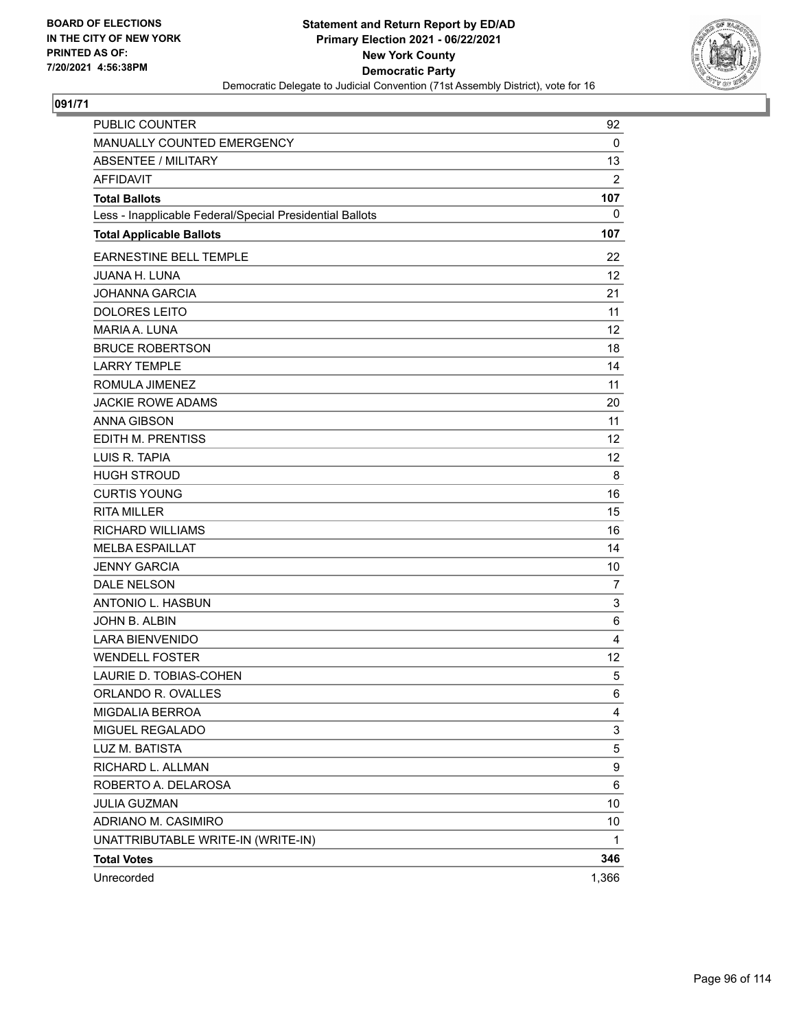BOARD OF ELECTIONS
IN THE CITY OF NEW YORK
PRINTED AS OF:
7/20/2021 4:56:38PM

**Statement and Return Report by ED/AD**
**Primary Election 2021 - 06/22/2021**
**New York County**
**Democratic Party**
Democratic Delegate to Judicial Convention (71st Assembly District), vote for 16

## 091/71

| | |
|---|---|
| PUBLIC COUNTER | 92 |
| MANUALLY COUNTED EMERGENCY | 0 |
| ABSENTEE / MILITARY | 13 |
| AFFIDAVIT | 2 |
| **Total Ballots** | **107** |
| Less - Inapplicable Federal/Special Presidential Ballots | 0 |
| **Total Applicable Ballots** | **107** |
| EARNESTINE BELL TEMPLE | 22 |
| JUANA H. LUNA | 12 |
| JOHANNA GARCIA | 21 |
| DOLORES LEITO | 11 |
| MARIA A. LUNA | 12 |
| BRUCE ROBERTSON | 18 |
| LARRY TEMPLE | 14 |
| ROMULA JIMENEZ | 11 |
| JACKIE ROWE ADAMS | 20 |
| ANNA GIBSON | 11 |
| EDITH M. PRENTISS | 12 |
| LUIS R. TAPIA | 12 |
| HUGH STROUD | 8 |
| CURTIS YOUNG | 16 |
| RITA MILLER | 15 |
| RICHARD WILLIAMS | 16 |
| MELBA ESPAILLAT | 14 |
| JENNY GARCIA | 10 |
| DALE NELSON | 7 |
| ANTONIO L. HASBUN | 3 |
| JOHN B. ALBIN | 6 |
| LARA BIENVENIDO | 4 |
| WENDELL FOSTER | 12 |
| LAURIE D. TOBIAS-COHEN | 5 |
| ORLANDO R. OVALLES | 6 |
| MIGDALIA BERROA | 4 |
| MIGUEL REGALADO | 3 |
| LUZ M. BATISTA | 5 |
| RICHARD L. ALLMAN | 9 |
| ROBERTO A. DELAROSA | 6 |
| JULIA GUZMAN | 10 |
| ADRIANO M. CASIMIRO | 10 |
| UNATTRIBUTABLE WRITE-IN (WRITE-IN) | 1 |
| **Total Votes** | **346** |
| Unrecorded | 1,366 |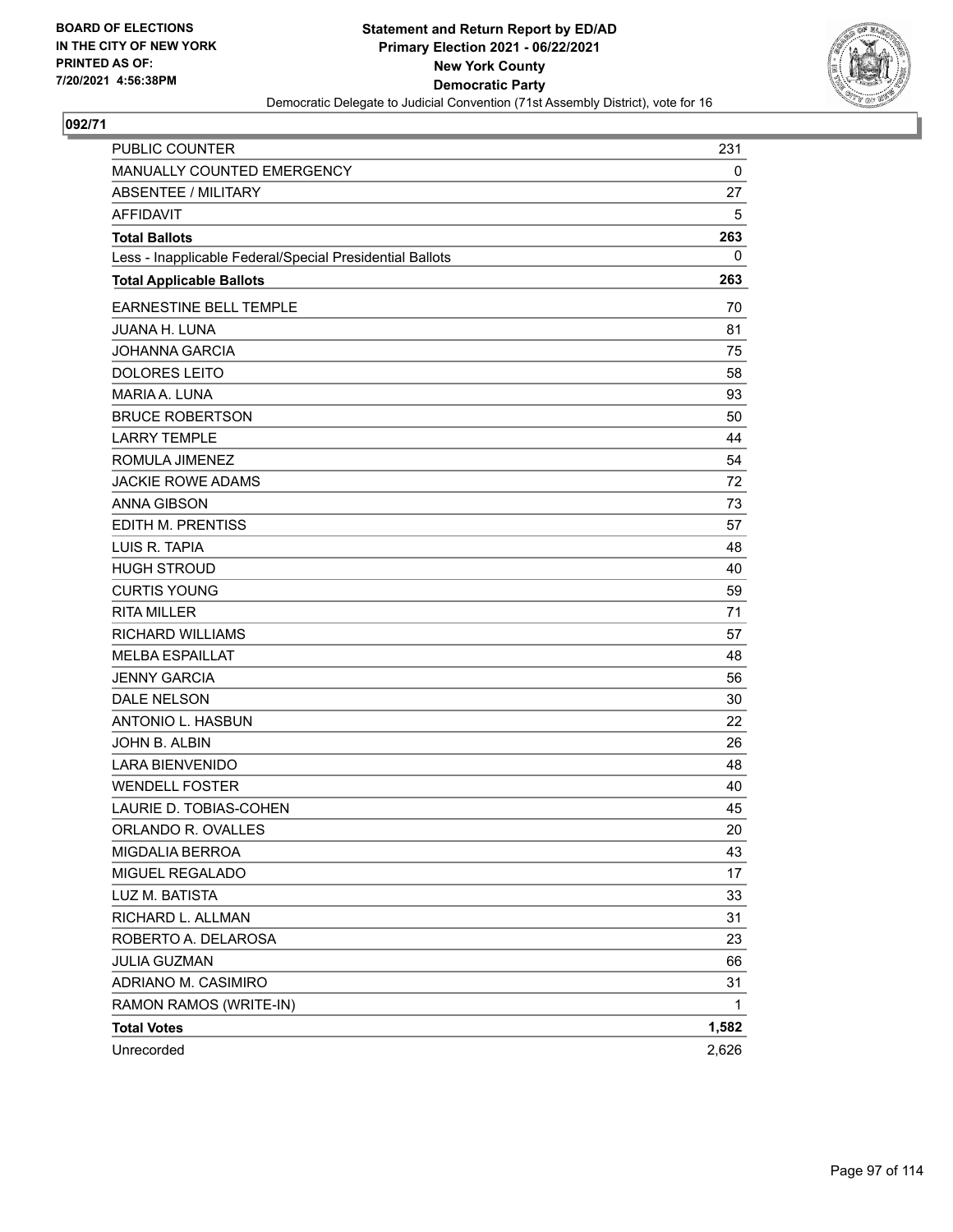BOARD OF ELECTIONS
IN THE CITY OF NEW YORK
PRINTED AS OF:
7/20/2021 4:56:38PM

**Statement and Return Report by ED/AD**
**Primary Election 2021 - 06/22/2021**
**New York County**
**Democratic Party**
Democratic Delegate to Judicial Convention (71st Assembly District), vote for 16

## 092/71

| | |
|---|---|
| PUBLIC COUNTER | 231 |
| MANUALLY COUNTED EMERGENCY | 0 |
| ABSENTEE / MILITARY | 27 |
| AFFIDAVIT | 5 |
| **Total Ballots** | **263** |
| Less - Inapplicable Federal/Special Presidential Ballots | 0 |
| **Total Applicable Ballots** | **263** |
| EARNESTINE BELL TEMPLE | 70 |
| JUANA H. LUNA | 81 |
| JOHANNA GARCIA | 75 |
| DOLORES LEITO | 58 |
| MARIA A. LUNA | 93 |
| BRUCE ROBERTSON | 50 |
| LARRY TEMPLE | 44 |
| ROMULA JIMENEZ | 54 |
| JACKIE ROWE ADAMS | 72 |
| ANNA GIBSON | 73 |
| EDITH M. PRENTISS | 57 |
| LUIS R. TAPIA | 48 |
| HUGH STROUD | 40 |
| CURTIS YOUNG | 59 |
| RITA MILLER | 71 |
| RICHARD WILLIAMS | 57 |
| MELBA ESPAILLAT | 48 |
| JENNY GARCIA | 56 |
| DALE NELSON | 30 |
| ANTONIO L. HASBUN | 22 |
| JOHN B. ALBIN | 26 |
| LARA BIENVENIDO | 48 |
| WENDELL FOSTER | 40 |
| LAURIE D. TOBIAS-COHEN | 45 |
| ORLANDO R. OVALLES | 20 |
| MIGDALIA BERROA | 43 |
| MIGUEL REGALADO | 17 |
| LUZ M. BATISTA | 33 |
| RICHARD L. ALLMAN | 31 |
| ROBERTO A. DELAROSA | 23 |
| JULIA GUZMAN | 66 |
| ADRIANO M. CASIMIRO | 31 |
| RAMON RAMOS (WRITE-IN) | 1 |
| **Total Votes** | **1,582** |
| Unrecorded | 2,626 |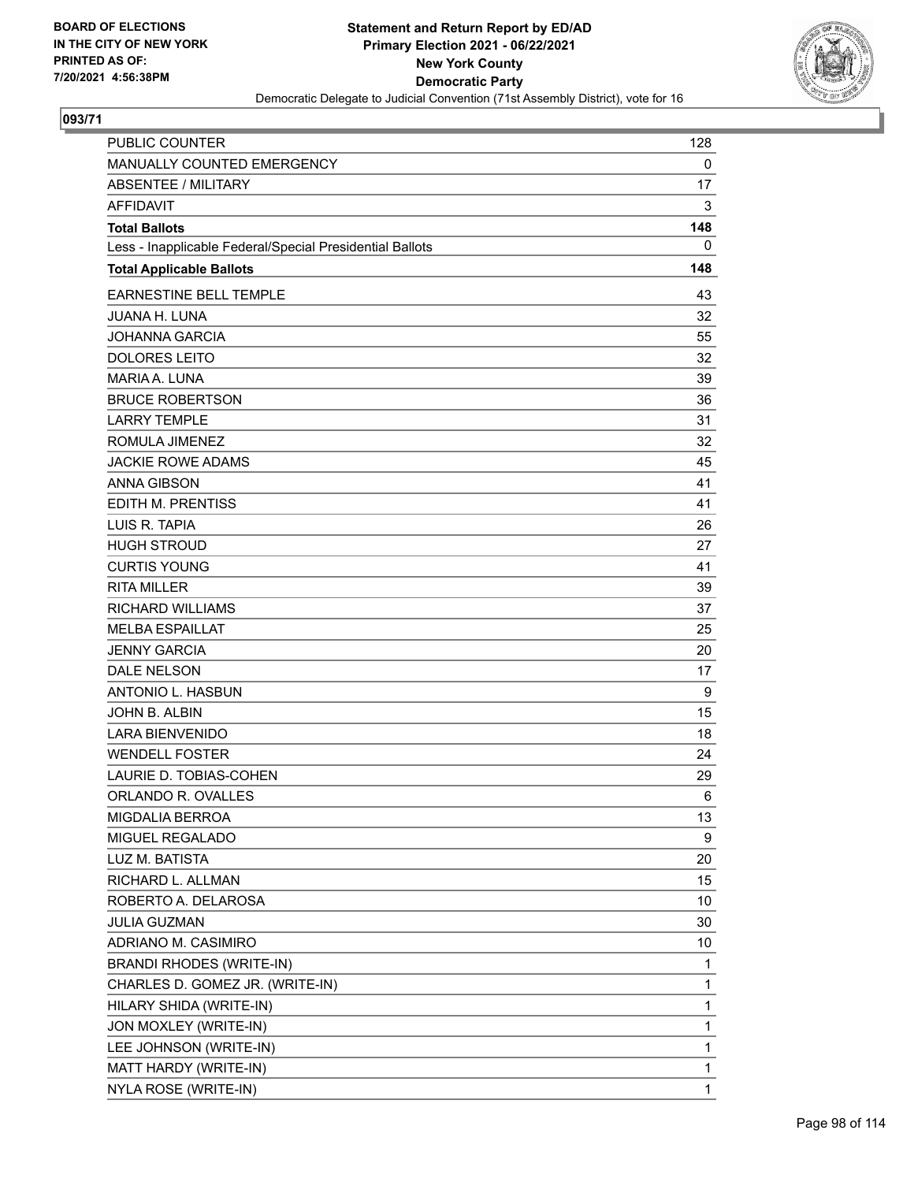**BOARD OF ELECTIONS IN THE CITY OF NEW YORK PRINTED AS OF: 7/20/2021 4:56:38PM**

**Statement and Return Report by ED/AD**
**Primary Election 2021 - 06/22/2021**
**New York County**
**Democratic Party**
Democratic Delegate to Judicial Convention (71st Assembly District), vote for 16

**093/71**

| | |
|---|---|
| PUBLIC COUNTER | 128 |
| MANUALLY COUNTED EMERGENCY | 0 |
| ABSENTEE / MILITARY | 17 |
| AFFIDAVIT | 3 |
| **Total Ballots** | **148** |
| Less - Inapplicable Federal/Special Presidential Ballots | 0 |
| **Total Applicable Ballots** | **148** |
| EARNESTINE BELL TEMPLE | 43 |
| JUANA H. LUNA | 32 |
| JOHANNA GARCIA | 55 |
| DOLORES LEITO | 32 |
| MARIA A. LUNA | 39 |
| BRUCE ROBERTSON | 36 |
| LARRY TEMPLE | 31 |
| ROMULA JIMENEZ | 32 |
| JACKIE ROWE ADAMS | 45 |
| ANNA GIBSON | 41 |
| EDITH M. PRENTISS | 41 |
| LUIS R. TAPIA | 26 |
| HUGH STROUD | 27 |
| CURTIS YOUNG | 41 |
| RITA MILLER | 39 |
| RICHARD WILLIAMS | 37 |
| MELBA ESPAILLAT | 25 |
| JENNY GARCIA | 20 |
| DALE NELSON | 17 |
| ANTONIO L. HASBUN | 9 |
| JOHN B. ALBIN | 15 |
| LARA BIENVENIDO | 18 |
| WENDELL FOSTER | 24 |
| LAURIE D. TOBIAS-COHEN | 29 |
| ORLANDO R. OVALLES | 6 |
| MIGDALIA BERROA | 13 |
| MIGUEL REGALADO | 9 |
| LUZ M. BATISTA | 20 |
| RICHARD L. ALLMAN | 15 |
| ROBERTO A. DELAROSA | 10 |
| JULIA GUZMAN | 30 |
| ADRIANO M. CASIMIRO | 10 |
| BRANDI RHODES (WRITE-IN) | 1 |
| CHARLES D. GOMEZ JR. (WRITE-IN) | 1 |
| HILARY SHIDA (WRITE-IN) | 1 |
| JON MOXLEY (WRITE-IN) | 1 |
| LEE JOHNSON (WRITE-IN) | 1 |
| MATT HARDY (WRITE-IN) | 1 |
| NYLA ROSE (WRITE-IN) | 1 |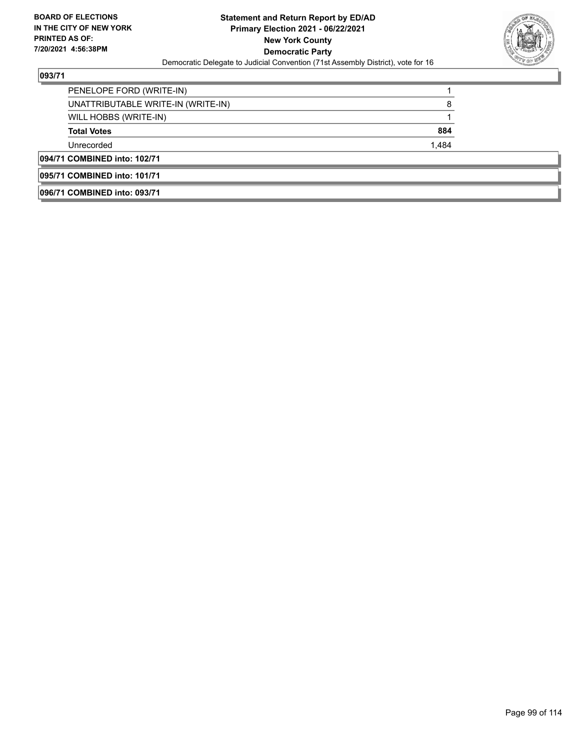### 093/71

| | |
|---|---|
| PENELOPE FORD (WRITE-IN) | 1 |
| UNATTRIBUTABLE WRITE-IN (WRITE-IN) | 8 |
| WILL HOBBS (WRITE-IN) | 1 |
| **Total Votes** | **884** |
| Unrecorded | 1,484 |

### 094/71 COMBINED into: 102/71

### 095/71 COMBINED into: 101/71

### 096/71 COMBINED into: 093/71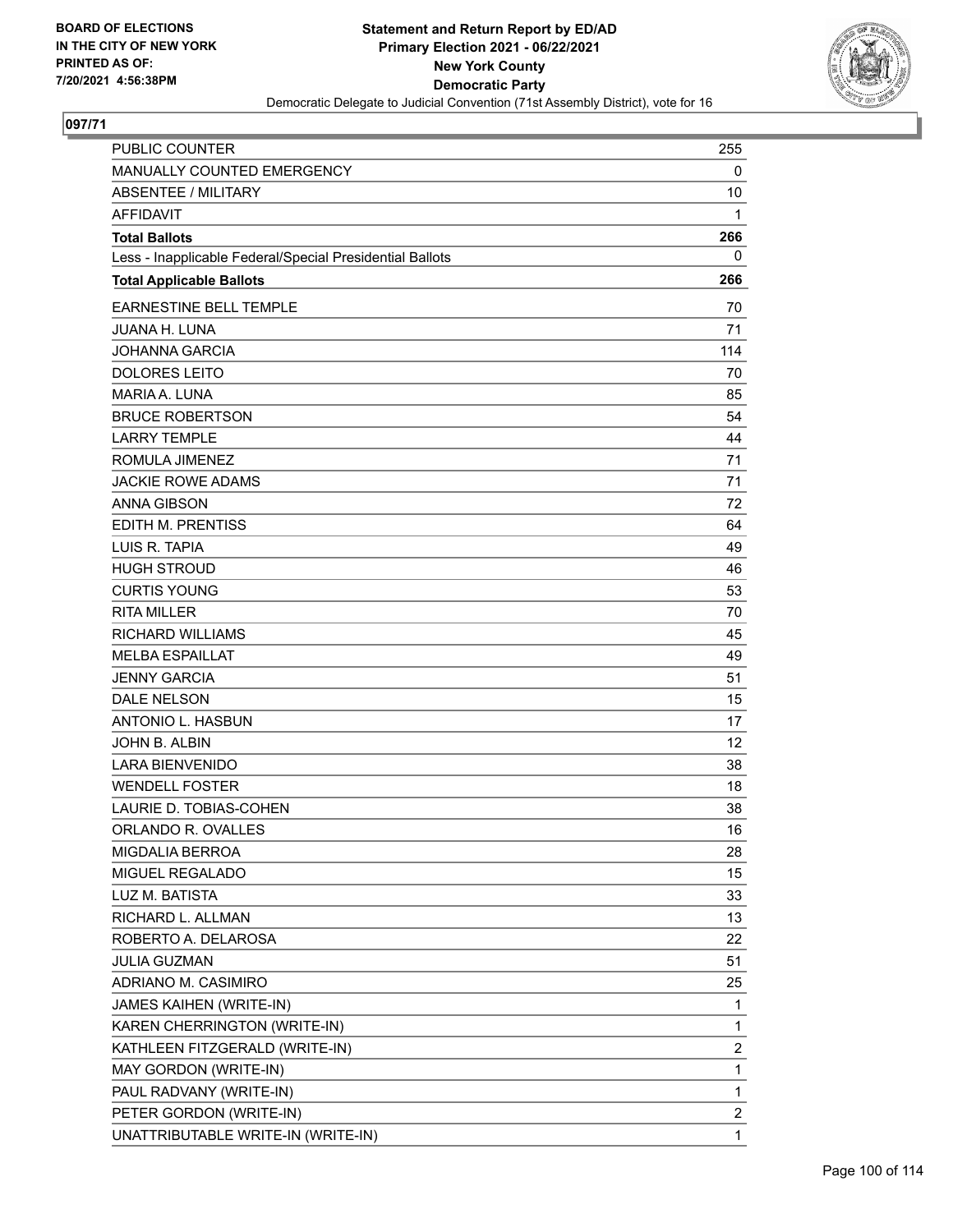BOARD OF ELECTIONS
IN THE CITY OF NEW YORK
PRINTED AS OF:
7/20/2021 4:56:38PM

**Statement and Return Report by ED/AD**
**Primary Election 2021 - 06/22/2021**
**New York County**
**Democratic Party**
Democratic Delegate to Judicial Convention (71st Assembly District), vote for 16

## 097/71

| | |
|---|---|
| PUBLIC COUNTER | 255 |
| MANUALLY COUNTED EMERGENCY | 0 |
| ABSENTEE / MILITARY | 10 |
| AFFIDAVIT | 1 |
| **Total Ballots** | **266** |
| Less - Inapplicable Federal/Special Presidential Ballots | 0 |
| **Total Applicable Ballots** | **266** |
| EARNESTINE BELL TEMPLE | 70 |
| JUANA H. LUNA | 71 |
| JOHANNA GARCIA | 114 |
| DOLORES LEITO | 70 |
| MARIA A. LUNA | 85 |
| BRUCE ROBERTSON | 54 |
| LARRY TEMPLE | 44 |
| ROMULA JIMENEZ | 71 |
| JACKIE ROWE ADAMS | 71 |
| ANNA GIBSON | 72 |
| EDITH M. PRENTISS | 64 |
| LUIS R. TAPIA | 49 |
| HUGH STROUD | 46 |
| CURTIS YOUNG | 53 |
| RITA MILLER | 70 |
| RICHARD WILLIAMS | 45 |
| MELBA ESPAILLAT | 49 |
| JENNY GARCIA | 51 |
| DALE NELSON | 15 |
| ANTONIO L. HASBUN | 17 |
| JOHN B. ALBIN | 12 |
| LARA BIENVENIDO | 38 |
| WENDELL FOSTER | 18 |
| LAURIE D. TOBIAS-COHEN | 38 |
| ORLANDO R. OVALLES | 16 |
| MIGDALIA BERROA | 28 |
| MIGUEL REGALADO | 15 |
| LUZ M. BATISTA | 33 |
| RICHARD L. ALLMAN | 13 |
| ROBERTO A. DELAROSA | 22 |
| JULIA GUZMAN | 51 |
| ADRIANO M. CASIMIRO | 25 |
| JAMES KAIHEN (WRITE-IN) | 1 |
| KAREN CHERRINGTON (WRITE-IN) | 1 |
| KATHLEEN FITZGERALD (WRITE-IN) | 2 |
| MAY GORDON (WRITE-IN) | 1 |
| PAUL RADVANY (WRITE-IN) | 1 |
| PETER GORDON (WRITE-IN) | 2 |
| UNATTRIBUTABLE WRITE-IN (WRITE-IN) | 1 |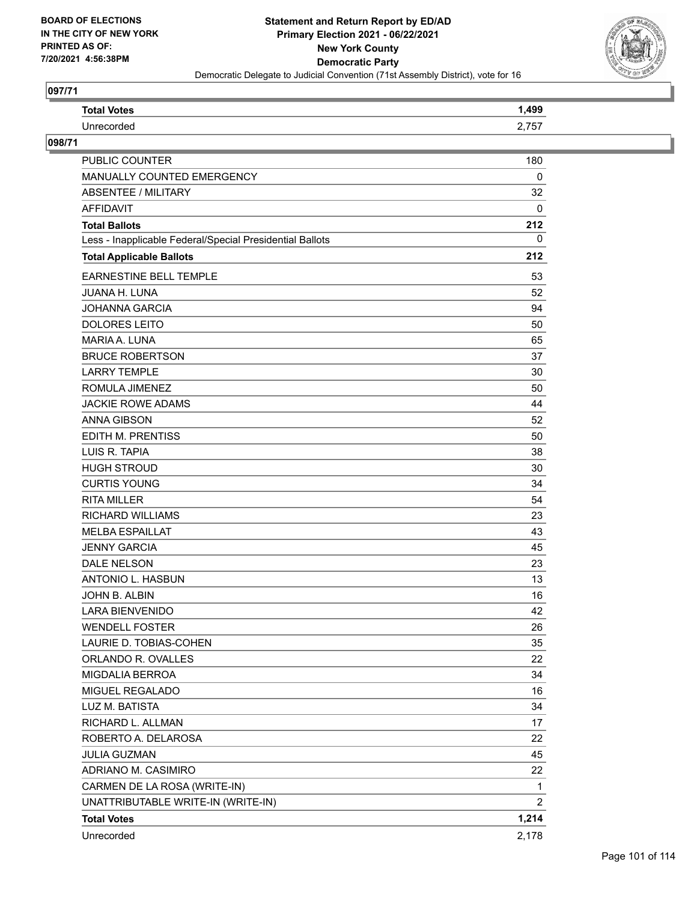**Statement and Return Report by ED/AD**
**Primary Election 2021 - 06/22/2021**
**New York County**
**Democratic Party**
Democratic Delegate to Judicial Convention (71st Assembly District), vote for 16

BOARD OF ELECTIONS
IN THE CITY OF NEW YORK
PRINTED AS OF:
7/20/2021 4:56:38PM

### 097/71

| | |
|---|---|
| **Total Votes** | **1,499** |
| Unrecorded | 2,757 |

### 098/71

| | |
|---|---|
| PUBLIC COUNTER | 180 |
| MANUALLY COUNTED EMERGENCY | 0 |
| ABSENTEE / MILITARY | 32 |
| AFFIDAVIT | 0 |
| **Total Ballots** | **212** |
| Less - Inapplicable Federal/Special Presidential Ballots | 0 |
| **Total Applicable Ballots** | **212** |
| EARNESTINE BELL TEMPLE | 53 |
| JUANA H. LUNA | 52 |
| JOHANNA GARCIA | 94 |
| DOLORES LEITO | 50 |
| MARIA A. LUNA | 65 |
| BRUCE ROBERTSON | 37 |
| LARRY TEMPLE | 30 |
| ROMULA JIMENEZ | 50 |
| JACKIE ROWE ADAMS | 44 |
| ANNA GIBSON | 52 |
| EDITH M. PRENTISS | 50 |
| LUIS R. TAPIA | 38 |
| HUGH STROUD | 30 |
| CURTIS YOUNG | 34 |
| RITA MILLER | 54 |
| RICHARD WILLIAMS | 23 |
| MELBA ESPAILLAT | 43 |
| JENNY GARCIA | 45 |
| DALE NELSON | 23 |
| ANTONIO L. HASBUN | 13 |
| JOHN B. ALBIN | 16 |
| LARA BIENVENIDO | 42 |
| WENDELL FOSTER | 26 |
| LAURIE D. TOBIAS-COHEN | 35 |
| ORLANDO R. OVALLES | 22 |
| MIGDALIA BERROA | 34 |
| MIGUEL REGALADO | 16 |
| LUZ M. BATISTA | 34 |
| RICHARD L. ALLMAN | 17 |
| ROBERTO A. DELAROSA | 22 |
| JULIA GUZMAN | 45 |
| ADRIANO M. CASIMIRO | 22 |
| CARMEN DE LA ROSA (WRITE-IN) | 1 |
| UNATTRIBUTABLE WRITE-IN (WRITE-IN) | 2 |
| **Total Votes** | **1,214** |
| Unrecorded | 2,178 |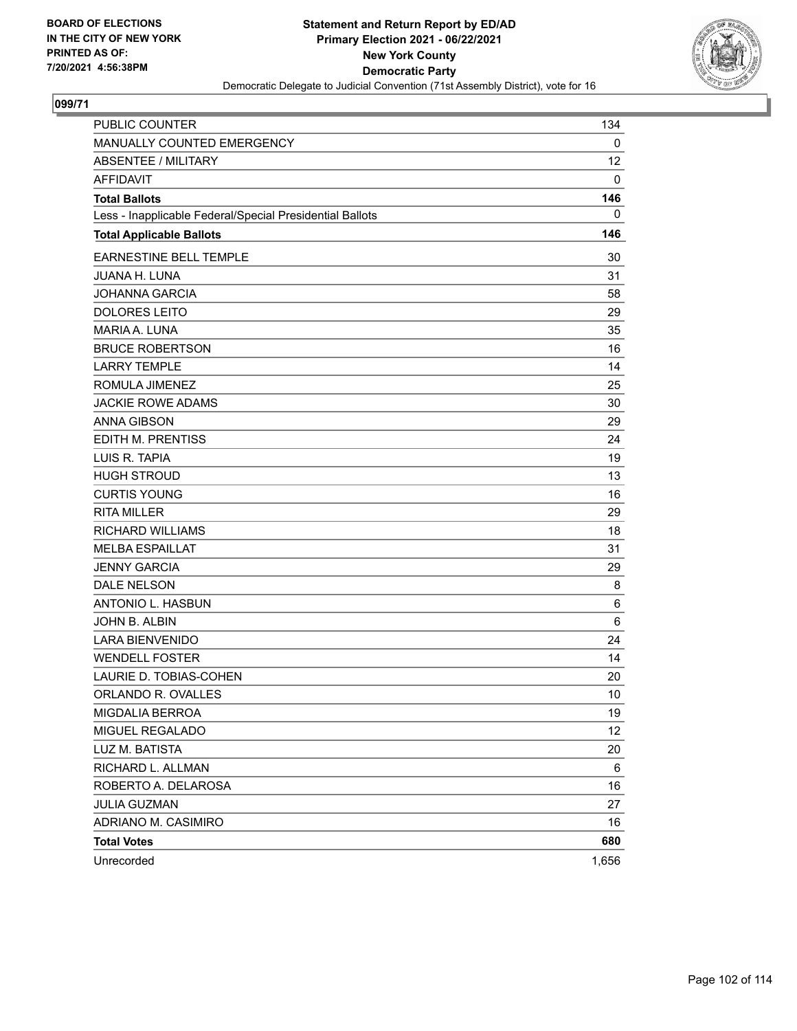BOARD OF ELECTIONS
IN THE CITY OF NEW YORK
PRINTED AS OF:
7/20/2021 4:56:38PM

**Statement and Return Report by ED/AD**
**Primary Election 2021 - 06/22/2021**
**New York County**
**Democratic Party**
Democratic Delegate to Judicial Convention (71st Assembly District), vote for 16

## 099/71

| | |
|---|---|
| PUBLIC COUNTER | 134 |
| MANUALLY COUNTED EMERGENCY | 0 |
| ABSENTEE / MILITARY | 12 |
| AFFIDAVIT | 0 |
| **Total Ballots** | **146** |
| Less - Inapplicable Federal/Special Presidential Ballots | 0 |
| **Total Applicable Ballots** | **146** |
| EARNESTINE BELL TEMPLE | 30 |
| JUANA H. LUNA | 31 |
| JOHANNA GARCIA | 58 |
| DOLORES LEITO | 29 |
| MARIA A. LUNA | 35 |
| BRUCE ROBERTSON | 16 |
| LARRY TEMPLE | 14 |
| ROMULA JIMENEZ | 25 |
| JACKIE ROWE ADAMS | 30 |
| ANNA GIBSON | 29 |
| EDITH M. PRENTISS | 24 |
| LUIS R. TAPIA | 19 |
| HUGH STROUD | 13 |
| CURTIS YOUNG | 16 |
| RITA MILLER | 29 |
| RICHARD WILLIAMS | 18 |
| MELBA ESPAILLAT | 31 |
| JENNY GARCIA | 29 |
| DALE NELSON | 8 |
| ANTONIO L. HASBUN | 6 |
| JOHN B. ALBIN | 6 |
| LARA BIENVENIDO | 24 |
| WENDELL FOSTER | 14 |
| LAURIE D. TOBIAS-COHEN | 20 |
| ORLANDO R. OVALLES | 10 |
| MIGDALIA BERROA | 19 |
| MIGUEL REGALADO | 12 |
| LUZ M. BATISTA | 20 |
| RICHARD L. ALLMAN | 6 |
| ROBERTO A. DELAROSA | 16 |
| JULIA GUZMAN | 27 |
| ADRIANO M. CASIMIRO | 16 |
| **Total Votes** | **680** |
| Unrecorded | 1,656 |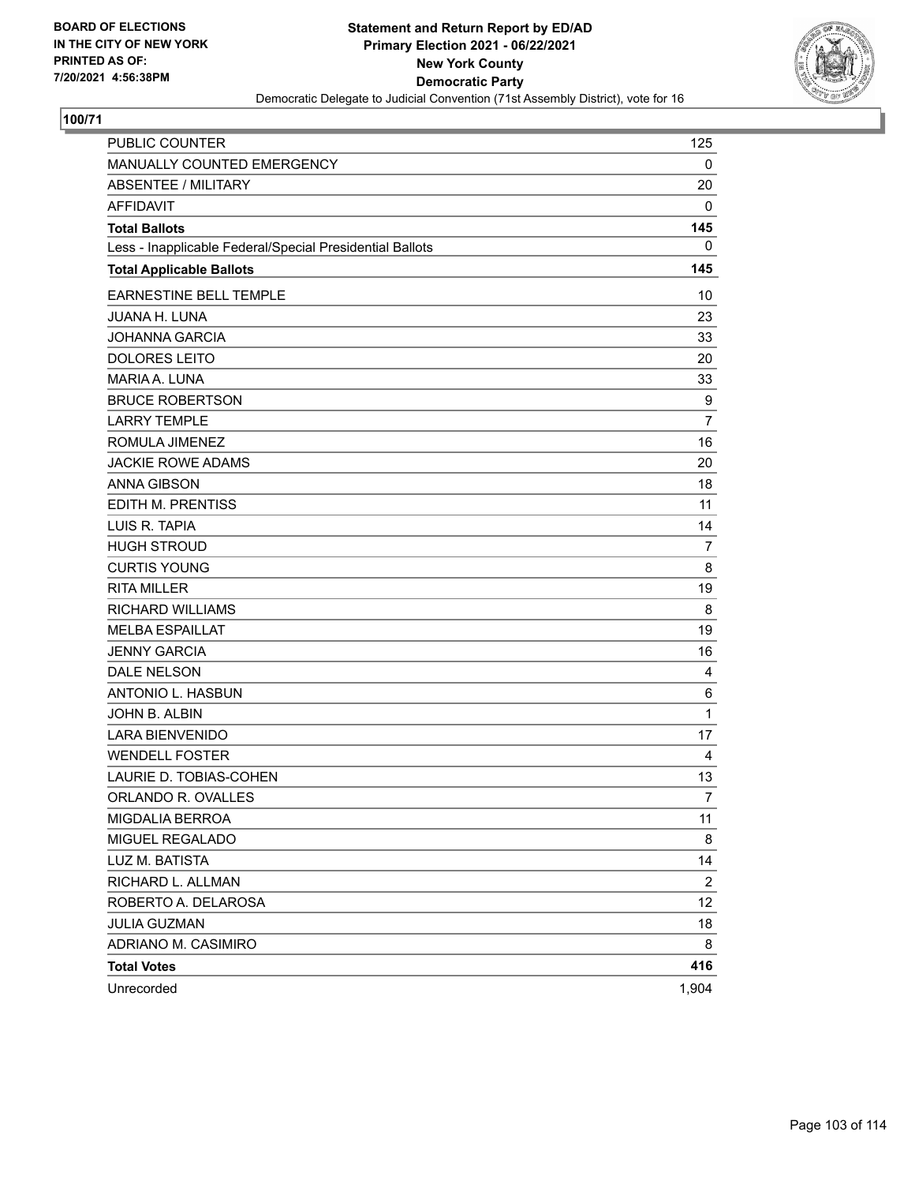BOARD OF ELECTIONS
IN THE CITY OF NEW YORK
PRINTED AS OF:
7/20/2021 4:56:38PM

**Statement and Return Report by ED/AD**
**Primary Election 2021 - 06/22/2021**
**New York County**
**Democratic Party**
Democratic Delegate to Judicial Convention (71st Assembly District), vote for 16

## 100/71

| | |
|---|---|
| PUBLIC COUNTER | 125 |
| MANUALLY COUNTED EMERGENCY | 0 |
| ABSENTEE / MILITARY | 20 |
| AFFIDAVIT | 0 |
| **Total Ballots** | **145** |
| Less - Inapplicable Federal/Special Presidential Ballots | 0 |
| **Total Applicable Ballots** | **145** |
| EARNESTINE BELL TEMPLE | 10 |
| JUANA H. LUNA | 23 |
| JOHANNA GARCIA | 33 |
| DOLORES LEITO | 20 |
| MARIA A. LUNA | 33 |
| BRUCE ROBERTSON | 9 |
| LARRY TEMPLE | 7 |
| ROMULA JIMENEZ | 16 |
| JACKIE ROWE ADAMS | 20 |
| ANNA GIBSON | 18 |
| EDITH M. PRENTISS | 11 |
| LUIS R. TAPIA | 14 |
| HUGH STROUD | 7 |
| CURTIS YOUNG | 8 |
| RITA MILLER | 19 |
| RICHARD WILLIAMS | 8 |
| MELBA ESPAILLAT | 19 |
| JENNY GARCIA | 16 |
| DALE NELSON | 4 |
| ANTONIO L. HASBUN | 6 |
| JOHN B. ALBIN | 1 |
| LARA BIENVENIDO | 17 |
| WENDELL FOSTER | 4 |
| LAURIE D. TOBIAS-COHEN | 13 |
| ORLANDO R. OVALLES | 7 |
| MIGDALIA BERROA | 11 |
| MIGUEL REGALADO | 8 |
| LUZ M. BATISTA | 14 |
| RICHARD L. ALLMAN | 2 |
| ROBERTO A. DELAROSA | 12 |
| JULIA GUZMAN | 18 |
| ADRIANO M. CASIMIRO | 8 |
| **Total Votes** | **416** |
| Unrecorded | 1,904 |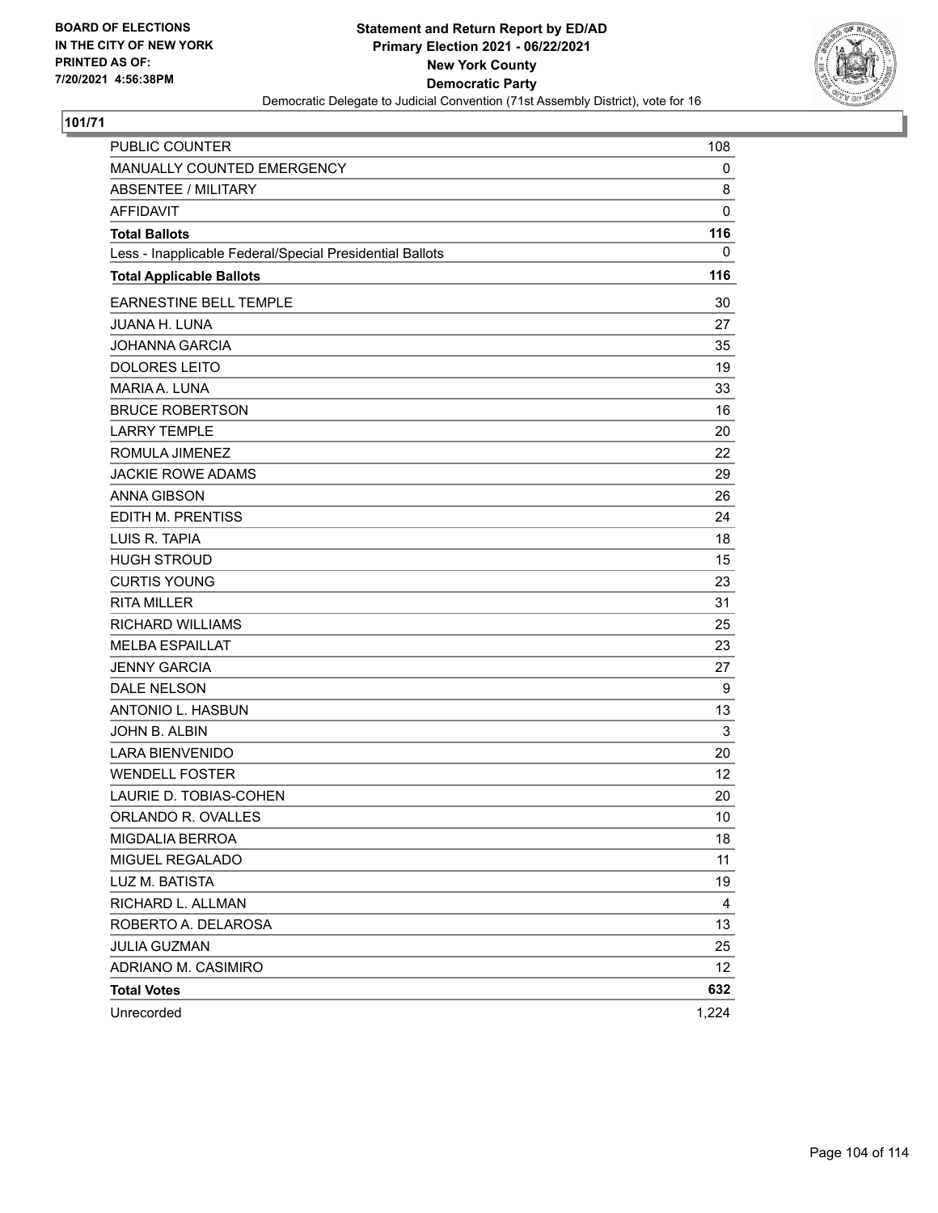BOARD OF ELECTIONS
IN THE CITY OF NEW YORK
PRINTED AS OF:
7/20/2021 4:56:38PM

**Statement and Return Report by ED/AD**
**Primary Election 2021 - 06/22/2021**
**New York County**
**Democratic Party**
Democratic Delegate to Judicial Convention (71st Assembly District), vote for 16

## 101/71

| | |
|---|---|
| PUBLIC COUNTER | 108 |
| MANUALLY COUNTED EMERGENCY | 0 |
| ABSENTEE / MILITARY | 8 |
| AFFIDAVIT | 0 |
| **Total Ballots** | **116** |
| Less - Inapplicable Federal/Special Presidential Ballots | 0 |
| **Total Applicable Ballots** | **116** |
| EARNESTINE BELL TEMPLE | 30 |
| JUANA H. LUNA | 27 |
| JOHANNA GARCIA | 35 |
| DOLORES LEITO | 19 |
| MARIA A. LUNA | 33 |
| BRUCE ROBERTSON | 16 |
| LARRY TEMPLE | 20 |
| ROMULA JIMENEZ | 22 |
| JACKIE ROWE ADAMS | 29 |
| ANNA GIBSON | 26 |
| EDITH M. PRENTISS | 24 |
| LUIS R. TAPIA | 18 |
| HUGH STROUD | 15 |
| CURTIS YOUNG | 23 |
| RITA MILLER | 31 |
| RICHARD WILLIAMS | 25 |
| MELBA ESPAILLAT | 23 |
| JENNY GARCIA | 27 |
| DALE NELSON | 9 |
| ANTONIO L. HASBUN | 13 |
| JOHN B. ALBIN | 3 |
| LARA BIENVENIDO | 20 |
| WENDELL FOSTER | 12 |
| LAURIE D. TOBIAS-COHEN | 20 |
| ORLANDO R. OVALLES | 10 |
| MIGDALIA BERROA | 18 |
| MIGUEL REGALADO | 11 |
| LUZ M. BATISTA | 19 |
| RICHARD L. ALLMAN | 4 |
| ROBERTO A. DELAROSA | 13 |
| JULIA GUZMAN | 25 |
| ADRIANO M. CASIMIRO | 12 |
| **Total Votes** | **632** |
| Unrecorded | 1,224 |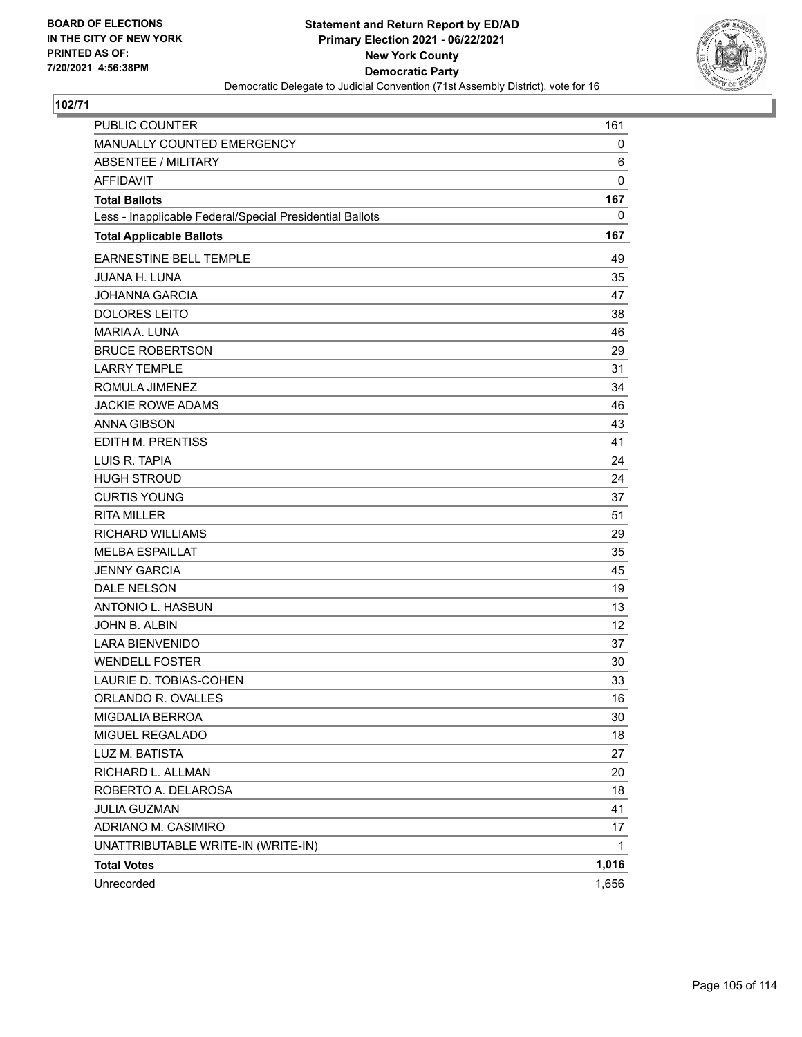**BOARD OF ELECTIONS IN THE CITY OF NEW YORK PRINTED AS OF: 7/20/2021 4:56:38PM**

**Statement and Return Report by ED/AD**
**Primary Election 2021 - 06/22/2021**
**New York County**
**Democratic Party**
Democratic Delegate to Judicial Convention (71st Assembly District), vote for 16

## 102/71

| | |
|---|---|
| PUBLIC COUNTER | 161 |
| MANUALLY COUNTED EMERGENCY | 0 |
| ABSENTEE / MILITARY | 6 |
| AFFIDAVIT | 0 |
| **Total Ballots** | **167** |
| Less - Inapplicable Federal/Special Presidential Ballots | 0 |
| **Total Applicable Ballots** | **167** |
| EARNESTINE BELL TEMPLE | 49 |
| JUANA H. LUNA | 35 |
| JOHANNA GARCIA | 47 |
| DOLORES LEITO | 38 |
| MARIA A. LUNA | 46 |
| BRUCE ROBERTSON | 29 |
| LARRY TEMPLE | 31 |
| ROMULA JIMENEZ | 34 |
| JACKIE ROWE ADAMS | 46 |
| ANNA GIBSON | 43 |
| EDITH M. PRENTISS | 41 |
| LUIS R. TAPIA | 24 |
| HUGH STROUD | 24 |
| CURTIS YOUNG | 37 |
| RITA MILLER | 51 |
| RICHARD WILLIAMS | 29 |
| MELBA ESPAILLAT | 35 |
| JENNY GARCIA | 45 |
| DALE NELSON | 19 |
| ANTONIO L. HASBUN | 13 |
| JOHN B. ALBIN | 12 |
| LARA BIENVENIDO | 37 |
| WENDELL FOSTER | 30 |
| LAURIE D. TOBIAS-COHEN | 33 |
| ORLANDO R. OVALLES | 16 |
| MIGDALIA BERROA | 30 |
| MIGUEL REGALADO | 18 |
| LUZ M. BATISTA | 27 |
| RICHARD L. ALLMAN | 20 |
| ROBERTO A. DELAROSA | 18 |
| JULIA GUZMAN | 41 |
| ADRIANO M. CASIMIRO | 17 |
| UNATTRIBUTABLE WRITE-IN (WRITE-IN) | 1 |
| **Total Votes** | **1,016** |
| Unrecorded | 1,656 |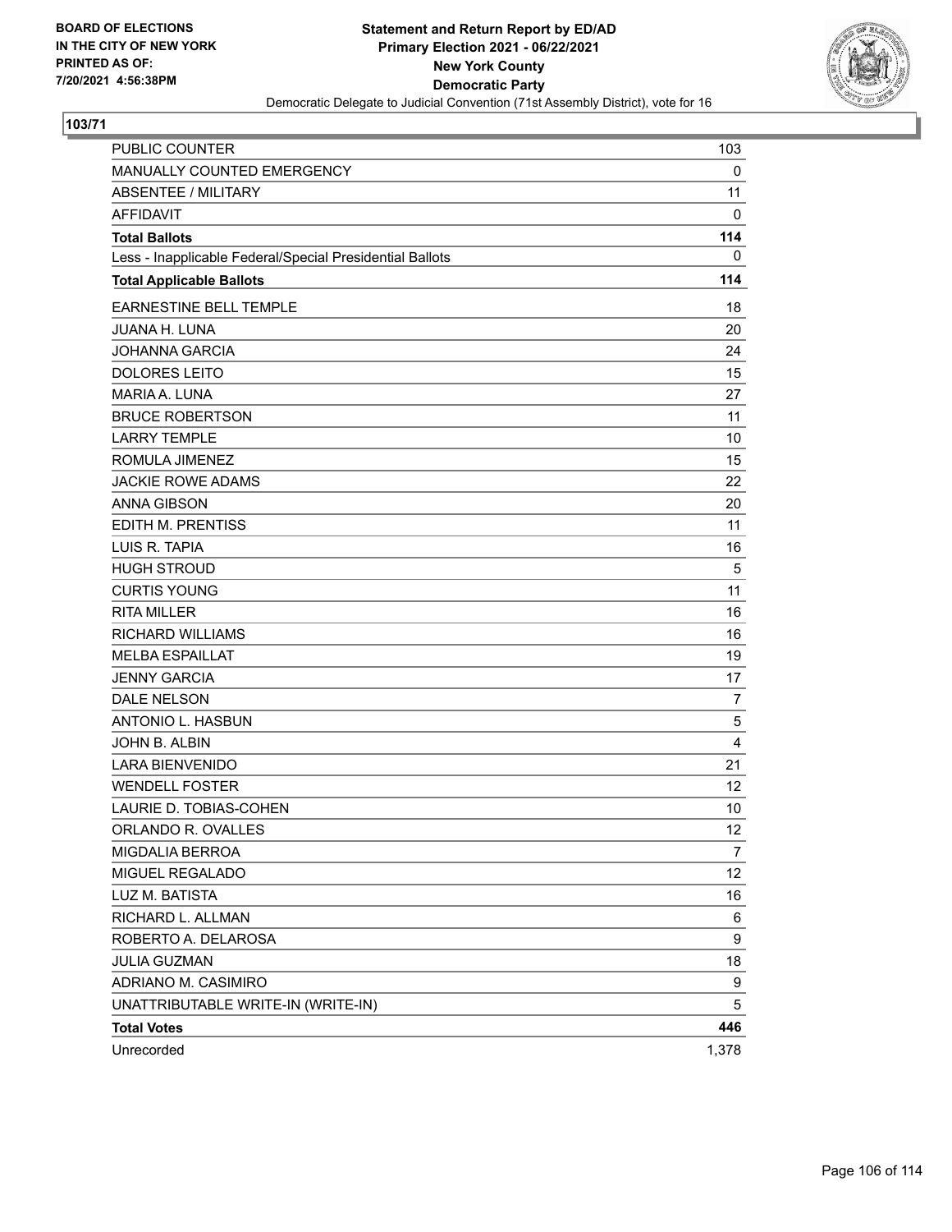**BOARD OF ELECTIONS IN THE CITY OF NEW YORK PRINTED AS OF: 7/20/2021 4:56:38PM**

**Statement and Return Report by ED/AD**
**Primary Election 2021 - 06/22/2021**
**New York County**
**Democratic Party**
Democratic Delegate to Judicial Convention (71st Assembly District), vote for 16

## 103/71

| | |
|---|---|
| PUBLIC COUNTER | 103 |
| MANUALLY COUNTED EMERGENCY | 0 |
| ABSENTEE / MILITARY | 11 |
| AFFIDAVIT | 0 |
| **Total Ballots** | **114** |
| Less - Inapplicable Federal/Special Presidential Ballots | 0 |
| **Total Applicable Ballots** | **114** |
| EARNESTINE BELL TEMPLE | 18 |
| JUANA H. LUNA | 20 |
| JOHANNA GARCIA | 24 |
| DOLORES LEITO | 15 |
| MARIA A. LUNA | 27 |
| BRUCE ROBERTSON | 11 |
| LARRY TEMPLE | 10 |
| ROMULA JIMENEZ | 15 |
| JACKIE ROWE ADAMS | 22 |
| ANNA GIBSON | 20 |
| EDITH M. PRENTISS | 11 |
| LUIS R. TAPIA | 16 |
| HUGH STROUD | 5 |
| CURTIS YOUNG | 11 |
| RITA MILLER | 16 |
| RICHARD WILLIAMS | 16 |
| MELBA ESPAILLAT | 19 |
| JENNY GARCIA | 17 |
| DALE NELSON | 7 |
| ANTONIO L. HASBUN | 5 |
| JOHN B. ALBIN | 4 |
| LARA BIENVENIDO | 21 |
| WENDELL FOSTER | 12 |
| LAURIE D. TOBIAS-COHEN | 10 |
| ORLANDO R. OVALLES | 12 |
| MIGDALIA BERROA | 7 |
| MIGUEL REGALADO | 12 |
| LUZ M. BATISTA | 16 |
| RICHARD L. ALLMAN | 6 |
| ROBERTO A. DELAROSA | 9 |
| JULIA GUZMAN | 18 |
| ADRIANO M. CASIMIRO | 9 |
| UNATTRIBUTABLE WRITE-IN (WRITE-IN) | 5 |
| **Total Votes** | **446** |
| Unrecorded | 1,378 |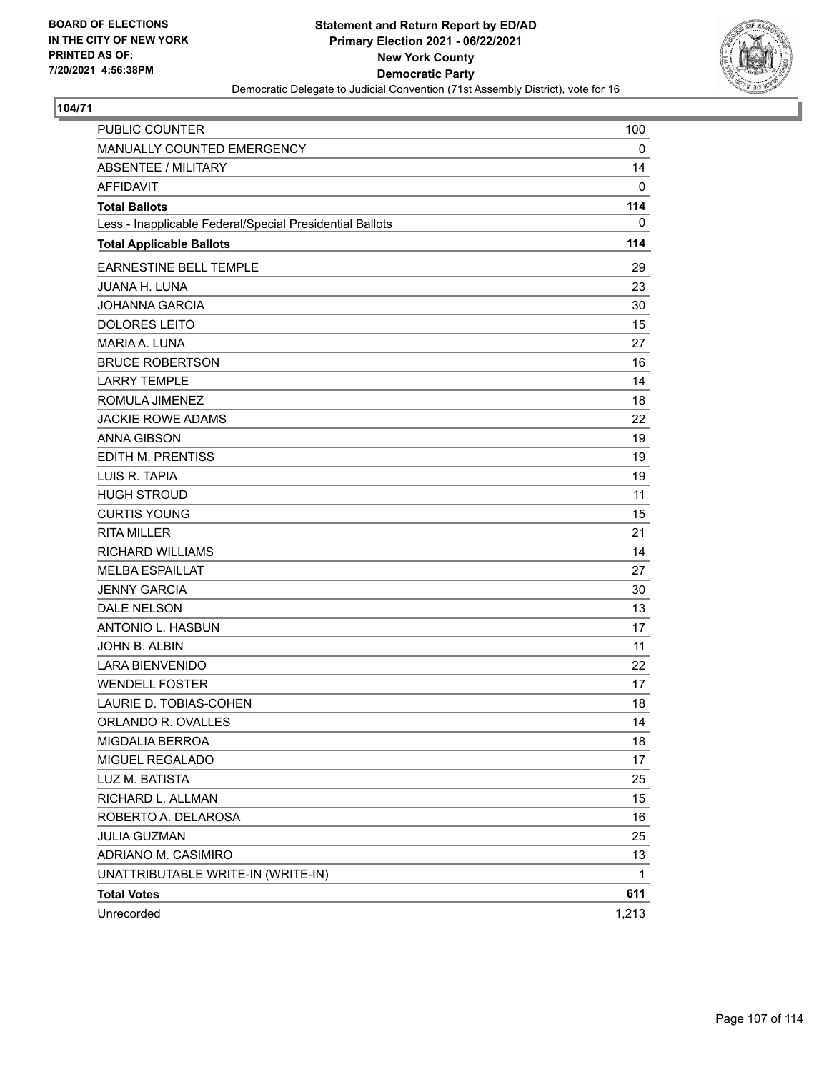BOARD OF ELECTIONS
IN THE CITY OF NEW YORK
PRINTED AS OF:
7/20/2021 4:56:38PM

**Statement and Return Report by ED/AD**
**Primary Election 2021 - 06/22/2021**
**New York County**
**Democratic Party**
Democratic Delegate to Judicial Convention (71st Assembly District), vote for 16

**104/71**

| | |
|---|---|
| PUBLIC COUNTER | 100 |
| MANUALLY COUNTED EMERGENCY | 0 |
| ABSENTEE / MILITARY | 14 |
| AFFIDAVIT | 0 |
| **Total Ballots** | **114** |
| Less - Inapplicable Federal/Special Presidential Ballots | 0 |
| **Total Applicable Ballots** | **114** |
| EARNESTINE BELL TEMPLE | 29 |
| JUANA H. LUNA | 23 |
| JOHANNA GARCIA | 30 |
| DOLORES LEITO | 15 |
| MARIA A. LUNA | 27 |
| BRUCE ROBERTSON | 16 |
| LARRY TEMPLE | 14 |
| ROMULA JIMENEZ | 18 |
| JACKIE ROWE ADAMS | 22 |
| ANNA GIBSON | 19 |
| EDITH M. PRENTISS | 19 |
| LUIS R. TAPIA | 19 |
| HUGH STROUD | 11 |
| CURTIS YOUNG | 15 |
| RITA MILLER | 21 |
| RICHARD WILLIAMS | 14 |
| MELBA ESPAILLAT | 27 |
| JENNY GARCIA | 30 |
| DALE NELSON | 13 |
| ANTONIO L. HASBUN | 17 |
| JOHN B. ALBIN | 11 |
| LARA BIENVENIDO | 22 |
| WENDELL FOSTER | 17 |
| LAURIE D. TOBIAS-COHEN | 18 |
| ORLANDO R. OVALLES | 14 |
| MIGDALIA BERROA | 18 |
| MIGUEL REGALADO | 17 |
| LUZ M. BATISTA | 25 |
| RICHARD L. ALLMAN | 15 |
| ROBERTO A. DELAROSA | 16 |
| JULIA GUZMAN | 25 |
| ADRIANO M. CASIMIRO | 13 |
| UNATTRIBUTABLE WRITE-IN (WRITE-IN) | 1 |
| **Total Votes** | **611** |
| Unrecorded | 1,213 |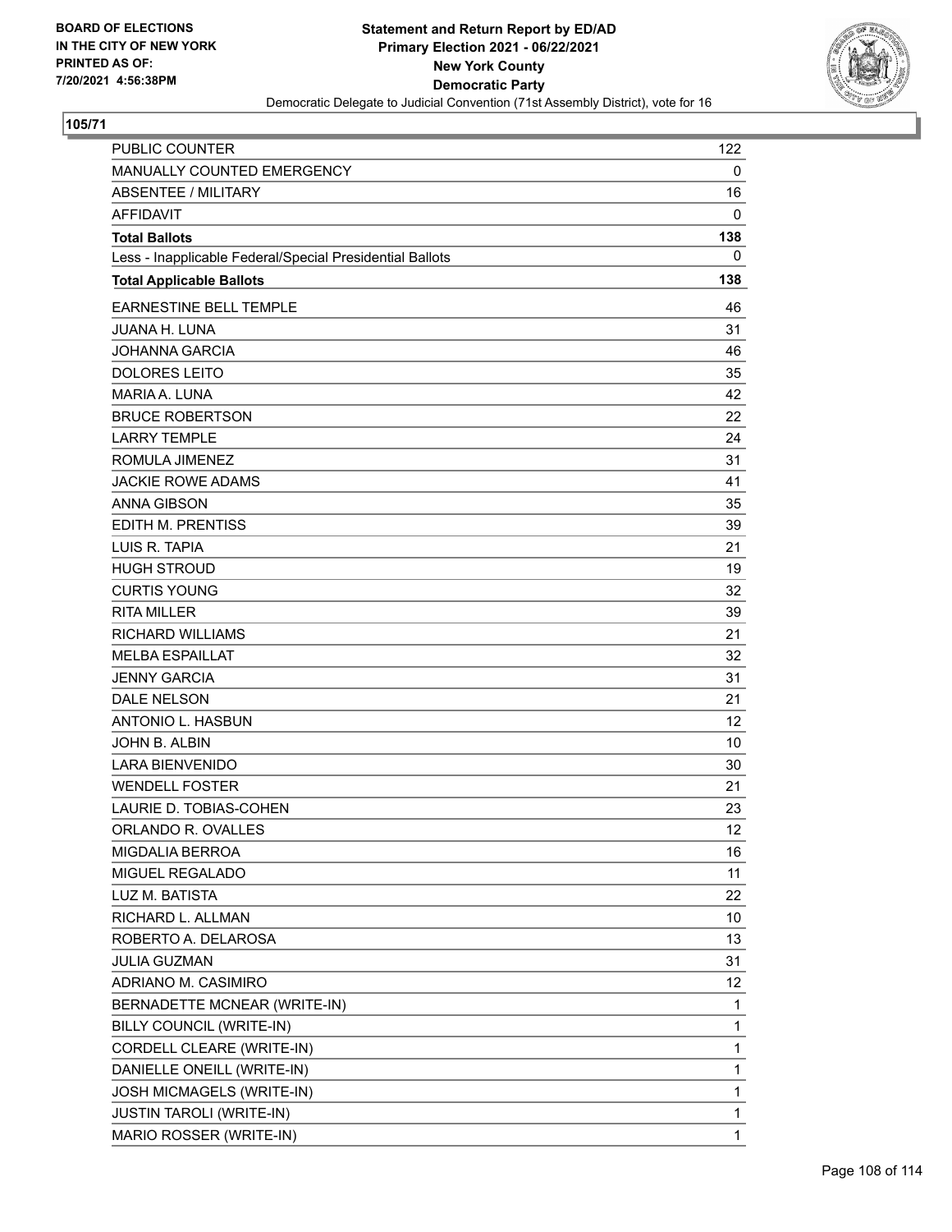BOARD OF ELECTIONS
IN THE CITY OF NEW YORK
PRINTED AS OF:
7/20/2021 4:56:38PM

**Statement and Return Report by ED/AD**
**Primary Election 2021 - 06/22/2021**
**New York County**
**Democratic Party**
Democratic Delegate to Judicial Convention (71st Assembly District), vote for 16

**105/71**

| | |
|---|---|
| PUBLIC COUNTER | 122 |
| MANUALLY COUNTED EMERGENCY | 0 |
| ABSENTEE / MILITARY | 16 |
| AFFIDAVIT | 0 |
| **Total Ballots** | **138** |
| Less - Inapplicable Federal/Special Presidential Ballots | 0 |
| **Total Applicable Ballots** | **138** |
| EARNESTINE BELL TEMPLE | 46 |
| JUANA H. LUNA | 31 |
| JOHANNA GARCIA | 46 |
| DOLORES LEITO | 35 |
| MARIA A. LUNA | 42 |
| BRUCE ROBERTSON | 22 |
| LARRY TEMPLE | 24 |
| ROMULA JIMENEZ | 31 |
| JACKIE ROWE ADAMS | 41 |
| ANNA GIBSON | 35 |
| EDITH M. PRENTISS | 39 |
| LUIS R. TAPIA | 21 |
| HUGH STROUD | 19 |
| CURTIS YOUNG | 32 |
| RITA MILLER | 39 |
| RICHARD WILLIAMS | 21 |
| MELBA ESPAILLAT | 32 |
| JENNY GARCIA | 31 |
| DALE NELSON | 21 |
| ANTONIO L. HASBUN | 12 |
| JOHN B. ALBIN | 10 |
| LARA BIENVENIDO | 30 |
| WENDELL FOSTER | 21 |
| LAURIE D. TOBIAS-COHEN | 23 |
| ORLANDO R. OVALLES | 12 |
| MIGDALIA BERROA | 16 |
| MIGUEL REGALADO | 11 |
| LUZ M. BATISTA | 22 |
| RICHARD L. ALLMAN | 10 |
| ROBERTO A. DELAROSA | 13 |
| JULIA GUZMAN | 31 |
| ADRIANO M. CASIMIRO | 12 |
| BERNADETTE MCNEAR (WRITE-IN) | 1 |
| BILLY COUNCIL (WRITE-IN) | 1 |
| CORDELL CLEARE (WRITE-IN) | 1 |
| DANIELLE ONEILL (WRITE-IN) | 1 |
| JOSH MICMAGELS (WRITE-IN) | 1 |
| JUSTIN TAROLI (WRITE-IN) | 1 |
| MARIO ROSSER (WRITE-IN) | 1 |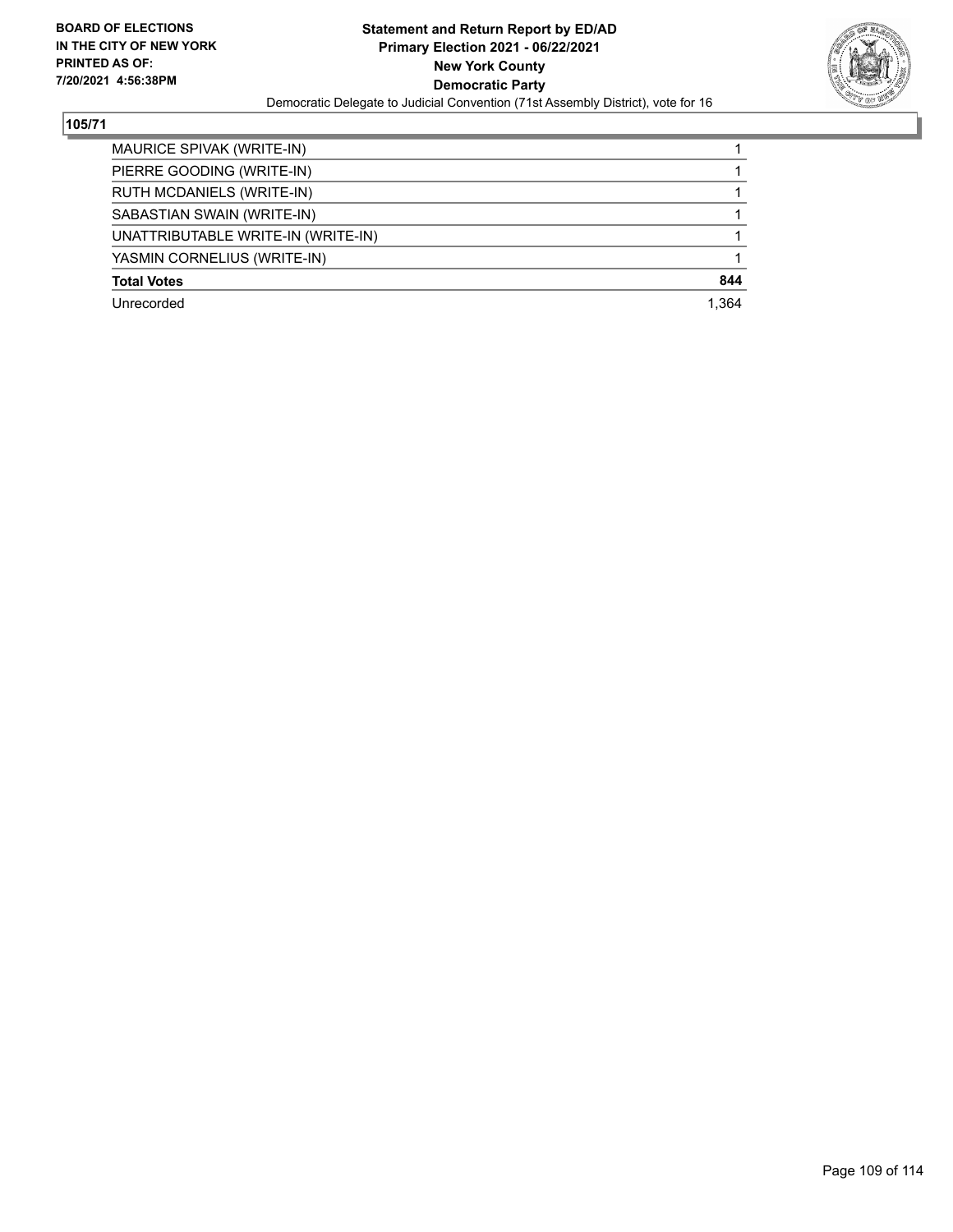**105/71**

| | |
|---|---|
| MAURICE SPIVAK (WRITE-IN) | 1 |
| PIERRE GOODING (WRITE-IN) | 1 |
| RUTH MCDANIELS (WRITE-IN) | 1 |
| SABASTIAN SWAIN (WRITE-IN) | 1 |
| UNATTRIBUTABLE WRITE-IN (WRITE-IN) | 1 |
| YASMIN CORNELIUS (WRITE-IN) | 1 |
| **Total Votes** | **844** |
| Unrecorded | 1,364 |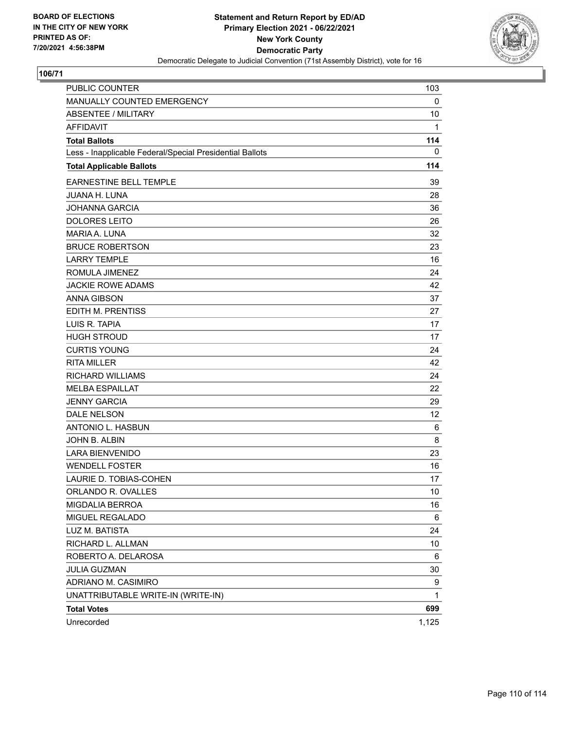**BOARD OF ELECTIONS IN THE CITY OF NEW YORK PRINTED AS OF: 7/20/2021 4:56:38PM**

**Statement and Return Report by ED/AD**
**Primary Election 2021 - 06/22/2021**
**New York County**
**Democratic Party**
Democratic Delegate to Judicial Convention (71st Assembly District), vote for 16

## 106/71

| | |
|---|---|
| PUBLIC COUNTER | 103 |
| MANUALLY COUNTED EMERGENCY | 0 |
| ABSENTEE / MILITARY | 10 |
| AFFIDAVIT | 1 |
| **Total Ballots** | **114** |
| Less - Inapplicable Federal/Special Presidential Ballots | 0 |
| **Total Applicable Ballots** | **114** |
| EARNESTINE BELL TEMPLE | 39 |
| JUANA H. LUNA | 28 |
| JOHANNA GARCIA | 36 |
| DOLORES LEITO | 26 |
| MARIA A. LUNA | 32 |
| BRUCE ROBERTSON | 23 |
| LARRY TEMPLE | 16 |
| ROMULA JIMENEZ | 24 |
| JACKIE ROWE ADAMS | 42 |
| ANNA GIBSON | 37 |
| EDITH M. PRENTISS | 27 |
| LUIS R. TAPIA | 17 |
| HUGH STROUD | 17 |
| CURTIS YOUNG | 24 |
| RITA MILLER | 42 |
| RICHARD WILLIAMS | 24 |
| MELBA ESPAILLAT | 22 |
| JENNY GARCIA | 29 |
| DALE NELSON | 12 |
| ANTONIO L. HASBUN | 6 |
| JOHN B. ALBIN | 8 |
| LARA BIENVENIDO | 23 |
| WENDELL FOSTER | 16 |
| LAURIE D. TOBIAS-COHEN | 17 |
| ORLANDO R. OVALLES | 10 |
| MIGDALIA BERROA | 16 |
| MIGUEL REGALADO | 6 |
| LUZ M. BATISTA | 24 |
| RICHARD L. ALLMAN | 10 |
| ROBERTO A. DELAROSA | 6 |
| JULIA GUZMAN | 30 |
| ADRIANO M. CASIMIRO | 9 |
| UNATTRIBUTABLE WRITE-IN (WRITE-IN) | 1 |
| **Total Votes** | **699** |
| Unrecorded | 1,125 |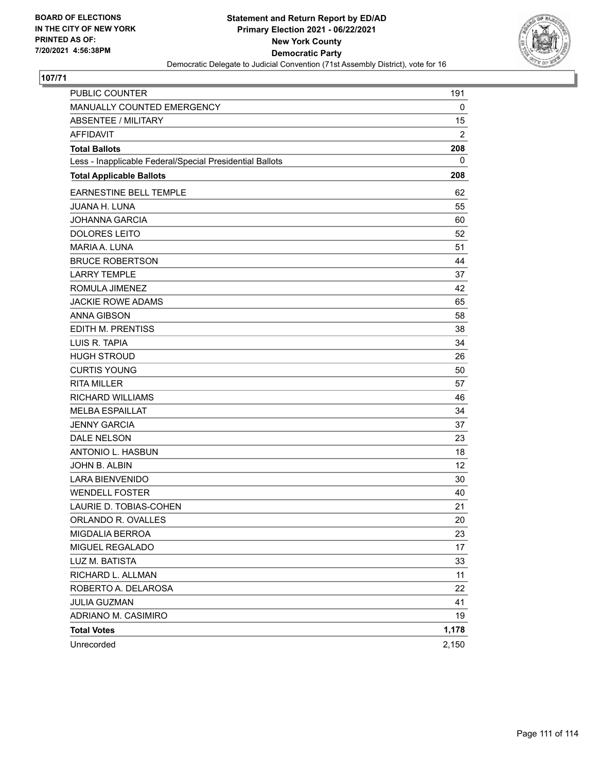**BOARD OF ELECTIONS IN THE CITY OF NEW YORK PRINTED AS OF: 7/20/2021 4:56:38PM**

**Statement and Return Report by ED/AD Primary Election 2021 - 06/22/2021 New York County Democratic Party**

Democratic Delegate to Judicial Convention (71st Assembly District), vote for 16

**107/71**

| | |
|---|---|
| PUBLIC COUNTER | 191 |
| MANUALLY COUNTED EMERGENCY | 0 |
| ABSENTEE / MILITARY | 15 |
| AFFIDAVIT | 2 |
| **Total Ballots** | **208** |
| Less - Inapplicable Federal/Special Presidential Ballots | 0 |
| **Total Applicable Ballots** | **208** |
| EARNESTINE BELL TEMPLE | 62 |
| JUANA H. LUNA | 55 |
| JOHANNA GARCIA | 60 |
| DOLORES LEITO | 52 |
| MARIA A. LUNA | 51 |
| BRUCE ROBERTSON | 44 |
| LARRY TEMPLE | 37 |
| ROMULA JIMENEZ | 42 |
| JACKIE ROWE ADAMS | 65 |
| ANNA GIBSON | 58 |
| EDITH M. PRENTISS | 38 |
| LUIS R. TAPIA | 34 |
| HUGH STROUD | 26 |
| CURTIS YOUNG | 50 |
| RITA MILLER | 57 |
| RICHARD WILLIAMS | 46 |
| MELBA ESPAILLAT | 34 |
| JENNY GARCIA | 37 |
| DALE NELSON | 23 |
| ANTONIO L. HASBUN | 18 |
| JOHN B. ALBIN | 12 |
| LARA BIENVENIDO | 30 |
| WENDELL FOSTER | 40 |
| LAURIE D. TOBIAS-COHEN | 21 |
| ORLANDO R. OVALLES | 20 |
| MIGDALIA BERROA | 23 |
| MIGUEL REGALADO | 17 |
| LUZ M. BATISTA | 33 |
| RICHARD L. ALLMAN | 11 |
| ROBERTO A. DELAROSA | 22 |
| JULIA GUZMAN | 41 |
| ADRIANO M. CASIMIRO | 19 |
| **Total Votes** | **1,178** |
| Unrecorded | 2,150 |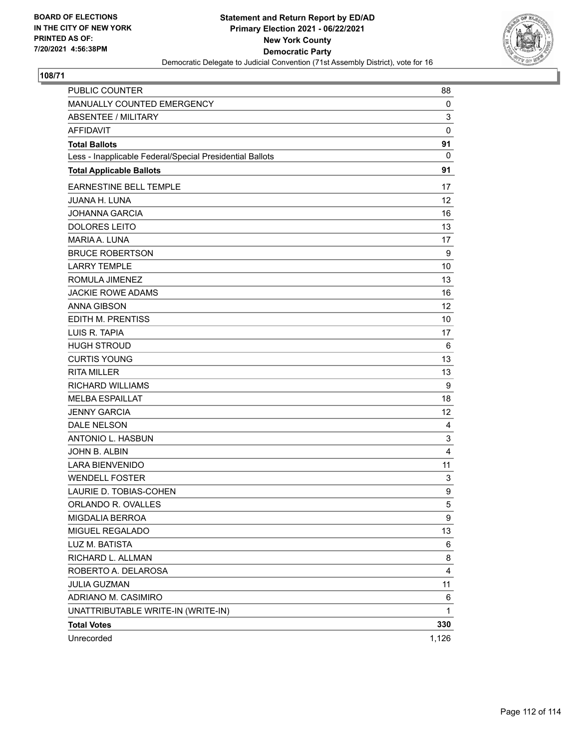BOARD OF ELECTIONS
IN THE CITY OF NEW YORK
PRINTED AS OF:
7/20/2021 4:56:38PM

**Statement and Return Report by ED/AD**
**Primary Election 2021 - 06/22/2021**
**New York County**
**Democratic Party**
Democratic Delegate to Judicial Convention (71st Assembly District), vote for 16

**108/71**

| | |
|---|---|
| PUBLIC COUNTER | 88 |
| MANUALLY COUNTED EMERGENCY | 0 |
| ABSENTEE / MILITARY | 3 |
| AFFIDAVIT | 0 |
| **Total Ballots** | **91** |
| Less - Inapplicable Federal/Special Presidential Ballots | 0 |
| **Total Applicable Ballots** | **91** |
| EARNESTINE BELL TEMPLE | 17 |
| JUANA H. LUNA | 12 |
| JOHANNA GARCIA | 16 |
| DOLORES LEITO | 13 |
| MARIA A. LUNA | 17 |
| BRUCE ROBERTSON | 9 |
| LARRY TEMPLE | 10 |
| ROMULA JIMENEZ | 13 |
| JACKIE ROWE ADAMS | 16 |
| ANNA GIBSON | 12 |
| EDITH M. PRENTISS | 10 |
| LUIS R. TAPIA | 17 |
| HUGH STROUD | 6 |
| CURTIS YOUNG | 13 |
| RITA MILLER | 13 |
| RICHARD WILLIAMS | 9 |
| MELBA ESPAILLAT | 18 |
| JENNY GARCIA | 12 |
| DALE NELSON | 4 |
| ANTONIO L. HASBUN | 3 |
| JOHN B. ALBIN | 4 |
| LARA BIENVENIDO | 11 |
| WENDELL FOSTER | 3 |
| LAURIE D. TOBIAS-COHEN | 9 |
| ORLANDO R. OVALLES | 5 |
| MIGDALIA BERROA | 9 |
| MIGUEL REGALADO | 13 |
| LUZ M. BATISTA | 6 |
| RICHARD L. ALLMAN | 8 |
| ROBERTO A. DELAROSA | 4 |
| JULIA GUZMAN | 11 |
| ADRIANO M. CASIMIRO | 6 |
| UNATTRIBUTABLE WRITE-IN (WRITE-IN) | 1 |
| **Total Votes** | **330** |
| Unrecorded | 1,126 |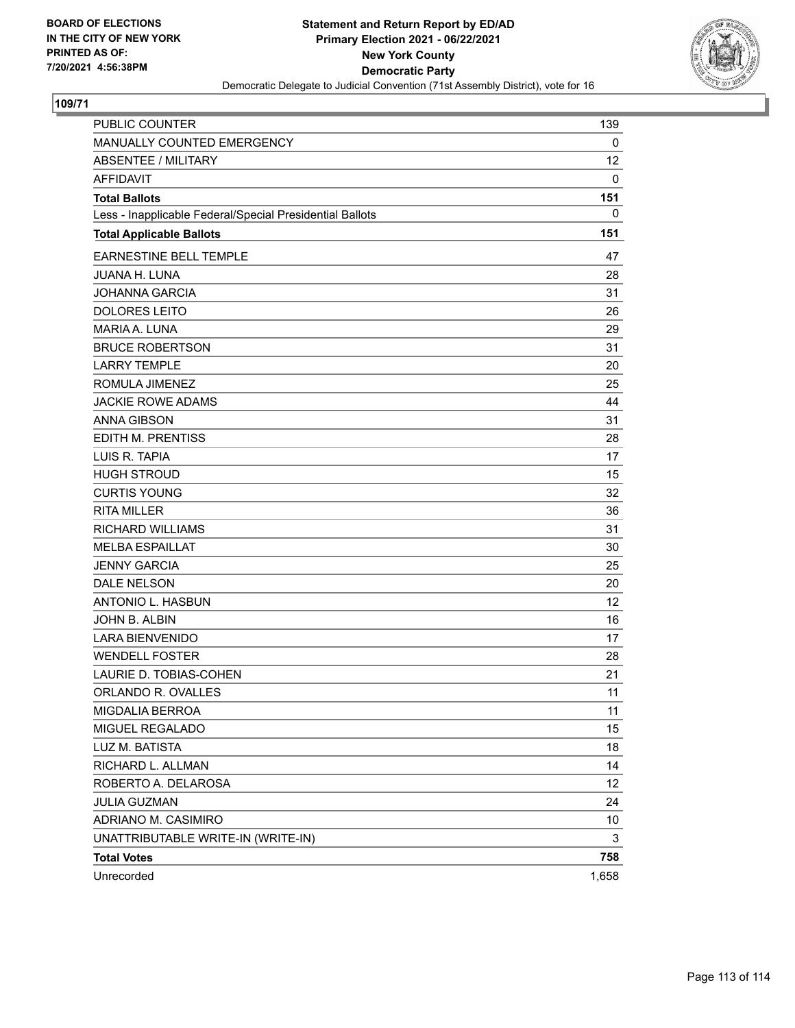**BOARD OF ELECTIONS IN THE CITY OF NEW YORK PRINTED AS OF: 7/20/2021 4:56:38PM**

**Statement and Return Report by ED/AD**
**Primary Election 2021 - 06/22/2021**
**New York County**
**Democratic Party**
Democratic Delegate to Judicial Convention (71st Assembly District), vote for 16

## 109/71

| | |
|---|---|
| PUBLIC COUNTER | 139 |
| MANUALLY COUNTED EMERGENCY | 0 |
| ABSENTEE / MILITARY | 12 |
| AFFIDAVIT | 0 |
| **Total Ballots** | **151** |
| Less - Inapplicable Federal/Special Presidential Ballots | 0 |
| **Total Applicable Ballots** | **151** |
| EARNESTINE BELL TEMPLE | 47 |
| JUANA H. LUNA | 28 |
| JOHANNA GARCIA | 31 |
| DOLORES LEITO | 26 |
| MARIA A. LUNA | 29 |
| BRUCE ROBERTSON | 31 |
| LARRY TEMPLE | 20 |
| ROMULA JIMENEZ | 25 |
| JACKIE ROWE ADAMS | 44 |
| ANNA GIBSON | 31 |
| EDITH M. PRENTISS | 28 |
| LUIS R. TAPIA | 17 |
| HUGH STROUD | 15 |
| CURTIS YOUNG | 32 |
| RITA MILLER | 36 |
| RICHARD WILLIAMS | 31 |
| MELBA ESPAILLAT | 30 |
| JENNY GARCIA | 25 |
| DALE NELSON | 20 |
| ANTONIO L. HASBUN | 12 |
| JOHN B. ALBIN | 16 |
| LARA BIENVENIDO | 17 |
| WENDELL FOSTER | 28 |
| LAURIE D. TOBIAS-COHEN | 21 |
| ORLANDO R. OVALLES | 11 |
| MIGDALIA BERROA | 11 |
| MIGUEL REGALADO | 15 |
| LUZ M. BATISTA | 18 |
| RICHARD L. ALLMAN | 14 |
| ROBERTO A. DELAROSA | 12 |
| JULIA GUZMAN | 24 |
| ADRIANO M. CASIMIRO | 10 |
| UNATTRIBUTABLE WRITE-IN (WRITE-IN) | 3 |
| **Total Votes** | **758** |
| Unrecorded | 1,658 |